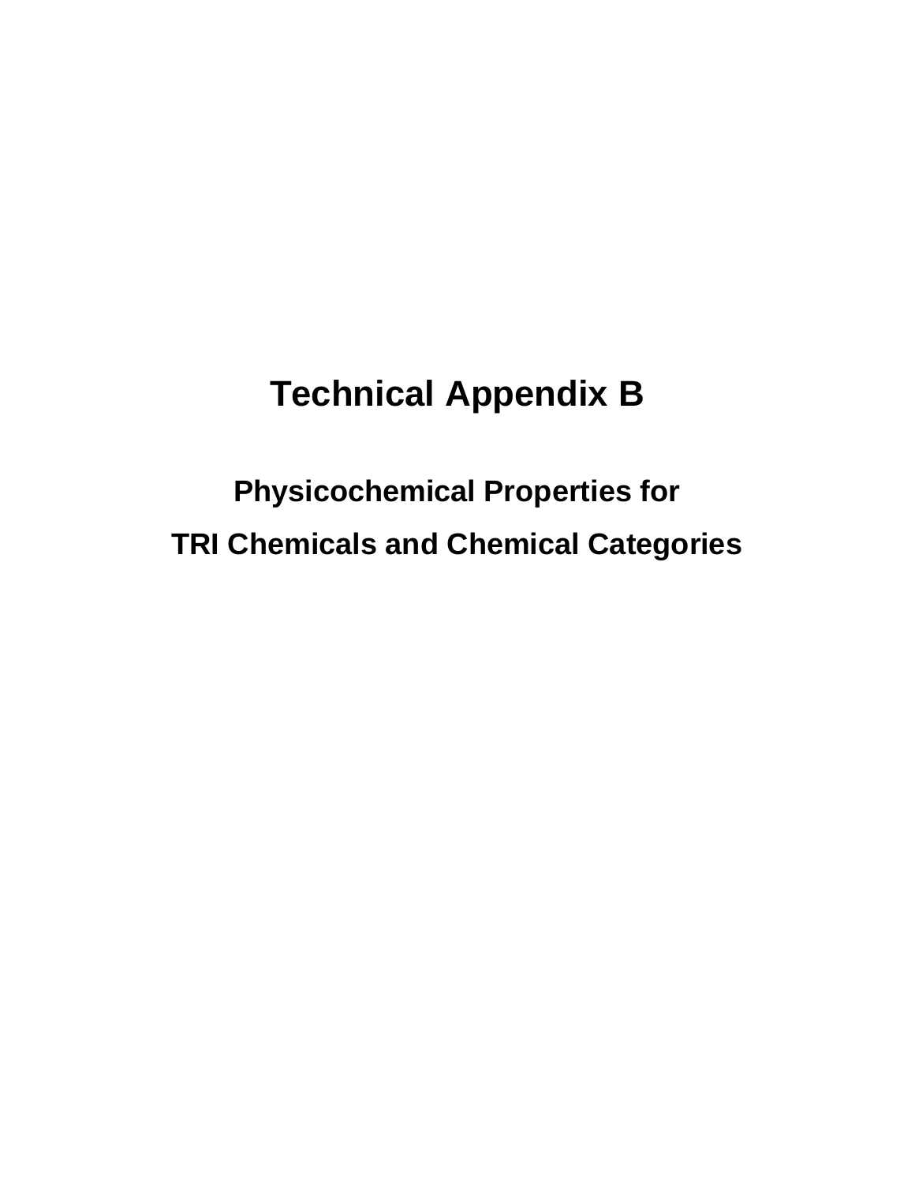# Technical Appendix B

## Physicochemical Properties for TRI Chemicals and Chemical Categories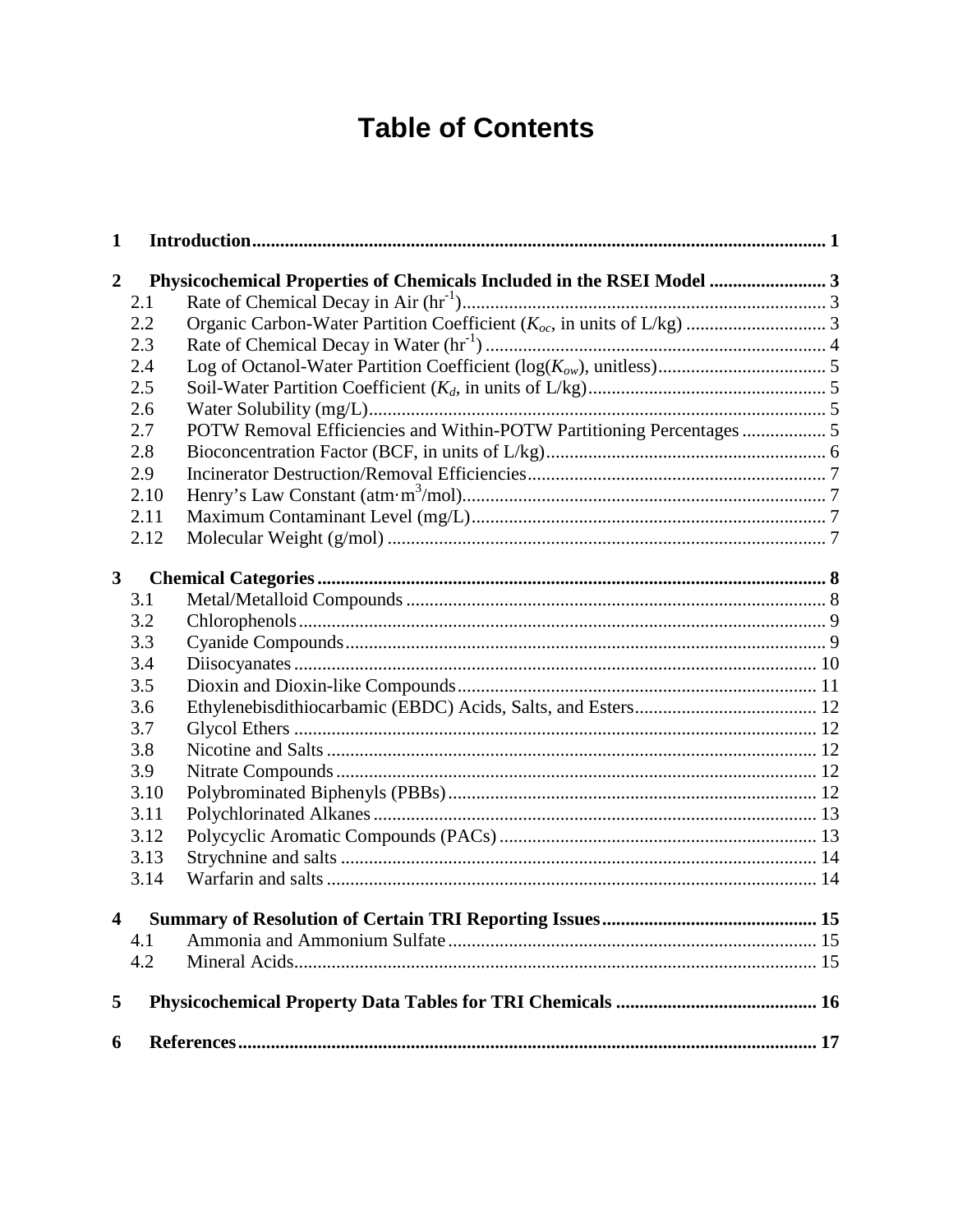# Table of Contents

| | | |
|---|---|---|
| **1** | **Introduction** | **1** |
| **2** | **Physicochemical Properties of Chemicals Included in the RSEI Model** | **3** |
| 2.1 | Rate of Chemical Decay in Air ($hr^{-1}$) | 3 |
| 2.2 | Organic Carbon-Water Partition Coefficient ($K_{oc}$, in units of L/kg) | 3 |
| 2.3 | Rate of Chemical Decay in Water ($hr^{-1}$) | 4 |
| 2.4 | Log of Octanol-Water Partition Coefficient ($\log(K_{ow})$, unitless) | 5 |
| 2.5 | Soil-Water Partition Coefficient ($K_d$, in units of L/kg) | 5 |
| 2.6 | Water Solubility (mg/L) | 5 |
| 2.7 | POTW Removal Efficiencies and Within-POTW Partitioning Percentages | 5 |
| 2.8 | Bioconcentration Factor (BCF, in units of L/kg) | 6 |
| 2.9 | Incinerator Destruction/Removal Efficiencies | 7 |
| 2.10 | Henry's Law Constant ($atm \cdot m^3/mol$) | 7 |
| 2.11 | Maximum Contaminant Level (mg/L) | 7 |
| 2.12 | Molecular Weight (g/mol) | 7 |
| **3** | **Chemical Categories** | **8** |
| 3.1 | Metal/Metalloid Compounds | 8 |
| 3.2 | Chlorophenols | 9 |
| 3.3 | Cyanide Compounds | 9 |
| 3.4 | Diisocyanates | 10 |
| 3.5 | Dioxin and Dioxin-like Compounds | 11 |
| 3.6 | Ethylenebisdithiocarbamic (EBDC) Acids, Salts, and Esters | 12 |
| 3.7 | Glycol Ethers | 12 |
| 3.8 | Nicotine and Salts | 12 |
| 3.9 | Nitrate Compounds | 12 |
| 3.10 | Polybrominated Biphenyls (PBBs) | 12 |
| 3.11 | Polychlorinated Alkanes | 13 |
| 3.12 | Polycyclic Aromatic Compounds (PACs) | 13 |
| 3.13 | Strychnine and salts | 14 |
| 3.14 | Warfarin and salts | 14 |
| **4** | **Summary of Resolution of Certain TRI Reporting Issues** | **15** |
| 4.1 | Ammonia and Ammonium Sulfate | 15 |
| 4.2 | Mineral Acids | 15 |
| **5** | **Physicochemical Property Data Tables for TRI Chemicals** | **16** |
| **6** | **References** | **17** |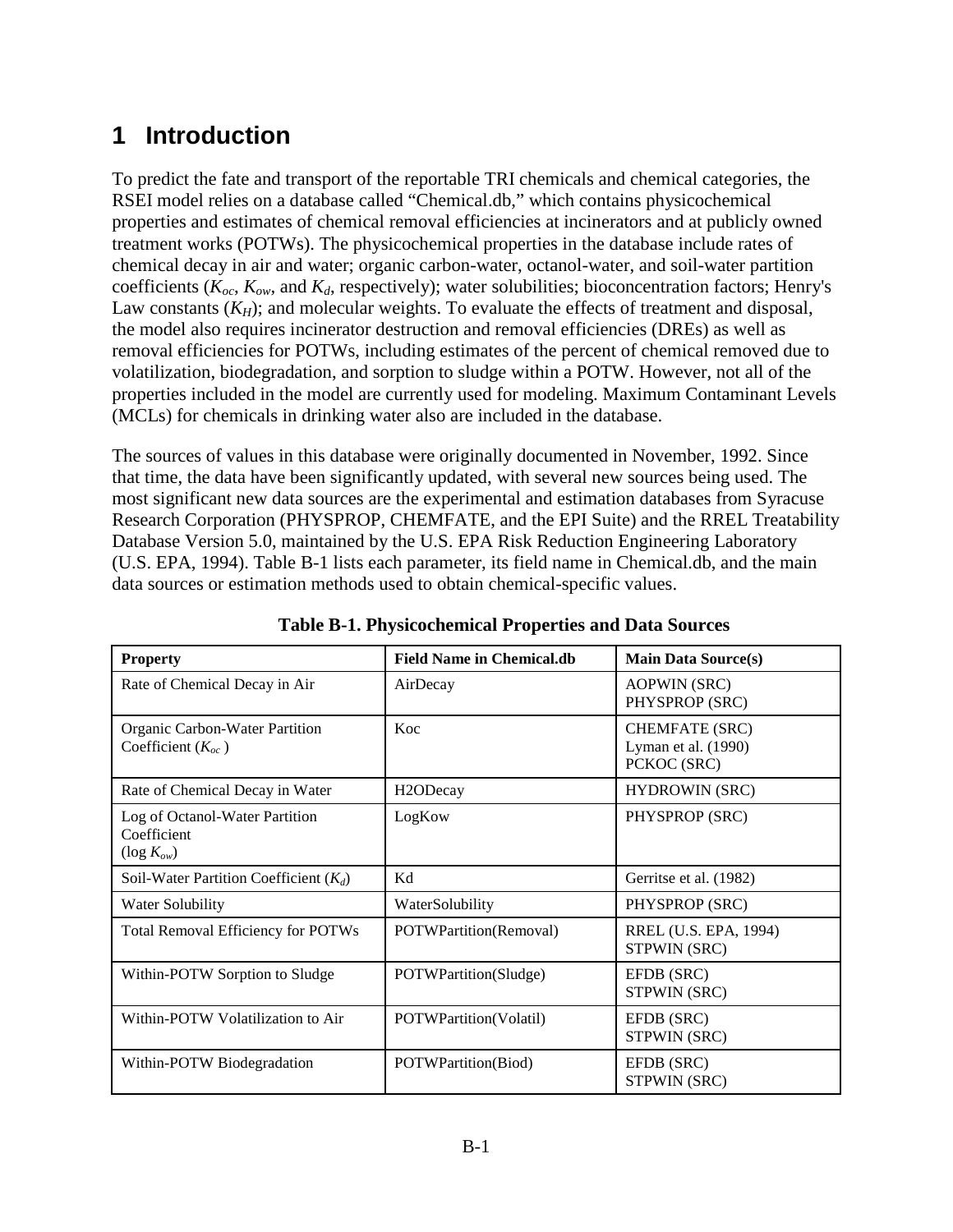# 1 Introduction

To predict the fate and transport of the reportable TRI chemicals and chemical categories, the RSEI model relies on a database called "Chemical.db," which contains physicochemical properties and estimates of chemical removal efficiencies at incinerators and at publicly owned treatment works (POTWs). The physicochemical properties in the database include rates of chemical decay in air and water; organic carbon-water, octanol-water, and soil-water partition coefficients ($K_{oc}$, $K_{ow}$, and $K_d$, respectively); water solubilities; bioconcentration factors; Henry's Law constants ($K_H$); and molecular weights. To evaluate the effects of treatment and disposal, the model also requires incinerator destruction and removal efficiencies (DREs) as well as removal efficiencies for POTWs, including estimates of the percent of chemical removed due to volatilization, biodegradation, and sorption to sludge within a POTW. However, not all of the properties included in the model are currently used for modeling. Maximum Contaminant Levels (MCLs) for chemicals in drinking water also are included in the database.

The sources of values in this database were originally documented in November, 1992. Since that time, the data have been significantly updated, with several new sources being used. The most significant new data sources are the experimental and estimation databases from Syracuse Research Corporation (PHYSPROP, CHEMFATE, and the EPI Suite) and the RREL Treatability Database Version 5.0, maintained by the U.S. EPA Risk Reduction Engineering Laboratory (U.S. EPA, 1994). Table B-1 lists each parameter, its field name in Chemical.db, and the main data sources or estimation methods used to obtain chemical-specific values.

**Table B-1. Physicochemical Properties and Data Sources**

| Property | Field Name in Chemical.db | Main Data Source(s) |
|---|---|---|
| Rate of Chemical Decay in Air | AirDecay | AOPWIN (SRC)<br>PHYSPROP (SRC) |
| Organic Carbon-Water Partition Coefficient ($K_{oc}$) | Koc | CHEMFATE (SRC)<br>Lyman et al. (1990)<br>PCKOC (SRC) |
| Rate of Chemical Decay in Water | H2ODecay | HYDROWIN (SRC) |
| Log of Octanol-Water Partition Coefficient ($\log K_{ow}$) | LogKow | PHYSPROP (SRC) |
| Soil-Water Partition Coefficient ($K_d$) | Kd | Gerritse et al. (1982) |
| Water Solubility | WaterSolubility | PHYSPROP (SRC) |
| Total Removal Efficiency for POTWs | POTWPartition(Removal) | RREL (U.S. EPA, 1994)<br>STPWIN (SRC) |
| Within-POTW Sorption to Sludge | POTWPartition(Sludge) | EFDB (SRC)<br>STPWIN (SRC) |
| Within-POTW Volatilization to Air | POTWPartition(Volatil) | EFDB (SRC)<br>STPWIN (SRC) |
| Within-POTW Biodegradation | POTWPartition(Biod) | EFDB (SRC)<br>STPWIN (SRC) |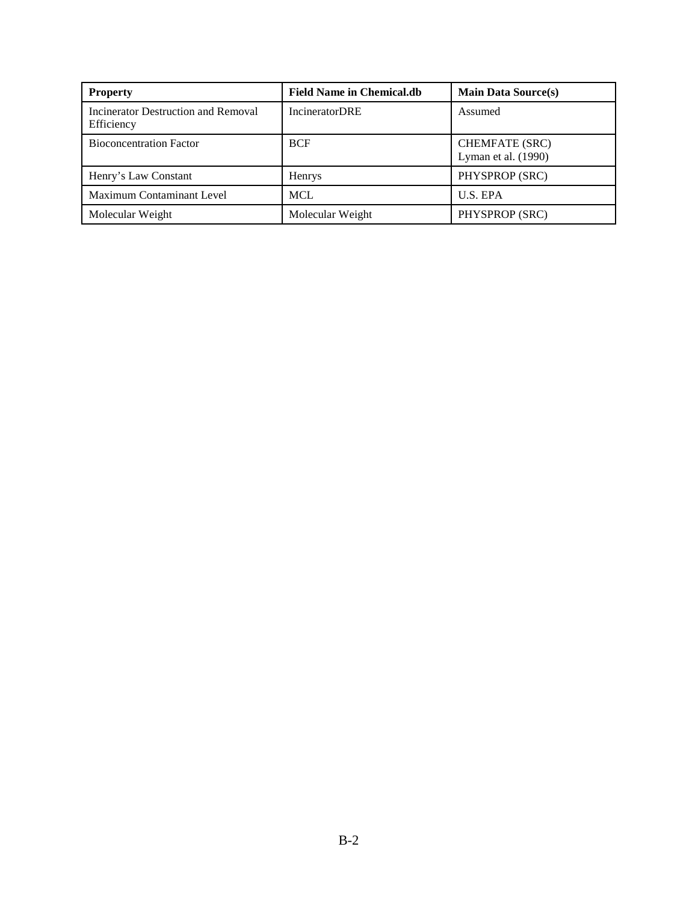| Property | Field Name in Chemical.db | Main Data Source(s) |
| --- | --- | --- |
| Incinerator Destruction and Removal Efficiency | IncineratorDRE | Assumed |
| Bioconcentration Factor | BCF | CHEMFATE (SRC) Lyman et al. (1990) |
| Henry's Law Constant | Henrys | PHYSPROP (SRC) |
| Maximum Contaminant Level | MCL | U.S. EPA |
| Molecular Weight | Molecular Weight | PHYSPROP (SRC) |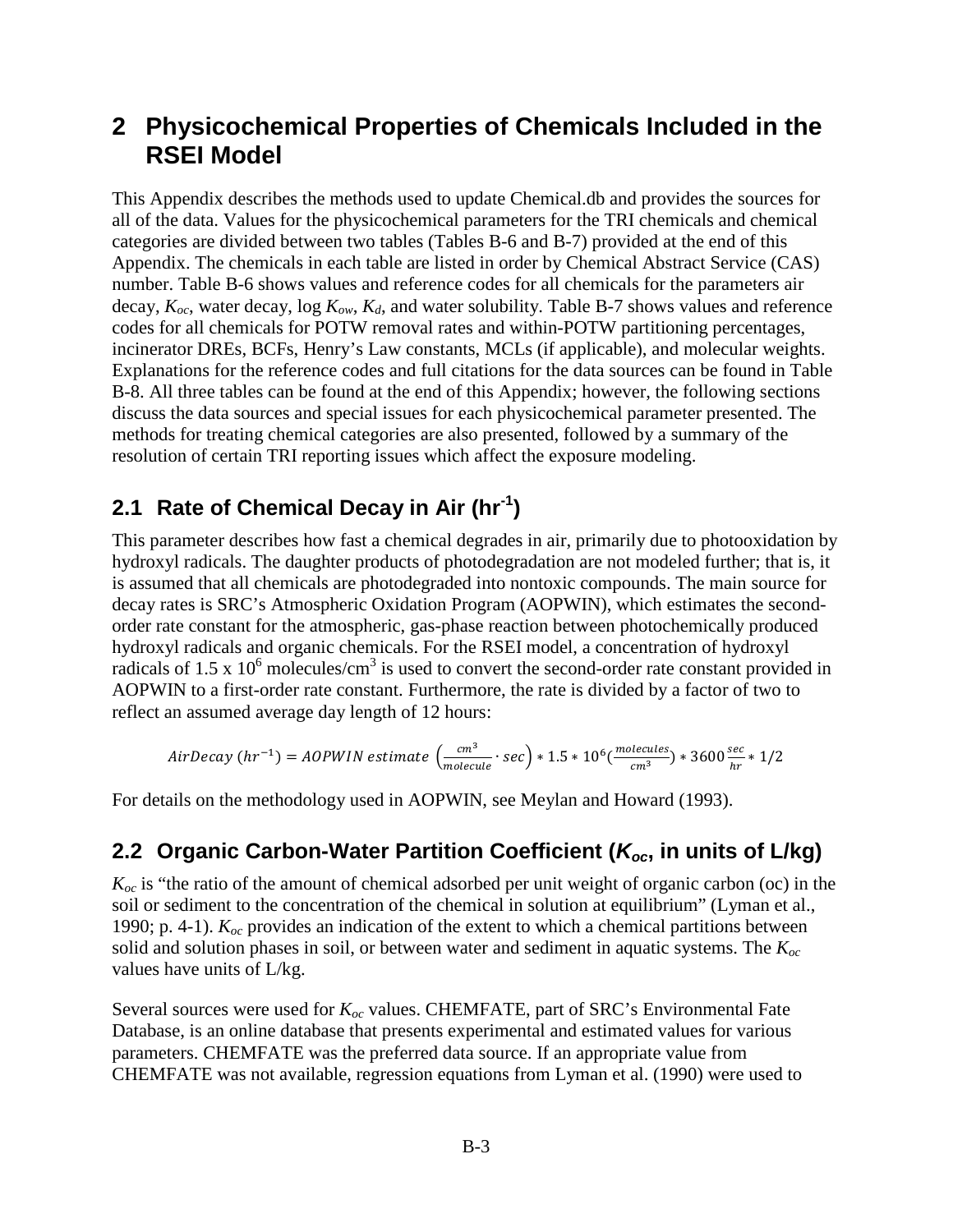# 2 Physicochemical Properties of Chemicals Included in the RSEI Model

This Appendix describes the methods used to update Chemical.db and provides the sources for all of the data. Values for the physicochemical parameters for the TRI chemicals and chemical categories are divided between two tables (Tables B-6 and B-7) provided at the end of this Appendix. The chemicals in each table are listed in order by Chemical Abstract Service (CAS) number. Table B-6 shows values and reference codes for all chemicals for the parameters air decay, $K_{oc}$, water decay, log $K_{ow}$, $K_d$, and water solubility. Table B-7 shows values and reference codes for all chemicals for POTW removal rates and within-POTW partitioning percentages, incinerator DREs, BCFs, Henry's Law constants, MCLs (if applicable), and molecular weights. Explanations for the reference codes and full citations for the data sources can be found in Table B-8. All three tables can be found at the end of this Appendix; however, the following sections discuss the data sources and special issues for each physicochemical parameter presented. The methods for treating chemical categories are also presented, followed by a summary of the resolution of certain TRI reporting issues which affect the exposure modeling.

## 2.1 Rate of Chemical Decay in Air ($hr^{-1}$)

This parameter describes how fast a chemical degrades in air, primarily due to photooxidation by hydroxyl radicals. The daughter products of photodegradation are not modeled further; that is, it is assumed that all chemicals are photodegraded into nontoxic compounds. The main source for decay rates is SRC's Atmospheric Oxidation Program (AOPWIN), which estimates the second-order rate constant for the atmospheric, gas-phase reaction between photochemically produced hydroxyl radicals and organic chemicals. For the RSEI model, a concentration of hydroxyl radicals of $1.5 \times 10^6$ molecules/$cm^3$ is used to convert the second-order rate constant provided in AOPWIN to a first-order rate constant. Furthermore, the rate is divided by a factor of two to reflect an assumed average day length of 12 hours:

$$AirDecay\ (hr^{-1}) = AOPWIN\ estimate\ \left(\frac{cm^3}{molecule} \cdot sec\right) * 1.5 * 10^6 \left(\frac{molecules}{cm^3}\right) * 3600\,\frac{sec}{hr} * 1/2$$

For details on the methodology used in AOPWIN, see Meylan and Howard (1993).

## 2.2 Organic Carbon-Water Partition Coefficient ($K_{oc}$, in units of L/kg)

$K_{oc}$ is "the ratio of the amount of chemical adsorbed per unit weight of organic carbon (oc) in the soil or sediment to the concentration of the chemical in solution at equilibrium" (Lyman et al., 1990; p. 4-1). $K_{oc}$ provides an indication of the extent to which a chemical partitions between solid and solution phases in soil, or between water and sediment in aquatic systems. The $K_{oc}$ values have units of L/kg.

Several sources were used for $K_{oc}$ values. CHEMFATE, part of SRC's Environmental Fate Database, is an online database that presents experimental and estimated values for various parameters. CHEMFATE was the preferred data source. If an appropriate value from CHEMFATE was not available, regression equations from Lyman et al. (1990) were used to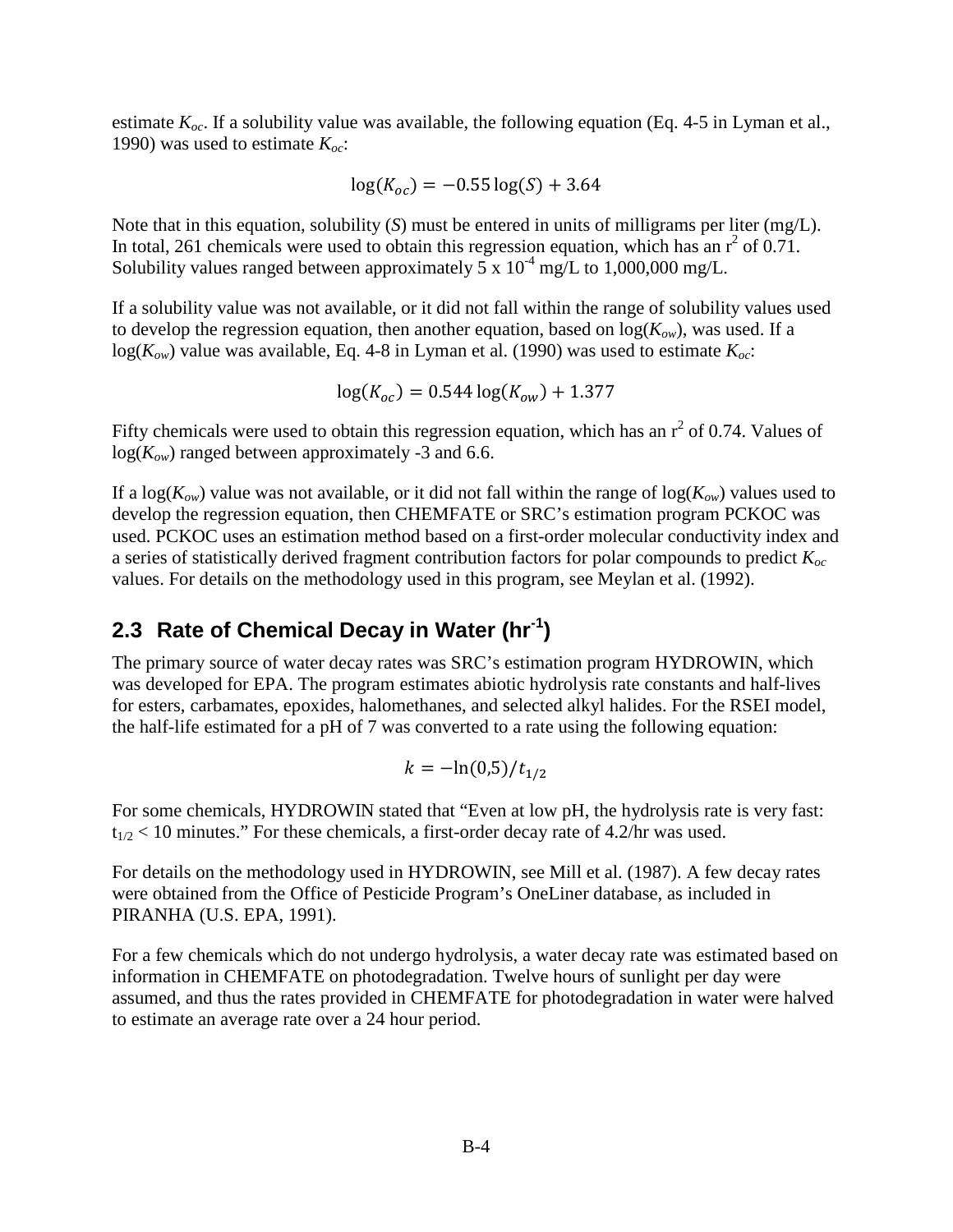estimate $K_{oc}$. If a solubility value was available, the following equation (Eq. 4-5 in Lyman et al., 1990) was used to estimate $K_{oc}$:

$$\log(K_{oc}) = -0.55\log(S) + 3.64$$

Note that in this equation, solubility ($S$) must be entered in units of milligrams per liter (mg/L). In total, 261 chemicals were used to obtain this regression equation, which has an $r^2$ of 0.71. Solubility values ranged between approximately $5 \times 10^{-4}$ mg/L to 1,000,000 mg/L.

If a solubility value was not available, or it did not fall within the range of solubility values used to develop the regression equation, then another equation, based on $\log(K_{ow})$, was used. If a $\log(K_{ow})$ value was available, Eq. 4-8 in Lyman et al. (1990) was used to estimate $K_{oc}$:

$$\log(K_{oc}) = 0.544\log(K_{ow}) + 1.377$$

Fifty chemicals were used to obtain this regression equation, which has an $r^2$ of 0.74. Values of $\log(K_{ow})$ ranged between approximately -3 and 6.6.

If a $\log(K_{ow})$ value was not available, or it did not fall within the range of $\log(K_{ow})$ values used to develop the regression equation, then CHEMFATE or SRC's estimation program PCKOC was used. PCKOC uses an estimation method based on a first-order molecular conductivity index and a series of statistically derived fragment contribution factors for polar compounds to predict $K_{oc}$ values. For details on the methodology used in this program, see Meylan et al. (1992).

## 2.3 Rate of Chemical Decay in Water ($hr^{-1}$)

The primary source of water decay rates was SRC's estimation program HYDROWIN, which was developed for EPA. The program estimates abiotic hydrolysis rate constants and half-lives for esters, carbamates, epoxides, halomethanes, and selected alkyl halides. For the RSEI model, the half-life estimated for a pH of 7 was converted to a rate using the following equation:

$$k = -\ln(0{,}5)/t_{1/2}$$

For some chemicals, HYDROWIN stated that "Even at low pH, the hydrolysis rate is very fast: $t_{1/2} < 10$ minutes." For these chemicals, a first-order decay rate of 4.2/hr was used.

For details on the methodology used in HYDROWIN, see Mill et al. (1987). A few decay rates were obtained from the Office of Pesticide Program's OneLiner database, as included in PIRANHA (U.S. EPA, 1991).

For a few chemicals which do not undergo hydrolysis, a water decay rate was estimated based on information in CHEMFATE on photodegradation. Twelve hours of sunlight per day were assumed, and thus the rates provided in CHEMFATE for photodegradation in water were halved to estimate an average rate over a 24 hour period.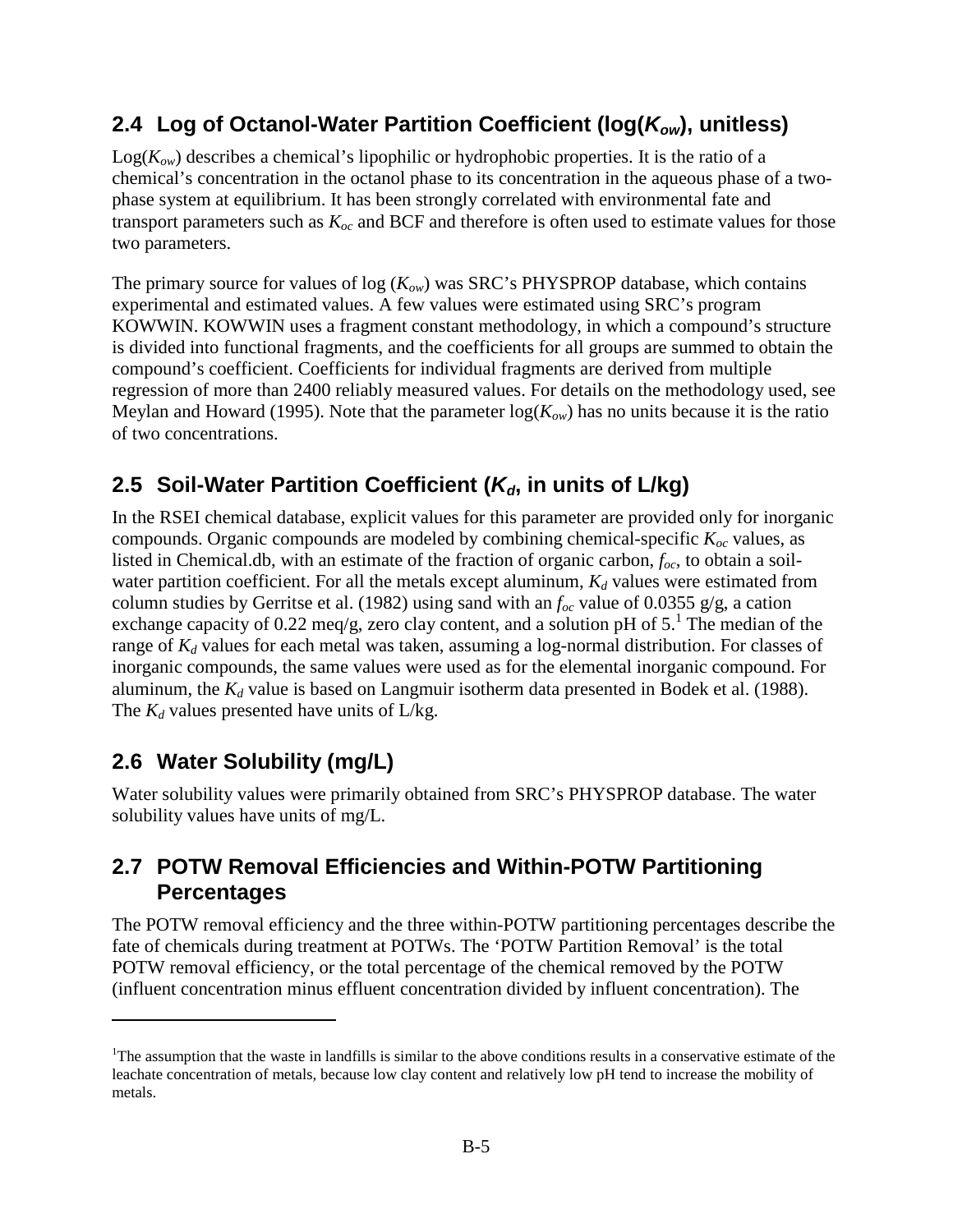## 2.4 Log of Octanol-Water Partition Coefficient (log($K_{ow}$), unitless)

Log($K_{ow}$) describes a chemical's lipophilic or hydrophobic properties. It is the ratio of a chemical's concentration in the octanol phase to its concentration in the aqueous phase of a two-phase system at equilibrium. It has been strongly correlated with environmental fate and transport parameters such as $K_{oc}$ and BCF and therefore is often used to estimate values for those two parameters.

The primary source for values of log ($K_{ow}$) was SRC's PHYSPROP database, which contains experimental and estimated values. A few values were estimated using SRC's program KOWWIN. KOWWIN uses a fragment constant methodology, in which a compound's structure is divided into functional fragments, and the coefficients for all groups are summed to obtain the compound's coefficient. Coefficients for individual fragments are derived from multiple regression of more than 2400 reliably measured values. For details on the methodology used, see Meylan and Howard (1995). Note that the parameter log($K_{ow}$) has no units because it is the ratio of two concentrations.

## 2.5 Soil-Water Partition Coefficient ($K_d$, in units of L/kg)

In the RSEI chemical database, explicit values for this parameter are provided only for inorganic compounds. Organic compounds are modeled by combining chemical-specific $K_{oc}$ values, as listed in Chemical.db, with an estimate of the fraction of organic carbon, $f_{oc}$, to obtain a soil-water partition coefficient. For all the metals except aluminum, $K_d$ values were estimated from column studies by Gerritse et al. (1982) using sand with an $f_{oc}$ value of 0.0355 g/g, a cation exchange capacity of 0.22 meq/g, zero clay content, and a solution pH of 5.[1] The median of the range of $K_d$ values for each metal was taken, assuming a log-normal distribution. For classes of inorganic compounds, the same values were used as for the elemental inorganic compound. For aluminum, the $K_d$ value is based on Langmuir isotherm data presented in Bodek et al. (1988). The $K_d$ values presented have units of L/kg.

## 2.6 Water Solubility (mg/L)

Water solubility values were primarily obtained from SRC's PHYSPROP database. The water solubility values have units of mg/L.

## 2.7 POTW Removal Efficiencies and Within-POTW Partitioning Percentages

The POTW removal efficiency and the three within-POTW partitioning percentages describe the fate of chemicals during treatment at POTWs. The 'POTW Partition Removal' is the total POTW removal efficiency, or the total percentage of the chemical removed by the POTW (influent concentration minus effluent concentration divided by influent concentration). The

---

[1] The assumption that the waste in landfills is similar to the above conditions results in a conservative estimate of the leachate concentration of metals, because low clay content and relatively low pH tend to increase the mobility of metals.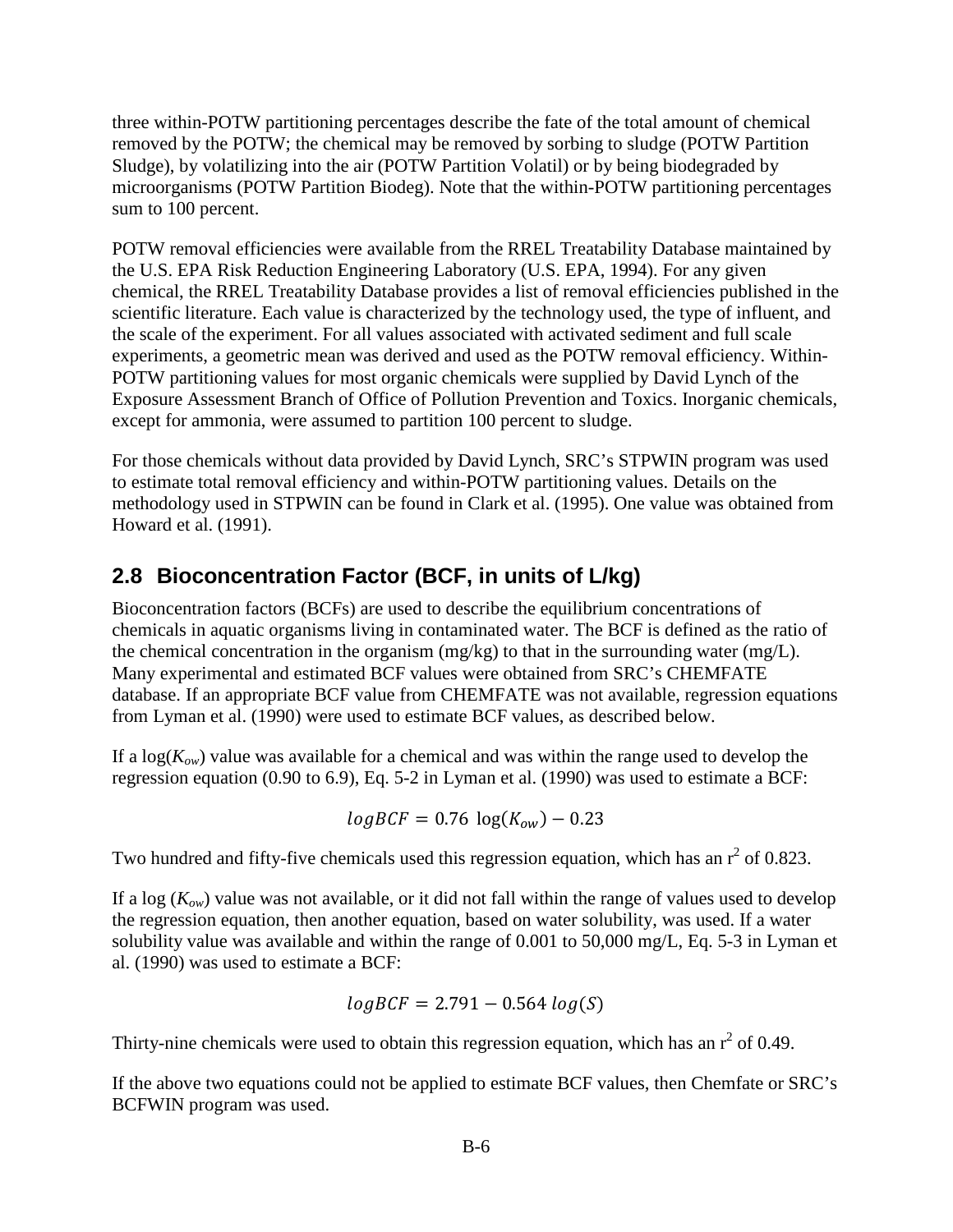three within-POTW partitioning percentages describe the fate of the total amount of chemical removed by the POTW; the chemical may be removed by sorbing to sludge (POTW Partition Sludge), by volatilizing into the air (POTW Partition Volatil) or by being biodegraded by microorganisms (POTW Partition Biodeg). Note that the within-POTW partitioning percentages sum to 100 percent.

POTW removal efficiencies were available from the RREL Treatability Database maintained by the U.S. EPA Risk Reduction Engineering Laboratory (U.S. EPA, 1994). For any given chemical, the RREL Treatability Database provides a list of removal efficiencies published in the scientific literature. Each value is characterized by the technology used, the type of influent, and the scale of the experiment. For all values associated with activated sediment and full scale experiments, a geometric mean was derived and used as the POTW removal efficiency. Within-POTW partitioning values for most organic chemicals were supplied by David Lynch of the Exposure Assessment Branch of Office of Pollution Prevention and Toxics. Inorganic chemicals, except for ammonia, were assumed to partition 100 percent to sludge.

For those chemicals without data provided by David Lynch, SRC's STPWIN program was used to estimate total removal efficiency and within-POTW partitioning values. Details on the methodology used in STPWIN can be found in Clark et al. (1995). One value was obtained from Howard et al. (1991).

## 2.8 Bioconcentration Factor (BCF, in units of L/kg)

Bioconcentration factors (BCFs) are used to describe the equilibrium concentrations of chemicals in aquatic organisms living in contaminated water. The BCF is defined as the ratio of the chemical concentration in the organism (mg/kg) to that in the surrounding water (mg/L). Many experimental and estimated BCF values were obtained from SRC's CHEMFATE database. If an appropriate BCF value from CHEMFATE was not available, regression equations from Lyman et al. (1990) were used to estimate BCF values, as described below.

If a $\log(K_{ow})$ value was available for a chemical and was within the range used to develop the regression equation (0.90 to 6.9), Eq. 5-2 in Lyman et al. (1990) was used to estimate a BCF:

$$logBCF = 0.76\ \log(K_{ow}) - 0.23$$

Two hundred and fifty-five chemicals used this regression equation, which has an $r^2$ of 0.823.

If a $\log(K_{ow})$ value was not available, or it did not fall within the range of values used to develop the regression equation, then another equation, based on water solubility, was used. If a water solubility value was available and within the range of 0.001 to 50,000 mg/L, Eq. 5-3 in Lyman et al. (1990) was used to estimate a BCF:

$$logBCF = 2.791 - 0.564\ log(S)$$

Thirty-nine chemicals were used to obtain this regression equation, which has an $r^2$ of 0.49.

If the above two equations could not be applied to estimate BCF values, then Chemfate or SRC's BCFWIN program was used.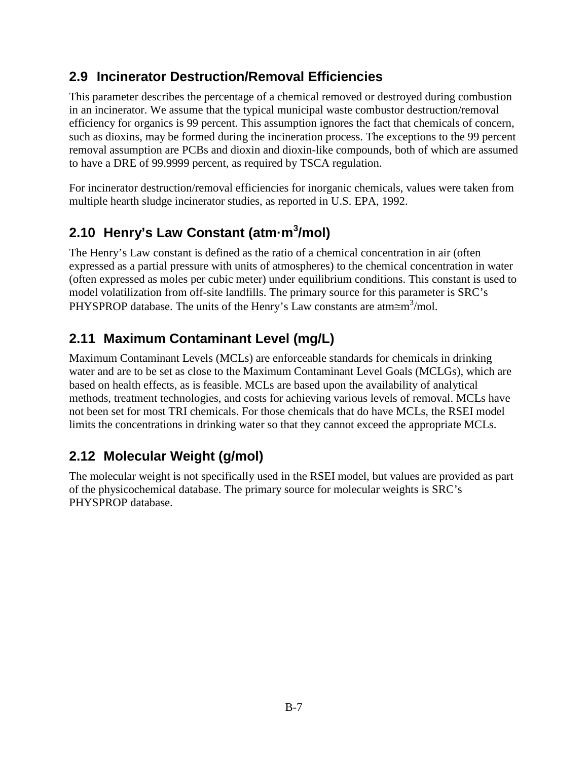## 2.9 Incinerator Destruction/Removal Efficiencies

This parameter describes the percentage of a chemical removed or destroyed during combustion in an incinerator. We assume that the typical municipal waste combustor destruction/removal efficiency for organics is 99 percent. This assumption ignores the fact that chemicals of concern, such as dioxins, may be formed during the incineration process. The exceptions to the 99 percent removal assumption are PCBs and dioxin and dioxin-like compounds, both of which are assumed to have a DRE of 99.9999 percent, as required by TSCA regulation.

For incinerator destruction/removal efficiencies for inorganic chemicals, values were taken from multiple hearth sludge incinerator studies, as reported in U.S. EPA, 1992.

## 2.10 Henry's Law Constant (atm·m$^3$/mol)

The Henry's Law constant is defined as the ratio of a chemical concentration in air (often expressed as a partial pressure with units of atmospheres) to the chemical concentration in water (often expressed as moles per cubic meter) under equilibrium conditions. This constant is used to model volatilization from off-site landfills. The primary source for this parameter is SRC's PHYSPROP database. The units of the Henry's Law constants are atm≅m$^3$/mol.

## 2.11 Maximum Contaminant Level (mg/L)

Maximum Contaminant Levels (MCLs) are enforceable standards for chemicals in drinking water and are to be set as close to the Maximum Contaminant Level Goals (MCLGs), which are based on health effects, as is feasible. MCLs are based upon the availability of analytical methods, treatment technologies, and costs for achieving various levels of removal. MCLs have not been set for most TRI chemicals. For those chemicals that do have MCLs, the RSEI model limits the concentrations in drinking water so that they cannot exceed the appropriate MCLs.

## 2.12 Molecular Weight (g/mol)

The molecular weight is not specifically used in the RSEI model, but values are provided as part of the physicochemical database. The primary source for molecular weights is SRC's PHYSPROP database.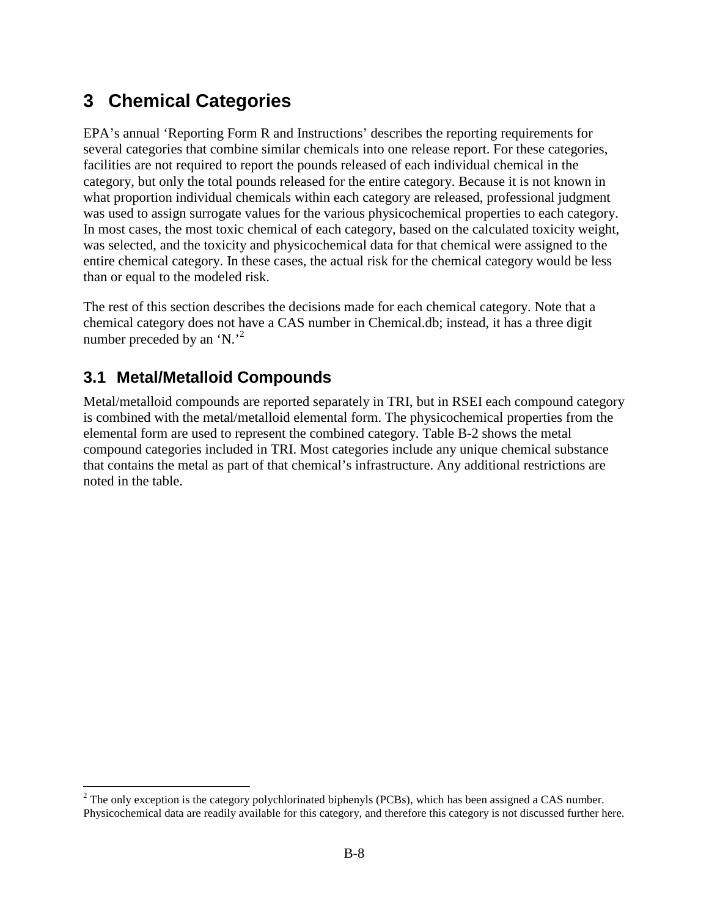# 3 Chemical Categories

EPA's annual 'Reporting Form R and Instructions' describes the reporting requirements for several categories that combine similar chemicals into one release report. For these categories, facilities are not required to report the pounds released of each individual chemical in the category, but only the total pounds released for the entire category. Because it is not known in what proportion individual chemicals within each category are released, professional judgment was used to assign surrogate values for the various physicochemical properties to each category. In most cases, the most toxic chemical of each category, based on the calculated toxicity weight, was selected, and the toxicity and physicochemical data for that chemical were assigned to the entire chemical category. In these cases, the actual risk for the chemical category would be less than or equal to the modeled risk.

The rest of this section describes the decisions made for each chemical category. Note that a chemical category does not have a CAS number in Chemical.db; instead, it has a three digit number preceded by an 'N.'[2]

## 3.1 Metal/Metalloid Compounds

Metal/metalloid compounds are reported separately in TRI, but in RSEI each compound category is combined with the metal/metalloid elemental form. The physicochemical properties from the elemental form are used to represent the combined category. Table B-2 shows the metal compound categories included in TRI. Most categories include any unique chemical substance that contains the metal as part of that chemical's infrastructure. Any additional restrictions are noted in the table.

---

[2] The only exception is the category polychlorinated biphenyls (PCBs), which has been assigned a CAS number. Physicochemical data are readily available for this category, and therefore this category is not discussed further here.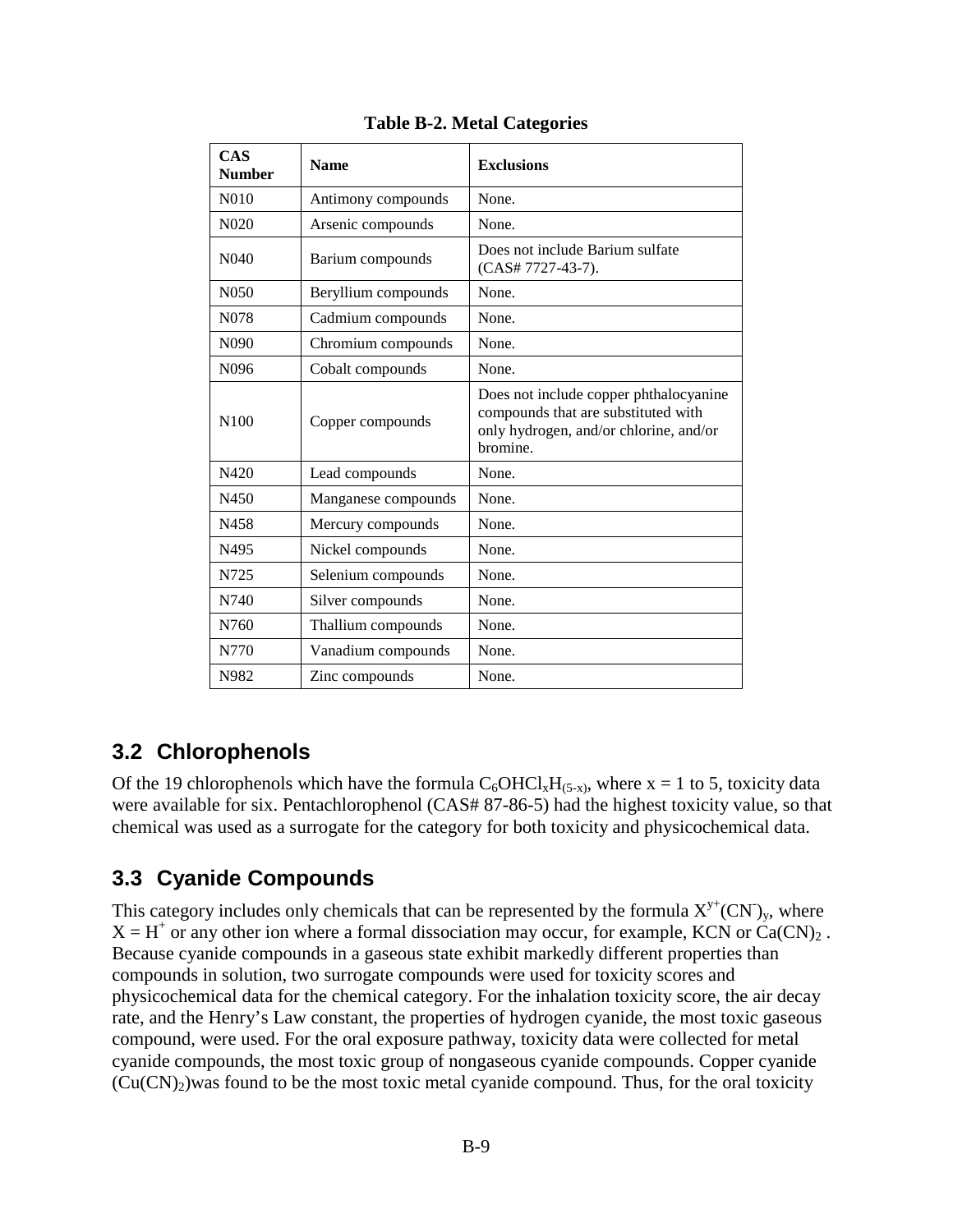**Table B-2. Metal Categories**

| CAS Number | Name | Exclusions |
|---|---|---|
| N010 | Antimony compounds | None. |
| N020 | Arsenic compounds | None. |
| N040 | Barium compounds | Does not include Barium sulfate (CAS# 7727-43-7). |
| N050 | Beryllium compounds | None. |
| N078 | Cadmium compounds | None. |
| N090 | Chromium compounds | None. |
| N096 | Cobalt compounds | None. |
| N100 | Copper compounds | Does not include copper phthalocyanine compounds that are substituted with only hydrogen, and/or chlorine, and/or bromine. |
| N420 | Lead compounds | None. |
| N450 | Manganese compounds | None. |
| N458 | Mercury compounds | None. |
| N495 | Nickel compounds | None. |
| N725 | Selenium compounds | None. |
| N740 | Silver compounds | None. |
| N760 | Thallium compounds | None. |
| N770 | Vanadium compounds | None. |
| N982 | Zinc compounds | None. |

## 3.2 Chlorophenols

Of the 19 chlorophenols which have the formula $C_6OHCl_xH_{(5-x)}$, where x = 1 to 5, toxicity data were available for six. Pentachlorophenol (CAS# 87-86-5) had the highest toxicity value, so that chemical was used as a surrogate for the category for both toxicity and physicochemical data.

## 3.3 Cyanide Compounds

This category includes only chemicals that can be represented by the formula $X^{y+}(CN^-)_y$, where $X = H^+$ or any other ion where a formal dissociation may occur, for example, KCN or $Ca(CN)_2$. Because cyanide compounds in a gaseous state exhibit markedly different properties than compounds in solution, two surrogate compounds were used for toxicity scores and physicochemical data for the chemical category. For the inhalation toxicity score, the air decay rate, and the Henry's Law constant, the properties of hydrogen cyanide, the most toxic gaseous compound, were used. For the oral exposure pathway, toxicity data were collected for metal cyanide compounds, the most toxic group of nongaseous cyanide compounds. Copper cyanide ($Cu(CN)_2$)was found to be the most toxic metal cyanide compound. Thus, for the oral toxicity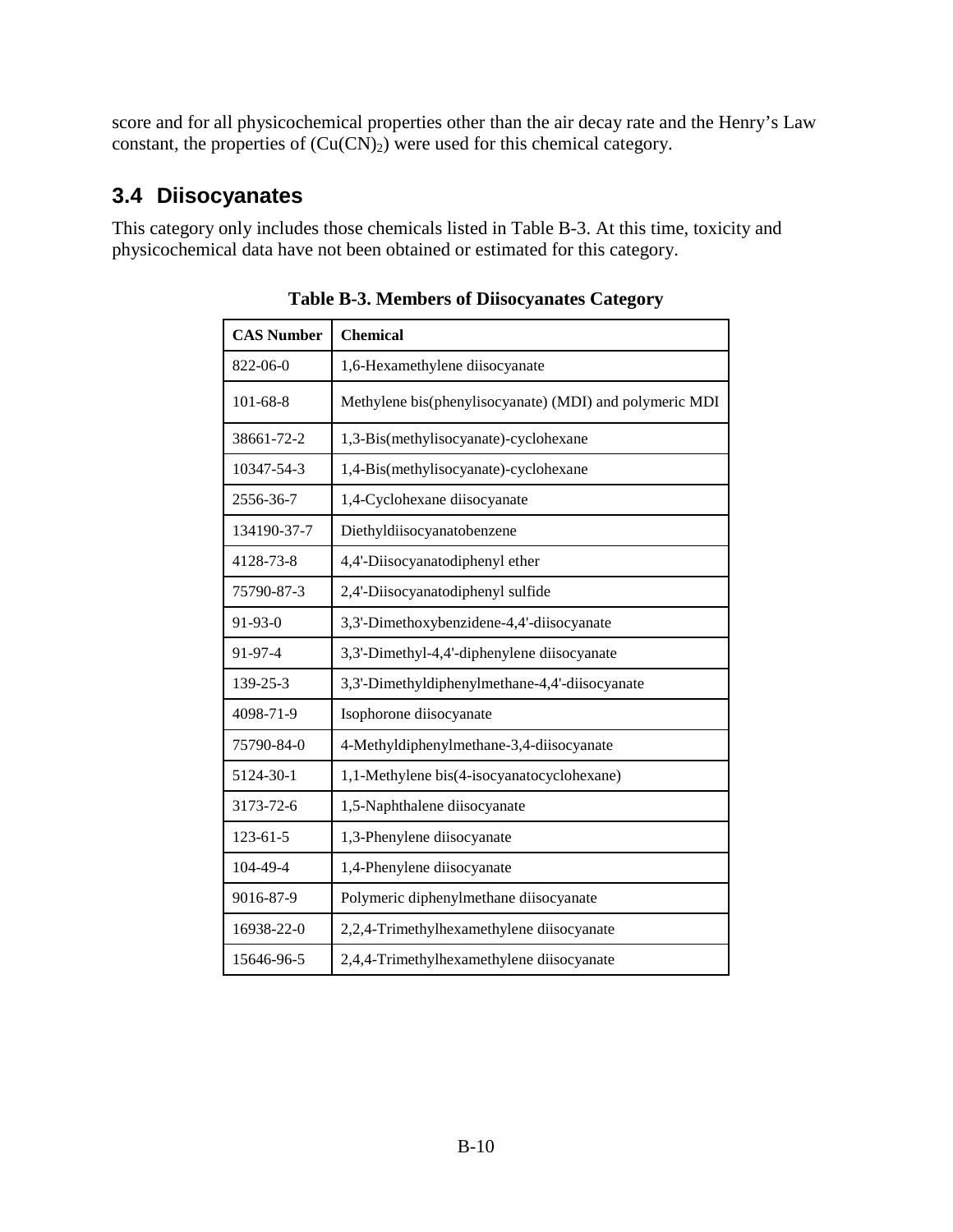score and for all physicochemical properties other than the air decay rate and the Henry's Law constant, the properties of ($Cu(CN)_2$) were used for this chemical category.

## 3.4 Diisocyanates

This category only includes those chemicals listed in Table B-3. At this time, toxicity and physicochemical data have not been obtained or estimated for this category.

**Table B-3. Members of Diisocyanates Category**

| CAS Number | Chemical |
|---|---|
| 822-06-0 | 1,6-Hexamethylene diisocyanate |
| 101-68-8 | Methylene bis(phenylisocyanate) (MDI) and polymeric MDI |
| 38661-72-2 | 1,3-Bis(methylisocyanate)-cyclohexane |
| 10347-54-3 | 1,4-Bis(methylisocyanate)-cyclohexane |
| 2556-36-7 | 1,4-Cyclohexane diisocyanate |
| 134190-37-7 | Diethyldiisocyanatobenzene |
| 4128-73-8 | 4,4'-Diisocyanatodiphenyl ether |
| 75790-87-3 | 2,4'-Diisocyanatodiphenyl sulfide |
| 91-93-0 | 3,3'-Dimethoxybenzidene-4,4'-diisocyanate |
| 91-97-4 | 3,3'-Dimethyl-4,4'-diphenylene diisocyanate |
| 139-25-3 | 3,3'-Dimethyldiphenylmethane-4,4'-diisocyanate |
| 4098-71-9 | Isophorone diisocyanate |
| 75790-84-0 | 4-Methyldiphenylmethane-3,4-diisocyanate |
| 5124-30-1 | 1,1-Methylene bis(4-isocyanatocyclohexane) |
| 3173-72-6 | 1,5-Naphthalene diisocyanate |
| 123-61-5 | 1,3-Phenylene diisocyanate |
| 104-49-4 | 1,4-Phenylene diisocyanate |
| 9016-87-9 | Polymeric diphenylmethane diisocyanate |
| 16938-22-0 | 2,2,4-Trimethylhexamethylene diisocyanate |
| 15646-96-5 | 2,4,4-Trimethylhexamethylene diisocyanate |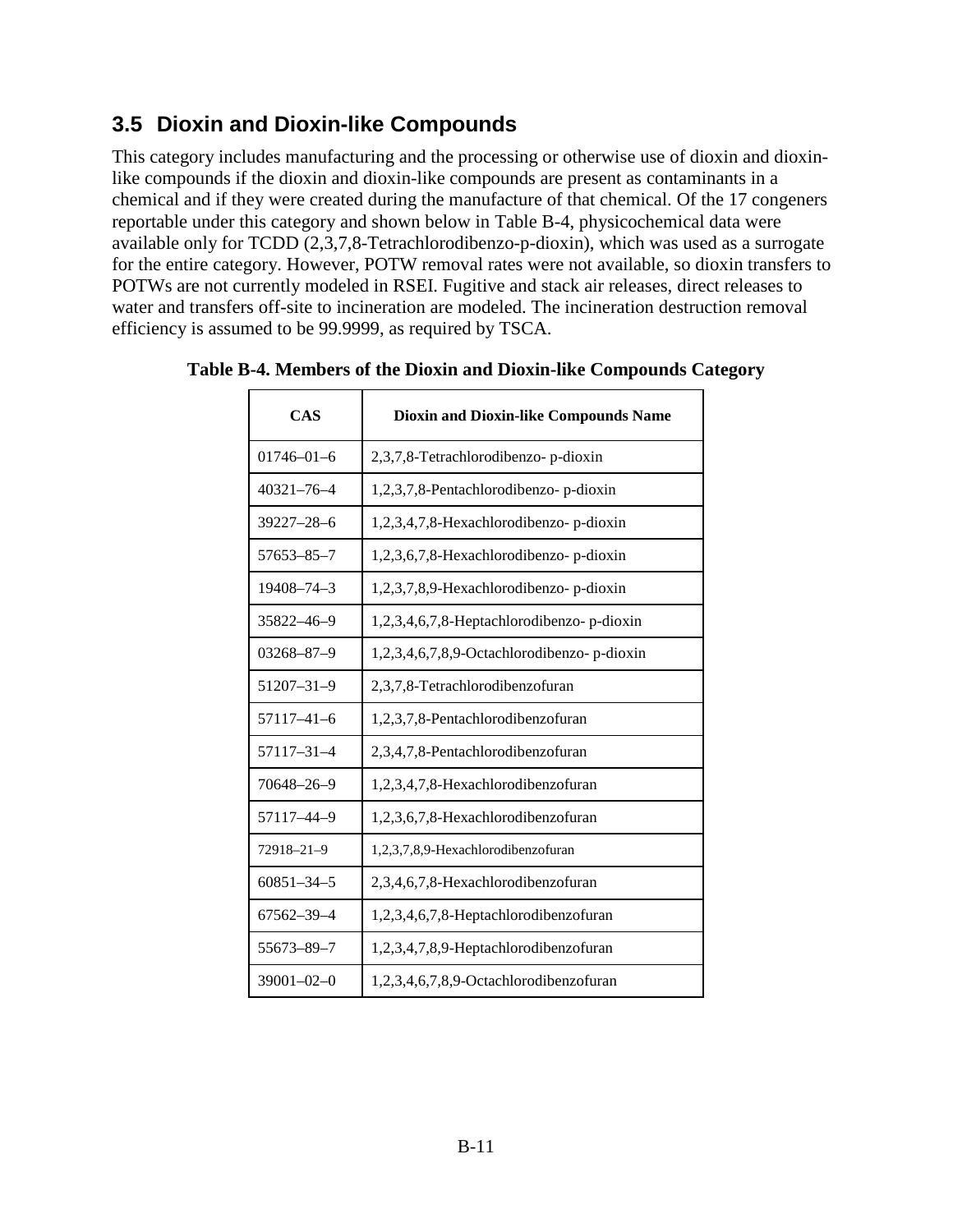## 3.5 Dioxin and Dioxin-like Compounds

This category includes manufacturing and the processing or otherwise use of dioxin and dioxin-like compounds if the dioxin and dioxin-like compounds are present as contaminants in a chemical and if they were created during the manufacture of that chemical. Of the 17 congeners reportable under this category and shown below in Table B-4, physicochemical data were available only for TCDD (2,3,7,8-Tetrachlorodibenzo-p-dioxin), which was used as a surrogate for the entire category. However, POTW removal rates were not available, so dioxin transfers to POTWs are not currently modeled in RSEI. Fugitive and stack air releases, direct releases to water and transfers off-site to incineration are modeled. The incineration destruction removal efficiency is assumed to be 99.9999, as required by TSCA.

**Table B-4. Members of the Dioxin and Dioxin-like Compounds Category**

| CAS | Dioxin and Dioxin-like Compounds Name |
|---|---|
| 01746–01–6 | 2,3,7,8-Tetrachlorodibenzo- p-dioxin |
| 40321–76–4 | 1,2,3,7,8-Pentachlorodibenzo- p-dioxin |
| 39227–28–6 | 1,2,3,4,7,8-Hexachlorodibenzo- p-dioxin |
| 57653–85–7 | 1,2,3,6,7,8-Hexachlorodibenzo- p-dioxin |
| 19408–74–3 | 1,2,3,7,8,9-Hexachlorodibenzo- p-dioxin |
| 35822–46–9 | 1,2,3,4,6,7,8-Heptachlorodibenzo- p-dioxin |
| 03268–87–9 | 1,2,3,4,6,7,8,9-Octachlorodibenzo- p-dioxin |
| 51207–31–9 | 2,3,7,8-Tetrachlorodibenzofuran |
| 57117–41–6 | 1,2,3,7,8-Pentachlorodibenzofuran |
| 57117–31–4 | 2,3,4,7,8-Pentachlorodibenzofuran |
| 70648–26–9 | 1,2,3,4,7,8-Hexachlorodibenzofuran |
| 57117–44–9 | 1,2,3,6,7,8-Hexachlorodibenzofuran |
| 72918–21–9 | 1,2,3,7,8,9-Hexachlorodibenzofuran |
| 60851–34–5 | 2,3,4,6,7,8-Hexachlorodibenzofuran |
| 67562–39–4 | 1,2,3,4,6,7,8-Heptachlorodibenzofuran |
| 55673–89–7 | 1,2,3,4,7,8,9-Heptachlorodibenzofuran |
| 39001–02–0 | 1,2,3,4,6,7,8,9-Octachlorodibenzofuran |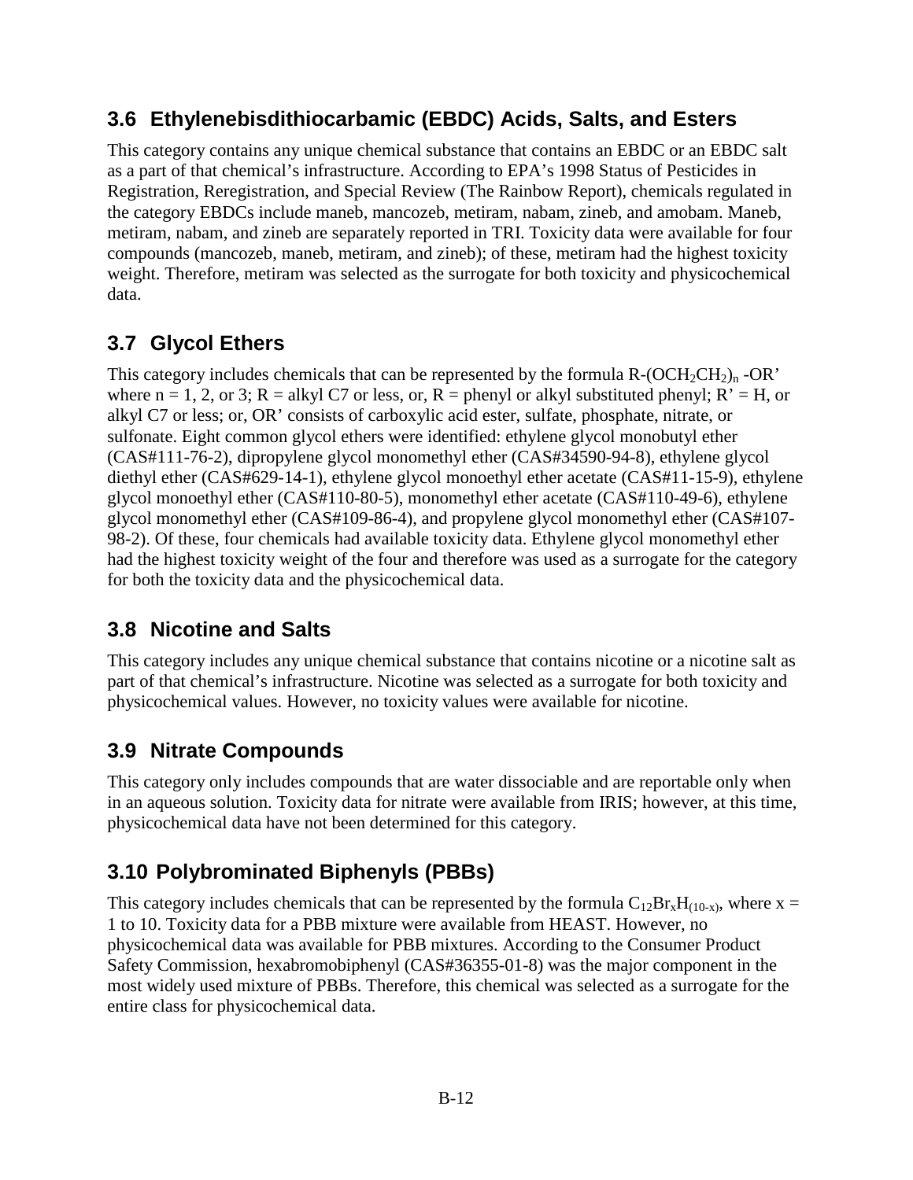## 3.6 Ethylenebisdithiocarbamic (EBDC) Acids, Salts, and Esters

This category contains any unique chemical substance that contains an EBDC or an EBDC salt as a part of that chemical's infrastructure. According to EPA's 1998 Status of Pesticides in Registration, Reregistration, and Special Review (The Rainbow Report), chemicals regulated in the category EBDCs include maneb, mancozeb, metiram, nabam, zineb, and amobam. Maneb, metiram, nabam, and zineb are separately reported in TRI. Toxicity data were available for four compounds (mancozeb, maneb, metiram, and zineb); of these, metiram had the highest toxicity weight. Therefore, metiram was selected as the surrogate for both toxicity and physicochemical data.

## 3.7 Glycol Ethers

This category includes chemicals that can be represented by the formula $R\text{-}(OCH_2CH_2)_n\text{-}OR'$ where n = 1, 2, or 3; R = alkyl C7 or less, or, R = phenyl or alkyl substituted phenyl; R' = H, or alkyl C7 or less; or, OR' consists of carboxylic acid ester, sulfate, phosphate, nitrate, or sulfonate. Eight common glycol ethers were identified: ethylene glycol monobutyl ether (CAS#111-76-2), dipropylene glycol monomethyl ether (CAS#34590-94-8), ethylene glycol diethyl ether (CAS#629-14-1), ethylene glycol monoethyl ether acetate (CAS#11-15-9), ethylene glycol monoethyl ether (CAS#110-80-5), monomethyl ether acetate (CAS#110-49-6), ethylene glycol monomethyl ether (CAS#109-86-4), and propylene glycol monomethyl ether (CAS#107-98-2). Of these, four chemicals had available toxicity data. Ethylene glycol monomethyl ether had the highest toxicity weight of the four and therefore was used as a surrogate for the category for both the toxicity data and the physicochemical data.

## 3.8 Nicotine and Salts

This category includes any unique chemical substance that contains nicotine or a nicotine salt as part of that chemical's infrastructure. Nicotine was selected as a surrogate for both toxicity and physicochemical values. However, no toxicity values were available for nicotine.

## 3.9 Nitrate Compounds

This category only includes compounds that are water dissociable and are reportable only when in an aqueous solution. Toxicity data for nitrate were available from IRIS; however, at this time, physicochemical data have not been determined for this category.

## 3.10 Polybrominated Biphenyls (PBBs)

This category includes chemicals that can be represented by the formula $C_{12}Br_xH_{(10-x)}$, where x = 1 to 10. Toxicity data for a PBB mixture were available from HEAST. However, no physicochemical data was available for PBB mixtures. According to the Consumer Product Safety Commission, hexabromobiphenyl (CAS#36355-01-8) was the major component in the most widely used mixture of PBBs. Therefore, this chemical was selected as a surrogate for the entire class for physicochemical data.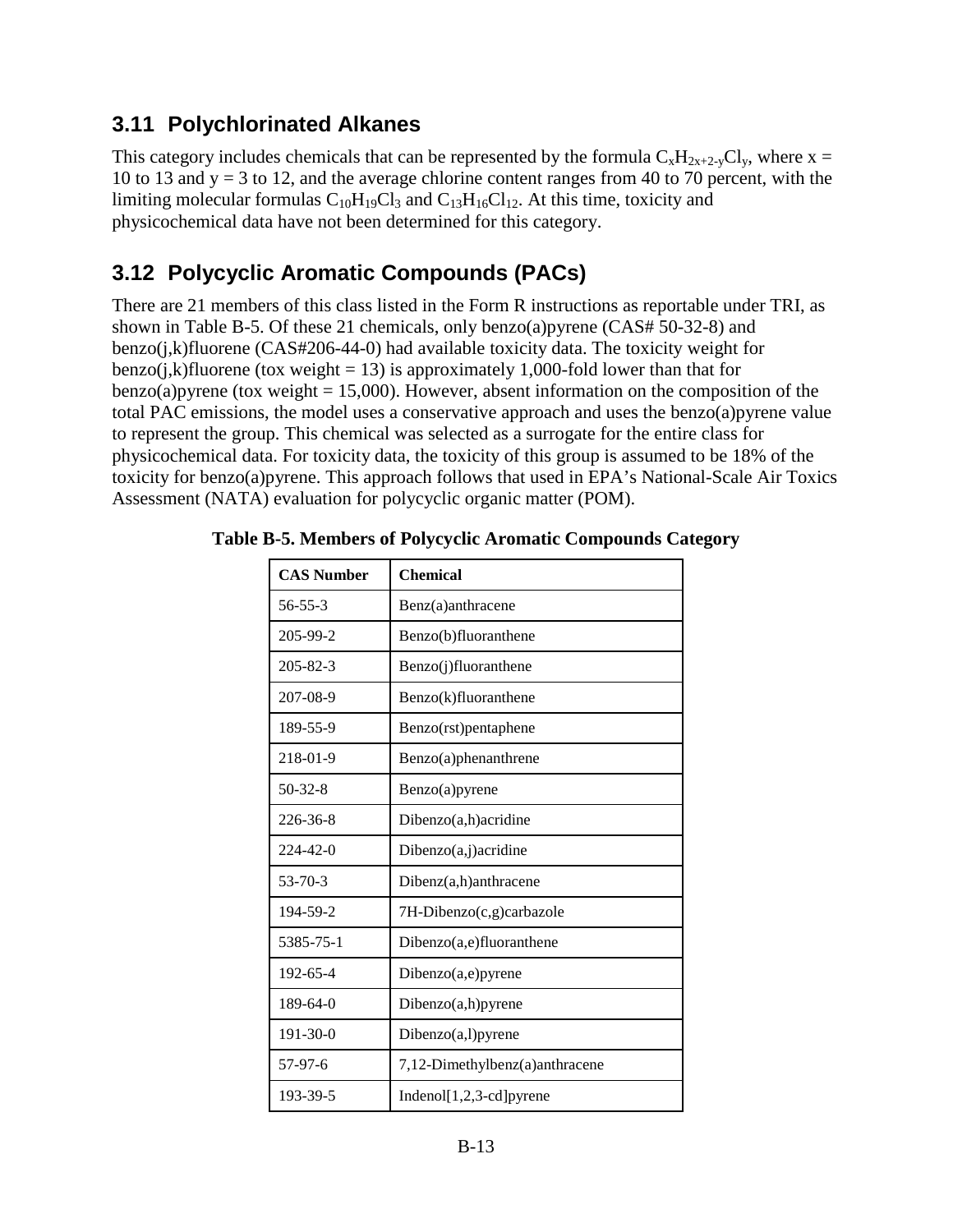## 3.11 Polychlorinated Alkanes

This category includes chemicals that can be represented by the formula $C_xH_{2x+2-y}Cl_y$, where x = 10 to 13 and y = 3 to 12, and the average chlorine content ranges from 40 to 70 percent, with the limiting molecular formulas $C_{10}H_{19}Cl_3$ and $C_{13}H_{16}Cl_{12}$. At this time, toxicity and physicochemical data have not been determined for this category.

## 3.12 Polycyclic Aromatic Compounds (PACs)

There are 21 members of this class listed in the Form R instructions as reportable under TRI, as shown in Table B-5. Of these 21 chemicals, only benzo(a)pyrene (CAS# 50-32-8) and benzo(j,k)fluorene (CAS#206-44-0) had available toxicity data. The toxicity weight for benzo(j,k)fluorene (tox weight = 13) is approximately 1,000-fold lower than that for benzo(a)pyrene (tox weight = 15,000). However, absent information on the composition of the total PAC emissions, the model uses a conservative approach and uses the benzo(a)pyrene value to represent the group. This chemical was selected as a surrogate for the entire class for physicochemical data. For toxicity data, the toxicity of this group is assumed to be 18% of the toxicity for benzo(a)pyrene. This approach follows that used in EPA's National-Scale Air Toxics Assessment (NATA) evaluation for polycyclic organic matter (POM).

**Table B-5. Members of Polycyclic Aromatic Compounds Category**

| CAS Number | Chemical |
|---|---|
| 56-55-3 | Benz(a)anthracene |
| 205-99-2 | Benzo(b)fluoranthene |
| 205-82-3 | Benzo(j)fluoranthene |
| 207-08-9 | Benzo(k)fluoranthene |
| 189-55-9 | Benzo(rst)pentaphene |
| 218-01-9 | Benzo(a)phenanthrene |
| 50-32-8 | Benzo(a)pyrene |
| 226-36-8 | Dibenzo(a,h)acridine |
| 224-42-0 | Dibenzo(a,j)acridine |
| 53-70-3 | Dibenz(a,h)anthracene |
| 194-59-2 | 7H-Dibenzo(c,g)carbazole |
| 5385-75-1 | Dibenzo(a,e)fluoranthene |
| 192-65-4 | Dibenzo(a,e)pyrene |
| 189-64-0 | Dibenzo(a,h)pyrene |
| 191-30-0 | Dibenzo(a,l)pyrene |
| 57-97-6 | 7,12-Dimethylbenz(a)anthracene |
| 193-39-5 | Indenol[1,2,3-cd]pyrene |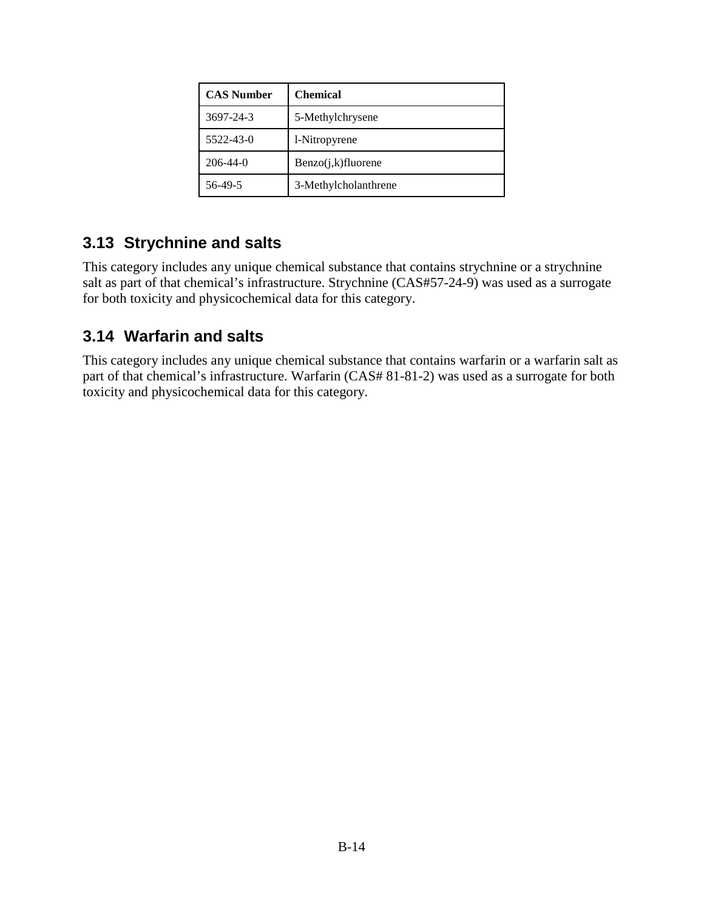| CAS Number | Chemical |
| --- | --- |
| 3697-24-3 | 5-Methylchrysene |
| 5522-43-0 | l-Nitropyrene |
| 206-44-0 | Benzo(j,k)fluorene |
| 56-49-5 | 3-Methylcholanthrene |

### 3.13 Strychnine and salts

This category includes any unique chemical substance that contains strychnine or a strychnine salt as part of that chemical's infrastructure. Strychnine (CAS#57-24-9) was used as a surrogate for both toxicity and physicochemical data for this category.

### 3.14 Warfarin and salts

This category includes any unique chemical substance that contains warfarin or a warfarin salt as part of that chemical's infrastructure. Warfarin (CAS# 81-81-2) was used as a surrogate for both toxicity and physicochemical data for this category.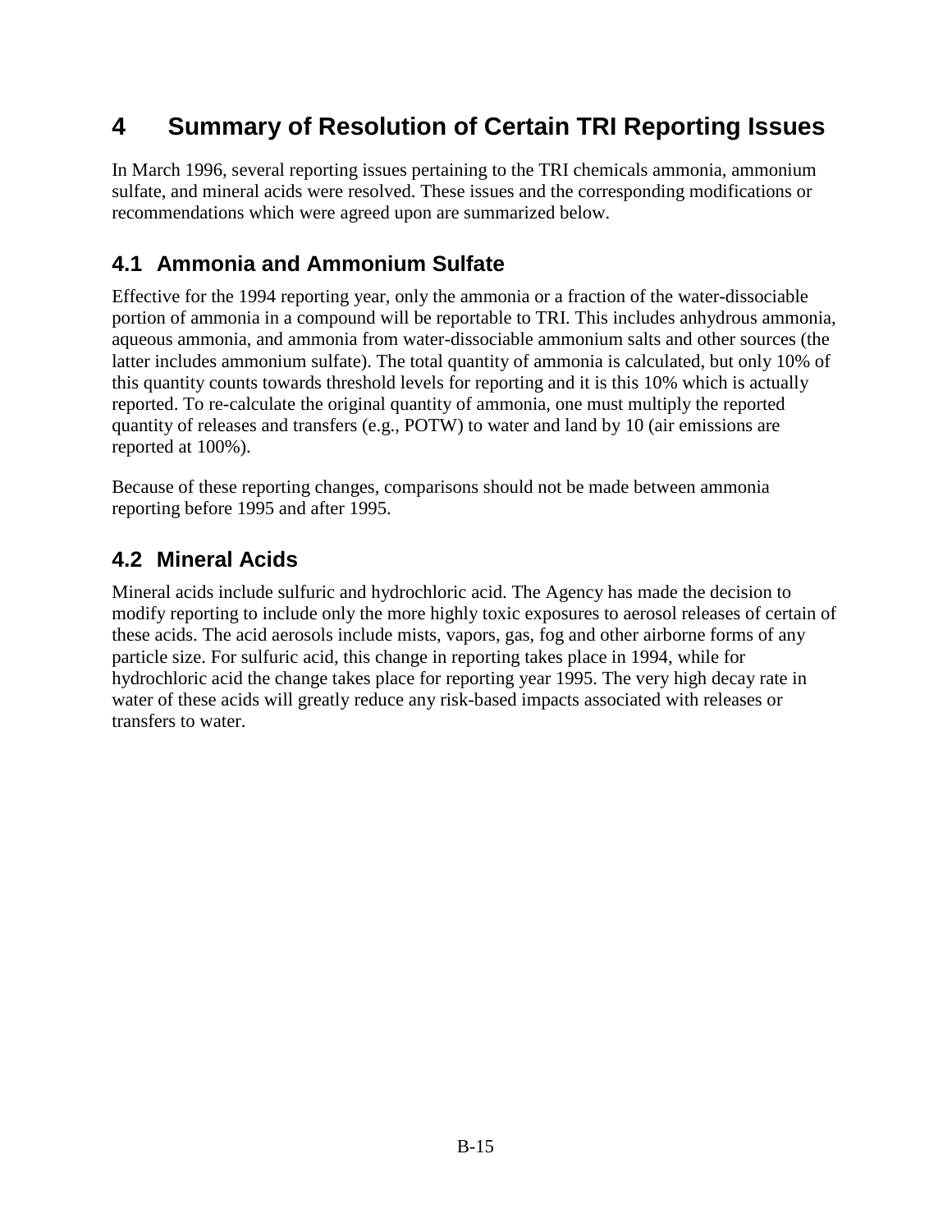# 4 Summary of Resolution of Certain TRI Reporting Issues

In March 1996, several reporting issues pertaining to the TRI chemicals ammonia, ammonium sulfate, and mineral acids were resolved. These issues and the corresponding modifications or recommendations which were agreed upon are summarized below.

## 4.1 Ammonia and Ammonium Sulfate

Effective for the 1994 reporting year, only the ammonia or a fraction of the water-dissociable portion of ammonia in a compound will be reportable to TRI. This includes anhydrous ammonia, aqueous ammonia, and ammonia from water-dissociable ammonium salts and other sources (the latter includes ammonium sulfate). The total quantity of ammonia is calculated, but only 10% of this quantity counts towards threshold levels for reporting and it is this 10% which is actually reported. To re-calculate the original quantity of ammonia, one must multiply the reported quantity of releases and transfers (e.g., POTW) to water and land by 10 (air emissions are reported at 100%).

Because of these reporting changes, comparisons should not be made between ammonia reporting before 1995 and after 1995.

## 4.2 Mineral Acids

Mineral acids include sulfuric and hydrochloric acid. The Agency has made the decision to modify reporting to include only the more highly toxic exposures to aerosol releases of certain of these acids. The acid aerosols include mists, vapors, gas, fog and other airborne forms of any particle size. For sulfuric acid, this change in reporting takes place in 1994, while for hydrochloric acid the change takes place for reporting year 1995. The very high decay rate in water of these acids will greatly reduce any risk-based impacts associated with releases or transfers to water.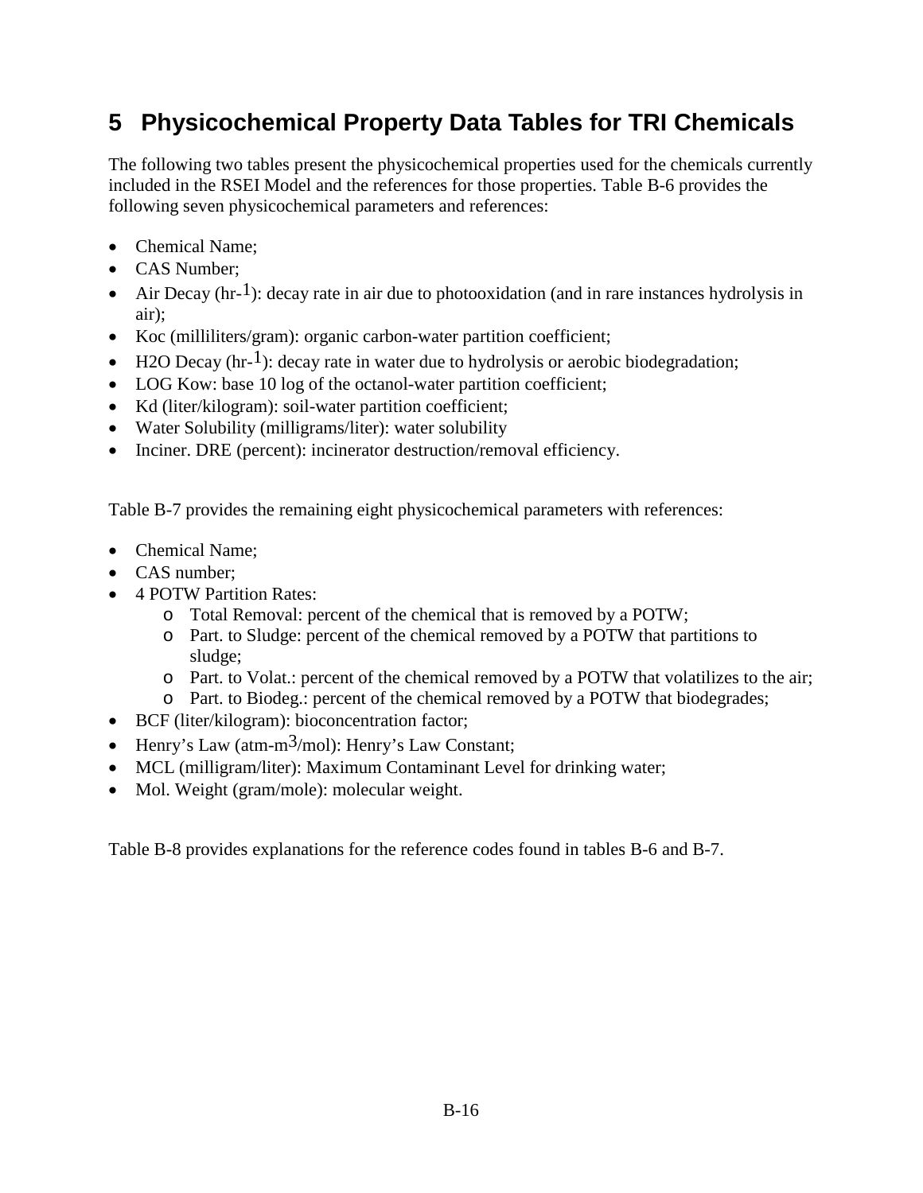# 5 Physicochemical Property Data Tables for TRI Chemicals

The following two tables present the physicochemical properties used for the chemicals currently included in the RSEI Model and the references for those properties. Table B-6 provides the following seven physicochemical parameters and references:

- Chemical Name;
- CAS Number;
- Air Decay ($hr^{-1}$): decay rate in air due to photooxidation (and in rare instances hydrolysis in air);
- Koc (milliliters/gram): organic carbon-water partition coefficient;
- H2O Decay ($hr^{-1}$): decay rate in water due to hydrolysis or aerobic biodegradation;
- LOG Kow: base 10 log of the octanol-water partition coefficient;
- Kd (liter/kilogram): soil-water partition coefficient;
- Water Solubility (milligrams/liter): water solubility
- Inciner. DRE (percent): incinerator destruction/removal efficiency.

Table B-7 provides the remaining eight physicochemical parameters with references:

- Chemical Name;
- CAS number;
- 4 POTW Partition Rates:
  - Total Removal: percent of the chemical that is removed by a POTW;
  - Part. to Sludge: percent of the chemical removed by a POTW that partitions to sludge;
  - Part. to Volat.: percent of the chemical removed by a POTW that volatilizes to the air;
  - Part. to Biodeg.: percent of the chemical removed by a POTW that biodegrades;
- BCF (liter/kilogram): bioconcentration factor;
- Henry's Law (atm-$m^3$/mol): Henry's Law Constant;
- MCL (milligram/liter): Maximum Contaminant Level for drinking water;
- Mol. Weight (gram/mole): molecular weight.

Table B-8 provides explanations for the reference codes found in tables B-6 and B-7.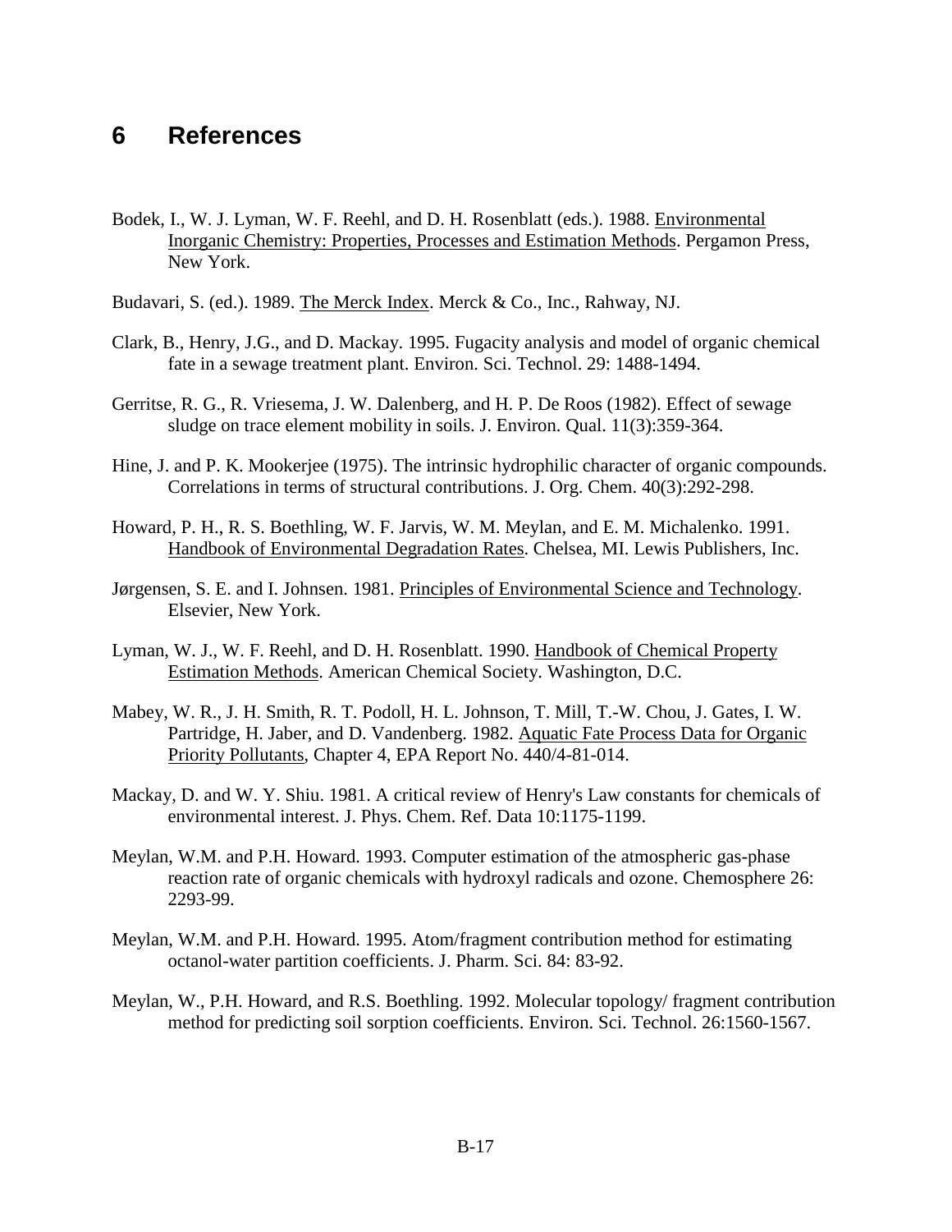# 6 References

Bodek, I., W. J. Lyman, W. F. Reehl, and D. H. Rosenblatt (eds.). 1988. Environmental Inorganic Chemistry: Properties, Processes and Estimation Methods. Pergamon Press, New York.

Budavari, S. (ed.). 1989. The Merck Index. Merck & Co., Inc., Rahway, NJ.

Clark, B., Henry, J.G., and D. Mackay. 1995. Fugacity analysis and model of organic chemical fate in a sewage treatment plant. Environ. Sci. Technol. 29: 1488-1494.

Gerritse, R. G., R. Vriesema, J. W. Dalenberg, and H. P. De Roos (1982). Effect of sewage sludge on trace element mobility in soils. J. Environ. Qual. 11(3):359-364.

Hine, J. and P. K. Mookerjee (1975). The intrinsic hydrophilic character of organic compounds. Correlations in terms of structural contributions. J. Org. Chem. 40(3):292-298.

Howard, P. H., R. S. Boethling, W. F. Jarvis, W. M. Meylan, and E. M. Michalenko. 1991. Handbook of Environmental Degradation Rates. Chelsea, MI. Lewis Publishers, Inc.

Jørgensen, S. E. and I. Johnsen. 1981. Principles of Environmental Science and Technology. Elsevier, New York.

Lyman, W. J., W. F. Reehl, and D. H. Rosenblatt. 1990. Handbook of Chemical Property Estimation Methods. American Chemical Society. Washington, D.C.

Mabey, W. R., J. H. Smith, R. T. Podoll, H. L. Johnson, T. Mill, T.-W. Chou, J. Gates, I. W. Partridge, H. Jaber, and D. Vandenberg. 1982. Aquatic Fate Process Data for Organic Priority Pollutants, Chapter 4, EPA Report No. 440/4-81-014.

Mackay, D. and W. Y. Shiu. 1981. A critical review of Henry's Law constants for chemicals of environmental interest. J. Phys. Chem. Ref. Data 10:1175-1199.

Meylan, W.M. and P.H. Howard. 1993. Computer estimation of the atmospheric gas-phase reaction rate of organic chemicals with hydroxyl radicals and ozone. Chemosphere 26: 2293-99.

Meylan, W.M. and P.H. Howard. 1995. Atom/fragment contribution method for estimating octanol-water partition coefficients. J. Pharm. Sci. 84: 83-92.

Meylan, W., P.H. Howard, and R.S. Boethling. 1992. Molecular topology/ fragment contribution method for predicting soil sorption coefficients. Environ. Sci. Technol. 26:1560-1567.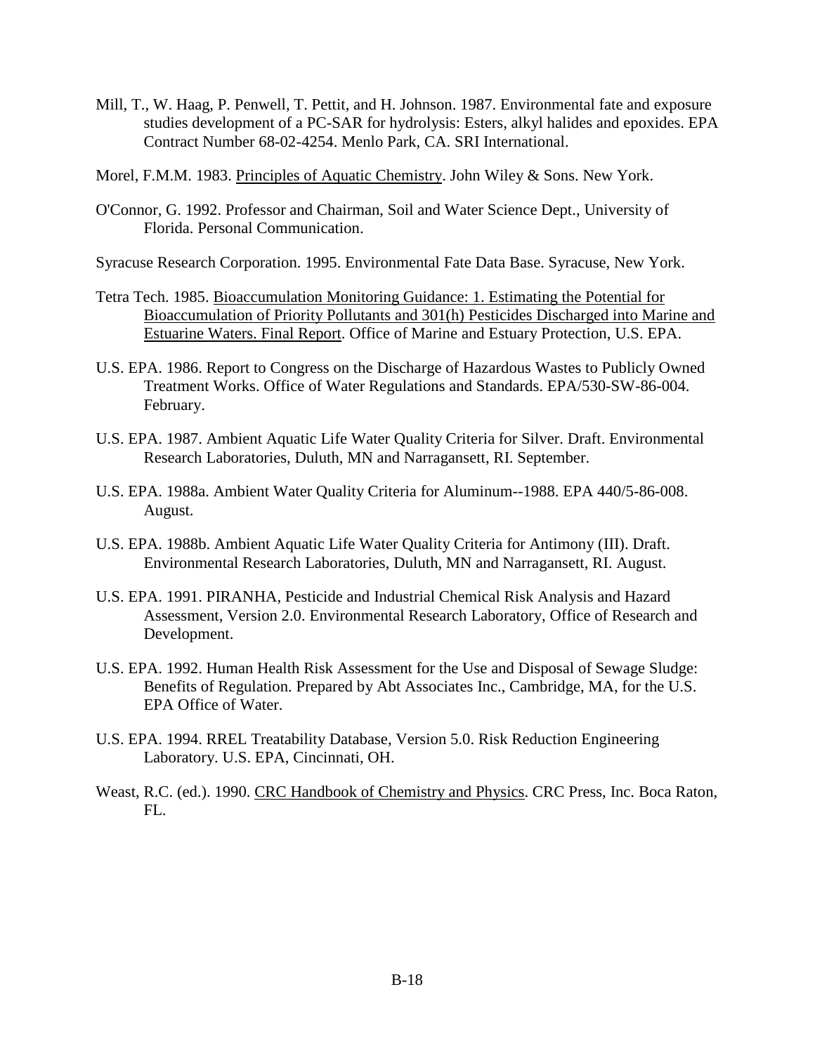Mill, T., W. Haag, P. Penwell, T. Pettit, and H. Johnson. 1987. Environmental fate and exposure studies development of a PC-SAR for hydrolysis: Esters, alkyl halides and epoxides. EPA Contract Number 68-02-4254. Menlo Park, CA. SRI International.

Morel, F.M.M. 1983. Principles of Aquatic Chemistry. John Wiley & Sons. New York.

O'Connor, G. 1992. Professor and Chairman, Soil and Water Science Dept., University of Florida. Personal Communication.

Syracuse Research Corporation. 1995. Environmental Fate Data Base. Syracuse, New York.

Tetra Tech. 1985. Bioaccumulation Monitoring Guidance: 1. Estimating the Potential for Bioaccumulation of Priority Pollutants and 301(h) Pesticides Discharged into Marine and Estuarine Waters. Final Report. Office of Marine and Estuary Protection, U.S. EPA.

U.S. EPA. 1986. Report to Congress on the Discharge of Hazardous Wastes to Publicly Owned Treatment Works. Office of Water Regulations and Standards. EPA/530-SW-86-004. February.

U.S. EPA. 1987. Ambient Aquatic Life Water Quality Criteria for Silver. Draft. Environmental Research Laboratories, Duluth, MN and Narragansett, RI. September.

U.S. EPA. 1988a. Ambient Water Quality Criteria for Aluminum--1988. EPA 440/5-86-008. August.

U.S. EPA. 1988b. Ambient Aquatic Life Water Quality Criteria for Antimony (III). Draft. Environmental Research Laboratories, Duluth, MN and Narragansett, RI. August.

U.S. EPA. 1991. PIRANHA, Pesticide and Industrial Chemical Risk Analysis and Hazard Assessment, Version 2.0. Environmental Research Laboratory, Office of Research and Development.

U.S. EPA. 1992. Human Health Risk Assessment for the Use and Disposal of Sewage Sludge: Benefits of Regulation. Prepared by Abt Associates Inc., Cambridge, MA, for the U.S. EPA Office of Water.

U.S. EPA. 1994. RREL Treatability Database, Version 5.0. Risk Reduction Engineering Laboratory. U.S. EPA, Cincinnati, OH.

Weast, R.C. (ed.). 1990. CRC Handbook of Chemistry and Physics. CRC Press, Inc. Boca Raton, FL.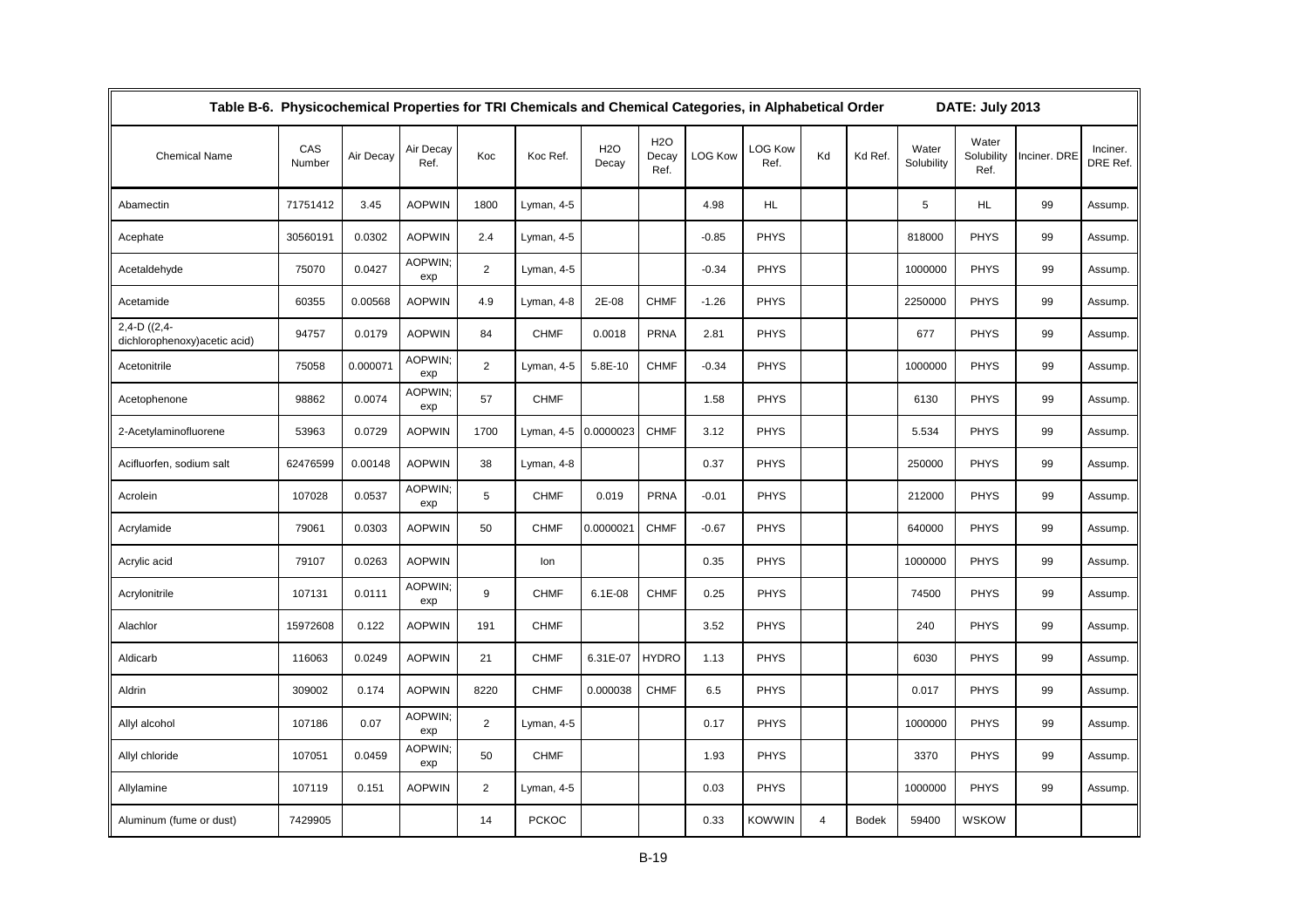## Table B-6. Physicochemical Properties for TRI Chemicals and Chemical Categories, in Alphabetical Order DATE: July 2013

| Chemical Name | CAS Number | Air Decay | Air Decay Ref. | Koc | Koc Ref. | H2O Decay | H2O Decay Ref. | LOG Kow | LOG Kow Ref. | Kd | Kd Ref. | Water Solubility | Water Solubility Ref. | Inciner. DRE | Inciner. DRE Ref. |
|---|---|---|---|---|---|---|---|---|---|---|---|---|---|---|---|
| Abamectin | 71751412 | 3.45 | AOPWIN | 1800 | Lyman, 4-5 | | | 4.98 | HL | | | 5 | HL | 99 | Assump. |
| Acephate | 30560191 | 0.0302 | AOPWIN | 2.4 | Lyman, 4-5 | | | -0.85 | PHYS | | | 818000 | PHYS | 99 | Assump. |
| Acetaldehyde | 75070 | 0.0427 | AOPWIN; exp | 2 | Lyman, 4-5 | | | -0.34 | PHYS | | | 1000000 | PHYS | 99 | Assump. |
| Acetamide | 60355 | 0.00568 | AOPWIN | 4.9 | Lyman, 4-8 | 2E-08 | CHMF | -1.26 | PHYS | | | 2250000 | PHYS | 99 | Assump. |
| 2,4-D ((2,4-dichlorophenoxy)acetic acid) | 94757 | 0.0179 | AOPWIN | 84 | CHMF | 0.0018 | PRNA | 2.81 | PHYS | | | 677 | PHYS | 99 | Assump. |
| Acetonitrile | 75058 | 0.000071 | AOPWIN; exp | 2 | Lyman, 4-5 | 5.8E-10 | CHMF | -0.34 | PHYS | | | 1000000 | PHYS | 99 | Assump. |
| Acetophenone | 98862 | 0.0074 | AOPWIN; exp | 57 | CHMF | | | 1.58 | PHYS | | | 6130 | PHYS | 99 | Assump. |
| 2-Acetylaminofluorene | 53963 | 0.0729 | AOPWIN | 1700 | Lyman, 4-5 | 0.0000023 | CHMF | 3.12 | PHYS | | | 5.534 | PHYS | 99 | Assump. |
| Acifluorfen, sodium salt | 62476599 | 0.00148 | AOPWIN | 38 | Lyman, 4-8 | | | 0.37 | PHYS | | | 250000 | PHYS | 99 | Assump. |
| Acrolein | 107028 | 0.0537 | AOPWIN; exp | 5 | CHMF | 0.019 | PRNA | -0.01 | PHYS | | | 212000 | PHYS | 99 | Assump. |
| Acrylamide | 79061 | 0.0303 | AOPWIN | 50 | CHMF | 0.0000021 | CHMF | -0.67 | PHYS | | | 640000 | PHYS | 99 | Assump. |
| Acrylic acid | 79107 | 0.0263 | AOPWIN | | Ion | | | 0.35 | PHYS | | | 1000000 | PHYS | 99 | Assump. |
| Acrylonitrile | 107131 | 0.0111 | AOPWIN; exp | 9 | CHMF | 6.1E-08 | CHMF | 0.25 | PHYS | | | 74500 | PHYS | 99 | Assump. |
| Alachlor | 15972608 | 0.122 | AOPWIN | 191 | CHMF | | | 3.52 | PHYS | | | 240 | PHYS | 99 | Assump. |
| Aldicarb | 116063 | 0.0249 | AOPWIN | 21 | CHMF | 6.31E-07 | HYDRO | 1.13 | PHYS | | | 6030 | PHYS | 99 | Assump. |
| Aldrin | 309002 | 0.174 | AOPWIN | 8220 | CHMF | 0.000038 | CHMF | 6.5 | PHYS | | | 0.017 | PHYS | 99 | Assump. |
| Allyl alcohol | 107186 | 0.07 | AOPWIN; exp | 2 | Lyman, 4-5 | | | 0.17 | PHYS | | | 1000000 | PHYS | 99 | Assump. |
| Allyl chloride | 107051 | 0.0459 | AOPWIN; exp | 50 | CHMF | | | 1.93 | PHYS | | | 3370 | PHYS | 99 | Assump. |
| Allylamine | 107119 | 0.151 | AOPWIN | 2 | Lyman, 4-5 | | | 0.03 | PHYS | | | 1000000 | PHYS | 99 | Assump. |
| Aluminum (fume or dust) | 7429905 | | | 14 | PCKOC | | | 0.33 | KOWWIN | 4 | Bodek | 59400 | WSKOW | | |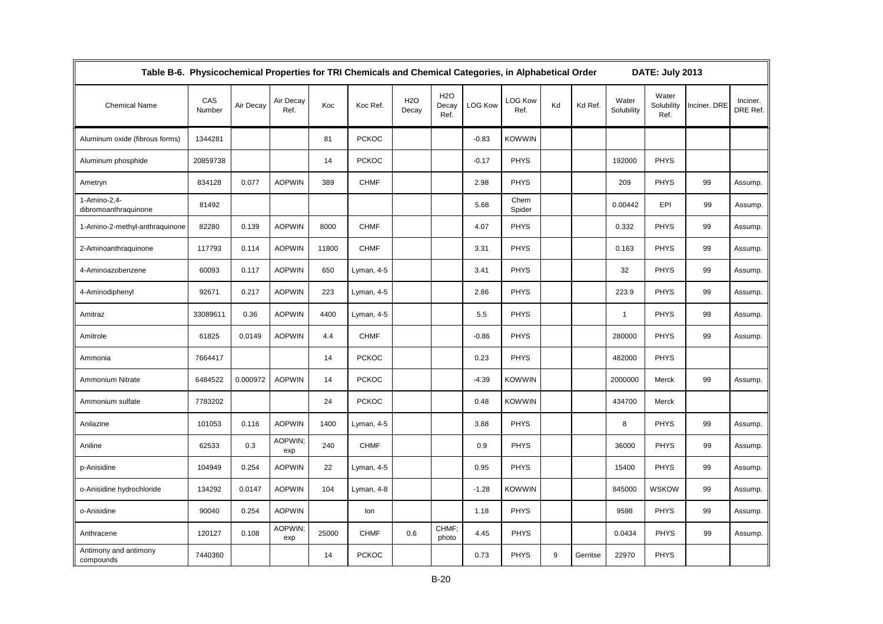**Table B-6. Physicochemical Properties for TRI Chemicals and Chemical Categories, in Alphabetical Order DATE: July 2013**

| Chemical Name | CAS Number | Air Decay | Air Decay Ref. | Koc | Koc Ref. | H2O Decay | H2O Decay Ref. | LOG Kow | LOG Kow Ref. | Kd | Kd Ref. | Water Solubility | Water Solubility Ref. | Inciner. DRE | Inciner. DRE Ref. |
|---|---|---|---|---|---|---|---|---|---|---|---|---|---|---|---|
| Aluminum oxide (fibrous forms) | 1344281 | | | 81 | PCKOC | | | -0.83 | KOWWIN | | | | | | |
| Aluminum phosphide | 20859738 | | | 14 | PCKOC | | | -0.17 | PHYS | | | 192000 | PHYS | | |
| Ametryn | 834128 | 0.077 | AOPWIN | 389 | CHMF | | | 2.98 | PHYS | | | 209 | PHYS | 99 | Assump. |
| 1-Amino-2,4-dibromoanthraquinone | 81492 | | | | | | | 5.68 | Chem Spider | | | 0.00442 | EPI | 99 | Assump. |
| 1-Amino-2-methyl-anthraquinone | 82280 | 0.139 | AOPWIN | 8000 | CHMF | | | 4.07 | PHYS | | | 0.332 | PHYS | 99 | Assump. |
| 2-Aminoanthraquinone | 117793 | 0.114 | AOPWIN | 11800 | CHMF | | | 3.31 | PHYS | | | 0.163 | PHYS | 99 | Assump. |
| 4-Aminoazobenzene | 60093 | 0.117 | AOPWIN | 650 | Lyman, 4-5 | | | 3.41 | PHYS | | | 32 | PHYS | 99 | Assump. |
| 4-Aminodiphenyl | 92671 | 0.217 | AOPWIN | 223 | Lyman, 4-5 | | | 2.86 | PHYS | | | 223.9 | PHYS | 99 | Assump. |
| Amitraz | 33089611 | 0.36 | AOPWIN | 4400 | Lyman, 4-5 | | | 5.5 | PHYS | | | 1 | PHYS | 99 | Assump. |
| Amitrole | 61825 | 0.0149 | AOPWIN | 4.4 | CHMF | | | -0.86 | PHYS | | | 280000 | PHYS | 99 | Assump. |
| Ammonia | 7664417 | | | 14 | PCKOC | | | 0.23 | PHYS | | | 482000 | PHYS | | |
| Ammonium Nitrate | 6484522 | 0.000972 | AOPWIN | 14 | PCKOC | | | -4.39 | KOWWIN | | | 2000000 | Merck | 99 | Assump. |
| Ammonium sulfate | 7783202 | | | 24 | PCKOC | | | 0.48 | KOWWIN | | | 434700 | Merck | | |
| Anilazine | 101053 | 0.116 | AOPWIN | 1400 | Lyman, 4-5 | | | 3.88 | PHYS | | | 8 | PHYS | 99 | Assump. |
| Aniline | 62533 | 0.3 | AOPWIN; exp | 240 | CHMF | | | 0.9 | PHYS | | | 36000 | PHYS | 99 | Assump. |
| p-Anisidine | 104949 | 0.254 | AOPWIN | 22 | Lyman, 4-5 | | | 0.95 | PHYS | | | 15400 | PHYS | 99 | Assump. |
| o-Anisidine hydrochloride | 134292 | 0.0147 | AOPWIN | 104 | Lyman, 4-8 | | | -1.28 | KOWWIN | | | 845000 | WSKOW | 99 | Assump. |
| o-Anisidine | 90040 | 0.254 | AOPWIN | | Ion | | | 1.18 | PHYS | | | 9598 | PHYS | 99 | Assump. |
| Anthracene | 120127 | 0.108 | AOPWIN; exp | 25000 | CHMF | 0.6 | CHMF; photo | 4.45 | PHYS | | | 0.0434 | PHYS | 99 | Assump. |
| Antimony and antimony compounds | 7440360 | | | 14 | PCKOC | | | 0.73 | PHYS | 9 | Gerritse | 22970 | PHYS | | |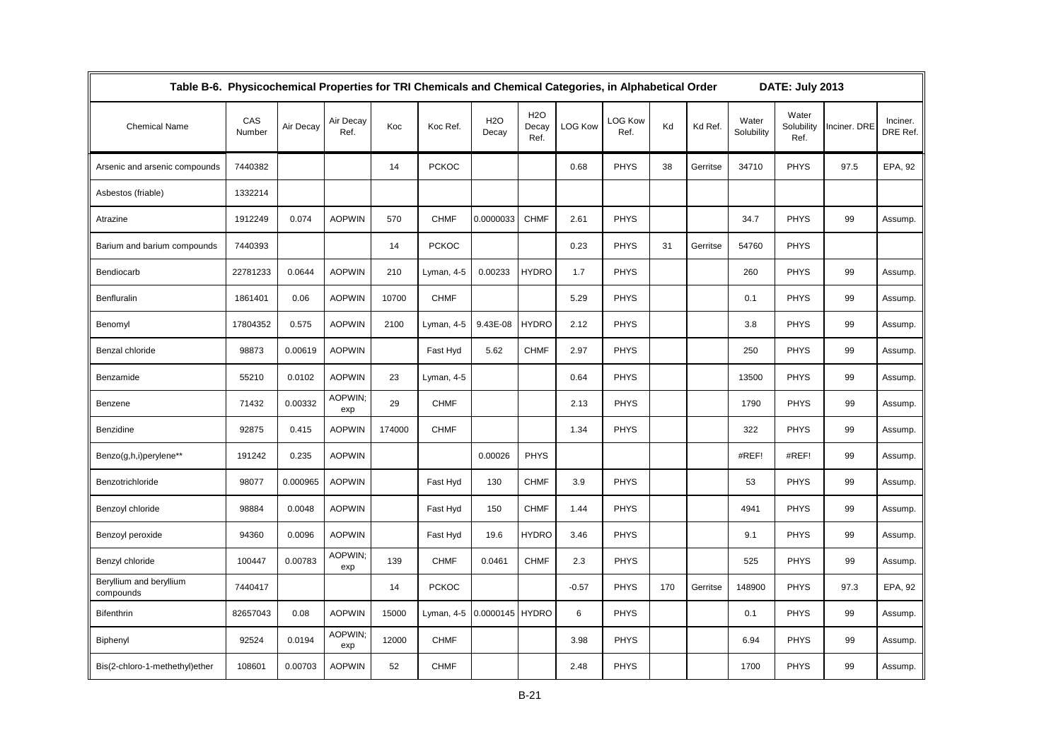**Table B-6. Physicochemical Properties for TRI Chemicals and Chemical Categories, in Alphabetical Order DATE: July 2013**

| Chemical Name | CAS Number | Air Decay | Air Decay Ref. | Koc | Koc Ref. | H2O Decay | H2O Decay Ref. | LOG Kow | LOG Kow Ref. | Kd | Kd Ref. | Water Solubility | Water Solubility Ref. | Inciner. DRE | Inciner. DRE Ref. |
|---|---|---|---|---|---|---|---|---|---|---|---|---|---|---|---|
| Arsenic and arsenic compounds | 7440382 | | | 14 | PCKOC | | | 0.68 | PHYS | 38 | Gerritse | 34710 | PHYS | 97.5 | EPA, 92 |
| Asbestos (friable) | 1332214 | | | | | | | | | | | | | | |
| Atrazine | 1912249 | 0.074 | AOPWIN | 570 | CHMF | 0.0000033 | CHMF | 2.61 | PHYS | | | 34.7 | PHYS | 99 | Assump. |
| Barium and barium compounds | 7440393 | | | 14 | PCKOC | | | 0.23 | PHYS | 31 | Gerritse | 54760 | PHYS | | |
| Bendiocarb | 22781233 | 0.0644 | AOPWIN | 210 | Lyman, 4-5 | 0.00233 | HYDRO | 1.7 | PHYS | | | 260 | PHYS | 99 | Assump. |
| Benfluralin | 1861401 | 0.06 | AOPWIN | 10700 | CHMF | | | 5.29 | PHYS | | | 0.1 | PHYS | 99 | Assump. |
| Benomyl | 17804352 | 0.575 | AOPWIN | 2100 | Lyman, 4-5 | 9.43E-08 | HYDRO | 2.12 | PHYS | | | 3.8 | PHYS | 99 | Assump. |
| Benzal chloride | 98873 | 0.00619 | AOPWIN | | Fast Hyd | 5.62 | CHMF | 2.97 | PHYS | | | 250 | PHYS | 99 | Assump. |
| Benzamide | 55210 | 0.0102 | AOPWIN | 23 | Lyman, 4-5 | | | 0.64 | PHYS | | | 13500 | PHYS | 99 | Assump. |
| Benzene | 71432 | 0.00332 | AOPWIN; exp | 29 | CHMF | | | 2.13 | PHYS | | | 1790 | PHYS | 99 | Assump. |
| Benzidine | 92875 | 0.415 | AOPWIN | 174000 | CHMF | | | 1.34 | PHYS | | | 322 | PHYS | 99 | Assump. |
| Benzo(g,h,i)perylene** | 191242 | 0.235 | AOPWIN | | | 0.00026 | PHYS | | | | | #REF! | #REF! | 99 | Assump. |
| Benzotrichloride | 98077 | 0.000965 | AOPWIN | | Fast Hyd | 130 | CHMF | 3.9 | PHYS | | | 53 | PHYS | 99 | Assump. |
| Benzoyl chloride | 98884 | 0.0048 | AOPWIN | | Fast Hyd | 150 | CHMF | 1.44 | PHYS | | | 4941 | PHYS | 99 | Assump. |
| Benzoyl peroxide | 94360 | 0.0096 | AOPWIN | | Fast Hyd | 19.6 | HYDRO | 3.46 | PHYS | | | 9.1 | PHYS | 99 | Assump. |
| Benzyl chloride | 100447 | 0.00783 | AOPWIN; exp | 139 | CHMF | 0.0461 | CHMF | 2.3 | PHYS | | | 525 | PHYS | 99 | Assump. |
| Beryllium and beryllium compounds | 7440417 | | | 14 | PCKOC | | | -0.57 | PHYS | 170 | Gerritse | 148900 | PHYS | 97.3 | EPA, 92 |
| Bifenthrin | 82657043 | 0.08 | AOPWIN | 15000 | Lyman, 4-5 | 0.0000145 | HYDRO | 6 | PHYS | | | 0.1 | PHYS | 99 | Assump. |
| Biphenyl | 92524 | 0.0194 | AOPWIN; exp | 12000 | CHMF | | | 3.98 | PHYS | | | 6.94 | PHYS | 99 | Assump. |
| Bis(2-chloro-1-methethyl)ether | 108601 | 0.00703 | AOPWIN | 52 | CHMF | | | 2.48 | PHYS | | | 1700 | PHYS | 99 | Assump. |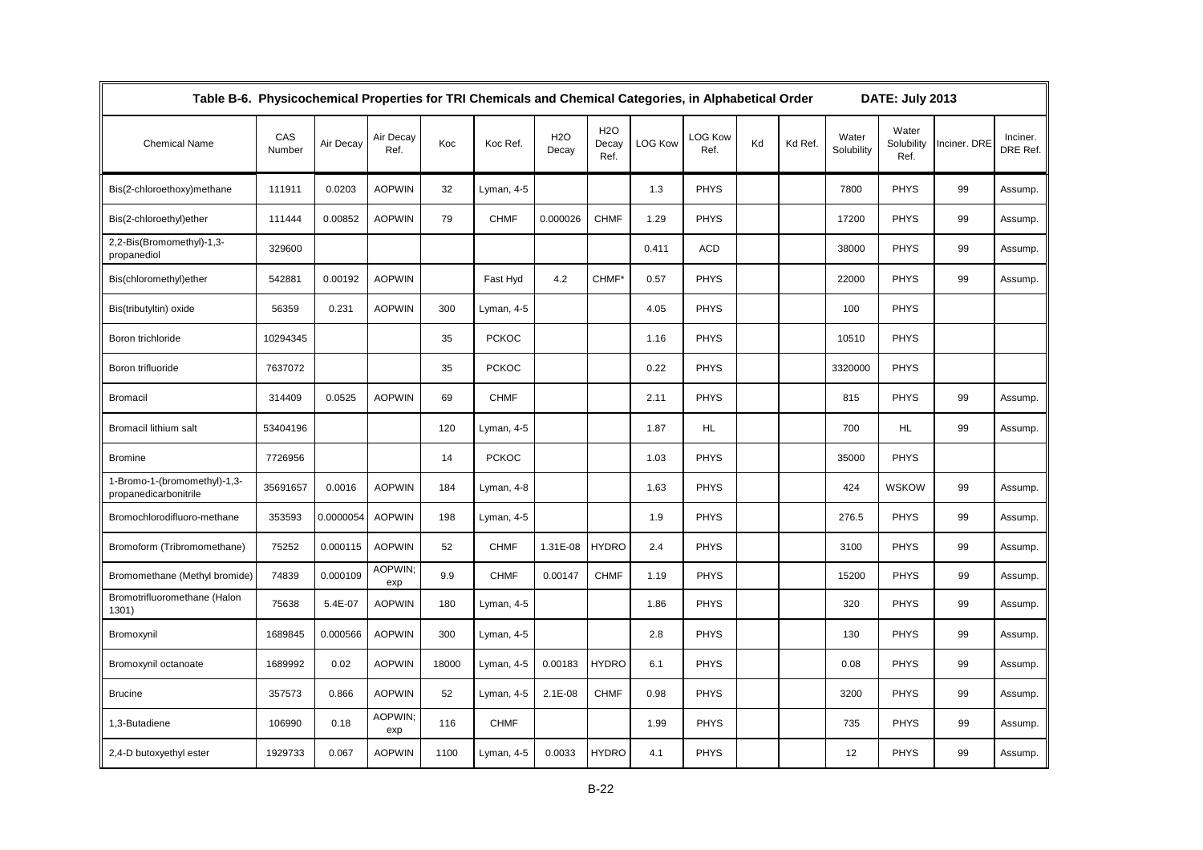Table B-6. Physicochemical Properties for TRI Chemicals and Chemical Categories, in Alphabetical Order DATE: July 2013

| Chemical Name | CAS Number | Air Decay | Air Decay Ref. | Koc | Koc Ref. | H2O Decay | H2O Decay Ref. | LOG Kow | LOG Kow Ref. | Kd | Kd Ref. | Water Solubility | Water Solubility Ref. | Inciner. DRE | Inciner. DRE Ref. |
|---|---|---|---|---|---|---|---|---|---|---|---|---|---|---|---|
| Bis(2-chloroethoxy)methane | 111911 | 0.0203 | AOPWIN | 32 | Lyman, 4-5 | | | 1.3 | PHYS | | | 7800 | PHYS | 99 | Assump. |
| Bis(2-chloroethyl)ether | 111444 | 0.00852 | AOPWIN | 79 | CHMF | 0.000026 | CHMF | 1.29 | PHYS | | | 17200 | PHYS | 99 | Assump. |
| 2,2-Bis(Bromomethyl)-1,3-propanediol | 329600 | | | | | | | 0.411 | ACD | | | 38000 | PHYS | 99 | Assump. |
| Bis(chloromethyl)ether | 542881 | 0.00192 | AOPWIN | | Fast Hyd | 4.2 | CHMF* | 0.57 | PHYS | | | 22000 | PHYS | 99 | Assump. |
| Bis(tributyltin) oxide | 56359 | 0.231 | AOPWIN | 300 | Lyman, 4-5 | | | 4.05 | PHYS | | | 100 | PHYS | | |
| Boron trichloride | 10294345 | | | 35 | PCKOC | | | 1.16 | PHYS | | | 10510 | PHYS | | |
| Boron trifluoride | 7637072 | | | 35 | PCKOC | | | 0.22 | PHYS | | | 3320000 | PHYS | | |
| Bromacil | 314409 | 0.0525 | AOPWIN | 69 | CHMF | | | 2.11 | PHYS | | | 815 | PHYS | 99 | Assump. |
| Bromacil lithium salt | 53404196 | | | 120 | Lyman, 4-5 | | | 1.87 | HL | | | 700 | HL | 99 | Assump. |
| Bromine | 7726956 | | | 14 | PCKOC | | | 1.03 | PHYS | | | 35000 | PHYS | | |
| 1-Bromo-1-(bromomethyl)-1,3-propanedicarbonitrile | 35691657 | 0.0016 | AOPWIN | 184 | Lyman, 4-8 | | | 1.63 | PHYS | | | 424 | WSKOW | 99 | Assump. |
| Bromochlorodifluoro-methane | 353593 | 0.0000054 | AOPWIN | 198 | Lyman, 4-5 | | | 1.9 | PHYS | | | 276.5 | PHYS | 99 | Assump. |
| Bromoform (Tribromomethane) | 75252 | 0.000115 | AOPWIN | 52 | CHMF | 1.31E-08 | HYDRO | 2.4 | PHYS | | | 3100 | PHYS | 99 | Assump. |
| Bromomethane (Methyl bromide) | 74839 | 0.000109 | AOPWIN; exp | 9.9 | CHMF | 0.00147 | CHMF | 1.19 | PHYS | | | 15200 | PHYS | 99 | Assump. |
| Bromotrifluoromethane (Halon 1301) | 75638 | 5.4E-07 | AOPWIN | 180 | Lyman, 4-5 | | | 1.86 | PHYS | | | 320 | PHYS | 99 | Assump. |
| Bromoxynil | 1689845 | 0.000566 | AOPWIN | 300 | Lyman, 4-5 | | | 2.8 | PHYS | | | 130 | PHYS | 99 | Assump. |
| Bromoxynil octanoate | 1689992 | 0.02 | AOPWIN | 18000 | Lyman, 4-5 | 0.00183 | HYDRO | 6.1 | PHYS | | | 0.08 | PHYS | 99 | Assump. |
| Brucine | 357573 | 0.866 | AOPWIN | 52 | Lyman, 4-5 | 2.1E-08 | CHMF | 0.98 | PHYS | | | 3200 | PHYS | 99 | Assump. |
| 1,3-Butadiene | 106990 | 0.18 | AOPWIN; exp | 116 | CHMF | | | 1.99 | PHYS | | | 735 | PHYS | 99 | Assump. |
| 2,4-D butoxyethyl ester | 1929733 | 0.067 | AOPWIN | 1100 | Lyman, 4-5 | 0.0033 | HYDRO | 4.1 | PHYS | | | 12 | PHYS | 99 | Assump. |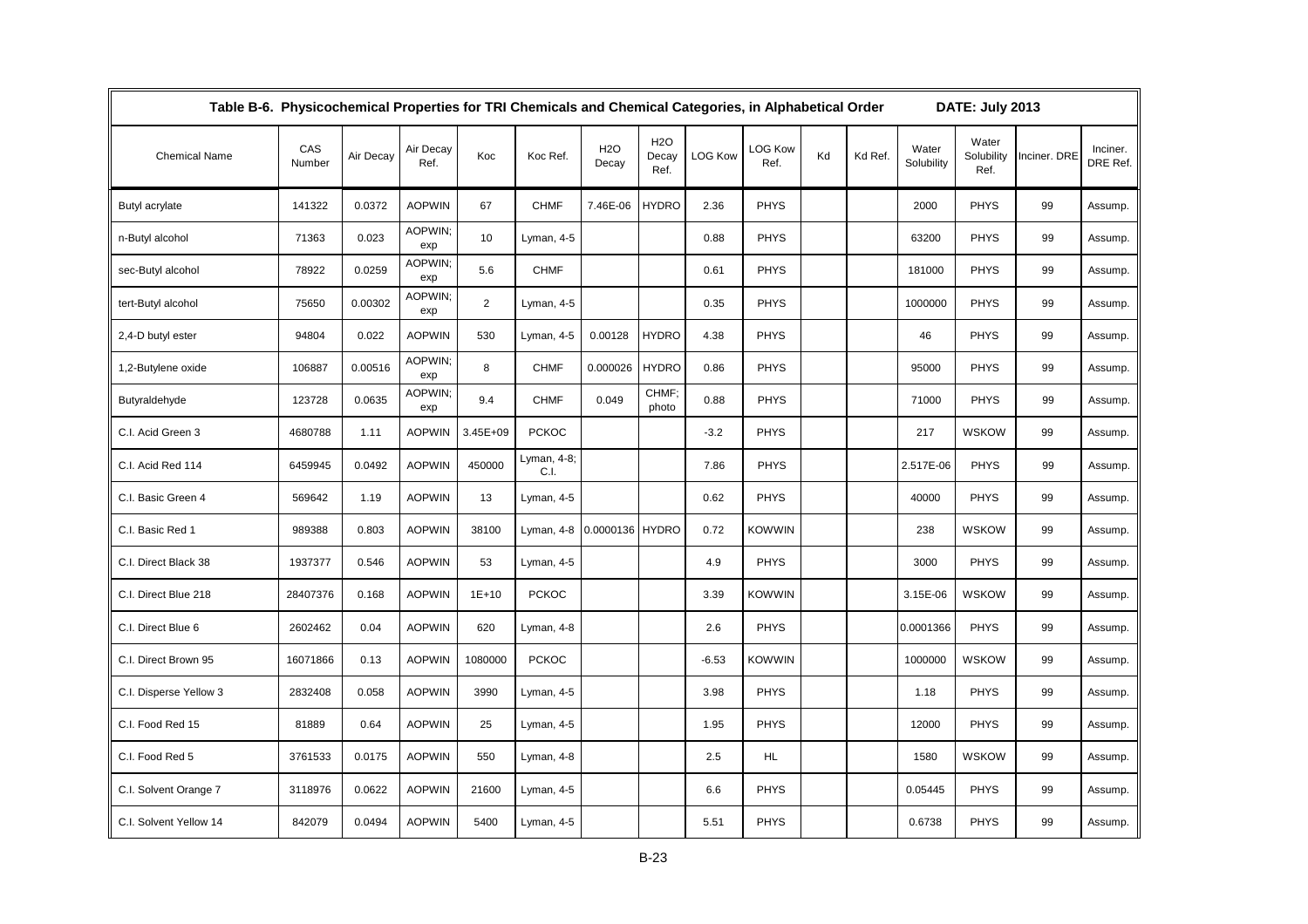| Table B-6. Physicochemical Properties for TRI Chemicals and Chemical Categories, in Alphabetical Order | | | | | | | | | | | | | DATE: July 2013 | | |
|---|---|---|---|---|---|---|---|---|---|---|---|---|---|---|---|
| Chemical Name | CAS Number | Air Decay | Air Decay Ref. | Koc | Koc Ref. | H2O Decay | H2O Decay Ref. | LOG Kow | LOG Kow Ref. | Kd | Kd Ref. | Water Solubility | Water Solubility Ref. | Inciner. DRE | Inciner. DRE Ref. |
| Butyl acrylate | 141322 | 0.0372 | AOPWIN | 67 | CHMF | 7.46E-06 | HYDRO | 2.36 | PHYS | | | 2000 | PHYS | 99 | Assump. |
| n-Butyl alcohol | 71363 | 0.023 | AOPWIN; exp | 10 | Lyman, 4-5 | | | 0.88 | PHYS | | | 63200 | PHYS | 99 | Assump. |
| sec-Butyl alcohol | 78922 | 0.0259 | AOPWIN; exp | 5.6 | CHMF | | | 0.61 | PHYS | | | 181000 | PHYS | 99 | Assump. |
| tert-Butyl alcohol | 75650 | 0.00302 | AOPWIN; exp | 2 | Lyman, 4-5 | | | 0.35 | PHYS | | | 1000000 | PHYS | 99 | Assump. |
| 2,4-D butyl ester | 94804 | 0.022 | AOPWIN | 530 | Lyman, 4-5 | 0.00128 | HYDRO | 4.38 | PHYS | | | 46 | PHYS | 99 | Assump. |
| 1,2-Butylene oxide | 106887 | 0.00516 | AOPWIN; exp | 8 | CHMF | 0.000026 | HYDRO | 0.86 | PHYS | | | 95000 | PHYS | 99 | Assump. |
| Butyraldehyde | 123728 | 0.0635 | AOPWIN; exp | 9.4 | CHMF | 0.049 | CHMF; photo | 0.88 | PHYS | | | 71000 | PHYS | 99 | Assump. |
| C.I. Acid Green 3 | 4680788 | 1.11 | AOPWIN | 3.45E+09 | PCKOC | | | -3.2 | PHYS | | | 217 | WSKOW | 99 | Assump. |
| C.I. Acid Red 114 | 6459945 | 0.0492 | AOPWIN | 450000 | Lyman, 4-8; C.I. | | | 7.86 | PHYS | | | 2.517E-06 | PHYS | 99 | Assump. |
| C.I. Basic Green 4 | 569642 | 1.19 | AOPWIN | 13 | Lyman, 4-5 | | | 0.62 | PHYS | | | 40000 | PHYS | 99 | Assump. |
| C.I. Basic Red 1 | 989388 | 0.803 | AOPWIN | 38100 | Lyman, 4-8 | 0.0000136 | HYDRO | 0.72 | KOWWIN | | | 238 | WSKOW | 99 | Assump. |
| C.I. Direct Black 38 | 1937377 | 0.546 | AOPWIN | 53 | Lyman, 4-5 | | | 4.9 | PHYS | | | 3000 | PHYS | 99 | Assump. |
| C.I. Direct Blue 218 | 28407376 | 0.168 | AOPWIN | 1E+10 | PCKOC | | | 3.39 | KOWWIN | | | 3.15E-06 | WSKOW | 99 | Assump. |
| C.I. Direct Blue 6 | 2602462 | 0.04 | AOPWIN | 620 | Lyman, 4-8 | | | 2.6 | PHYS | | | 0.0001366 | PHYS | 99 | Assump. |
| C.I. Direct Brown 95 | 16071866 | 0.13 | AOPWIN | 1080000 | PCKOC | | | -6.53 | KOWWIN | | | 1000000 | WSKOW | 99 | Assump. |
| C.I. Disperse Yellow 3 | 2832408 | 0.058 | AOPWIN | 3990 | Lyman, 4-5 | | | 3.98 | PHYS | | | 1.18 | PHYS | 99 | Assump. |
| C.I. Food Red 15 | 81889 | 0.64 | AOPWIN | 25 | Lyman, 4-5 | | | 1.95 | PHYS | | | 12000 | PHYS | 99 | Assump. |
| C.I. Food Red 5 | 3761533 | 0.0175 | AOPWIN | 550 | Lyman, 4-8 | | | 2.5 | HL | | | 1580 | WSKOW | 99 | Assump. |
| C.I. Solvent Orange 7 | 3118976 | 0.0622 | AOPWIN | 21600 | Lyman, 4-5 | | | 6.6 | PHYS | | | 0.05445 | PHYS | 99 | Assump. |
| C.I. Solvent Yellow 14 | 842079 | 0.0494 | AOPWIN | 5400 | Lyman, 4-5 | | | 5.51 | PHYS | | | 0.6738 | PHYS | 99 | Assump. |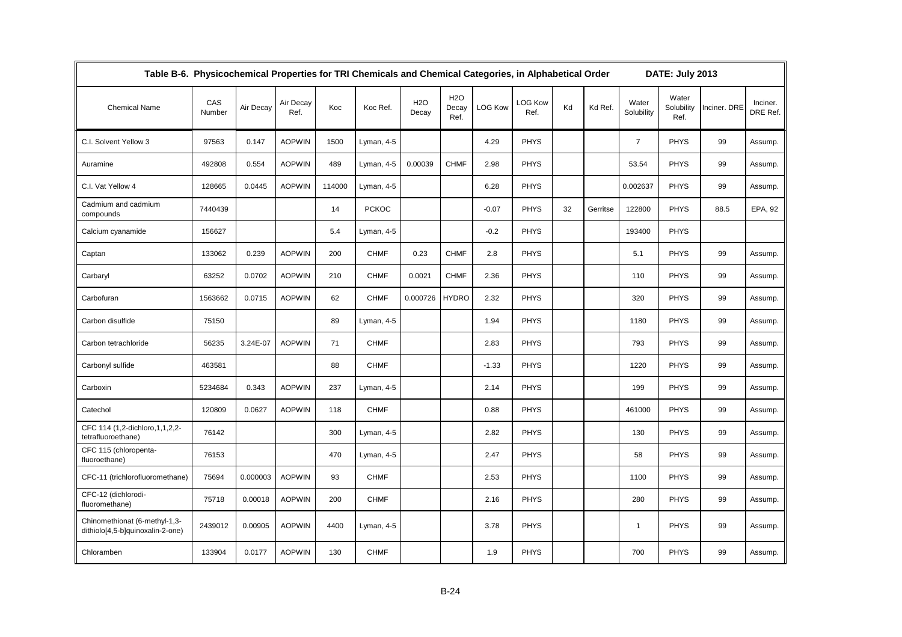**Table B-6. Physicochemical Properties for TRI Chemicals and Chemical Categories, in Alphabetical Order DATE: July 2013**

| Chemical Name | CAS Number | Air Decay | Air Decay Ref. | Koc | Koc Ref. | H2O Decay | H2O Decay Ref. | LOG Kow | LOG Kow Ref. | Kd | Kd Ref. | Water Solubility | Water Solubility Ref. | Inciner. DRE | Inciner. DRE Ref. |
|---|---|---|---|---|---|---|---|---|---|---|---|---|---|---|---|
| C.I. Solvent Yellow 3 | 97563 | 0.147 | AOPWIN | 1500 | Lyman, 4-5 | | | 4.29 | PHYS | | | 7 | PHYS | 99 | Assump. |
| Auramine | 492808 | 0.554 | AOPWIN | 489 | Lyman, 4-5 | 0.00039 | CHMF | 2.98 | PHYS | | | 53.54 | PHYS | 99 | Assump. |
| C.I. Vat Yellow 4 | 128665 | 0.0445 | AOPWIN | 114000 | Lyman, 4-5 | | | 6.28 | PHYS | | | 0.002637 | PHYS | 99 | Assump. |
| Cadmium and cadmium compounds | 7440439 | | | 14 | PCKOC | | | -0.07 | PHYS | 32 | Gerritse | 122800 | PHYS | 88.5 | EPA, 92 |
| Calcium cyanamide | 156627 | | | 5.4 | Lyman, 4-5 | | | -0.2 | PHYS | | | 193400 | PHYS | | |
| Captan | 133062 | 0.239 | AOPWIN | 200 | CHMF | 0.23 | CHMF | 2.8 | PHYS | | | 5.1 | PHYS | 99 | Assump. |
| Carbaryl | 63252 | 0.0702 | AOPWIN | 210 | CHMF | 0.0021 | CHMF | 2.36 | PHYS | | | 110 | PHYS | 99 | Assump. |
| Carbofuran | 1563662 | 0.0715 | AOPWIN | 62 | CHMF | 0.000726 | HYDRO | 2.32 | PHYS | | | 320 | PHYS | 99 | Assump. |
| Carbon disulfide | 75150 | | | 89 | Lyman, 4-5 | | | 1.94 | PHYS | | | 1180 | PHYS | 99 | Assump. |
| Carbon tetrachloride | 56235 | 3.24E-07 | AOPWIN | 71 | CHMF | | | 2.83 | PHYS | | | 793 | PHYS | 99 | Assump. |
| Carbonyl sulfide | 463581 | | | 88 | CHMF | | | -1.33 | PHYS | | | 1220 | PHYS | 99 | Assump. |
| Carboxin | 5234684 | 0.343 | AOPWIN | 237 | Lyman, 4-5 | | | 2.14 | PHYS | | | 199 | PHYS | 99 | Assump. |
| Catechol | 120809 | 0.0627 | AOPWIN | 118 | CHMF | | | 0.88 | PHYS | | | 461000 | PHYS | 99 | Assump. |
| CFC 114 (1,2-dichloro,1,1,2,2-tetrafluoroethane) | 76142 | | | 300 | Lyman, 4-5 | | | 2.82 | PHYS | | | 130 | PHYS | 99 | Assump. |
| CFC 115 (chloropenta-fluoroethane) | 76153 | | | 470 | Lyman, 4-5 | | | 2.47 | PHYS | | | 58 | PHYS | 99 | Assump. |
| CFC-11 (trichlorofluoromethane) | 75694 | 0.000003 | AOPWIN | 93 | CHMF | | | 2.53 | PHYS | | | 1100 | PHYS | 99 | Assump. |
| CFC-12 (dichlorodi-fluoromethane) | 75718 | 0.00018 | AOPWIN | 200 | CHMF | | | 2.16 | PHYS | | | 280 | PHYS | 99 | Assump. |
| Chinomethionat (6-methyl-1,3-dithiolo[4,5-b]quinoxalin-2-one) | 2439012 | 0.00905 | AOPWIN | 4400 | Lyman, 4-5 | | | 3.78 | PHYS | | | 1 | PHYS | 99 | Assump. |
| Chloramben | 133904 | 0.0177 | AOPWIN | 130 | CHMF | | | 1.9 | PHYS | | | 700 | PHYS | 99 | Assump. |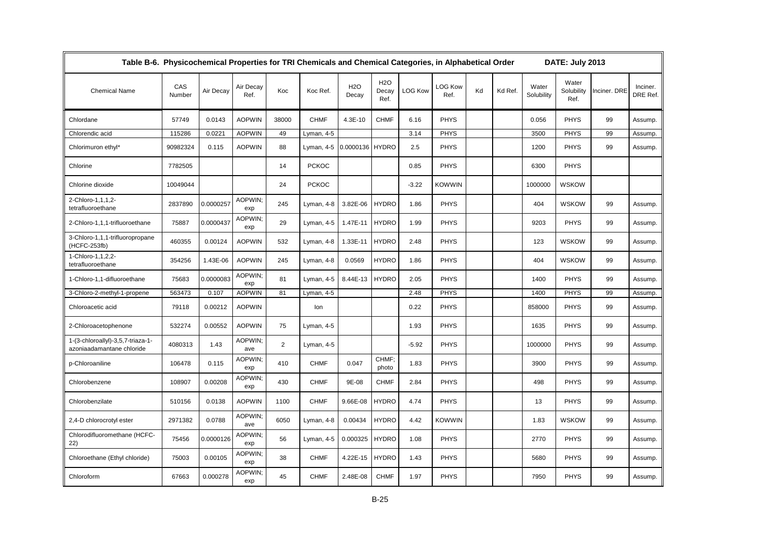| Table B-6. Physicochemical Properties for TRI Chemicals and Chemical Categories, in Alphabetical Order | | | | | | | | | | | | | | DATE: July 2013 | | |
|---|---|---|---|---|---|---|---|---|---|---|---|---|---|---|---|---|
| Chemical Name | CAS Number | Air Decay | Air Decay Ref. | Koc | Koc Ref. | H2O Decay | H2O Decay Ref. | LOG Kow | LOG Kow Ref. | Kd | Kd Ref. | Water Solubility | Water Solubility Ref. | Inciner. DRE | Inciner. DRE Ref. |
| Chlordane | 57749 | 0.0143 | AOPWIN | 38000 | CHMF | 4.3E-10 | CHMF | 6.16 | PHYS | | | 0.056 | PHYS | 99 | Assump. |
| Chlorendic acid | 115286 | 0.0221 | AOPWIN | 49 | Lyman, 4-5 | | | 3.14 | PHYS | | | 3500 | PHYS | 99 | Assump. |
| Chlorimuron ethyl* | 90982324 | 0.115 | AOPWIN | 88 | Lyman, 4-5 | 0.0000136 | HYDRO | 2.5 | PHYS | | | 1200 | PHYS | 99 | Assump. |
| Chlorine | 7782505 | | | 14 | PCKOC | | | 0.85 | PHYS | | | 6300 | PHYS | | |
| Chlorine dioxide | 10049044 | | | 24 | PCKOC | | | -3.22 | KOWWIN | | | 1000000 | WSKOW | | |
| 2-Chloro-1,1,1,2-tetrafluoroethane | 2837890 | 0.0000257 | AOPWIN; exp | 245 | Lyman, 4-8 | 3.82E-06 | HYDRO | 1.86 | PHYS | | | 404 | WSKOW | 99 | Assump. |
| 2-Chloro-1,1,1-trifluoroethane | 75887 | 0.0000437 | AOPWIN; exp | 29 | Lyman, 4-5 | 1.47E-11 | HYDRO | 1.99 | PHYS | | | 9203 | PHYS | 99 | Assump. |
| 3-Chloro-1,1,1-trifluoropropane (HCFC-253fb) | 460355 | 0.00124 | AOPWIN | 532 | Lyman, 4-8 | 1.33E-11 | HYDRO | 2.48 | PHYS | | | 123 | WSKOW | 99 | Assump. |
| 1-Chloro-1,1,2,2-tetrafluoroethane | 354256 | 1.43E-06 | AOPWIN | 245 | Lyman, 4-8 | 0.0569 | HYDRO | 1.86 | PHYS | | | 404 | WSKOW | 99 | Assump. |
| 1-Chloro-1,1-difluoroethane | 75683 | 0.0000083 | AOPWIN; exp | 81 | Lyman, 4-5 | 8.44E-13 | HYDRO | 2.05 | PHYS | | | 1400 | PHYS | 99 | Assump. |
| 3-Chloro-2-methyl-1-propene | 563473 | 0.107 | AOPWIN | 81 | Lyman, 4-5 | | | 2.48 | PHYS | | | 1400 | PHYS | 99 | Assump. |
| Chloroacetic acid | 79118 | 0.00212 | AOPWIN | | Ion | | | 0.22 | PHYS | | | 858000 | PHYS | 99 | Assump. |
| 2-Chloroacetophenone | 532274 | 0.00552 | AOPWIN | 75 | Lyman, 4-5 | | | 1.93 | PHYS | | | 1635 | PHYS | 99 | Assump. |
| 1-(3-chloroallyl)-3,5,7-triaza-1-azoniaadamantane chloride | 4080313 | 1.43 | AOPWIN; ave | 2 | Lyman, 4-5 | | | -5.92 | PHYS | | | 1000000 | PHYS | 99 | Assump. |
| p-Chloroaniline | 106478 | 0.115 | AOPWIN; exp | 410 | CHMF | 0.047 | CHMF; photo | 1.83 | PHYS | | | 3900 | PHYS | 99 | Assump. |
| Chlorobenzene | 108907 | 0.00208 | AOPWIN; exp | 430 | CHMF | 9E-08 | CHMF | 2.84 | PHYS | | | 498 | PHYS | 99 | Assump. |
| Chlorobenzilate | 510156 | 0.0138 | AOPWIN | 1100 | CHMF | 9.66E-08 | HYDRO | 4.74 | PHYS | | | 13 | PHYS | 99 | Assump. |
| 2,4-D chlorocrotyl ester | 2971382 | 0.0788 | AOPWIN; ave | 6050 | Lyman, 4-8 | 0.00434 | HYDRO | 4.42 | KOWWIN | | | 1.83 | WSKOW | 99 | Assump. |
| Chlorodifluoromethane (HCFC-22) | 75456 | 0.0000126 | AOPWIN; exp | 56 | Lyman, 4-5 | 0.000325 | HYDRO | 1.08 | PHYS | | | 2770 | PHYS | 99 | Assump. |
| Chloroethane (Ethyl chloride) | 75003 | 0.00105 | AOPWIN; exp | 38 | CHMF | 4.22E-15 | HYDRO | 1.43 | PHYS | | | 5680 | PHYS | 99 | Assump. |
| Chloroform | 67663 | 0.000278 | AOPWIN; exp | 45 | CHMF | 2.48E-08 | CHMF | 1.97 | PHYS | | | 7950 | PHYS | 99 | Assump. |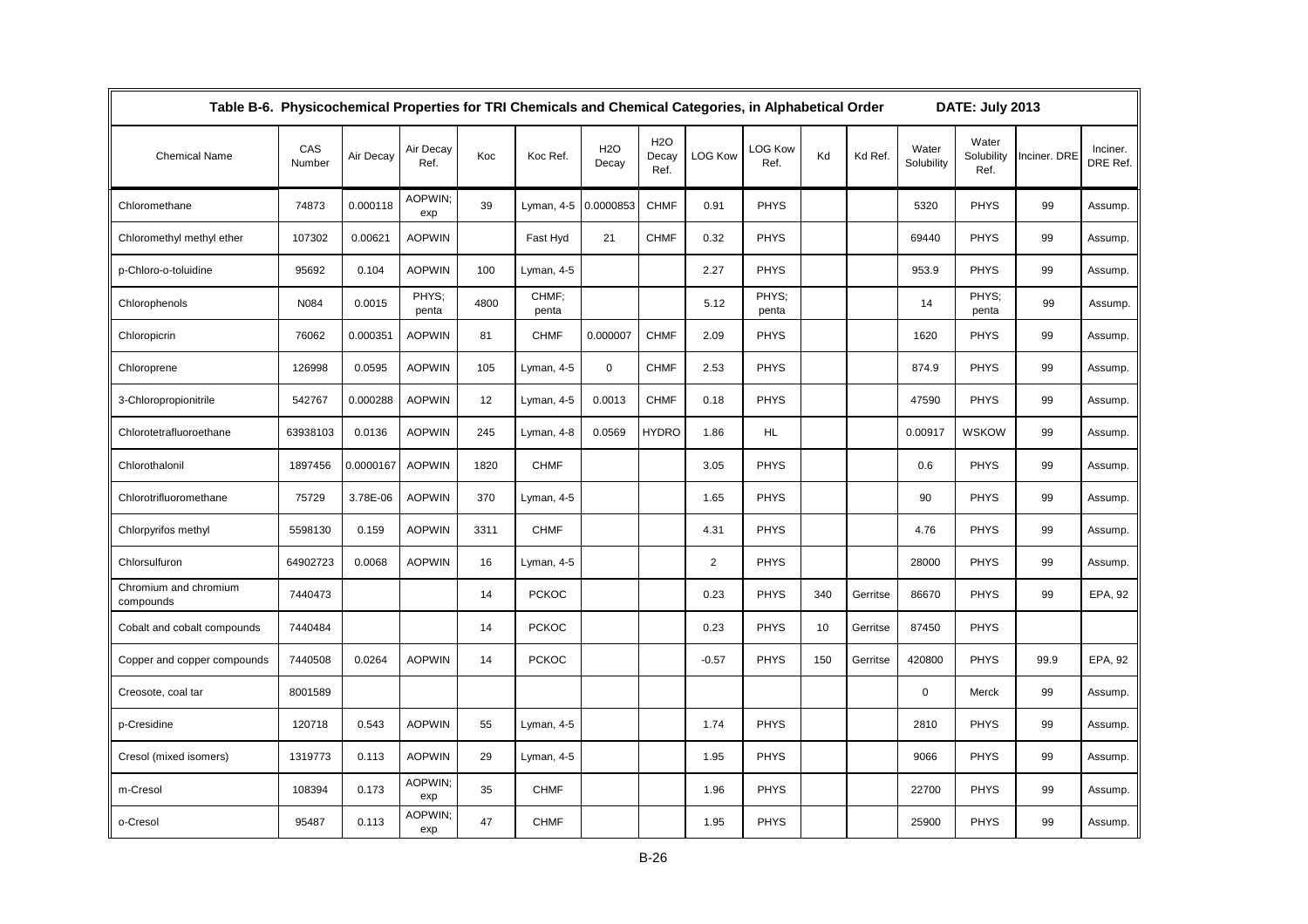**Table B-6. Physicochemical Properties for TRI Chemicals and Chemical Categories, in Alphabetical Order DATE: July 2013**

| Chemical Name | CAS Number | Air Decay | Air Decay Ref. | Koc | Koc Ref. | H2O Decay | H2O Decay Ref. | LOG Kow | LOG Kow Ref. | Kd | Kd Ref. | Water Solubility | Water Solubility Ref. | Inciner. DRE | Inciner. DRE Ref. |
|---|---|---|---|---|---|---|---|---|---|---|---|---|---|---|---|
| Chloromethane | 74873 | 0.000118 | AOPWIN; exp | 39 | Lyman, 4-5 | 0.0000853 | CHMF | 0.91 | PHYS | | | 5320 | PHYS | 99 | Assump. |
| Chloromethyl methyl ether | 107302 | 0.00621 | AOPWIN | | Fast Hyd | 21 | CHMF | 0.32 | PHYS | | | 69440 | PHYS | 99 | Assump. |
| p-Chloro-o-toluidine | 95692 | 0.104 | AOPWIN | 100 | Lyman, 4-5 | | | 2.27 | PHYS | | | 953.9 | PHYS | 99 | Assump. |
| Chlorophenols | N084 | 0.0015 | PHYS; penta | 4800 | CHMF; penta | | | 5.12 | PHYS; penta | | | 14 | PHYS; penta | 99 | Assump. |
| Chloropicrin | 76062 | 0.000351 | AOPWIN | 81 | CHMF | 0.000007 | CHMF | 2.09 | PHYS | | | 1620 | PHYS | 99 | Assump. |
| Chloroprene | 126998 | 0.0595 | AOPWIN | 105 | Lyman, 4-5 | 0 | CHMF | 2.53 | PHYS | | | 874.9 | PHYS | 99 | Assump. |
| 3-Chloropropionitrile | 542767 | 0.000288 | AOPWIN | 12 | Lyman, 4-5 | 0.0013 | CHMF | 0.18 | PHYS | | | 47590 | PHYS | 99 | Assump. |
| Chlorotetrafluoroethane | 63938103 | 0.0136 | AOPWIN | 245 | Lyman, 4-8 | 0.0569 | HYDRO | 1.86 | HL | | | 0.00917 | WSKOW | 99 | Assump. |
| Chlorothalonil | 1897456 | 0.0000167 | AOPWIN | 1820 | CHMF | | | 3.05 | PHYS | | | 0.6 | PHYS | 99 | Assump. |
| Chlorotrifluoromethane | 75729 | 3.78E-06 | AOPWIN | 370 | Lyman, 4-5 | | | 1.65 | PHYS | | | 90 | PHYS | 99 | Assump. |
| Chlorpyrifos methyl | 5598130 | 0.159 | AOPWIN | 3311 | CHMF | | | 4.31 | PHYS | | | 4.76 | PHYS | 99 | Assump. |
| Chlorsulfuron | 64902723 | 0.0068 | AOPWIN | 16 | Lyman, 4-5 | | | 2 | PHYS | | | 28000 | PHYS | 99 | Assump. |
| Chromium and chromium compounds | 7440473 | | | 14 | PCKOC | | | 0.23 | PHYS | 340 | Gerritse | 86670 | PHYS | 99 | EPA, 92 |
| Cobalt and cobalt compounds | 7440484 | | | 14 | PCKOC | | | 0.23 | PHYS | 10 | Gerritse | 87450 | PHYS | | |
| Copper and copper compounds | 7440508 | 0.0264 | AOPWIN | 14 | PCKOC | | | -0.57 | PHYS | 150 | Gerritse | 420800 | PHYS | 99.9 | EPA, 92 |
| Creosote, coal tar | 8001589 | | | | | | | | | | | 0 | Merck | 99 | Assump. |
| p-Cresidine | 120718 | 0.543 | AOPWIN | 55 | Lyman, 4-5 | | | 1.74 | PHYS | | | 2810 | PHYS | 99 | Assump. |
| Cresol (mixed isomers) | 1319773 | 0.113 | AOPWIN | 29 | Lyman, 4-5 | | | 1.95 | PHYS | | | 9066 | PHYS | 99 | Assump. |
| m-Cresol | 108394 | 0.173 | AOPWIN; exp | 35 | CHMF | | | 1.96 | PHYS | | | 22700 | PHYS | 99 | Assump. |
| o-Cresol | 95487 | 0.113 | AOPWIN; exp | 47 | CHMF | | | 1.95 | PHYS | | | 25900 | PHYS | 99 | Assump. |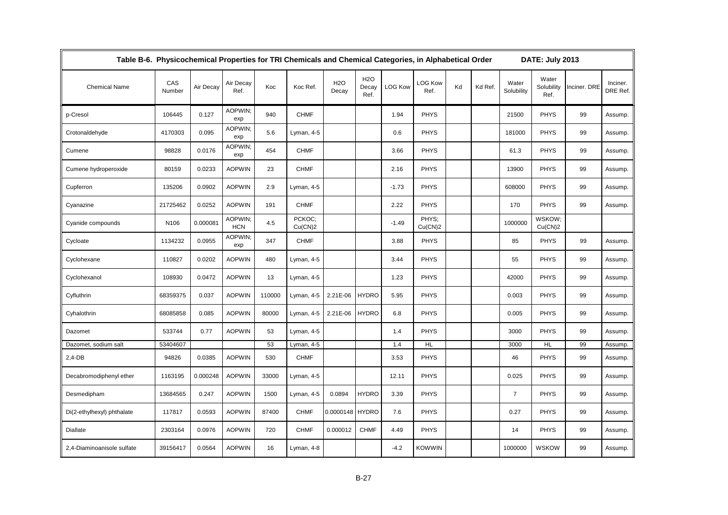**Table B-6. Physicochemical Properties for TRI Chemicals and Chemical Categories, in Alphabetical Order DATE: July 2013**

| Chemical Name | CAS Number | Air Decay | Air Decay Ref. | Koc | Koc Ref. | H2O Decay | H2O Decay Ref. | LOG Kow | LOG Kow Ref. | Kd | Kd Ref. | Water Solubility | Water Solubility Ref. | Inciner. DRE | Inciner. DRE Ref. |
|---|---|---|---|---|---|---|---|---|---|---|---|---|---|---|---|
| p-Cresol | 106445 | 0.127 | AOPWIN; exp | 940 | CHMF | | | 1.94 | PHYS | | | 21500 | PHYS | 99 | Assump. |
| Crotonaldehyde | 4170303 | 0.095 | AOPWIN; exp | 5.6 | Lyman, 4-5 | | | 0.6 | PHYS | | | 181000 | PHYS | 99 | Assump. |
| Cumene | 98828 | 0.0176 | AOPWIN; exp | 454 | CHMF | | | 3.66 | PHYS | | | 61.3 | PHYS | 99 | Assump. |
| Cumene hydroperoxide | 80159 | 0.0233 | AOPWIN | 23 | CHMF | | | 2.16 | PHYS | | | 13900 | PHYS | 99 | Assump. |
| Cupferron | 135206 | 0.0902 | AOPWIN | 2.9 | Lyman, 4-5 | | | -1.73 | PHYS | | | 608000 | PHYS | 99 | Assump. |
| Cyanazine | 21725462 | 0.0252 | AOPWIN | 191 | CHMF | | | 2.22 | PHYS | | | 170 | PHYS | 99 | Assump. |
| Cyanide compounds | N106 | 0.000081 | AOPWIN; HCN | 4.5 | PCKOC; Cu(CN)2 | | | -1.49 | PHYS; Cu(CN)2 | | | 1000000 | WSKOW; Cu(CN)2 | | |
| Cycloate | 1134232 | 0.0955 | AOPWIN; exp | 347 | CHMF | | | 3.88 | PHYS | | | 85 | PHYS | 99 | Assump. |
| Cyclohexane | 110827 | 0.0202 | AOPWIN | 480 | Lyman, 4-5 | | | 3.44 | PHYS | | | 55 | PHYS | 99 | Assump. |
| Cyclohexanol | 108930 | 0.0472 | AOPWIN | 13 | Lyman, 4-5 | | | 1.23 | PHYS | | | 42000 | PHYS | 99 | Assump. |
| Cyfluthrin | 68359375 | 0.037 | AOPWIN | 110000 | Lyman, 4-5 | 2.21E-06 | HYDRO | 5.95 | PHYS | | | 0.003 | PHYS | 99 | Assump. |
| Cyhalothrin | 68085858 | 0.085 | AOPWIN | 80000 | Lyman, 4-5 | 2.21E-06 | HYDRO | 6.8 | PHYS | | | 0.005 | PHYS | 99 | Assump. |
| Dazomet | 533744 | 0.77 | AOPWIN | 53 | Lyman, 4-5 | | | 1.4 | PHYS | | | 3000 | PHYS | 99 | Assump. |
| Dazomet, sodium salt | 53404607 | | | 53 | Lyman, 4-5 | | | 1.4 | HL | | | 3000 | HL | 99 | Assump. |
| 2,4-DB | 94826 | 0.0385 | AOPWIN | 530 | CHMF | | | 3.53 | PHYS | | | 46 | PHYS | 99 | Assump. |
| Decabromodiphenyl ether | 1163195 | 0.000248 | AOPWIN | 33000 | Lyman, 4-5 | | | 12.11 | PHYS | | | 0.025 | PHYS | 99 | Assump. |
| Desmedipham | 13684565 | 0.247 | AOPWIN | 1500 | Lyman, 4-5 | 0.0894 | HYDRO | 3.39 | PHYS | | | 7 | PHYS | 99 | Assump. |
| Di(2-ethylhexyl) phthalate | 117817 | 0.0593 | AOPWIN | 87400 | CHMF | 0.0000148 | HYDRO | 7.6 | PHYS | | | 0.27 | PHYS | 99 | Assump. |
| Diallate | 2303164 | 0.0976 | AOPWIN | 720 | CHMF | 0.000012 | CHMF | 4.49 | PHYS | | | 14 | PHYS | 99 | Assump. |
| 2,4-Diaminoanisole sulfate | 39156417 | 0.0564 | AOPWIN | 16 | Lyman, 4-8 | | | -4.2 | KOWWIN | | | 1000000 | WSKOW | 99 | Assump. |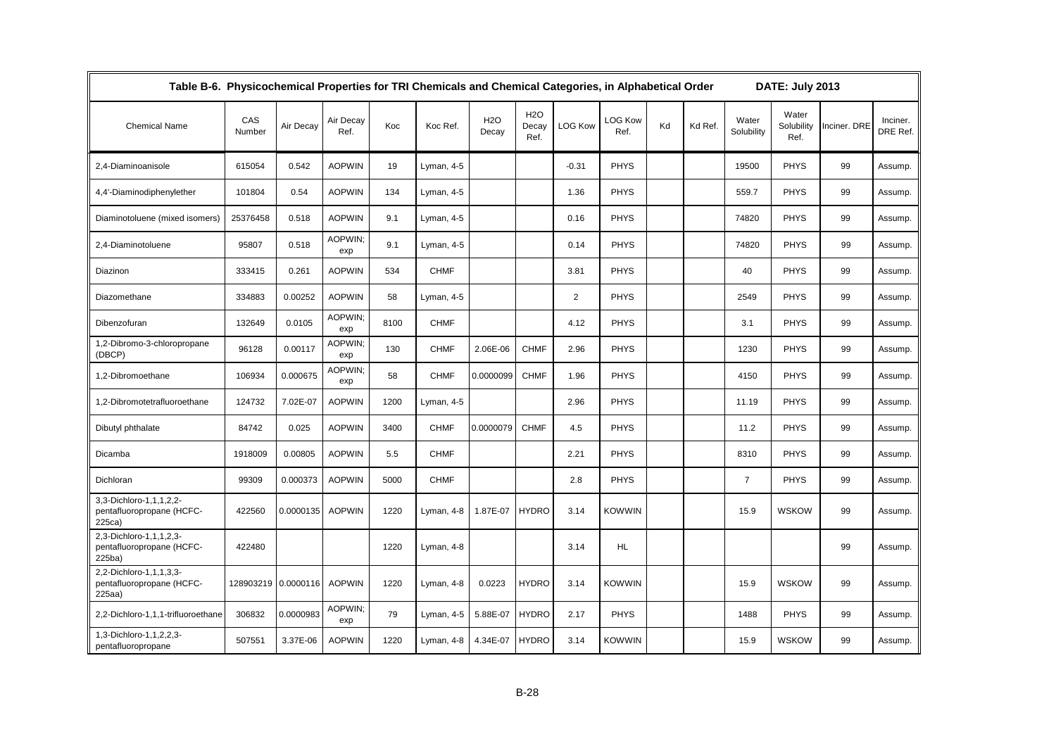| Table B-6. Physicochemical Properties for TRI Chemicals and Chemical Categories, in Alphabetical Order | | | | | | | | | | | | | | DATE: July 2013 | |
|---|---|---|---|---|---|---|---|---|---|---|---|---|---|---|---|
| Chemical Name | CAS Number | Air Decay | Air Decay Ref. | Koc | Koc Ref. | H2O Decay | H2O Decay Ref. | LOG Kow | LOG Kow Ref. | Kd | Kd Ref. | Water Solubility | Water Solubility Ref. | Inciner. DRE | Inciner. DRE Ref. |
| 2,4-Diaminoanisole | 615054 | 0.542 | AOPWIN | 19 | Lyman, 4-5 | | | -0.31 | PHYS | | | 19500 | PHYS | 99 | Assump. |
| 4,4'-Diaminodiphenylether | 101804 | 0.54 | AOPWIN | 134 | Lyman, 4-5 | | | 1.36 | PHYS | | | 559.7 | PHYS | 99 | Assump. |
| Diaminotoluene (mixed isomers) | 25376458 | 0.518 | AOPWIN | 9.1 | Lyman, 4-5 | | | 0.16 | PHYS | | | 74820 | PHYS | 99 | Assump. |
| 2,4-Diaminotoluene | 95807 | 0.518 | AOPWIN; exp | 9.1 | Lyman, 4-5 | | | 0.14 | PHYS | | | 74820 | PHYS | 99 | Assump. |
| Diazinon | 333415 | 0.261 | AOPWIN | 534 | CHMF | | | 3.81 | PHYS | | | 40 | PHYS | 99 | Assump. |
| Diazomethane | 334883 | 0.00252 | AOPWIN | 58 | Lyman, 4-5 | | | 2 | PHYS | | | 2549 | PHYS | 99 | Assump. |
| Dibenzofuran | 132649 | 0.0105 | AOPWIN; exp | 8100 | CHMF | | | 4.12 | PHYS | | | 3.1 | PHYS | 99 | Assump. |
| 1,2-Dibromo-3-chloropropane (DBCP) | 96128 | 0.00117 | AOPWIN; exp | 130 | CHMF | 2.06E-06 | CHMF | 2.96 | PHYS | | | 1230 | PHYS | 99 | Assump. |
| 1,2-Dibromoethane | 106934 | 0.000675 | AOPWIN; exp | 58 | CHMF | 0.0000099 | CHMF | 1.96 | PHYS | | | 4150 | PHYS | 99 | Assump. |
| 1,2-Dibromotetrafluoroethane | 124732 | 7.02E-07 | AOPWIN | 1200 | Lyman, 4-5 | | | 2.96 | PHYS | | | 11.19 | PHYS | 99 | Assump. |
| Dibutyl phthalate | 84742 | 0.025 | AOPWIN | 3400 | CHMF | 0.0000079 | CHMF | 4.5 | PHYS | | | 11.2 | PHYS | 99 | Assump. |
| Dicamba | 1918009 | 0.00805 | AOPWIN | 5.5 | CHMF | | | 2.21 | PHYS | | | 8310 | PHYS | 99 | Assump. |
| Dichloran | 99309 | 0.000373 | AOPWIN | 5000 | CHMF | | | 2.8 | PHYS | | | 7 | PHYS | 99 | Assump. |
| 3,3-Dichloro-1,1,1,2,2-pentafluoropropane (HCFC-225ca) | 422560 | 0.0000135 | AOPWIN | 1220 | Lyman, 4-8 | 1.87E-07 | HYDRO | 3.14 | KOWWIN | | | 15.9 | WSKOW | 99 | Assump. |
| 2,3-Dichloro-1,1,1,2,3-pentafluoropropane (HCFC-225ba) | 422480 | | | 1220 | Lyman, 4-8 | | | 3.14 | HL | | | | | 99 | Assump. |
| 2,2-Dichloro-1,1,1,3,3-pentafluoropropane (HCFC-225aa) | 128903219 | 0.0000116 | AOPWIN | 1220 | Lyman, 4-8 | 0.0223 | HYDRO | 3.14 | KOWWIN | | | 15.9 | WSKOW | 99 | Assump. |
| 2,2-Dichloro-1,1,1-trifluoroethane | 306832 | 0.0000983 | AOPWIN; exp | 79 | Lyman, 4-5 | 5.88E-07 | HYDRO | 2.17 | PHYS | | | 1488 | PHYS | 99 | Assump. |
| 1,3-Dichloro-1,1,2,2,3-pentafluoropropane | 507551 | 3.37E-06 | AOPWIN | 1220 | Lyman, 4-8 | 4.34E-07 | HYDRO | 3.14 | KOWWIN | | | 15.9 | WSKOW | 99 | Assump. |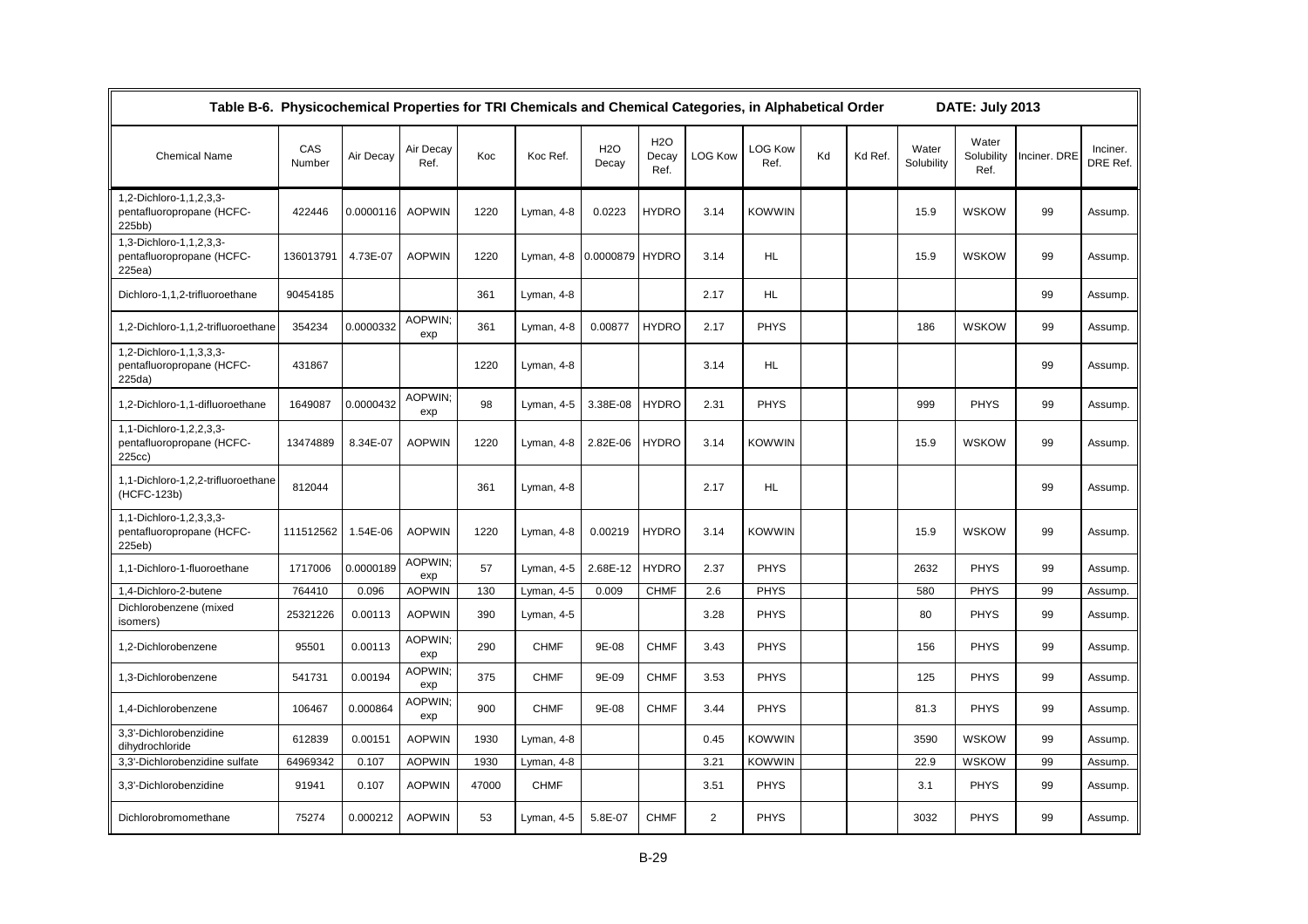| Table B-6. Physicochemical Properties for TRI Chemicals and Chemical Categories, in Alphabetical Order | | | | | | | | | | | | | | DATE: July 2013 | | |
|---|---|---|---|---|---|---|---|---|---|---|---|---|---|---|---|---|
| Chemical Name | CAS Number | Air Decay | Air Decay Ref. | Koc | Koc Ref. | H2O Decay | H2O Decay Ref. | LOG Kow | LOG Kow Ref. | Kd | Kd Ref. | Water Solubility | Water Solubility Ref. | Inciner. DRE | Inciner. DRE Ref. |
| 1,2-Dichloro-1,1,2,3,3-pentafluoropropane (HCFC-225bb) | 422446 | 0.0000116 | AOPWIN | 1220 | Lyman, 4-8 | 0.0223 | HYDRO | 3.14 | KOWWIN | | | 15.9 | WSKOW | 99 | Assump. |
| 1,3-Dichloro-1,1,2,3,3-pentafluoropropane (HCFC-225ea) | 136013791 | 4.73E-07 | AOPWIN | 1220 | Lyman, 4-8 | 0.0000879 | HYDRO | 3.14 | HL | | | 15.9 | WSKOW | 99 | Assump. |
| Dichloro-1,1,2-trifluoroethane | 90454185 | | | 361 | Lyman, 4-8 | | | 2.17 | HL | | | | | 99 | Assump. |
| 1,2-Dichloro-1,1,2-trifluoroethane | 354234 | 0.0000332 | AOPWIN; exp | 361 | Lyman, 4-8 | 0.00877 | HYDRO | 2.17 | PHYS | | | 186 | WSKOW | 99 | Assump. |
| 1,2-Dichloro-1,1,3,3,3-pentafluoropropane (HCFC-225da) | 431867 | | | 1220 | Lyman, 4-8 | | | 3.14 | HL | | | | | 99 | Assump. |
| 1,2-Dichloro-1,1-difluoroethane | 1649087 | 0.0000432 | AOPWIN; exp | 98 | Lyman, 4-5 | 3.38E-08 | HYDRO | 2.31 | PHYS | | | 999 | PHYS | 99 | Assump. |
| 1,1-Dichloro-1,2,2,3,3-pentafluoropropane (HCFC-225cc) | 13474889 | 8.34E-07 | AOPWIN | 1220 | Lyman, 4-8 | 2.82E-06 | HYDRO | 3.14 | KOWWIN | | | 15.9 | WSKOW | 99 | Assump. |
| 1,1-Dichloro-1,2,2-trifluoroethane (HCFC-123b) | 812044 | | | 361 | Lyman, 4-8 | | | 2.17 | HL | | | | | 99 | Assump. |
| 1,1-Dichloro-1,2,3,3,3-pentafluoropropane (HCFC-225eb) | 111512562 | 1.54E-06 | AOPWIN | 1220 | Lyman, 4-8 | 0.00219 | HYDRO | 3.14 | KOWWIN | | | 15.9 | WSKOW | 99 | Assump. |
| 1,1-Dichloro-1-fluoroethane | 1717006 | 0.0000189 | AOPWIN; exp | 57 | Lyman, 4-5 | 2.68E-12 | HYDRO | 2.37 | PHYS | | | 2632 | PHYS | 99 | Assump. |
| 1,4-Dichloro-2-butene | 764410 | 0.096 | AOPWIN | 130 | Lyman, 4-5 | 0.009 | CHMF | 2.6 | PHYS | | | 580 | PHYS | 99 | Assump. |
| Dichlorobenzene (mixed isomers) | 25321226 | 0.00113 | AOPWIN | 390 | Lyman, 4-5 | | | 3.28 | PHYS | | | 80 | PHYS | 99 | Assump. |
| 1,2-Dichlorobenzene | 95501 | 0.00113 | AOPWIN; exp | 290 | CHMF | 9E-08 | CHMF | 3.43 | PHYS | | | 156 | PHYS | 99 | Assump. |
| 1,3-Dichlorobenzene | 541731 | 0.00194 | AOPWIN; exp | 375 | CHMF | 9E-09 | CHMF | 3.53 | PHYS | | | 125 | PHYS | 99 | Assump. |
| 1,4-Dichlorobenzene | 106467 | 0.000864 | AOPWIN; exp | 900 | CHMF | 9E-08 | CHMF | 3.44 | PHYS | | | 81.3 | PHYS | 99 | Assump. |
| 3,3'-Dichlorobenzidine dihydrochloride | 612839 | 0.00151 | AOPWIN | 1930 | Lyman, 4-8 | | | 0.45 | KOWWIN | | | 3590 | WSKOW | 99 | Assump. |
| 3,3'-Dichlorobenzidine sulfate | 64969342 | 0.107 | AOPWIN | 1930 | Lyman, 4-8 | | | 3.21 | KOWWIN | | | 22.9 | WSKOW | 99 | Assump. |
| 3,3'-Dichlorobenzidine | 91941 | 0.107 | AOPWIN | 47000 | CHMF | | | 3.51 | PHYS | | | 3.1 | PHYS | 99 | Assump. |
| Dichlorobromomethane | 75274 | 0.000212 | AOPWIN | 53 | Lyman, 4-5 | 5.8E-07 | CHMF | 2 | PHYS | | | 3032 | PHYS | 99 | Assump. |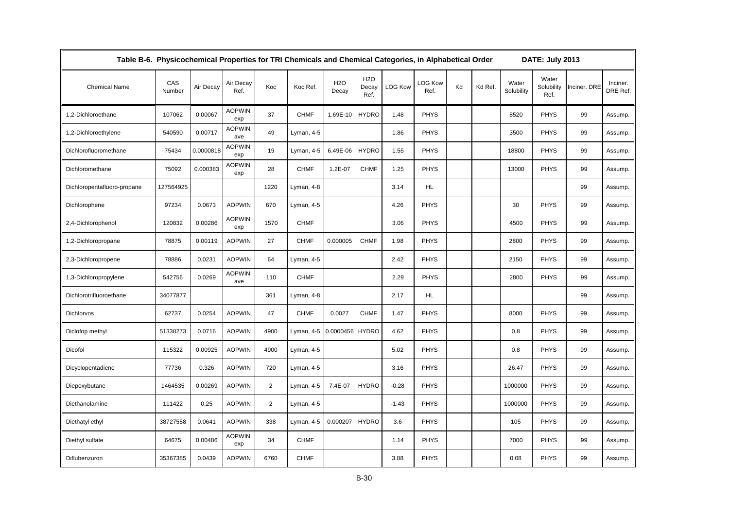**Table B-6. Physicochemical Properties for TRI Chemicals and Chemical Categories, in Alphabetical Order DATE: July 2013**

| Chemical Name | CAS Number | Air Decay | Air Decay Ref. | Koc | Koc Ref. | H2O Decay | H2O Decay Ref. | LOG Kow | LOG Kow Ref. | Kd | Kd Ref. | Water Solubility | Water Solubility Ref. | Inciner. DRE | Inciner. DRE Ref. |
|---|---|---|---|---|---|---|---|---|---|---|---|---|---|---|---|
| 1,2-Dichloroethane | 107062 | 0.00067 | AOPWIN; exp | 37 | CHMF | 1.69E-10 | HYDRO | 1.48 | PHYS | | | 8520 | PHYS | 99 | Assump. |
| 1,2-Dichloroethylene | 540590 | 0.00717 | AOPWIN; ave | 49 | Lyman, 4-5 | | | 1.86 | PHYS | | | 3500 | PHYS | 99 | Assump. |
| Dichlorofluoromethane | 75434 | 0.0000818 | AOPWIN; exp | 19 | Lyman, 4-5 | 6.49E-06 | HYDRO | 1.55 | PHYS | | | 18800 | PHYS | 99 | Assump. |
| Dichloromethane | 75092 | 0.000383 | AOPWIN; exp | 28 | CHMF | 1.2E-07 | CHMF | 1.25 | PHYS | | | 13000 | PHYS | 99 | Assump. |
| Dichloropentafluoro-propane | 127564925 | | | 1220 | Lyman, 4-8 | | | 3.14 | HL | | | | | 99 | Assump. |
| Dichlorophene | 97234 | 0.0673 | AOPWIN | 670 | Lyman, 4-5 | | | 4.26 | PHYS | | | 30 | PHYS | 99 | Assump. |
| 2,4-Dichlorophenol | 120832 | 0.00286 | AOPWIN; exp | 1570 | CHMF | | | 3.06 | PHYS | | | 4500 | PHYS | 99 | Assump. |
| 1,2-Dichloropropane | 78875 | 0.00119 | AOPWIN | 27 | CHMF | 0.000005 | CHMF | 1.98 | PHYS | | | 2800 | PHYS | 99 | Assump. |
| 2,3-Dichloropropene | 78886 | 0.0231 | AOPWIN | 64 | Lyman, 4-5 | | | 2.42 | PHYS | | | 2150 | PHYS | 99 | Assump. |
| 1,3-Dichloropropylene | 542756 | 0.0269 | AOPWIN; ave | 110 | CHMF | | | 2.29 | PHYS | | | 2800 | PHYS | 99 | Assump. |
| Dichlorotrifluoroethane | 34077877 | | | 361 | Lyman, 4-8 | | | 2.17 | HL | | | | | 99 | Assump. |
| Dichlorvos | 62737 | 0.0254 | AOPWIN | 47 | CHMF | 0.0027 | CHMF | 1.47 | PHYS | | | 8000 | PHYS | 99 | Assump. |
| Diclofop methyl | 51338273 | 0.0716 | AOPWIN | 4900 | Lyman, 4-5 | 0.0000456 | HYDRO | 4.62 | PHYS | | | 0.8 | PHYS | 99 | Assump. |
| Dicofol | 115322 | 0.00925 | AOPWIN | 4900 | Lyman, 4-5 | | | 5.02 | PHYS | | | 0.8 | PHYS | 99 | Assump. |
| Dicyclopentadiene | 77736 | 0.326 | AOPWIN | 720 | Lyman, 4-5 | | | 3.16 | PHYS | | | 26.47 | PHYS | 99 | Assump. |
| Diepoxybutane | 1464535 | 0.00269 | AOPWIN | 2 | Lyman, 4-5 | 7.4E-07 | HYDRO | -0.28 | PHYS | | | 1000000 | PHYS | 99 | Assump. |
| Diethanolamine | 111422 | 0.25 | AOPWIN | 2 | Lyman, 4-5 | | | -1.43 | PHYS | | | 1000000 | PHYS | 99 | Assump. |
| Diethatyl ethyl | 38727558 | 0.0641 | AOPWIN | 338 | Lyman, 4-5 | 0.000207 | HYDRO | 3.6 | PHYS | | | 105 | PHYS | 99 | Assump. |
| Diethyl sulfate | 64675 | 0.00486 | AOPWIN; exp | 34 | CHMF | | | 1.14 | PHYS | | | 7000 | PHYS | 99 | Assump. |
| Diflubenzuron | 35367385 | 0.0439 | AOPWIN | 6760 | CHMF | | | 3.88 | PHYS | | | 0.08 | PHYS | 99 | Assump. |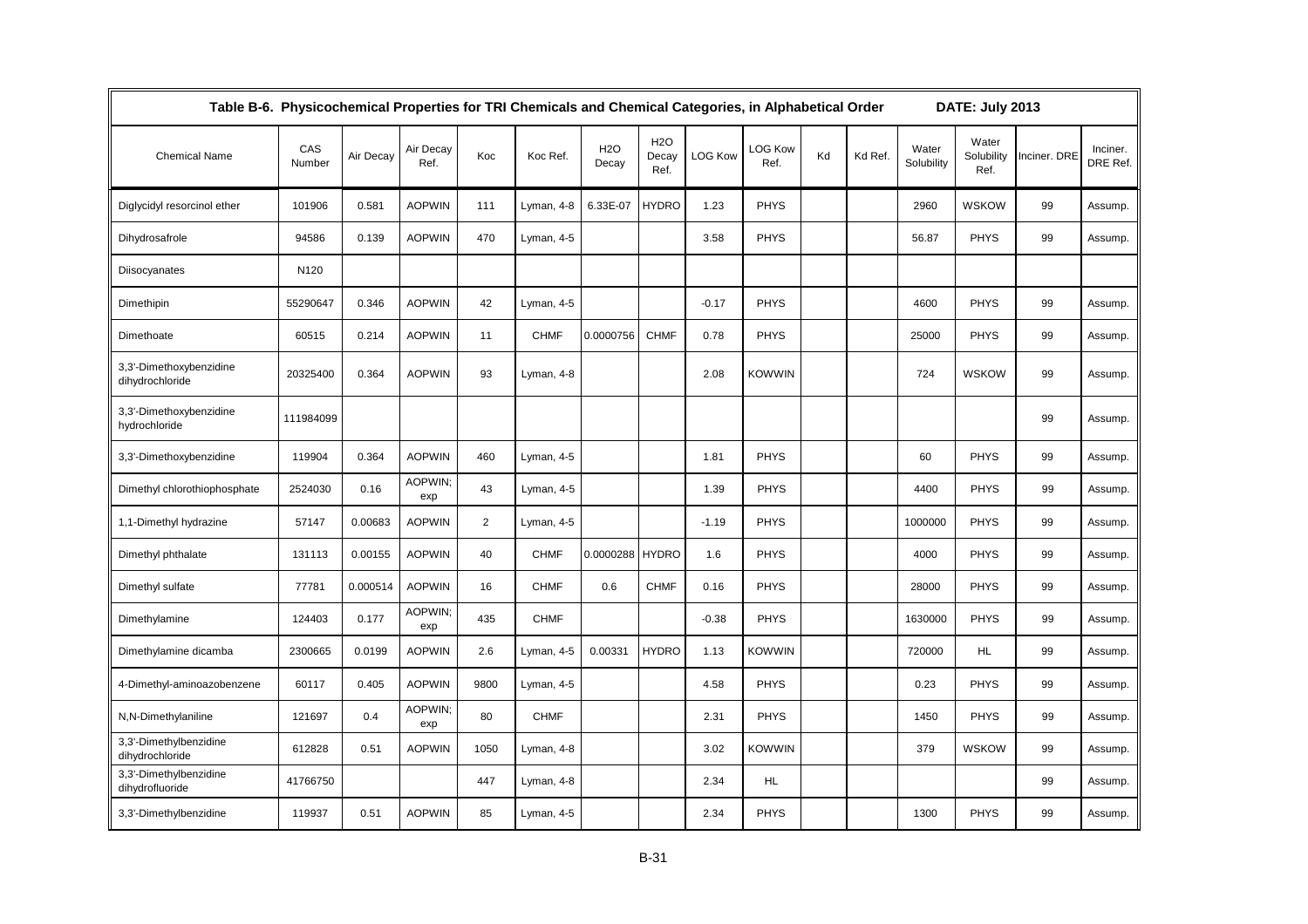## Table B-6. Physicochemical Properties for TRI Chemicals and Chemical Categories, in Alphabetical Order

DATE: July 2013

| Chemical Name | CAS Number | Air Decay | Air Decay Ref. | Koc | Koc Ref. | H2O Decay | H2O Decay Ref. | LOG Kow | LOG Kow Ref. | Kd | Kd Ref. | Water Solubility | Water Solubility Ref. | Inciner. DRE | Inciner. DRE Ref. |
|---|---|---|---|---|---|---|---|---|---|---|---|---|---|---|---|
| Diglycidyl resorcinol ether | 101906 | 0.581 | AOPWIN | 111 | Lyman, 4-8 | 6.33E-07 | HYDRO | 1.23 | PHYS | | | 2960 | WSKOW | 99 | Assump. |
| Dihydrosafrole | 94586 | 0.139 | AOPWIN | 470 | Lyman, 4-5 | | | 3.58 | PHYS | | | 56.87 | PHYS | 99 | Assump. |
| Diisocyanates | N120 | | | | | | | | | | | | | | |
| Dimethipin | 55290647 | 0.346 | AOPWIN | 42 | Lyman, 4-5 | | | -0.17 | PHYS | | | 4600 | PHYS | 99 | Assump. |
| Dimethoate | 60515 | 0.214 | AOPWIN | 11 | CHMF | 0.0000756 | CHMF | 0.78 | PHYS | | | 25000 | PHYS | 99 | Assump. |
| 3,3'-Dimethoxybenzidine dihydrochloride | 20325400 | 0.364 | AOPWIN | 93 | Lyman, 4-8 | | | 2.08 | KOWWIN | | | 724 | WSKOW | 99 | Assump. |
| 3,3'-Dimethoxybenzidine hydrochloride | 111984099 | | | | | | | | | | | | | 99 | Assump. |
| 3,3'-Dimethoxybenzidine | 119904 | 0.364 | AOPWIN | 460 | Lyman, 4-5 | | | 1.81 | PHYS | | | 60 | PHYS | 99 | Assump. |
| Dimethyl chlorothiophosphate | 2524030 | 0.16 | AOPWIN; exp | 43 | Lyman, 4-5 | | | 1.39 | PHYS | | | 4400 | PHYS | 99 | Assump. |
| 1,1-Dimethyl hydrazine | 57147 | 0.00683 | AOPWIN | 2 | Lyman, 4-5 | | | -1.19 | PHYS | | | 1000000 | PHYS | 99 | Assump. |
| Dimethyl phthalate | 131113 | 0.00155 | AOPWIN | 40 | CHMF | 0.0000288 | HYDRO | 1.6 | PHYS | | | 4000 | PHYS | 99 | Assump. |
| Dimethyl sulfate | 77781 | 0.000514 | AOPWIN | 16 | CHMF | 0.6 | CHMF | 0.16 | PHYS | | | 28000 | PHYS | 99 | Assump. |
| Dimethylamine | 124403 | 0.177 | AOPWIN; exp | 435 | CHMF | | | -0.38 | PHYS | | | 1630000 | PHYS | 99 | Assump. |
| Dimethylamine dicamba | 2300665 | 0.0199 | AOPWIN | 2.6 | Lyman, 4-5 | 0.00331 | HYDRO | 1.13 | KOWWIN | | | 720000 | HL | 99 | Assump. |
| 4-Dimethyl-aminoazobenzene | 60117 | 0.405 | AOPWIN | 9800 | Lyman, 4-5 | | | 4.58 | PHYS | | | 0.23 | PHYS | 99 | Assump. |
| N,N-Dimethylaniline | 121697 | 0.4 | AOPWIN; exp | 80 | CHMF | | | 2.31 | PHYS | | | 1450 | PHYS | 99 | Assump. |
| 3,3'-Dimethylbenzidine dihydrochloride | 612828 | 0.51 | AOPWIN | 1050 | Lyman, 4-8 | | | 3.02 | KOWWIN | | | 379 | WSKOW | 99 | Assump. |
| 3,3'-Dimethylbenzidine dihydrofluoride | 41766750 | | | 447 | Lyman, 4-8 | | | 2.34 | HL | | | | | 99 | Assump. |
| 3,3'-Dimethylbenzidine | 119937 | 0.51 | AOPWIN | 85 | Lyman, 4-5 | | | 2.34 | PHYS | | | 1300 | PHYS | 99 | Assump. |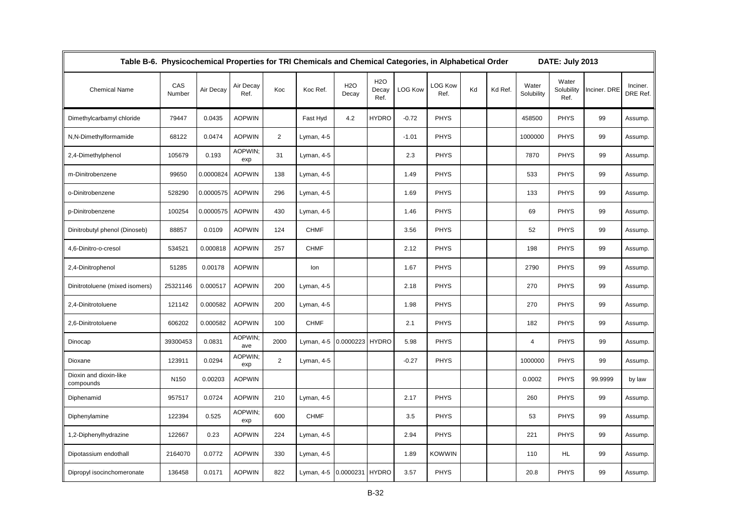Table B-6. Physicochemical Properties for TRI Chemicals and Chemical Categories, in Alphabetical Order DATE: July 2013

| Chemical Name | CAS Number | Air Decay | Air Decay Ref. | Koc | Koc Ref. | H2O Decay | H2O Decay Ref. | LOG Kow | LOG Kow Ref. | Kd | Kd Ref. | Water Solubility | Water Solubility Ref. | Inciner. DRE | Inciner. DRE Ref. |
|---|---|---|---|---|---|---|---|---|---|---|---|---|---|---|---|
| Dimethylcarbamyl chloride | 79447 | 0.0435 | AOPWIN | | Fast Hyd | 4.2 | HYDRO | -0.72 | PHYS | | | 458500 | PHYS | 99 | Assump. |
| N,N-Dimethylformamide | 68122 | 0.0474 | AOPWIN | 2 | Lyman, 4-5 | | | -1.01 | PHYS | | | 1000000 | PHYS | 99 | Assump. |
| 2,4-Dimethylphenol | 105679 | 0.193 | AOPWIN; exp | 31 | Lyman, 4-5 | | | 2.3 | PHYS | | | 7870 | PHYS | 99 | Assump. |
| m-Dinitrobenzene | 99650 | 0.0000824 | AOPWIN | 138 | Lyman, 4-5 | | | 1.49 | PHYS | | | 533 | PHYS | 99 | Assump. |
| o-Dinitrobenzene | 528290 | 0.0000575 | AOPWIN | 296 | Lyman, 4-5 | | | 1.69 | PHYS | | | 133 | PHYS | 99 | Assump. |
| p-Dinitrobenzene | 100254 | 0.0000575 | AOPWIN | 430 | Lyman, 4-5 | | | 1.46 | PHYS | | | 69 | PHYS | 99 | Assump. |
| Dinitrobutyl phenol (Dinoseb) | 88857 | 0.0109 | AOPWIN | 124 | CHMF | | | 3.56 | PHYS | | | 52 | PHYS | 99 | Assump. |
| 4,6-Dinitro-o-cresol | 534521 | 0.000818 | AOPWIN | 257 | CHMF | | | 2.12 | PHYS | | | 198 | PHYS | 99 | Assump. |
| 2,4-Dinitrophenol | 51285 | 0.00178 | AOPWIN | | Ion | | | 1.67 | PHYS | | | 2790 | PHYS | 99 | Assump. |
| Dinitrotoluene (mixed isomers) | 25321146 | 0.000517 | AOPWIN | 200 | Lyman, 4-5 | | | 2.18 | PHYS | | | 270 | PHYS | 99 | Assump. |
| 2,4-Dinitrotoluene | 121142 | 0.000582 | AOPWIN | 200 | Lyman, 4-5 | | | 1.98 | PHYS | | | 270 | PHYS | 99 | Assump. |
| 2,6-Dinitrotoluene | 606202 | 0.000582 | AOPWIN | 100 | CHMF | | | 2.1 | PHYS | | | 182 | PHYS | 99 | Assump. |
| Dinocap | 39300453 | 0.0831 | AOPWIN; ave | 2000 | Lyman, 4-5 | 0.0000223 | HYDRO | 5.98 | PHYS | | | 4 | PHYS | 99 | Assump. |
| Dioxane | 123911 | 0.0294 | AOPWIN; exp | 2 | Lyman, 4-5 | | | -0.27 | PHYS | | | 1000000 | PHYS | 99 | Assump. |
| Dioxin and dioxin-like compounds | N150 | 0.00203 | AOPWIN | | | | | | | | | 0.0002 | PHYS | 99.9999 | by law |
| Diphenamid | 957517 | 0.0724 | AOPWIN | 210 | Lyman, 4-5 | | | 2.17 | PHYS | | | 260 | PHYS | 99 | Assump. |
| Diphenylamine | 122394 | 0.525 | AOPWIN; exp | 600 | CHMF | | | 3.5 | PHYS | | | 53 | PHYS | 99 | Assump. |
| 1,2-Diphenylhydrazine | 122667 | 0.23 | AOPWIN | 224 | Lyman, 4-5 | | | 2.94 | PHYS | | | 221 | PHYS | 99 | Assump. |
| Dipotassium endothall | 2164070 | 0.0772 | AOPWIN | 330 | Lyman, 4-5 | | | 1.89 | KOWWIN | | | 110 | HL | 99 | Assump. |
| Dipropyl isocinchomeronate | 136458 | 0.0171 | AOPWIN | 822 | Lyman, 4-5 | 0.0000231 | HYDRO | 3.57 | PHYS | | | 20.8 | PHYS | 99 | Assump. |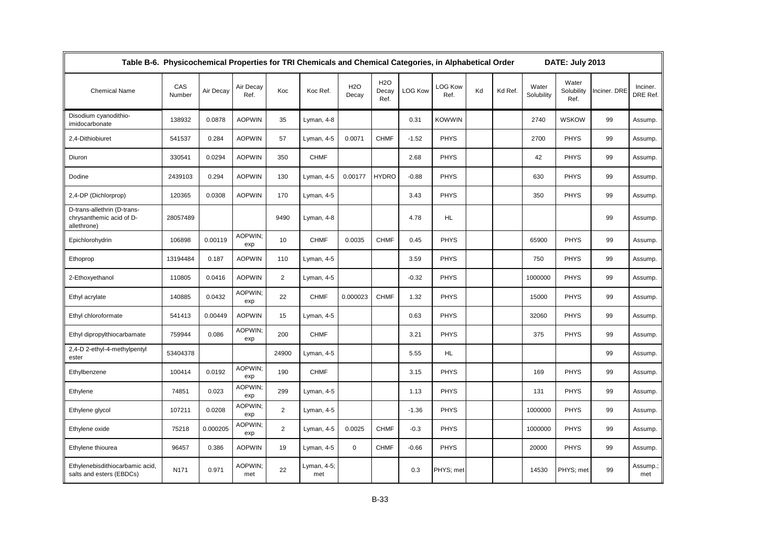Table B-6. Physicochemical Properties for TRI Chemicals and Chemical Categories, in Alphabetical Order DATE: July 2013

| Chemical Name | CAS Number | Air Decay | Air Decay Ref. | Koc | Koc Ref. | H2O Decay | H2O Decay Ref. | LOG Kow | LOG Kow Ref. | Kd | Kd Ref. | Water Solubility | Water Solubility Ref. | Inciner. DRE | Inciner. DRE Ref. |
|---|---|---|---|---|---|---|---|---|---|---|---|---|---|---|---|
| Disodium cyanodithio-imidocarbonate | 138932 | 0.0878 | AOPWIN | 35 | Lyman, 4-8 | | | 0.31 | KOWWIN | | | 2740 | WSKOW | 99 | Assump. |
| 2,4-Dithiobiuret | 541537 | 0.284 | AOPWIN | 57 | Lyman, 4-5 | 0.0071 | CHMF | -1.52 | PHYS | | | 2700 | PHYS | 99 | Assump. |
| Diuron | 330541 | 0.0294 | AOPWIN | 350 | CHMF | | | 2.68 | PHYS | | | 42 | PHYS | 99 | Assump. |
| Dodine | 2439103 | 0.294 | AOPWIN | 130 | Lyman, 4-5 | 0.00177 | HYDRO | -0.88 | PHYS | | | 630 | PHYS | 99 | Assump. |
| 2,4-DP (Dichlorprop) | 120365 | 0.0308 | AOPWIN | 170 | Lyman, 4-5 | | | 3.43 | PHYS | | | 350 | PHYS | 99 | Assump. |
| D-trans-allethrin (D-trans-chrysanthemic acid of D-allethrone) | 28057489 | | | 9490 | Lyman, 4-8 | | | 4.78 | HL | | | | | 99 | Assump. |
| Epichlorohydrin | 106898 | 0.00119 | AOPWIN; exp | 10 | CHMF | 0.0035 | CHMF | 0.45 | PHYS | | | 65900 | PHYS | 99 | Assump. |
| Ethoprop | 13194484 | 0.187 | AOPWIN | 110 | Lyman, 4-5 | | | 3.59 | PHYS | | | 750 | PHYS | 99 | Assump. |
| 2-Ethoxyethanol | 110805 | 0.0416 | AOPWIN | 2 | Lyman, 4-5 | | | -0.32 | PHYS | | | 1000000 | PHYS | 99 | Assump. |
| Ethyl acrylate | 140885 | 0.0432 | AOPWIN; exp | 22 | CHMF | 0.000023 | CHMF | 1.32 | PHYS | | | 15000 | PHYS | 99 | Assump. |
| Ethyl chloroformate | 541413 | 0.00449 | AOPWIN | 15 | Lyman, 4-5 | | | 0.63 | PHYS | | | 32060 | PHYS | 99 | Assump. |
| Ethyl dipropylthiocarbamate | 759944 | 0.086 | AOPWIN; exp | 200 | CHMF | | | 3.21 | PHYS | | | 375 | PHYS | 99 | Assump. |
| 2,4-D 2-ethyl-4-methylpentyl ester | 53404378 | | | 24900 | Lyman, 4-5 | | | 5.55 | HL | | | | | 99 | Assump. |
| Ethylbenzene | 100414 | 0.0192 | AOPWIN; exp | 190 | CHMF | | | 3.15 | PHYS | | | 169 | PHYS | 99 | Assump. |
| Ethylene | 74851 | 0.023 | AOPWIN; exp | 299 | Lyman, 4-5 | | | 1.13 | PHYS | | | 131 | PHYS | 99 | Assump. |
| Ethylene glycol | 107211 | 0.0208 | AOPWIN; exp | 2 | Lyman, 4-5 | | | -1.36 | PHYS | | | 1000000 | PHYS | 99 | Assump. |
| Ethylene oxide | 75218 | 0.000205 | AOPWIN; exp | 2 | Lyman, 4-5 | 0.0025 | CHMF | -0.3 | PHYS | | | 1000000 | PHYS | 99 | Assump. |
| Ethylene thiourea | 96457 | 0.386 | AOPWIN | 19 | Lyman, 4-5 | 0 | CHMF | -0.66 | PHYS | | | 20000 | PHYS | 99 | Assump. |
| Ethylenebisdithiocarbamic acid, salts and esters (EBDCs) | N171 | 0.971 | AOPWIN; met | 22 | Lyman, 4-5; met | | | 0.3 | PHYS; met | | | 14530 | PHYS; met | 99 | Assump.; met |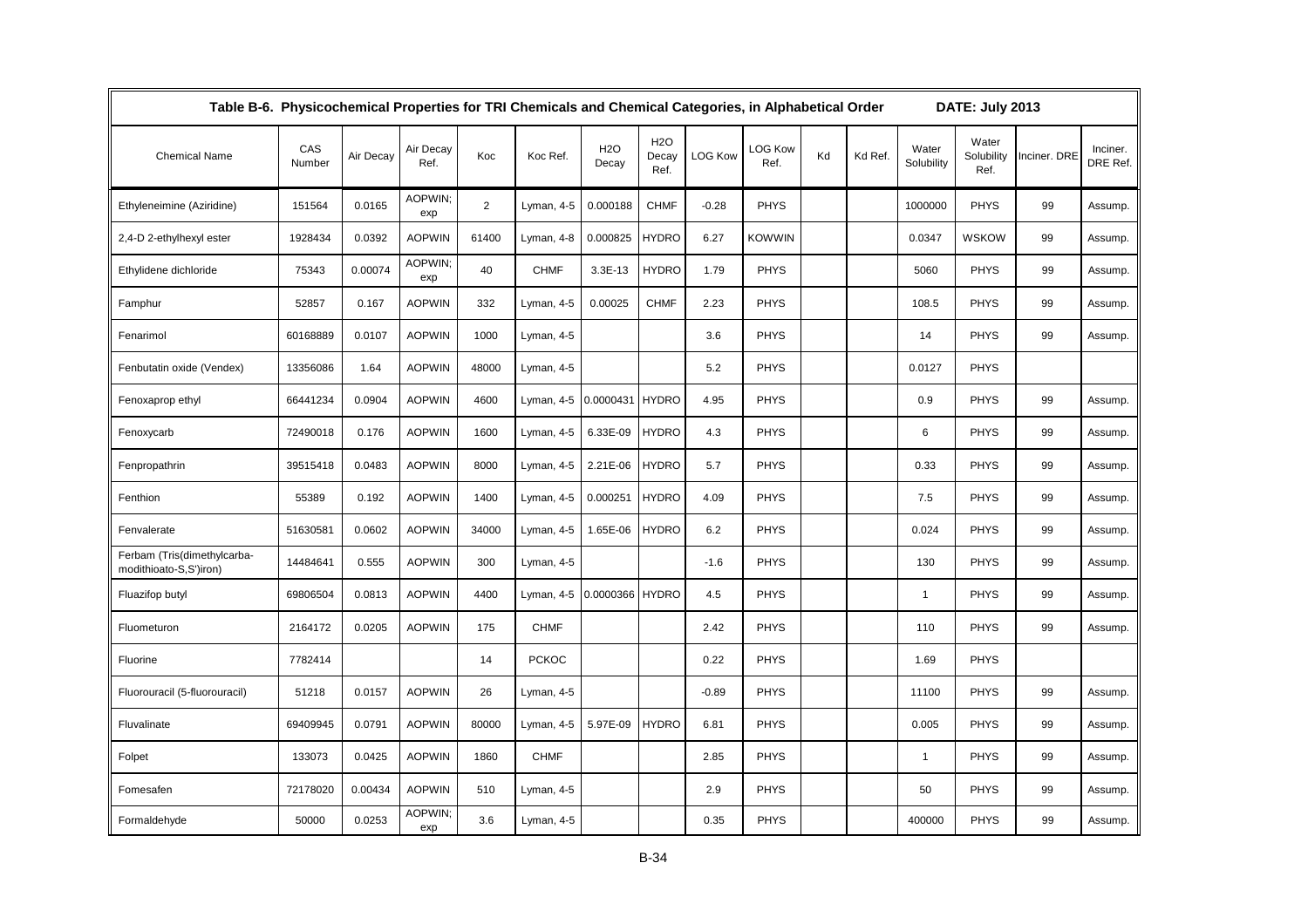**Table B-6. Physicochemical Properties for TRI Chemicals and Chemical Categories, in Alphabetical Order** DATE: July 2013

| Chemical Name | CAS Number | Air Decay | Air Decay Ref. | Koc | Koc Ref. | H2O Decay | H2O Decay Ref. | LOG Kow | LOG Kow Ref. | Kd | Kd Ref. | Water Solubility | Water Solubility Ref. | Inciner. DRE | Inciner. DRE Ref. |
|---|---|---|---|---|---|---|---|---|---|---|---|---|---|---|---|
| Ethyleneimine (Aziridine) | 151564 | 0.0165 | AOPWIN; exp | 2 | Lyman, 4-5 | 0.000188 | CHMF | -0.28 | PHYS | | | 1000000 | PHYS | 99 | Assump. |
| 2,4-D 2-ethylhexyl ester | 1928434 | 0.0392 | AOPWIN | 61400 | Lyman, 4-8 | 0.000825 | HYDRO | 6.27 | KOWWIN | | | 0.0347 | WSKOW | 99 | Assump. |
| Ethylidene dichloride | 75343 | 0.00074 | AOPWIN; exp | 40 | CHMF | 3.3E-13 | HYDRO | 1.79 | PHYS | | | 5060 | PHYS | 99 | Assump. |
| Famphur | 52857 | 0.167 | AOPWIN | 332 | Lyman, 4-5 | 0.00025 | CHMF | 2.23 | PHYS | | | 108.5 | PHYS | 99 | Assump. |
| Fenarimol | 60168889 | 0.0107 | AOPWIN | 1000 | Lyman, 4-5 | | | 3.6 | PHYS | | | 14 | PHYS | 99 | Assump. |
| Fenbutatin oxide (Vendex) | 13356086 | 1.64 | AOPWIN | 48000 | Lyman, 4-5 | | | 5.2 | PHYS | | | 0.0127 | PHYS | | |
| Fenoxaprop ethyl | 66441234 | 0.0904 | AOPWIN | 4600 | Lyman, 4-5 | 0.0000431 | HYDRO | 4.95 | PHYS | | | 0.9 | PHYS | 99 | Assump. |
| Fenoxycarb | 72490018 | 0.176 | AOPWIN | 1600 | Lyman, 4-5 | 6.33E-09 | HYDRO | 4.3 | PHYS | | | 6 | PHYS | 99 | Assump. |
| Fenpropathrin | 39515418 | 0.0483 | AOPWIN | 8000 | Lyman, 4-5 | 2.21E-06 | HYDRO | 5.7 | PHYS | | | 0.33 | PHYS | 99 | Assump. |
| Fenthion | 55389 | 0.192 | AOPWIN | 1400 | Lyman, 4-5 | 0.000251 | HYDRO | 4.09 | PHYS | | | 7.5 | PHYS | 99 | Assump. |
| Fenvalerate | 51630581 | 0.0602 | AOPWIN | 34000 | Lyman, 4-5 | 1.65E-06 | HYDRO | 6.2 | PHYS | | | 0.024 | PHYS | 99 | Assump. |
| Ferbam (Tris(dimethylcarba-modithioato-S,S')iron) | 14484641 | 0.555 | AOPWIN | 300 | Lyman, 4-5 | | | -1.6 | PHYS | | | 130 | PHYS | 99 | Assump. |
| Fluazifop butyl | 69806504 | 0.0813 | AOPWIN | 4400 | Lyman, 4-5 | 0.0000366 | HYDRO | 4.5 | PHYS | | | 1 | PHYS | 99 | Assump. |
| Fluometuron | 2164172 | 0.0205 | AOPWIN | 175 | CHMF | | | 2.42 | PHYS | | | 110 | PHYS | 99 | Assump. |
| Fluorine | 7782414 | | | 14 | PCKOC | | | 0.22 | PHYS | | | 1.69 | PHYS | | |
| Fluorouracil (5-fluorouracil) | 51218 | 0.0157 | AOPWIN | 26 | Lyman, 4-5 | | | -0.89 | PHYS | | | 11100 | PHYS | 99 | Assump. |
| Fluvalinate | 69409945 | 0.0791 | AOPWIN | 80000 | Lyman, 4-5 | 5.97E-09 | HYDRO | 6.81 | PHYS | | | 0.005 | PHYS | 99 | Assump. |
| Folpet | 133073 | 0.0425 | AOPWIN | 1860 | CHMF | | | 2.85 | PHYS | | | 1 | PHYS | 99 | Assump. |
| Fomesafen | 72178020 | 0.00434 | AOPWIN | 510 | Lyman, 4-5 | | | 2.9 | PHYS | | | 50 | PHYS | 99 | Assump. |
| Formaldehyde | 50000 | 0.0253 | AOPWIN; exp | 3.6 | Lyman, 4-5 | | | 0.35 | PHYS | | | 400000 | PHYS | 99 | Assump. |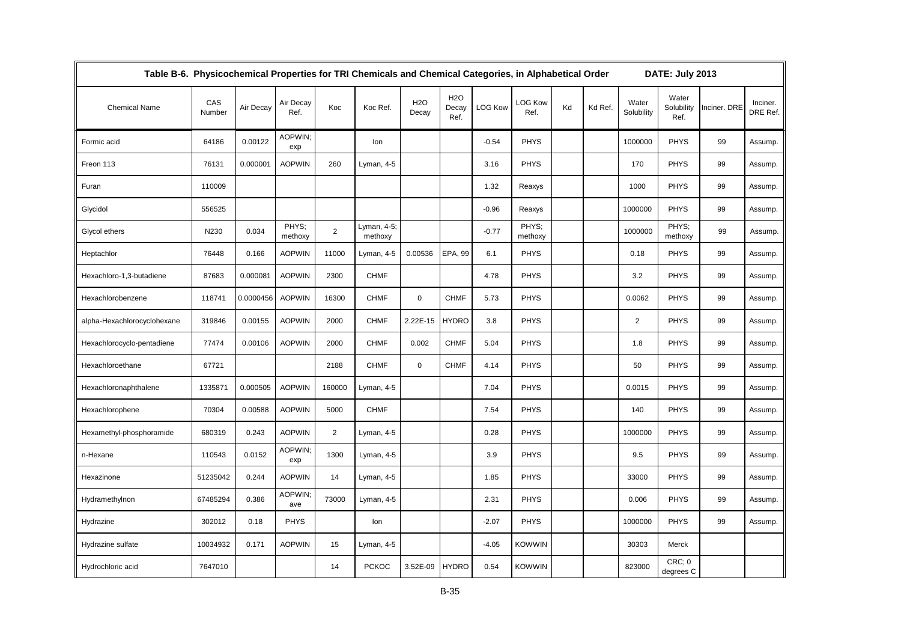**Table B-6. Physicochemical Properties for TRI Chemicals and Chemical Categories, in Alphabetical Order** DATE: July 2013

| Chemical Name | CAS Number | Air Decay | Air Decay Ref. | Koc | Koc Ref. | H2O Decay | H2O Decay Ref. | LOG Kow | LOG Kow Ref. | Kd | Kd Ref. | Water Solubility | Water Solubility Ref. | Inciner. DRE | Inciner. DRE Ref. |
|---|---|---|---|---|---|---|---|---|---|---|---|---|---|---|---|
| Formic acid | 64186 | 0.00122 | AOPWIN; exp | | Ion | | | -0.54 | PHYS | | | 1000000 | PHYS | 99 | Assump. |
| Freon 113 | 76131 | 0.000001 | AOPWIN | 260 | Lyman, 4-5 | | | 3.16 | PHYS | | | 170 | PHYS | 99 | Assump. |
| Furan | 110009 | | | | | | | 1.32 | Reaxys | | | 1000 | PHYS | 99 | Assump. |
| Glycidol | 556525 | | | | | | | -0.96 | Reaxys | | | 1000000 | PHYS | 99 | Assump. |
| Glycol ethers | N230 | 0.034 | PHYS; methoxy | 2 | Lyman, 4-5; methoxy | | | -0.77 | PHYS; methoxy | | | 1000000 | PHYS; methoxy | 99 | Assump. |
| Heptachlor | 76448 | 0.166 | AOPWIN | 11000 | Lyman, 4-5 | 0.00536 | EPA, 99 | 6.1 | PHYS | | | 0.18 | PHYS | 99 | Assump. |
| Hexachloro-1,3-butadiene | 87683 | 0.000081 | AOPWIN | 2300 | CHMF | | | 4.78 | PHYS | | | 3.2 | PHYS | 99 | Assump. |
| Hexachlorobenzene | 118741 | 0.0000456 | AOPWIN | 16300 | CHMF | 0 | CHMF | 5.73 | PHYS | | | 0.0062 | PHYS | 99 | Assump. |
| alpha-Hexachlorocyclohexane | 319846 | 0.00155 | AOPWIN | 2000 | CHMF | 2.22E-15 | HYDRO | 3.8 | PHYS | | | 2 | PHYS | 99 | Assump. |
| Hexachlorocyclo-pentadiene | 77474 | 0.00106 | AOPWIN | 2000 | CHMF | 0.002 | CHMF | 5.04 | PHYS | | | 1.8 | PHYS | 99 | Assump. |
| Hexachloroethane | 67721 | | | 2188 | CHMF | 0 | CHMF | 4.14 | PHYS | | | 50 | PHYS | 99 | Assump. |
| Hexachloronaphthalene | 1335871 | 0.000505 | AOPWIN | 160000 | Lyman, 4-5 | | | 7.04 | PHYS | | | 0.0015 | PHYS | 99 | Assump. |
| Hexachlorophene | 70304 | 0.00588 | AOPWIN | 5000 | CHMF | | | 7.54 | PHYS | | | 140 | PHYS | 99 | Assump. |
| Hexamethyl-phosphoramide | 680319 | 0.243 | AOPWIN | 2 | Lyman, 4-5 | | | 0.28 | PHYS | | | 1000000 | PHYS | 99 | Assump. |
| n-Hexane | 110543 | 0.0152 | AOPWIN; exp | 1300 | Lyman, 4-5 | | | 3.9 | PHYS | | | 9.5 | PHYS | 99 | Assump. |
| Hexazinone | 51235042 | 0.244 | AOPWIN | 14 | Lyman, 4-5 | | | 1.85 | PHYS | | | 33000 | PHYS | 99 | Assump. |
| Hydramethylnon | 67485294 | 0.386 | AOPWIN; ave | 73000 | Lyman, 4-5 | | | 2.31 | PHYS | | | 0.006 | PHYS | 99 | Assump. |
| Hydrazine | 302012 | 0.18 | PHYS | | Ion | | | -2.07 | PHYS | | | 1000000 | PHYS | 99 | Assump. |
| Hydrazine sulfate | 10034932 | 0.171 | AOPWIN | 15 | Lyman, 4-5 | | | -4.05 | KOWWIN | | | 30303 | Merck | | |
| Hydrochloric acid | 7647010 | | | 14 | PCKOC | 3.52E-09 | HYDRO | 0.54 | KOWWIN | | | 823000 | CRC; 0 degrees C | | |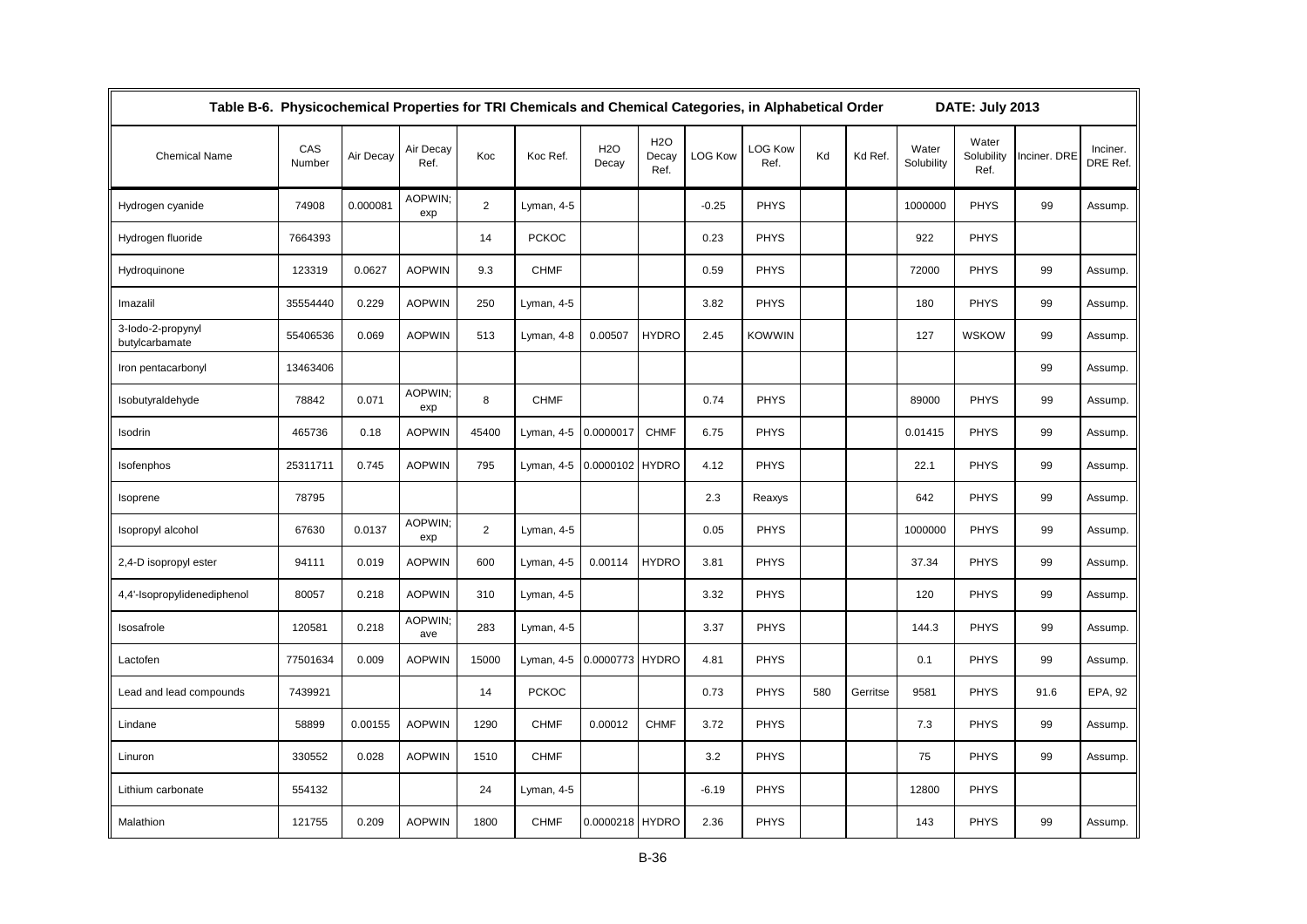**Table B-6. Physicochemical Properties for TRI Chemicals and Chemical Categories, in Alphabetical Order DATE: July 2013**

| Chemical Name | CAS Number | Air Decay | Air Decay Ref. | Koc | Koc Ref. | H2O Decay | H2O Decay Ref. | LOG Kow | LOG Kow Ref. | Kd | Kd Ref. | Water Solubility | Water Solubility Ref. | Inciner. DRE | Inciner. DRE Ref. |
|---|---|---|---|---|---|---|---|---|---|---|---|---|---|---|---|
| Hydrogen cyanide | 74908 | 0.000081 | AOPWIN; exp | 2 | Lyman, 4-5 | | | -0.25 | PHYS | | | 1000000 | PHYS | 99 | Assump. |
| Hydrogen fluoride | 7664393 | | | 14 | PCKOC | | | 0.23 | PHYS | | | 922 | PHYS | | |
| Hydroquinone | 123319 | 0.0627 | AOPWIN | 9.3 | CHMF | | | 0.59 | PHYS | | | 72000 | PHYS | 99 | Assump. |
| Imazalil | 35554440 | 0.229 | AOPWIN | 250 | Lyman, 4-5 | | | 3.82 | PHYS | | | 180 | PHYS | 99 | Assump. |
| 3-Iodo-2-propynyl butylcarbamate | 55406536 | 0.069 | AOPWIN | 513 | Lyman, 4-8 | 0.00507 | HYDRO | 2.45 | KOWWIN | | | 127 | WSKOW | 99 | Assump. |
| Iron pentacarbonyl | 13463406 | | | | | | | | | | | | | 99 | Assump. |
| Isobutyraldehyde | 78842 | 0.071 | AOPWIN; exp | 8 | CHMF | | | 0.74 | PHYS | | | 89000 | PHYS | 99 | Assump. |
| Isodrin | 465736 | 0.18 | AOPWIN | 45400 | Lyman, 4-5 | 0.0000017 | CHMF | 6.75 | PHYS | | | 0.01415 | PHYS | 99 | Assump. |
| Isofenphos | 25311711 | 0.745 | AOPWIN | 795 | Lyman, 4-5 | 0.0000102 | HYDRO | 4.12 | PHYS | | | 22.1 | PHYS | 99 | Assump. |
| Isoprene | 78795 | | | | | | | 2.3 | Reaxys | | | 642 | PHYS | 99 | Assump. |
| Isopropyl alcohol | 67630 | 0.0137 | AOPWIN; exp | 2 | Lyman, 4-5 | | | 0.05 | PHYS | | | 1000000 | PHYS | 99 | Assump. |
| 2,4-D isopropyl ester | 94111 | 0.019 | AOPWIN | 600 | Lyman, 4-5 | 0.00114 | HYDRO | 3.81 | PHYS | | | 37.34 | PHYS | 99 | Assump. |
| 4,4'-Isopropylidenediphenol | 80057 | 0.218 | AOPWIN | 310 | Lyman, 4-5 | | | 3.32 | PHYS | | | 120 | PHYS | 99 | Assump. |
| Isosafrole | 120581 | 0.218 | AOPWIN; ave | 283 | Lyman, 4-5 | | | 3.37 | PHYS | | | 144.3 | PHYS | 99 | Assump. |
| Lactofen | 77501634 | 0.009 | AOPWIN | 15000 | Lyman, 4-5 | 0.0000773 | HYDRO | 4.81 | PHYS | | | 0.1 | PHYS | 99 | Assump. |
| Lead and lead compounds | 7439921 | | | 14 | PCKOC | | | 0.73 | PHYS | 580 | Gerritse | 9581 | PHYS | 91.6 | EPA, 92 |
| Lindane | 58899 | 0.00155 | AOPWIN | 1290 | CHMF | 0.00012 | CHMF | 3.72 | PHYS | | | 7.3 | PHYS | 99 | Assump. |
| Linuron | 330552 | 0.028 | AOPWIN | 1510 | CHMF | | | 3.2 | PHYS | | | 75 | PHYS | 99 | Assump. |
| Lithium carbonate | 554132 | | | 24 | Lyman, 4-5 | | | -6.19 | PHYS | | | 12800 | PHYS | | |
| Malathion | 121755 | 0.209 | AOPWIN | 1800 | CHMF | 0.0000218 | HYDRO | 2.36 | PHYS | | | 143 | PHYS | 99 | Assump. |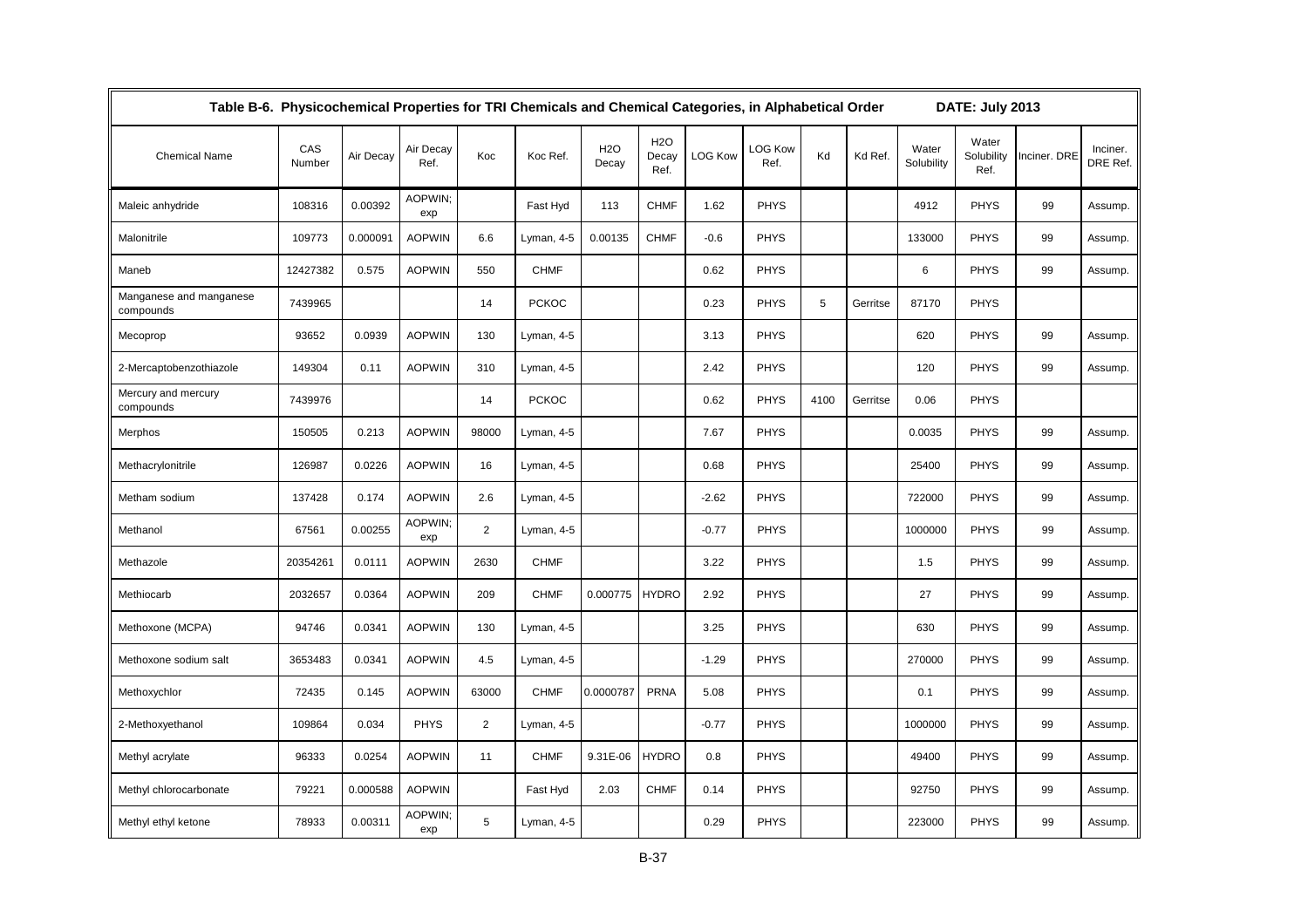| Table B-6. Physicochemical Properties for TRI Chemicals and Chemical Categories, in Alphabetical Order | | | | | | | | | | | | | | DATE: July 2013 | |
|---|---|---|---|---|---|---|---|---|---|---|---|---|---|---|---|
| Chemical Name | CAS Number | Air Decay | Air Decay Ref. | Koc | Koc Ref. | H2O Decay | H2O Decay Ref. | LOG Kow | LOG Kow Ref. | Kd | Kd Ref. | Water Solubility | Water Solubility Ref. | Inciner. DRE | Inciner. DRE Ref. |
| Maleic anhydride | 108316 | 0.00392 | AOPWIN; exp | | Fast Hyd | 113 | CHMF | 1.62 | PHYS | | | 4912 | PHYS | 99 | Assump. |
| Malonitrile | 109773 | 0.000091 | AOPWIN | 6.6 | Lyman, 4-5 | 0.00135 | CHMF | -0.6 | PHYS | | | 133000 | PHYS | 99 | Assump. |
| Maneb | 12427382 | 0.575 | AOPWIN | 550 | CHMF | | | 0.62 | PHYS | | | 6 | PHYS | 99 | Assump. |
| Manganese and manganese compounds | 7439965 | | | 14 | PCKOC | | | 0.23 | PHYS | 5 | Gerritse | 87170 | PHYS | | |
| Mecoprop | 93652 | 0.0939 | AOPWIN | 130 | Lyman, 4-5 | | | 3.13 | PHYS | | | 620 | PHYS | 99 | Assump. |
| 2-Mercaptobenzothiazole | 149304 | 0.11 | AOPWIN | 310 | Lyman, 4-5 | | | 2.42 | PHYS | | | 120 | PHYS | 99 | Assump. |
| Mercury and mercury compounds | 7439976 | | | 14 | PCKOC | | | 0.62 | PHYS | 4100 | Gerritse | 0.06 | PHYS | | |
| Merphos | 150505 | 0.213 | AOPWIN | 98000 | Lyman, 4-5 | | | 7.67 | PHYS | | | 0.0035 | PHYS | 99 | Assump. |
| Methacrylonitrile | 126987 | 0.0226 | AOPWIN | 16 | Lyman, 4-5 | | | 0.68 | PHYS | | | 25400 | PHYS | 99 | Assump. |
| Metham sodium | 137428 | 0.174 | AOPWIN | 2.6 | Lyman, 4-5 | | | -2.62 | PHYS | | | 722000 | PHYS | 99 | Assump. |
| Methanol | 67561 | 0.00255 | AOPWIN; exp | 2 | Lyman, 4-5 | | | -0.77 | PHYS | | | 1000000 | PHYS | 99 | Assump. |
| Methazole | 20354261 | 0.0111 | AOPWIN | 2630 | CHMF | | | 3.22 | PHYS | | | 1.5 | PHYS | 99 | Assump. |
| Methiocarb | 2032657 | 0.0364 | AOPWIN | 209 | CHMF | 0.000775 | HYDRO | 2.92 | PHYS | | | 27 | PHYS | 99 | Assump. |
| Methoxone (MCPA) | 94746 | 0.0341 | AOPWIN | 130 | Lyman, 4-5 | | | 3.25 | PHYS | | | 630 | PHYS | 99 | Assump. |
| Methoxone sodium salt | 3653483 | 0.0341 | AOPWIN | 4.5 | Lyman, 4-5 | | | -1.29 | PHYS | | | 270000 | PHYS | 99 | Assump. |
| Methoxychlor | 72435 | 0.145 | AOPWIN | 63000 | CHMF | 0.0000787 | PRNA | 5.08 | PHYS | | | 0.1 | PHYS | 99 | Assump. |
| 2-Methoxyethanol | 109864 | 0.034 | PHYS | 2 | Lyman, 4-5 | | | -0.77 | PHYS | | | 1000000 | PHYS | 99 | Assump. |
| Methyl acrylate | 96333 | 0.0254 | AOPWIN | 11 | CHMF | 9.31E-06 | HYDRO | 0.8 | PHYS | | | 49400 | PHYS | 99 | Assump. |
| Methyl chlorocarbonate | 79221 | 0.000588 | AOPWIN | | Fast Hyd | 2.03 | CHMF | 0.14 | PHYS | | | 92750 | PHYS | 99 | Assump. |
| Methyl ethyl ketone | 78933 | 0.00311 | AOPWIN; exp | 5 | Lyman, 4-5 | | | 0.29 | PHYS | | | 223000 | PHYS | 99 | Assump. |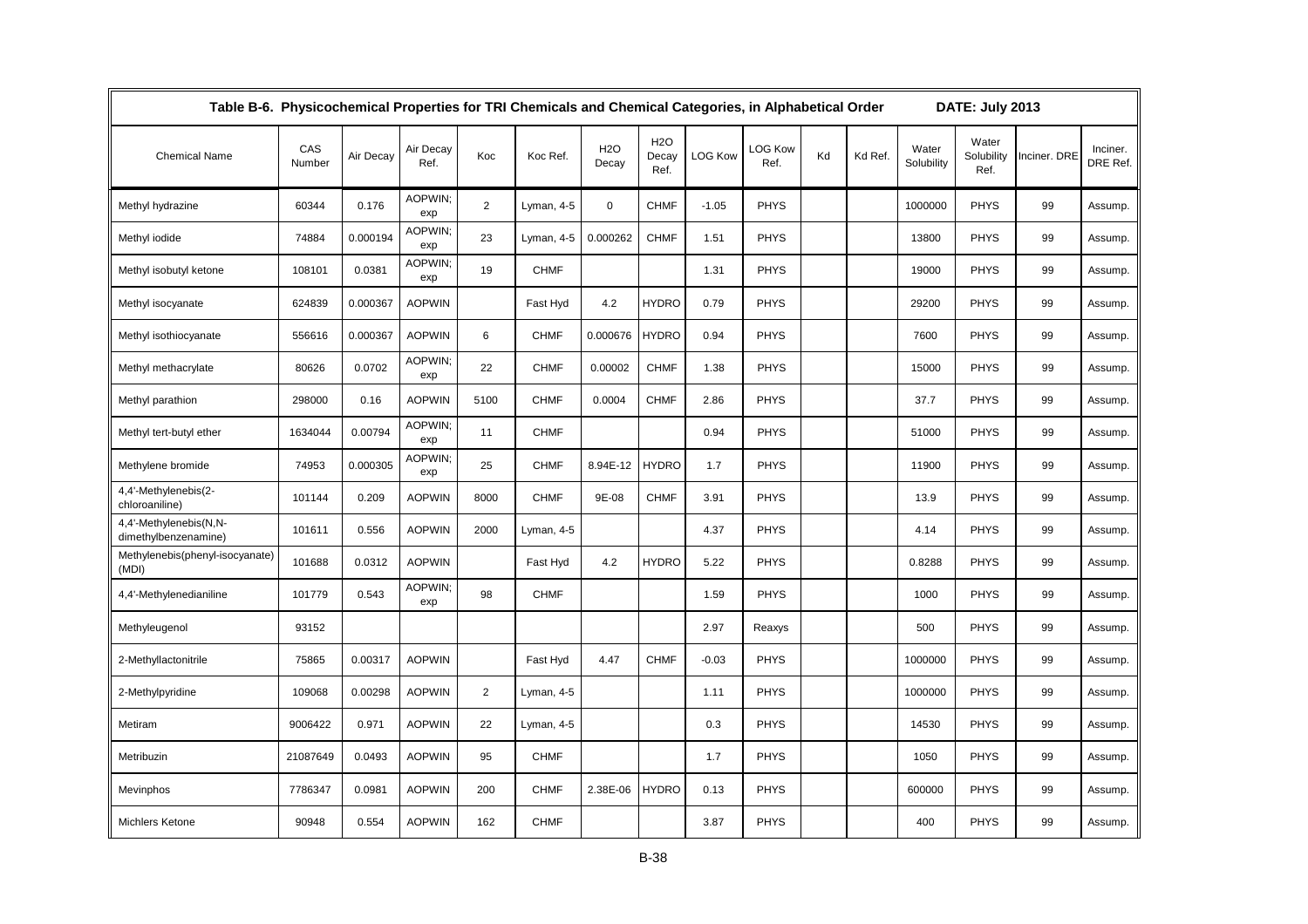Table B-6. Physicochemical Properties for TRI Chemicals and Chemical Categories, in Alphabetical Order DATE: July 2013

| Chemical Name | CAS Number | Air Decay | Air Decay Ref. | Koc | Koc Ref. | H2O Decay | H2O Decay Ref. | LOG Kow | LOG Kow Ref. | Kd | Kd Ref. | Water Solubility | Water Solubility Ref. | Inciner. DRE | Inciner. DRE Ref. |
|---|---|---|---|---|---|---|---|---|---|---|---|---|---|---|---|
| Methyl hydrazine | 60344 | 0.176 | AOPWIN; exp | 2 | Lyman, 4-5 | 0 | CHMF | -1.05 | PHYS | | | 1000000 | PHYS | 99 | Assump. |
| Methyl iodide | 74884 | 0.000194 | AOPWIN; exp | 23 | Lyman, 4-5 | 0.000262 | CHMF | 1.51 | PHYS | | | 13800 | PHYS | 99 | Assump. |
| Methyl isobutyl ketone | 108101 | 0.0381 | AOPWIN; exp | 19 | CHMF | | | 1.31 | PHYS | | | 19000 | PHYS | 99 | Assump. |
| Methyl isocyanate | 624839 | 0.000367 | AOPWIN | | Fast Hyd | 4.2 | HYDRO | 0.79 | PHYS | | | 29200 | PHYS | 99 | Assump. |
| Methyl isothiocyanate | 556616 | 0.000367 | AOPWIN | 6 | CHMF | 0.000676 | HYDRO | 0.94 | PHYS | | | 7600 | PHYS | 99 | Assump. |
| Methyl methacrylate | 80626 | 0.0702 | AOPWIN; exp | 22 | CHMF | 0.00002 | CHMF | 1.38 | PHYS | | | 15000 | PHYS | 99 | Assump. |
| Methyl parathion | 298000 | 0.16 | AOPWIN | 5100 | CHMF | 0.0004 | CHMF | 2.86 | PHYS | | | 37.7 | PHYS | 99 | Assump. |
| Methyl tert-butyl ether | 1634044 | 0.00794 | AOPWIN; exp | 11 | CHMF | | | 0.94 | PHYS | | | 51000 | PHYS | 99 | Assump. |
| Methylene bromide | 74953 | 0.000305 | AOPWIN; exp | 25 | CHMF | 8.94E-12 | HYDRO | 1.7 | PHYS | | | 11900 | PHYS | 99 | Assump. |
| 4,4'-Methylenebis(2-chloroaniline) | 101144 | 0.209 | AOPWIN | 8000 | CHMF | 9E-08 | CHMF | 3.91 | PHYS | | | 13.9 | PHYS | 99 | Assump. |
| 4,4'-Methylenebis(N,N-dimethylbenzenamine) | 101611 | 0.556 | AOPWIN | 2000 | Lyman, 4-5 | | | 4.37 | PHYS | | | 4.14 | PHYS | 99 | Assump. |
| Methylenebis(phenyl-isocyanate) (MDI) | 101688 | 0.0312 | AOPWIN | | Fast Hyd | 4.2 | HYDRO | 5.22 | PHYS | | | 0.8288 | PHYS | 99 | Assump. |
| 4,4'-Methylenedianiline | 101779 | 0.543 | AOPWIN; exp | 98 | CHMF | | | 1.59 | PHYS | | | 1000 | PHYS | 99 | Assump. |
| Methyleugenol | 93152 | | | | | | | 2.97 | Reaxys | | | 500 | PHYS | 99 | Assump. |
| 2-Methyllactonitrile | 75865 | 0.00317 | AOPWIN | | Fast Hyd | 4.47 | CHMF | -0.03 | PHYS | | | 1000000 | PHYS | 99 | Assump. |
| 2-Methylpyridine | 109068 | 0.00298 | AOPWIN | 2 | Lyman, 4-5 | | | 1.11 | PHYS | | | 1000000 | PHYS | 99 | Assump. |
| Metiram | 9006422 | 0.971 | AOPWIN | 22 | Lyman, 4-5 | | | 0.3 | PHYS | | | 14530 | PHYS | 99 | Assump. |
| Metribuzin | 21087649 | 0.0493 | AOPWIN | 95 | CHMF | | | 1.7 | PHYS | | | 1050 | PHYS | 99 | Assump. |
| Mevinphos | 7786347 | 0.0981 | AOPWIN | 200 | CHMF | 2.38E-06 | HYDRO | 0.13 | PHYS | | | 600000 | PHYS | 99 | Assump. |
| Michlers Ketone | 90948 | 0.554 | AOPWIN | 162 | CHMF | | | 3.87 | PHYS | | | 400 | PHYS | 99 | Assump. |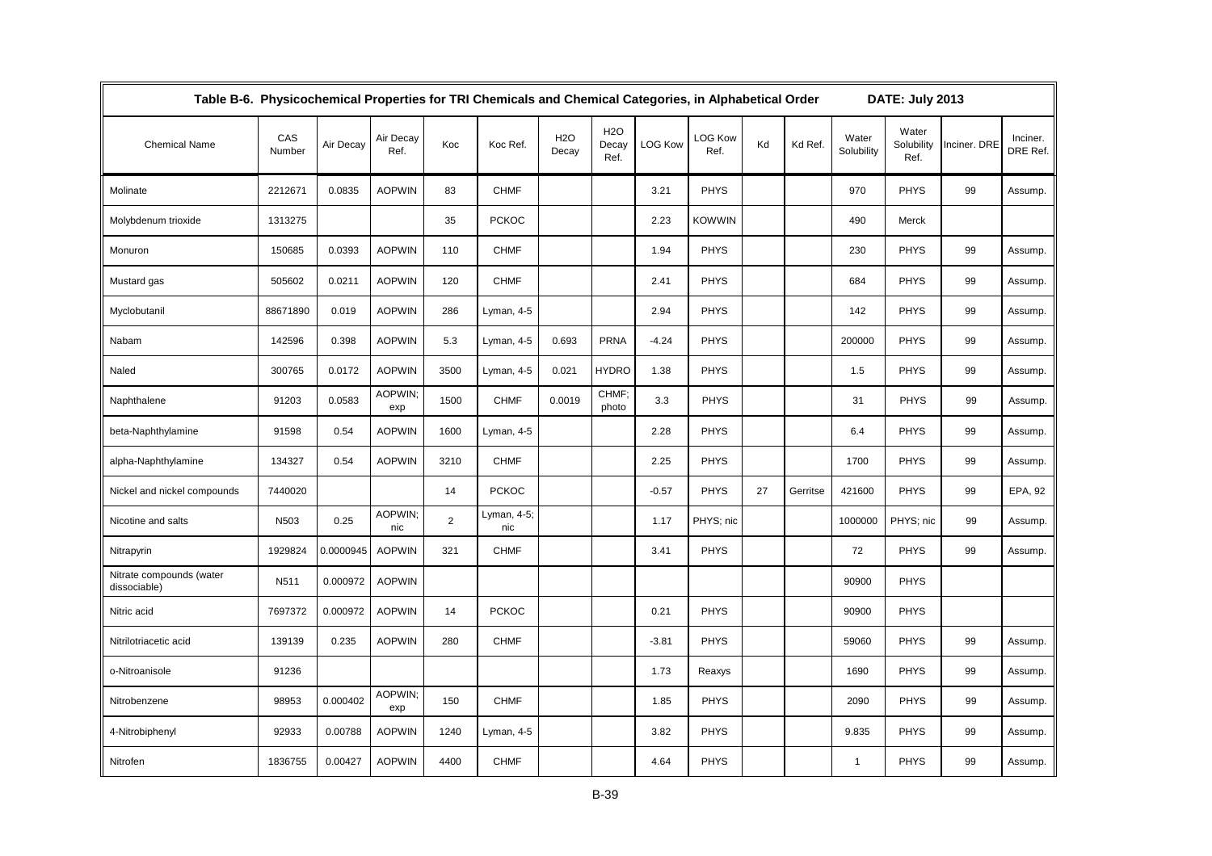**Table B-6. Physicochemical Properties for TRI Chemicals and Chemical Categories, in Alphabetical Order DATE: July 2013**

| Chemical Name | CAS Number | Air Decay | Air Decay Ref. | Koc | Koc Ref. | H2O Decay | H2O Decay Ref. | LOG Kow | LOG Kow Ref. | Kd | Kd Ref. | Water Solubility | Water Solubility Ref. | Inciner. DRE | Inciner. DRE Ref. |
|---|---|---|---|---|---|---|---|---|---|---|---|---|---|---|---|
| Molinate | 2212671 | 0.0835 | AOPWIN | 83 | CHMF | | | 3.21 | PHYS | | | 970 | PHYS | 99 | Assump. |
| Molybdenum trioxide | 1313275 | | | 35 | PCKOC | | | 2.23 | KOWWIN | | | 490 | Merck | | |
| Monuron | 150685 | 0.0393 | AOPWIN | 110 | CHMF | | | 1.94 | PHYS | | | 230 | PHYS | 99 | Assump. |
| Mustard gas | 505602 | 0.0211 | AOPWIN | 120 | CHMF | | | 2.41 | PHYS | | | 684 | PHYS | 99 | Assump. |
| Myclobutanil | 88671890 | 0.019 | AOPWIN | 286 | Lyman, 4-5 | | | 2.94 | PHYS | | | 142 | PHYS | 99 | Assump. |
| Nabam | 142596 | 0.398 | AOPWIN | 5.3 | Lyman, 4-5 | 0.693 | PRNA | -4.24 | PHYS | | | 200000 | PHYS | 99 | Assump. |
| Naled | 300765 | 0.0172 | AOPWIN | 3500 | Lyman, 4-5 | 0.021 | HYDRO | 1.38 | PHYS | | | 1.5 | PHYS | 99 | Assump. |
| Naphthalene | 91203 | 0.0583 | AOPWIN; exp | 1500 | CHMF | 0.0019 | CHMF; photo | 3.3 | PHYS | | | 31 | PHYS | 99 | Assump. |
| beta-Naphthylamine | 91598 | 0.54 | AOPWIN | 1600 | Lyman, 4-5 | | | 2.28 | PHYS | | | 6.4 | PHYS | 99 | Assump. |
| alpha-Naphthylamine | 134327 | 0.54 | AOPWIN | 3210 | CHMF | | | 2.25 | PHYS | | | 1700 | PHYS | 99 | Assump. |
| Nickel and nickel compounds | 7440020 | | | 14 | PCKOC | | | -0.57 | PHYS | 27 | Gerritse | 421600 | PHYS | 99 | EPA, 92 |
| Nicotine and salts | N503 | 0.25 | AOPWIN; nic | 2 | Lyman, 4-5; nic | | | 1.17 | PHYS; nic | | | 1000000 | PHYS; nic | 99 | Assump. |
| Nitrapyrin | 1929824 | 0.0000945 | AOPWIN | 321 | CHMF | | | 3.41 | PHYS | | | 72 | PHYS | 99 | Assump. |
| Nitrate compounds (water dissociable) | N511 | 0.000972 | AOPWIN | | | | | | | | | 90900 | PHYS | | |
| Nitric acid | 7697372 | 0.000972 | AOPWIN | 14 | PCKOC | | | 0.21 | PHYS | | | 90900 | PHYS | | |
| Nitrilotriacetic acid | 139139 | 0.235 | AOPWIN | 280 | CHMF | | | -3.81 | PHYS | | | 59060 | PHYS | 99 | Assump. |
| o-Nitroanisole | 91236 | | | | | | | 1.73 | Reaxys | | | 1690 | PHYS | 99 | Assump. |
| Nitrobenzene | 98953 | 0.000402 | AOPWIN; exp | 150 | CHMF | | | 1.85 | PHYS | | | 2090 | PHYS | 99 | Assump. |
| 4-Nitrobiphenyl | 92933 | 0.00788 | AOPWIN | 1240 | Lyman, 4-5 | | | 3.82 | PHYS | | | 9.835 | PHYS | 99 | Assump. |
| Nitrofen | 1836755 | 0.00427 | AOPWIN | 4400 | CHMF | | | 4.64 | PHYS | | | 1 | PHYS | 99 | Assump. |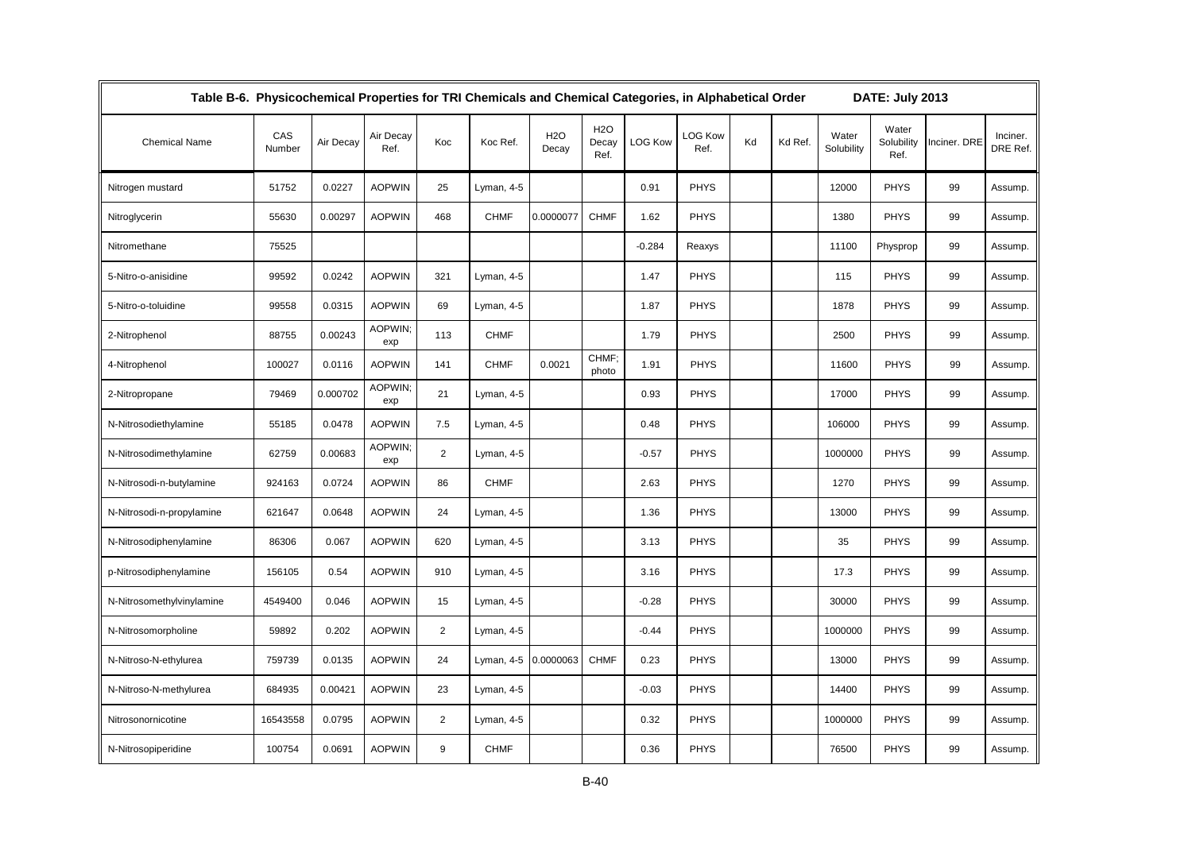Table B-6. Physicochemical Properties for TRI Chemicals and Chemical Categories, in Alphabetical Order DATE: July 2013

| Chemical Name | CAS Number | Air Decay | Air Decay Ref. | Koc | Koc Ref. | H2O Decay | H2O Decay Ref. | LOG Kow | LOG Kow Ref. | Kd | Kd Ref. | Water Solubility | Water Solubility Ref. | Inciner. DRE | Inciner. DRE Ref. |
|---|---|---|---|---|---|---|---|---|---|---|---|---|---|---|---|
| Nitrogen mustard | 51752 | 0.0227 | AOPWIN | 25 | Lyman, 4-5 | | | 0.91 | PHYS | | | 12000 | PHYS | 99 | Assump. |
| Nitroglycerin | 55630 | 0.00297 | AOPWIN | 468 | CHMF | 0.0000077 | CHMF | 1.62 | PHYS | | | 1380 | PHYS | 99 | Assump. |
| Nitromethane | 75525 | | | | | | | -0.284 | Reaxys | | | 11100 | Physprop | 99 | Assump. |
| 5-Nitro-o-anisidine | 99592 | 0.0242 | AOPWIN | 321 | Lyman, 4-5 | | | 1.47 | PHYS | | | 115 | PHYS | 99 | Assump. |
| 5-Nitro-o-toluidine | 99558 | 0.0315 | AOPWIN | 69 | Lyman, 4-5 | | | 1.87 | PHYS | | | 1878 | PHYS | 99 | Assump. |
| 2-Nitrophenol | 88755 | 0.00243 | AOPWIN; exp | 113 | CHMF | | | 1.79 | PHYS | | | 2500 | PHYS | 99 | Assump. |
| 4-Nitrophenol | 100027 | 0.0116 | AOPWIN | 141 | CHMF | 0.0021 | CHMF; photo | 1.91 | PHYS | | | 11600 | PHYS | 99 | Assump. |
| 2-Nitropropane | 79469 | 0.000702 | AOPWIN; exp | 21 | Lyman, 4-5 | | | 0.93 | PHYS | | | 17000 | PHYS | 99 | Assump. |
| N-Nitrosodiethylamine | 55185 | 0.0478 | AOPWIN | 7.5 | Lyman, 4-5 | | | 0.48 | PHYS | | | 106000 | PHYS | 99 | Assump. |
| N-Nitrosodimethylamine | 62759 | 0.00683 | AOPWIN; exp | 2 | Lyman, 4-5 | | | -0.57 | PHYS | | | 1000000 | PHYS | 99 | Assump. |
| N-Nitrosodi-n-butylamine | 924163 | 0.0724 | AOPWIN | 86 | CHMF | | | 2.63 | PHYS | | | 1270 | PHYS | 99 | Assump. |
| N-Nitrosodi-n-propylamine | 621647 | 0.0648 | AOPWIN | 24 | Lyman, 4-5 | | | 1.36 | PHYS | | | 13000 | PHYS | 99 | Assump. |
| N-Nitrosodiphenylamine | 86306 | 0.067 | AOPWIN | 620 | Lyman, 4-5 | | | 3.13 | PHYS | | | 35 | PHYS | 99 | Assump. |
| p-Nitrosodiphenylamine | 156105 | 0.54 | AOPWIN | 910 | Lyman, 4-5 | | | 3.16 | PHYS | | | 17.3 | PHYS | 99 | Assump. |
| N-Nitrosomethylvinylamine | 4549400 | 0.046 | AOPWIN | 15 | Lyman, 4-5 | | | -0.28 | PHYS | | | 30000 | PHYS | 99 | Assump. |
| N-Nitrosomorpholine | 59892 | 0.202 | AOPWIN | 2 | Lyman, 4-5 | | | -0.44 | PHYS | | | 1000000 | PHYS | 99 | Assump. |
| N-Nitroso-N-ethylurea | 759739 | 0.0135 | AOPWIN | 24 | Lyman, 4-5 | 0.0000063 | CHMF | 0.23 | PHYS | | | 13000 | PHYS | 99 | Assump. |
| N-Nitroso-N-methylurea | 684935 | 0.00421 | AOPWIN | 23 | Lyman, 4-5 | | | -0.03 | PHYS | | | 14400 | PHYS | 99 | Assump. |
| Nitrosonornicotine | 16543558 | 0.0795 | AOPWIN | 2 | Lyman, 4-5 | | | 0.32 | PHYS | | | 1000000 | PHYS | 99 | Assump. |
| N-Nitrosopiperidine | 100754 | 0.0691 | AOPWIN | 9 | CHMF | | | 0.36 | PHYS | | | 76500 | PHYS | 99 | Assump. |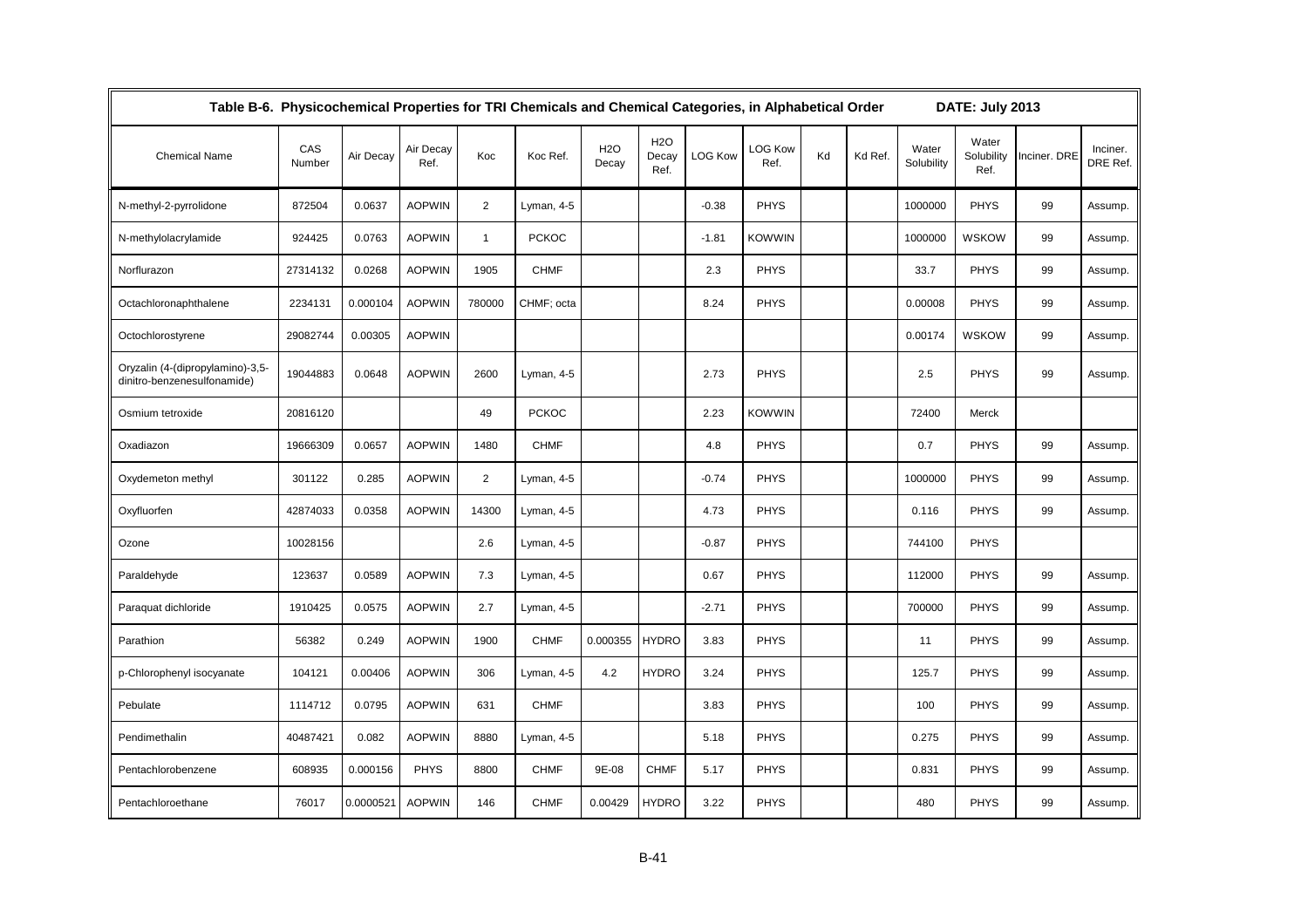Table B-6. Physicochemical Properties for TRI Chemicals and Chemical Categories, in Alphabetical Order DATE: July 2013

| Chemical Name | CAS Number | Air Decay | Air Decay Ref. | Koc | Koc Ref. | H2O Decay | H2O Decay Ref. | LOG Kow | LOG Kow Ref. | Kd | Kd Ref. | Water Solubility | Water Solubility Ref. | Inciner. DRE | Inciner. DRE Ref. |
|---|---|---|---|---|---|---|---|---|---|---|---|---|---|---|---|
| N-methyl-2-pyrrolidone | 872504 | 0.0637 | AOPWIN | 2 | Lyman, 4-5 | | | -0.38 | PHYS | | | 1000000 | PHYS | 99 | Assump. |
| N-methylolacrylamide | 924425 | 0.0763 | AOPWIN | 1 | PCKOC | | | -1.81 | KOWWIN | | | 1000000 | WSKOW | 99 | Assump. |
| Norflurazon | 27314132 | 0.0268 | AOPWIN | 1905 | CHMF | | | 2.3 | PHYS | | | 33.7 | PHYS | 99 | Assump. |
| Octachloronaphthalene | 2234131 | 0.000104 | AOPWIN | 780000 | CHMF; octa | | | 8.24 | PHYS | | | 0.00008 | PHYS | 99 | Assump. |
| Octochlorostyrene | 29082744 | 0.00305 | AOPWIN | | | | | | | | | 0.00174 | WSKOW | 99 | Assump. |
| Oryzalin (4-(dipropylamino)-3,5-dinitro-benzenesulfonamide) | 19044883 | 0.0648 | AOPWIN | 2600 | Lyman, 4-5 | | | 2.73 | PHYS | | | 2.5 | PHYS | 99 | Assump. |
| Osmium tetroxide | 20816120 | | | 49 | PCKOC | | | 2.23 | KOWWIN | | | 72400 | Merck | | |
| Oxadiazon | 19666309 | 0.0657 | AOPWIN | 1480 | CHMF | | | 4.8 | PHYS | | | 0.7 | PHYS | 99 | Assump. |
| Oxydemeton methyl | 301122 | 0.285 | AOPWIN | 2 | Lyman, 4-5 | | | -0.74 | PHYS | | | 1000000 | PHYS | 99 | Assump. |
| Oxyfluorfen | 42874033 | 0.0358 | AOPWIN | 14300 | Lyman, 4-5 | | | 4.73 | PHYS | | | 0.116 | PHYS | 99 | Assump. |
| Ozone | 10028156 | | | 2.6 | Lyman, 4-5 | | | -0.87 | PHYS | | | 744100 | PHYS | | |
| Paraldehyde | 123637 | 0.0589 | AOPWIN | 7.3 | Lyman, 4-5 | | | 0.67 | PHYS | | | 112000 | PHYS | 99 | Assump. |
| Paraquat dichloride | 1910425 | 0.0575 | AOPWIN | 2.7 | Lyman, 4-5 | | | -2.71 | PHYS | | | 700000 | PHYS | 99 | Assump. |
| Parathion | 56382 | 0.249 | AOPWIN | 1900 | CHMF | 0.000355 | HYDRO | 3.83 | PHYS | | | 11 | PHYS | 99 | Assump. |
| p-Chlorophenyl isocyanate | 104121 | 0.00406 | AOPWIN | 306 | Lyman, 4-5 | 4.2 | HYDRO | 3.24 | PHYS | | | 125.7 | PHYS | 99 | Assump. |
| Pebulate | 1114712 | 0.0795 | AOPWIN | 631 | CHMF | | | 3.83 | PHYS | | | 100 | PHYS | 99 | Assump. |
| Pendimethalin | 40487421 | 0.082 | AOPWIN | 8880 | Lyman, 4-5 | | | 5.18 | PHYS | | | 0.275 | PHYS | 99 | Assump. |
| Pentachlorobenzene | 608935 | 0.000156 | PHYS | 8800 | CHMF | 9E-08 | CHMF | 5.17 | PHYS | | | 0.831 | PHYS | 99 | Assump. |
| Pentachloroethane | 76017 | 0.0000521 | AOPWIN | 146 | CHMF | 0.00429 | HYDRO | 3.22 | PHYS | | | 480 | PHYS | 99 | Assump. |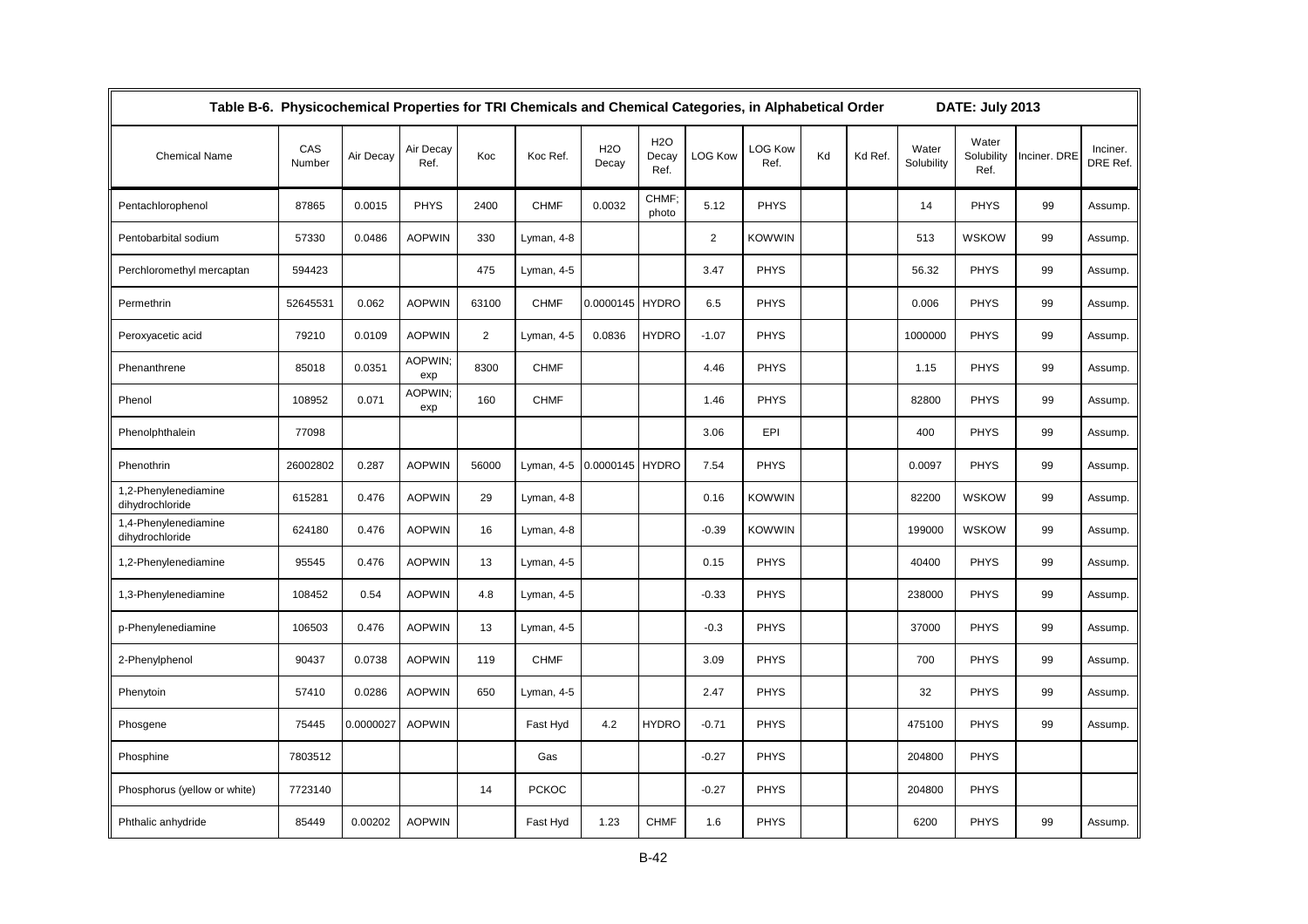## Table B-6. Physicochemical Properties for TRI Chemicals and Chemical Categories, in Alphabetical Order

DATE: July 2013

| Chemical Name | CAS Number | Air Decay | Air Decay Ref. | Koc | Koc Ref. | H2O Decay | H2O Decay Ref. | LOG Kow | LOG Kow Ref. | Kd | Kd Ref. | Water Solubility | Water Solubility Ref. | Inciner. DRE | Inciner. DRE Ref. |
|---|---|---|---|---|---|---|---|---|---|---|---|---|---|---|---|
| Pentachlorophenol | 87865 | 0.0015 | PHYS | 2400 | CHMF | 0.0032 | CHMF; photo | 5.12 | PHYS | | | 14 | PHYS | 99 | Assump. |
| Pentobarbital sodium | 57330 | 0.0486 | AOPWIN | 330 | Lyman, 4-8 | | | 2 | KOWWIN | | | 513 | WSKOW | 99 | Assump. |
| Perchloromethyl mercaptan | 594423 | | | 475 | Lyman, 4-5 | | | 3.47 | PHYS | | | 56.32 | PHYS | 99 | Assump. |
| Permethrin | 52645531 | 0.062 | AOPWIN | 63100 | CHMF | 0.0000145 | HYDRO | 6.5 | PHYS | | | 0.006 | PHYS | 99 | Assump. |
| Peroxyacetic acid | 79210 | 0.0109 | AOPWIN | 2 | Lyman, 4-5 | 0.0836 | HYDRO | -1.07 | PHYS | | | 1000000 | PHYS | 99 | Assump. |
| Phenanthrene | 85018 | 0.0351 | AOPWIN; exp | 8300 | CHMF | | | 4.46 | PHYS | | | 1.15 | PHYS | 99 | Assump. |
| Phenol | 108952 | 0.071 | AOPWIN; exp | 160 | CHMF | | | 1.46 | PHYS | | | 82800 | PHYS | 99 | Assump. |
| Phenolphthalein | 77098 | | | | | | | 3.06 | EPI | | | 400 | PHYS | 99 | Assump. |
| Phenothrin | 26002802 | 0.287 | AOPWIN | 56000 | Lyman, 4-5 | 0.0000145 | HYDRO | 7.54 | PHYS | | | 0.0097 | PHYS | 99 | Assump. |
| 1,2-Phenylenediamine dihydrochloride | 615281 | 0.476 | AOPWIN | 29 | Lyman, 4-8 | | | 0.16 | KOWWIN | | | 82200 | WSKOW | 99 | Assump. |
| 1,4-Phenylenediamine dihydrochloride | 624180 | 0.476 | AOPWIN | 16 | Lyman, 4-8 | | | -0.39 | KOWWIN | | | 199000 | WSKOW | 99 | Assump. |
| 1,2-Phenylenediamine | 95545 | 0.476 | AOPWIN | 13 | Lyman, 4-5 | | | 0.15 | PHYS | | | 40400 | PHYS | 99 | Assump. |
| 1,3-Phenylenediamine | 108452 | 0.54 | AOPWIN | 4.8 | Lyman, 4-5 | | | -0.33 | PHYS | | | 238000 | PHYS | 99 | Assump. |
| p-Phenylenediamine | 106503 | 0.476 | AOPWIN | 13 | Lyman, 4-5 | | | -0.3 | PHYS | | | 37000 | PHYS | 99 | Assump. |
| 2-Phenylphenol | 90437 | 0.0738 | AOPWIN | 119 | CHMF | | | 3.09 | PHYS | | | 700 | PHYS | 99 | Assump. |
| Phenytoin | 57410 | 0.0286 | AOPWIN | 650 | Lyman, 4-5 | | | 2.47 | PHYS | | | 32 | PHYS | 99 | Assump. |
| Phosgene | 75445 | 0.0000027 | AOPWIN | | Fast Hyd | 4.2 | HYDRO | -0.71 | PHYS | | | 475100 | PHYS | 99 | Assump. |
| Phosphine | 7803512 | | | | Gas | | | -0.27 | PHYS | | | 204800 | PHYS | | |
| Phosphorus (yellow or white) | 7723140 | | | 14 | PCKOC | | | -0.27 | PHYS | | | 204800 | PHYS | | |
| Phthalic anhydride | 85449 | 0.00202 | AOPWIN | | Fast Hyd | 1.23 | CHMF | 1.6 | PHYS | | | 6200 | PHYS | 99 | Assump. |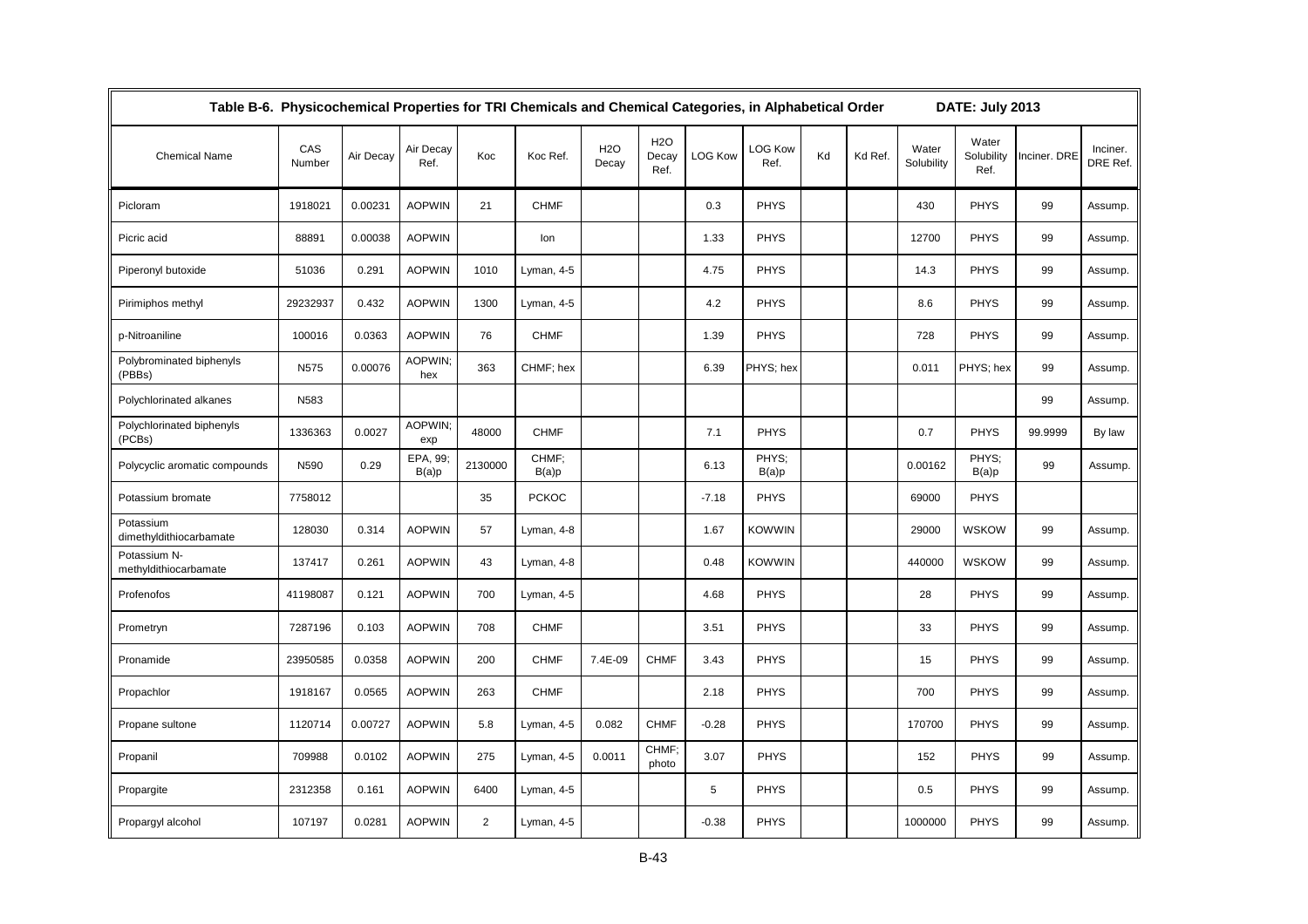Table B-6. Physicochemical Properties for TRI Chemicals and Chemical Categories, in Alphabetical Order DATE: July 2013

| Chemical Name | CAS Number | Air Decay | Air Decay Ref. | Koc | Koc Ref. | H2O Decay | H2O Decay Ref. | LOG Kow | LOG Kow Ref. | Kd | Kd Ref. | Water Solubility | Water Solubility Ref. | Inciner. DRE | Inciner. DRE Ref. |
|---|---|---|---|---|---|---|---|---|---|---|---|---|---|---|---|
| Picloram | 1918021 | 0.00231 | AOPWIN | 21 | CHMF | | | 0.3 | PHYS | | | 430 | PHYS | 99 | Assump. |
| Picric acid | 88891 | 0.00038 | AOPWIN | | Ion | | | 1.33 | PHYS | | | 12700 | PHYS | 99 | Assump. |
| Piperonyl butoxide | 51036 | 0.291 | AOPWIN | 1010 | Lyman, 4-5 | | | 4.75 | PHYS | | | 14.3 | PHYS | 99 | Assump. |
| Pirimiphos methyl | 29232937 | 0.432 | AOPWIN | 1300 | Lyman, 4-5 | | | 4.2 | PHYS | | | 8.6 | PHYS | 99 | Assump. |
| p-Nitroaniline | 100016 | 0.0363 | AOPWIN | 76 | CHMF | | | 1.39 | PHYS | | | 728 | PHYS | 99 | Assump. |
| Polybrominated biphenyls (PBBs) | N575 | 0.00076 | AOPWIN; hex | 363 | CHMF; hex | | | 6.39 | PHYS; hex | | | 0.011 | PHYS; hex | 99 | Assump. |
| Polychlorinated alkanes | N583 | | | | | | | | | | | | | 99 | Assump. |
| Polychlorinated biphenyls (PCBs) | 1336363 | 0.0027 | AOPWIN; exp | 48000 | CHMF | | | 7.1 | PHYS | | | 0.7 | PHYS | 99.9999 | By law |
| Polycyclic aromatic compounds | N590 | 0.29 | EPA, 99; B(a)p | 2130000 | CHMF; B(a)p | | | 6.13 | PHYS; B(a)p | | | 0.00162 | PHYS; B(a)p | 99 | Assump. |
| Potassium bromate | 7758012 | | | 35 | PCKOC | | | -7.18 | PHYS | | | 69000 | PHYS | | |
| Potassium dimethyldithiocarbamate | 128030 | 0.314 | AOPWIN | 57 | Lyman, 4-8 | | | 1.67 | KOWWIN | | | 29000 | WSKOW | 99 | Assump. |
| Potassium N-methyldithiocarbamate | 137417 | 0.261 | AOPWIN | 43 | Lyman, 4-8 | | | 0.48 | KOWWIN | | | 440000 | WSKOW | 99 | Assump. |
| Profenofos | 41198087 | 0.121 | AOPWIN | 700 | Lyman, 4-5 | | | 4.68 | PHYS | | | 28 | PHYS | 99 | Assump. |
| Prometryn | 7287196 | 0.103 | AOPWIN | 708 | CHMF | | | 3.51 | PHYS | | | 33 | PHYS | 99 | Assump. |
| Pronamide | 23950585 | 0.0358 | AOPWIN | 200 | CHMF | 7.4E-09 | CHMF | 3.43 | PHYS | | | 15 | PHYS | 99 | Assump. |
| Propachlor | 1918167 | 0.0565 | AOPWIN | 263 | CHMF | | | 2.18 | PHYS | | | 700 | PHYS | 99 | Assump. |
| Propane sultone | 1120714 | 0.00727 | AOPWIN | 5.8 | Lyman, 4-5 | 0.082 | CHMF | -0.28 | PHYS | | | 170700 | PHYS | 99 | Assump. |
| Propanil | 709988 | 0.0102 | AOPWIN | 275 | Lyman, 4-5 | 0.0011 | CHMF; photo | 3.07 | PHYS | | | 152 | PHYS | 99 | Assump. |
| Propargite | 2312358 | 0.161 | AOPWIN | 6400 | Lyman, 4-5 | | | 5 | PHYS | | | 0.5 | PHYS | 99 | Assump. |
| Propargyl alcohol | 107197 | 0.0281 | AOPWIN | 2 | Lyman, 4-5 | | | -0.38 | PHYS | | | 1000000 | PHYS | 99 | Assump. |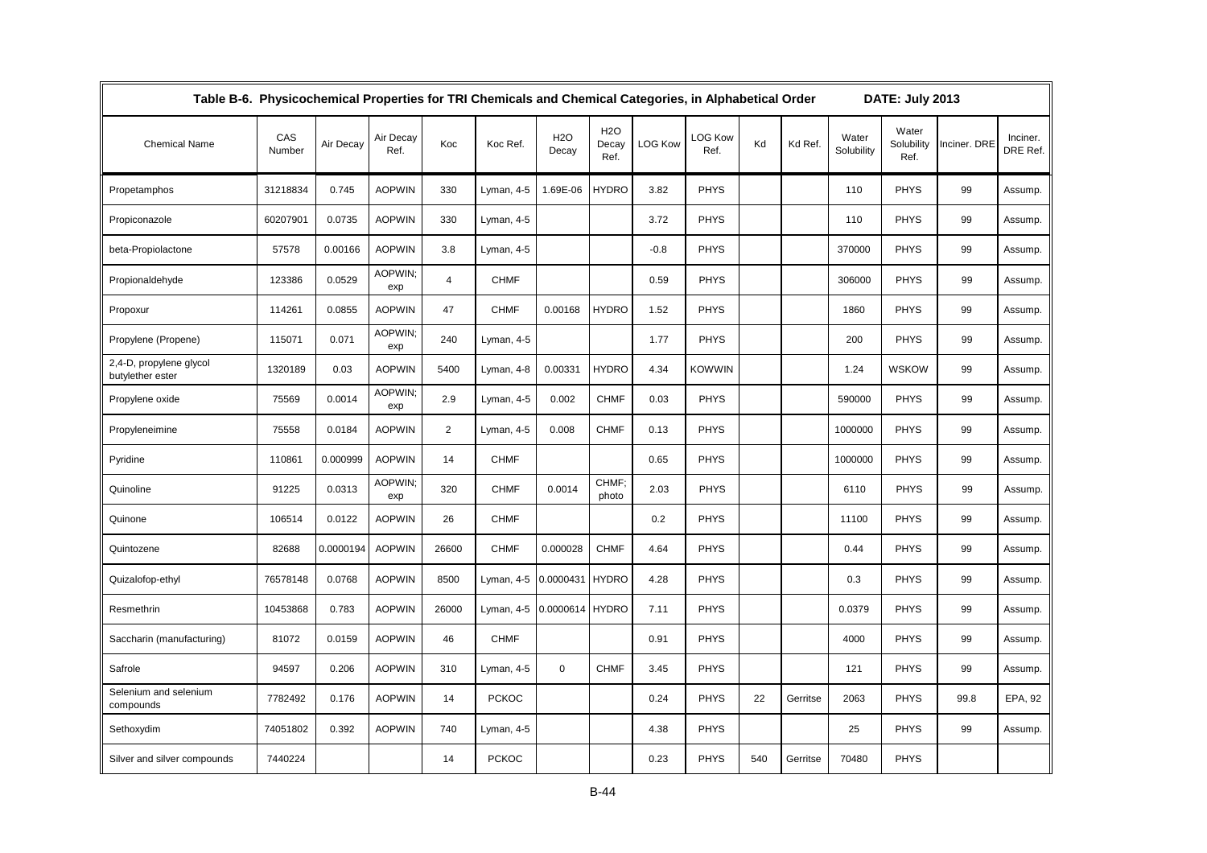Table B-6. Physicochemical Properties for TRI Chemicals and Chemical Categories, in Alphabetical Order DATE: July 2013

| Chemical Name | CAS Number | Air Decay | Air Decay Ref. | Koc | Koc Ref. | H2O Decay | H2O Decay Ref. | LOG Kow | LOG Kow Ref. | Kd | Kd Ref. | Water Solubility | Water Solubility Ref. | Inciner. DRE | Inciner. DRE Ref. |
|---|---|---|---|---|---|---|---|---|---|---|---|---|---|---|---|
| Propetamphos | 31218834 | 0.745 | AOPWIN | 330 | Lyman, 4-5 | 1.69E-06 | HYDRO | 3.82 | PHYS | | | 110 | PHYS | 99 | Assump. |
| Propiconazole | 60207901 | 0.0735 | AOPWIN | 330 | Lyman, 4-5 | | | 3.72 | PHYS | | | 110 | PHYS | 99 | Assump. |
| beta-Propiolactone | 57578 | 0.00166 | AOPWIN | 3.8 | Lyman, 4-5 | | | -0.8 | PHYS | | | 370000 | PHYS | 99 | Assump. |
| Propionaldehyde | 123386 | 0.0529 | AOPWIN; exp | 4 | CHMF | | | 0.59 | PHYS | | | 306000 | PHYS | 99 | Assump. |
| Propoxur | 114261 | 0.0855 | AOPWIN | 47 | CHMF | 0.00168 | HYDRO | 1.52 | PHYS | | | 1860 | PHYS | 99 | Assump. |
| Propylene (Propene) | 115071 | 0.071 | AOPWIN; exp | 240 | Lyman, 4-5 | | | 1.77 | PHYS | | | 200 | PHYS | 99 | Assump. |
| 2,4-D, propylene glycol butylether ester | 1320189 | 0.03 | AOPWIN | 5400 | Lyman, 4-8 | 0.00331 | HYDRO | 4.34 | KOWWIN | | | 1.24 | WSKOW | 99 | Assump. |
| Propylene oxide | 75569 | 0.0014 | AOPWIN; exp | 2.9 | Lyman, 4-5 | 0.002 | CHMF | 0.03 | PHYS | | | 590000 | PHYS | 99 | Assump. |
| Propyleneimine | 75558 | 0.0184 | AOPWIN | 2 | Lyman, 4-5 | 0.008 | CHMF | 0.13 | PHYS | | | 1000000 | PHYS | 99 | Assump. |
| Pyridine | 110861 | 0.000999 | AOPWIN | 14 | CHMF | | | 0.65 | PHYS | | | 1000000 | PHYS | 99 | Assump. |
| Quinoline | 91225 | 0.0313 | AOPWIN; exp | 320 | CHMF | 0.0014 | CHMF; photo | 2.03 | PHYS | | | 6110 | PHYS | 99 | Assump. |
| Quinone | 106514 | 0.0122 | AOPWIN | 26 | CHMF | | | 0.2 | PHYS | | | 11100 | PHYS | 99 | Assump. |
| Quintozene | 82688 | 0.0000194 | AOPWIN | 26600 | CHMF | 0.000028 | CHMF | 4.64 | PHYS | | | 0.44 | PHYS | 99 | Assump. |
| Quizalofop-ethyl | 76578148 | 0.0768 | AOPWIN | 8500 | Lyman, 4-5 | 0.0000431 | HYDRO | 4.28 | PHYS | | | 0.3 | PHYS | 99 | Assump. |
| Resmethrin | 10453868 | 0.783 | AOPWIN | 26000 | Lyman, 4-5 | 0.0000614 | HYDRO | 7.11 | PHYS | | | 0.0379 | PHYS | 99 | Assump. |
| Saccharin (manufacturing) | 81072 | 0.0159 | AOPWIN | 46 | CHMF | | | 0.91 | PHYS | | | 4000 | PHYS | 99 | Assump. |
| Safrole | 94597 | 0.206 | AOPWIN | 310 | Lyman, 4-5 | 0 | CHMF | 3.45 | PHYS | | | 121 | PHYS | 99 | Assump. |
| Selenium and selenium compounds | 7782492 | 0.176 | AOPWIN | 14 | PCKOC | | | 0.24 | PHYS | 22 | Gerritse | 2063 | PHYS | 99.8 | EPA, 92 |
| Sethoxydim | 74051802 | 0.392 | AOPWIN | 740 | Lyman, 4-5 | | | 4.38 | PHYS | | | 25 | PHYS | 99 | Assump. |
| Silver and silver compounds | 7440224 | | | 14 | PCKOC | | | 0.23 | PHYS | 540 | Gerritse | 70480 | PHYS | | |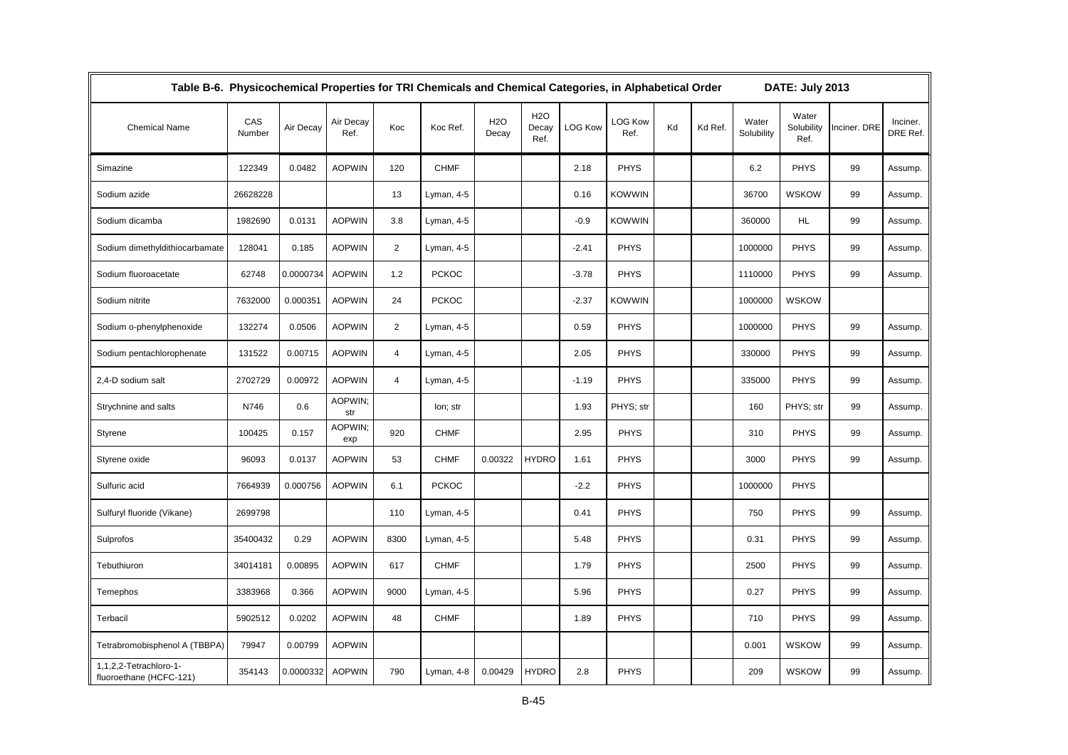| Table B-6. Physicochemical Properties for TRI Chemicals and Chemical Categories, in Alphabetical Order | | | | | | | | | | | | | | | DATE: July 2013 |
|---|---|---|---|---|---|---|---|---|---|---|---|---|---|---|---|
| Chemical Name | CAS Number | Air Decay | Air Decay Ref. | Koc | Koc Ref. | H2O Decay | H2O Decay Ref. | LOG Kow | LOG Kow Ref. | Kd | Kd Ref. | Water Solubility | Water Solubility Ref. | Inciner. DRE | Inciner. DRE Ref. |
| Simazine | 122349 | 0.0482 | AOPWIN | 120 | CHMF | | | 2.18 | PHYS | | | 6.2 | PHYS | 99 | Assump. |
| Sodium azide | 26628228 | | | 13 | Lyman, 4-5 | | | 0.16 | KOWWIN | | | 36700 | WSKOW | 99 | Assump. |
| Sodium dicamba | 1982690 | 0.0131 | AOPWIN | 3.8 | Lyman, 4-5 | | | -0.9 | KOWWIN | | | 360000 | HL | 99 | Assump. |
| Sodium dimethyldithiocarbamate | 128041 | 0.185 | AOPWIN | 2 | Lyman, 4-5 | | | -2.41 | PHYS | | | 1000000 | PHYS | 99 | Assump. |
| Sodium fluoroacetate | 62748 | 0.0000734 | AOPWIN | 1.2 | PCKOC | | | -3.78 | PHYS | | | 1110000 | PHYS | 99 | Assump. |
| Sodium nitrite | 7632000 | 0.000351 | AOPWIN | 24 | PCKOC | | | -2.37 | KOWWIN | | | 1000000 | WSKOW | | |
| Sodium o-phenylphenoxide | 132274 | 0.0506 | AOPWIN | 2 | Lyman, 4-5 | | | 0.59 | PHYS | | | 1000000 | PHYS | 99 | Assump. |
| Sodium pentachlorophenate | 131522 | 0.00715 | AOPWIN | 4 | Lyman, 4-5 | | | 2.05 | PHYS | | | 330000 | PHYS | 99 | Assump. |
| 2,4-D sodium salt | 2702729 | 0.00972 | AOPWIN | 4 | Lyman, 4-5 | | | -1.19 | PHYS | | | 335000 | PHYS | 99 | Assump. |
| Strychnine and salts | N746 | 0.6 | AOPWIN; str | | Ion; str | | | 1.93 | PHYS; str | | | 160 | PHYS; str | 99 | Assump. |
| Styrene | 100425 | 0.157 | AOPWIN; exp | 920 | CHMF | | | 2.95 | PHYS | | | 310 | PHYS | 99 | Assump. |
| Styrene oxide | 96093 | 0.0137 | AOPWIN | 53 | CHMF | 0.00322 | HYDRO | 1.61 | PHYS | | | 3000 | PHYS | 99 | Assump. |
| Sulfuric acid | 7664939 | 0.000756 | AOPWIN | 6.1 | PCKOC | | | -2.2 | PHYS | | | 1000000 | PHYS | | |
| Sulfuryl fluoride (Vikane) | 2699798 | | | 110 | Lyman, 4-5 | | | 0.41 | PHYS | | | 750 | PHYS | 99 | Assump. |
| Sulprofos | 35400432 | 0.29 | AOPWIN | 8300 | Lyman, 4-5 | | | 5.48 | PHYS | | | 0.31 | PHYS | 99 | Assump. |
| Tebuthiuron | 34014181 | 0.00895 | AOPWIN | 617 | CHMF | | | 1.79 | PHYS | | | 2500 | PHYS | 99 | Assump. |
| Temephos | 3383968 | 0.366 | AOPWIN | 9000 | Lyman, 4-5 | | | 5.96 | PHYS | | | 0.27 | PHYS | 99 | Assump. |
| Terbacil | 5902512 | 0.0202 | AOPWIN | 48 | CHMF | | | 1.89 | PHYS | | | 710 | PHYS | 99 | Assump. |
| Tetrabromobisphenol A (TBBPA) | 79947 | 0.00799 | AOPWIN | | | | | | | | | 0.001 | WSKOW | 99 | Assump. |
| 1,1,2,2-Tetrachloro-1-fluoroethane (HCFC-121) | 354143 | 0.0000332 | AOPWIN | 790 | Lyman, 4-8 | 0.00429 | HYDRO | 2.8 | PHYS | | | 209 | WSKOW | 99 | Assump. |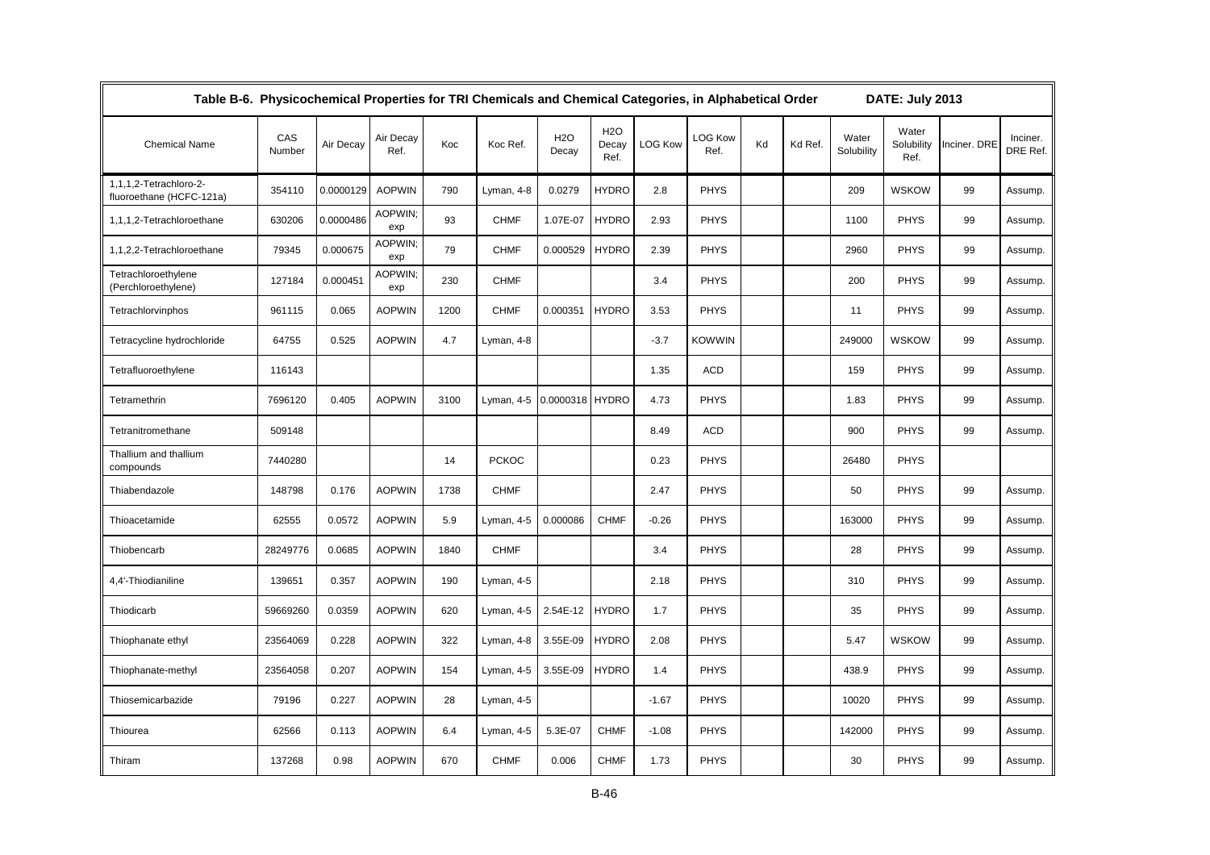**Table B-6. Physicochemical Properties for TRI Chemicals and Chemical Categories, in Alphabetical Order DATE: July 2013**

| Chemical Name | CAS Number | Air Decay | Air Decay Ref. | Koc | Koc Ref. | H2O Decay | H2O Decay Ref. | LOG Kow | LOG Kow Ref. | Kd | Kd Ref. | Water Solubility | Water Solubility Ref. | Inciner. DRE | Inciner. DRE Ref. |
|---|---|---|---|---|---|---|---|---|---|---|---|---|---|---|---|
| 1,1,1,2-Tetrachloro-2-fluoroethane (HCFC-121a) | 354110 | 0.0000129 | AOPWIN | 790 | Lyman, 4-8 | 0.0279 | HYDRO | 2.8 | PHYS | | | 209 | WSKOW | 99 | Assump. |
| 1,1,1,2-Tetrachloroethane | 630206 | 0.0000486 | AOPWIN; exp | 93 | CHMF | 1.07E-07 | HYDRO | 2.93 | PHYS | | | 1100 | PHYS | 99 | Assump. |
| 1,1,2,2-Tetrachloroethane | 79345 | 0.000675 | AOPWIN; exp | 79 | CHMF | 0.000529 | HYDRO | 2.39 | PHYS | | | 2960 | PHYS | 99 | Assump. |
| Tetrachloroethylene (Perchloroethylene) | 127184 | 0.000451 | AOPWIN; exp | 230 | CHMF | | | 3.4 | PHYS | | | 200 | PHYS | 99 | Assump. |
| Tetrachlorvinphos | 961115 | 0.065 | AOPWIN | 1200 | CHMF | 0.000351 | HYDRO | 3.53 | PHYS | | | 11 | PHYS | 99 | Assump. |
| Tetracycline hydrochloride | 64755 | 0.525 | AOPWIN | 4.7 | Lyman, 4-8 | | | -3.7 | KOWWIN | | | 249000 | WSKOW | 99 | Assump. |
| Tetrafluoroethylene | 116143 | | | | | | | 1.35 | ACD | | | 159 | PHYS | 99 | Assump. |
| Tetramethrin | 7696120 | 0.405 | AOPWIN | 3100 | Lyman, 4-5 | 0.0000318 | HYDRO | 4.73 | PHYS | | | 1.83 | PHYS | 99 | Assump. |
| Tetranitromethane | 509148 | | | | | | | 8.49 | ACD | | | 900 | PHYS | 99 | Assump. |
| Thallium and thallium compounds | 7440280 | | | 14 | PCKOC | | | 0.23 | PHYS | | | 26480 | PHYS | | |
| Thiabendazole | 148798 | 0.176 | AOPWIN | 1738 | CHMF | | | 2.47 | PHYS | | | 50 | PHYS | 99 | Assump. |
| Thioacetamide | 62555 | 0.0572 | AOPWIN | 5.9 | Lyman, 4-5 | 0.000086 | CHMF | -0.26 | PHYS | | | 163000 | PHYS | 99 | Assump. |
| Thiobencarb | 28249776 | 0.0685 | AOPWIN | 1840 | CHMF | | | 3.4 | PHYS | | | 28 | PHYS | 99 | Assump. |
| 4,4'-Thiodianiline | 139651 | 0.357 | AOPWIN | 190 | Lyman, 4-5 | | | 2.18 | PHYS | | | 310 | PHYS | 99 | Assump. |
| Thiodicarb | 59669260 | 0.0359 | AOPWIN | 620 | Lyman, 4-5 | 2.54E-12 | HYDRO | 1.7 | PHYS | | | 35 | PHYS | 99 | Assump. |
| Thiophanate ethyl | 23564069 | 0.228 | AOPWIN | 322 | Lyman, 4-8 | 3.55E-09 | HYDRO | 2.08 | PHYS | | | 5.47 | WSKOW | 99 | Assump. |
| Thiophanate-methyl | 23564058 | 0.207 | AOPWIN | 154 | Lyman, 4-5 | 3.55E-09 | HYDRO | 1.4 | PHYS | | | 438.9 | PHYS | 99 | Assump. |
| Thiosemicarbazide | 79196 | 0.227 | AOPWIN | 28 | Lyman, 4-5 | | | -1.67 | PHYS | | | 10020 | PHYS | 99 | Assump. |
| Thiourea | 62566 | 0.113 | AOPWIN | 6.4 | Lyman, 4-5 | 5.3E-07 | CHMF | -1.08 | PHYS | | | 142000 | PHYS | 99 | Assump. |
| Thiram | 137268 | 0.98 | AOPWIN | 670 | CHMF | 0.006 | CHMF | 1.73 | PHYS | | | 30 | PHYS | 99 | Assump. |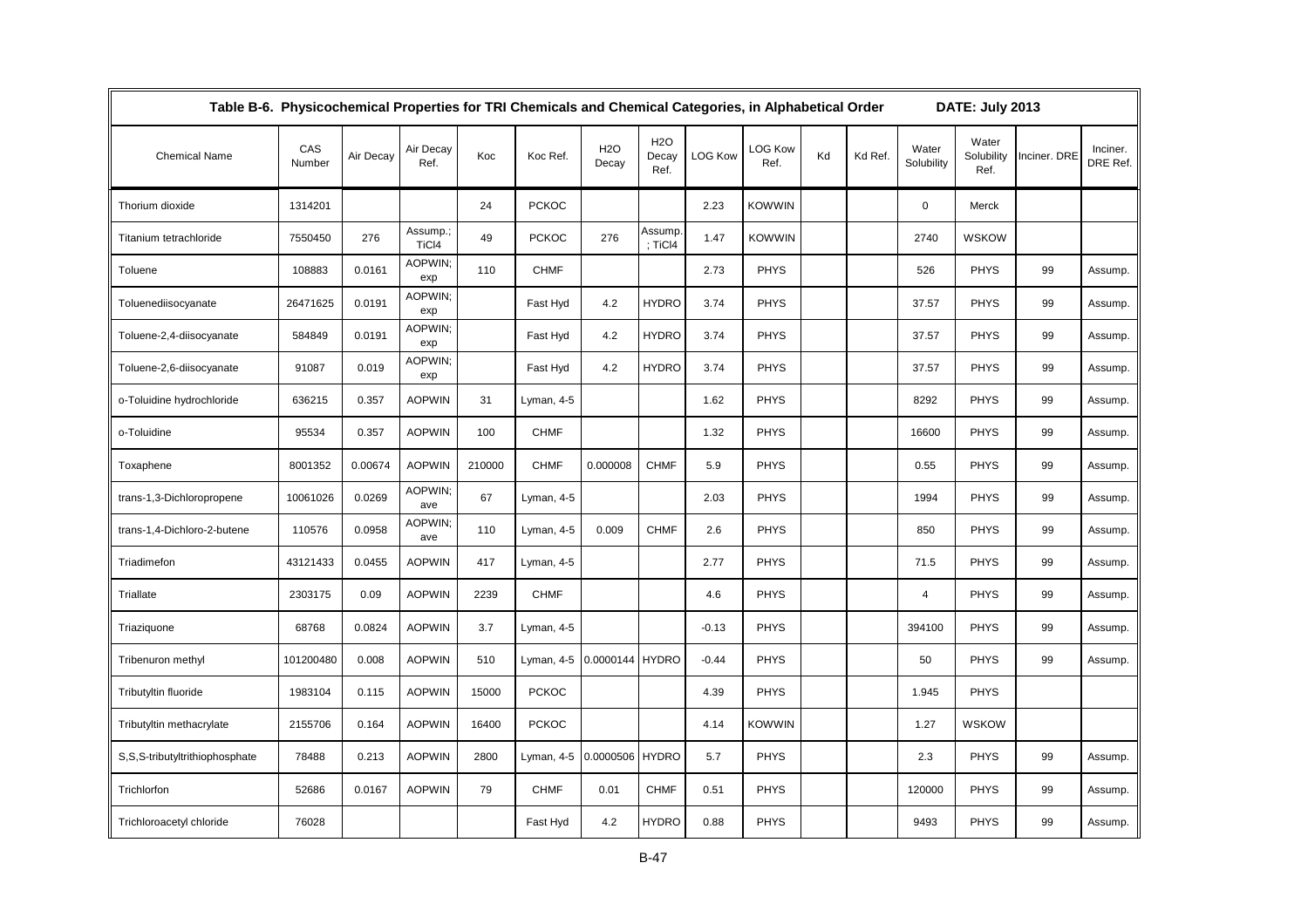**Table B-6. Physicochemical Properties for TRI Chemicals and Chemical Categories, in Alphabetical Order DATE: July 2013**

| Chemical Name | CAS Number | Air Decay | Air Decay Ref. | Koc | Koc Ref. | H2O Decay | H2O Decay Ref. | LOG Kow | LOG Kow Ref. | Kd | Kd Ref. | Water Solubility | Water Solubility Ref. | Inciner. DRE | Inciner. DRE Ref. |
|---|---|---|---|---|---|---|---|---|---|---|---|---|---|---|---|
| Thorium dioxide | 1314201 | | | 24 | PCKOC | | | 2.23 | KOWWIN | | | 0 | Merck | | |
| Titanium tetrachloride | 7550450 | 276 | Assump.; TiCl4 | 49 | PCKOC | 276 | Assump.; TiCl4 | 1.47 | KOWWIN | | | 2740 | WSKOW | | |
| Toluene | 108883 | 0.0161 | AOPWIN; exp | 110 | CHMF | | | 2.73 | PHYS | | | 526 | PHYS | 99 | Assump. |
| Toluenediisocyanate | 26471625 | 0.0191 | AOPWIN; exp | | Fast Hyd | 4.2 | HYDRO | 3.74 | PHYS | | | 37.57 | PHYS | 99 | Assump. |
| Toluene-2,4-diisocyanate | 584849 | 0.0191 | AOPWIN; exp | | Fast Hyd | 4.2 | HYDRO | 3.74 | PHYS | | | 37.57 | PHYS | 99 | Assump. |
| Toluene-2,6-diisocyanate | 91087 | 0.019 | AOPWIN; exp | | Fast Hyd | 4.2 | HYDRO | 3.74 | PHYS | | | 37.57 | PHYS | 99 | Assump. |
| o-Toluidine hydrochloride | 636215 | 0.357 | AOPWIN | 31 | Lyman, 4-5 | | | 1.62 | PHYS | | | 8292 | PHYS | 99 | Assump. |
| o-Toluidine | 95534 | 0.357 | AOPWIN | 100 | CHMF | | | 1.32 | PHYS | | | 16600 | PHYS | 99 | Assump. |
| Toxaphene | 8001352 | 0.00674 | AOPWIN | 210000 | CHMF | 0.000008 | CHMF | 5.9 | PHYS | | | 0.55 | PHYS | 99 | Assump. |
| trans-1,3-Dichloropropene | 10061026 | 0.0269 | AOPWIN; ave | 67 | Lyman, 4-5 | | | 2.03 | PHYS | | | 1994 | PHYS | 99 | Assump. |
| trans-1,4-Dichloro-2-butene | 110576 | 0.0958 | AOPWIN; ave | 110 | Lyman, 4-5 | 0.009 | CHMF | 2.6 | PHYS | | | 850 | PHYS | 99 | Assump. |
| Triadimefon | 43121433 | 0.0455 | AOPWIN | 417 | Lyman, 4-5 | | | 2.77 | PHYS | | | 71.5 | PHYS | 99 | Assump. |
| Triallate | 2303175 | 0.09 | AOPWIN | 2239 | CHMF | | | 4.6 | PHYS | | | 4 | PHYS | 99 | Assump. |
| Triaziquone | 68768 | 0.0824 | AOPWIN | 3.7 | Lyman, 4-5 | | | -0.13 | PHYS | | | 394100 | PHYS | 99 | Assump. |
| Tribenuron methyl | 101200480 | 0.008 | AOPWIN | 510 | Lyman, 4-5 | 0.0000144 | HYDRO | -0.44 | PHYS | | | 50 | PHYS | 99 | Assump. |
| Tributyltin fluoride | 1983104 | 0.115 | AOPWIN | 15000 | PCKOC | | | 4.39 | PHYS | | | 1.945 | PHYS | | |
| Tributyltin methacrylate | 2155706 | 0.164 | AOPWIN | 16400 | PCKOC | | | 4.14 | KOWWIN | | | 1.27 | WSKOW | | |
| S,S,S-tributyltrithiophosphate | 78488 | 0.213 | AOPWIN | 2800 | Lyman, 4-5 | 0.0000506 | HYDRO | 5.7 | PHYS | | | 2.3 | PHYS | 99 | Assump. |
| Trichlorfon | 52686 | 0.0167 | AOPWIN | 79 | CHMF | 0.01 | CHMF | 0.51 | PHYS | | | 120000 | PHYS | 99 | Assump. |
| Trichloroacetyl chloride | 76028 | | | | Fast Hyd | 4.2 | HYDRO | 0.88 | PHYS | | | 9493 | PHYS | 99 | Assump. |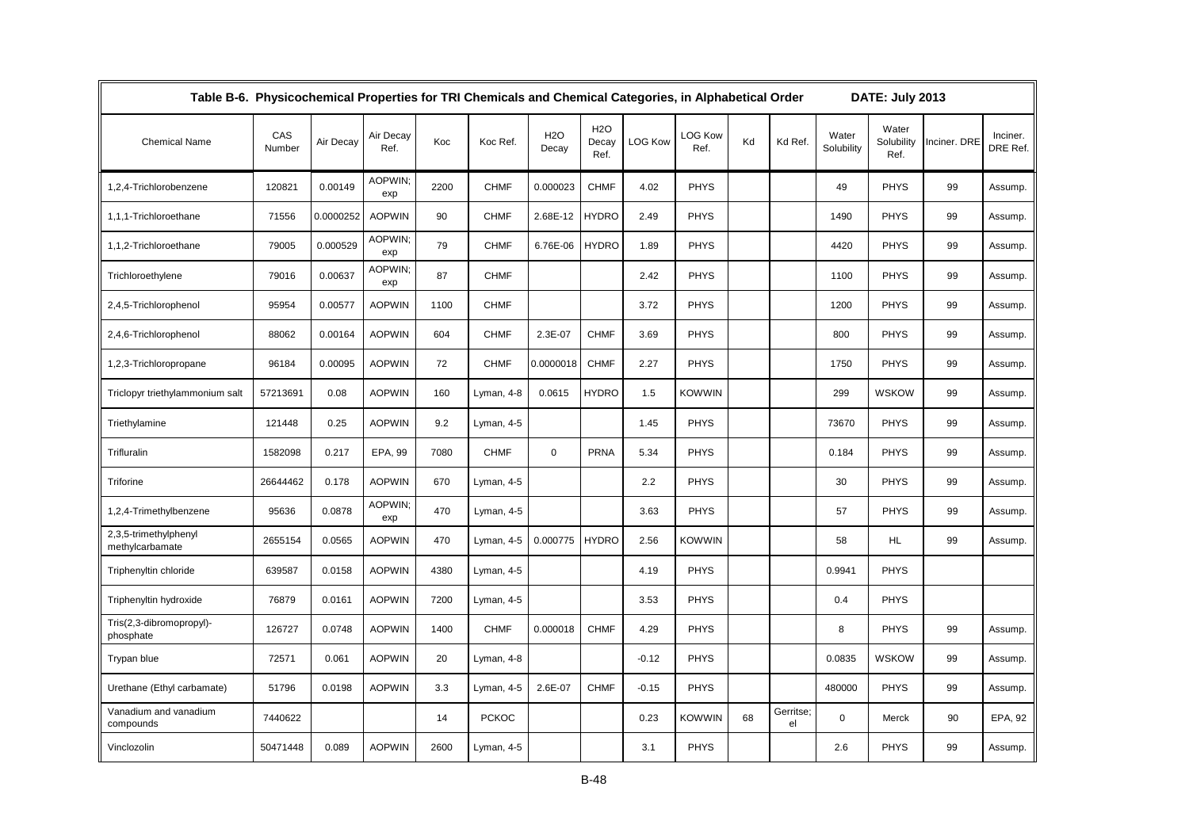**Table B-6. Physicochemical Properties for TRI Chemicals and Chemical Categories, in Alphabetical Order DATE: July 2013**

| Chemical Name | CAS Number | Air Decay | Air Decay Ref. | Koc | Koc Ref. | H2O Decay | H2O Decay Ref. | LOG Kow | LOG Kow Ref. | Kd | Kd Ref. | Water Solubility | Water Solubility Ref. | Inciner. DRE | Inciner. DRE Ref. |
|---|---|---|---|---|---|---|---|---|---|---|---|---|---|---|---|
| 1,2,4-Trichlorobenzene | 120821 | 0.00149 | AOPWIN; exp | 2200 | CHMF | 0.000023 | CHMF | 4.02 | PHYS | | | 49 | PHYS | 99 | Assump. |
| 1,1,1-Trichloroethane | 71556 | 0.0000252 | AOPWIN | 90 | CHMF | 2.68E-12 | HYDRO | 2.49 | PHYS | | | 1490 | PHYS | 99 | Assump. |
| 1,1,2-Trichloroethane | 79005 | 0.000529 | AOPWIN; exp | 79 | CHMF | 6.76E-06 | HYDRO | 1.89 | PHYS | | | 4420 | PHYS | 99 | Assump. |
| Trichloroethylene | 79016 | 0.00637 | AOPWIN; exp | 87 | CHMF | | | 2.42 | PHYS | | | 1100 | PHYS | 99 | Assump. |
| 2,4,5-Trichlorophenol | 95954 | 0.00577 | AOPWIN | 1100 | CHMF | | | 3.72 | PHYS | | | 1200 | PHYS | 99 | Assump. |
| 2,4,6-Trichlorophenol | 88062 | 0.00164 | AOPWIN | 604 | CHMF | 2.3E-07 | CHMF | 3.69 | PHYS | | | 800 | PHYS | 99 | Assump. |
| 1,2,3-Trichloropropane | 96184 | 0.00095 | AOPWIN | 72 | CHMF | 0.0000018 | CHMF | 2.27 | PHYS | | | 1750 | PHYS | 99 | Assump. |
| Triclopyr triethylammonium salt | 57213691 | 0.08 | AOPWIN | 160 | Lyman, 4-8 | 0.0615 | HYDRO | 1.5 | KOWWIN | | | 299 | WSKOW | 99 | Assump. |
| Triethylamine | 121448 | 0.25 | AOPWIN | 9.2 | Lyman, 4-5 | | | 1.45 | PHYS | | | 73670 | PHYS | 99 | Assump. |
| Trifluralin | 1582098 | 0.217 | EPA, 99 | 7080 | CHMF | 0 | PRNA | 5.34 | PHYS | | | 0.184 | PHYS | 99 | Assump. |
| Triforine | 26644462 | 0.178 | AOPWIN | 670 | Lyman, 4-5 | | | 2.2 | PHYS | | | 30 | PHYS | 99 | Assump. |
| 1,2,4-Trimethylbenzene | 95636 | 0.0878 | AOPWIN; exp | 470 | Lyman, 4-5 | | | 3.63 | PHYS | | | 57 | PHYS | 99 | Assump. |
| 2,3,5-trimethylphenyl methylcarbamate | 2655154 | 0.0565 | AOPWIN | 470 | Lyman, 4-5 | 0.000775 | HYDRO | 2.56 | KOWWIN | | | 58 | HL | 99 | Assump. |
| Triphenyltin chloride | 639587 | 0.0158 | AOPWIN | 4380 | Lyman, 4-5 | | | 4.19 | PHYS | | | 0.9941 | PHYS | | |
| Triphenyltin hydroxide | 76879 | 0.0161 | AOPWIN | 7200 | Lyman, 4-5 | | | 3.53 | PHYS | | | 0.4 | PHYS | | |
| Tris(2,3-dibromopropyl)-phosphate | 126727 | 0.0748 | AOPWIN | 1400 | CHMF | 0.000018 | CHMF | 4.29 | PHYS | | | 8 | PHYS | 99 | Assump. |
| Trypan blue | 72571 | 0.061 | AOPWIN | 20 | Lyman, 4-8 | | | -0.12 | PHYS | | | 0.0835 | WSKOW | 99 | Assump. |
| Urethane (Ethyl carbamate) | 51796 | 0.0198 | AOPWIN | 3.3 | Lyman, 4-5 | 2.6E-07 | CHMF | -0.15 | PHYS | | | 480000 | PHYS | 99 | Assump. |
| Vanadium and vanadium compounds | 7440622 | | | 14 | PCKOC | | | 0.23 | KOWWIN | 68 | Gerritse; el | 0 | Merck | 90 | EPA, 92 |
| Vinclozolin | 50471448 | 0.089 | AOPWIN | 2600 | Lyman, 4-5 | | | 3.1 | PHYS | | | 2.6 | PHYS | 99 | Assump. |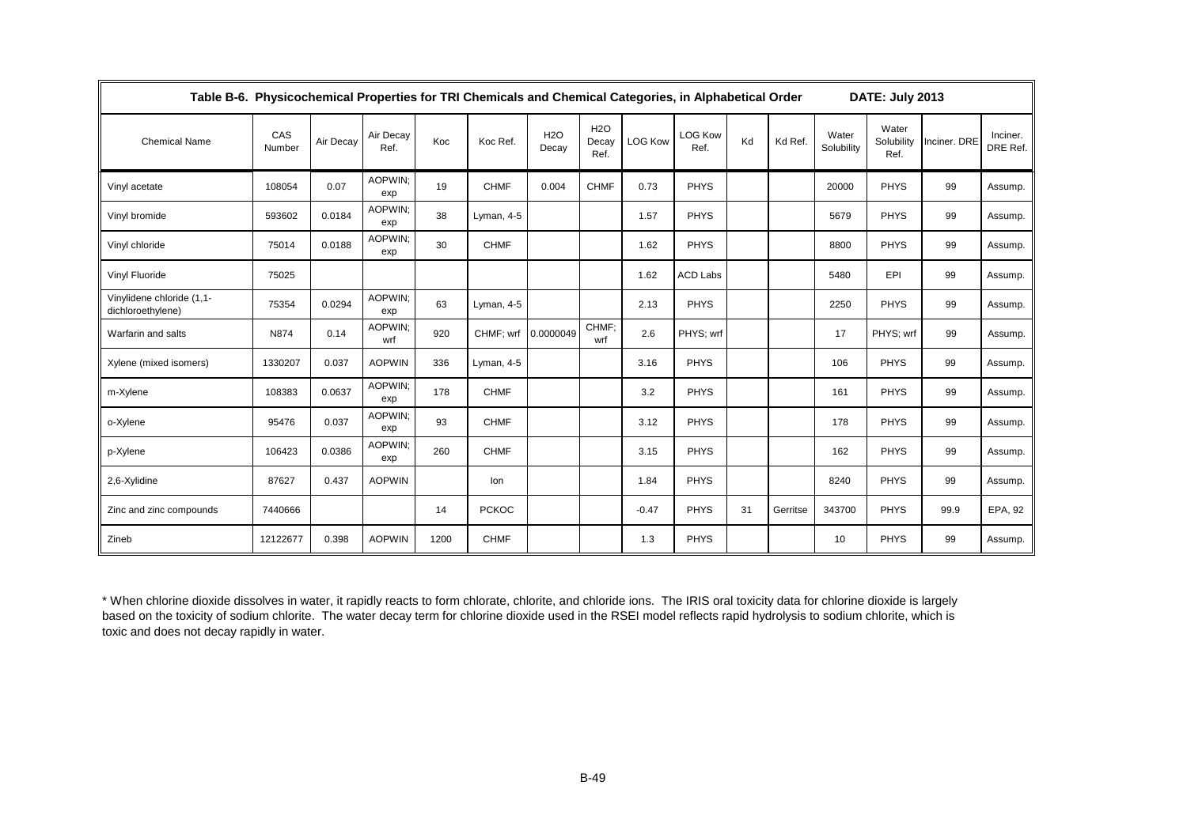**Table B-6. Physicochemical Properties for TRI Chemicals and Chemical Categories, in Alphabetical Order** DATE: July 2013

| Chemical Name | CAS Number | Air Decay | Air Decay Ref. | Koc | Koc Ref. | H2O Decay | H2O Decay Ref. | LOG Kow | LOG Kow Ref. | Kd | Kd Ref. | Water Solubility | Water Solubility Ref. | Inciner. DRE | Inciner. DRE Ref. |
|---|---|---|---|---|---|---|---|---|---|---|---|---|---|---|---|
| Vinyl acetate | 108054 | 0.07 | AOPWIN; exp | 19 | CHMF | 0.004 | CHMF | 0.73 | PHYS | | | 20000 | PHYS | 99 | Assump. |
| Vinyl bromide | 593602 | 0.0184 | AOPWIN; exp | 38 | Lyman, 4-5 | | | 1.57 | PHYS | | | 5679 | PHYS | 99 | Assump. |
| Vinyl chloride | 75014 | 0.0188 | AOPWIN; exp | 30 | CHMF | | | 1.62 | PHYS | | | 8800 | PHYS | 99 | Assump. |
| Vinyl Fluoride | 75025 | | | | | | | 1.62 | ACD Labs | | | 5480 | EPI | 99 | Assump. |
| Vinylidene chloride (1,1-dichloroethylene) | 75354 | 0.0294 | AOPWIN; exp | 63 | Lyman, 4-5 | | | 2.13 | PHYS | | | 2250 | PHYS | 99 | Assump. |
| Warfarin and salts | N874 | 0.14 | AOPWIN; wrf | 920 | CHMF; wrf | 0.0000049 | CHMF; wrf | 2.6 | PHYS; wrf | | | 17 | PHYS; wrf | 99 | Assump. |
| Xylene (mixed isomers) | 1330207 | 0.037 | AOPWIN | 336 | Lyman, 4-5 | | | 3.16 | PHYS | | | 106 | PHYS | 99 | Assump. |
| m-Xylene | 108383 | 0.0637 | AOPWIN; exp | 178 | CHMF | | | 3.2 | PHYS | | | 161 | PHYS | 99 | Assump. |
| o-Xylene | 95476 | 0.037 | AOPWIN; exp | 93 | CHMF | | | 3.12 | PHYS | | | 178 | PHYS | 99 | Assump. |
| p-Xylene | 106423 | 0.0386 | AOPWIN; exp | 260 | CHMF | | | 3.15 | PHYS | | | 162 | PHYS | 99 | Assump. |
| 2,6-Xylidine | 87627 | 0.437 | AOPWIN | | Ion | | | 1.84 | PHYS | | | 8240 | PHYS | 99 | Assump. |
| Zinc and zinc compounds | 7440666 | | | 14 | PCKOC | | | -0.47 | PHYS | 31 | Gerritse | 343700 | PHYS | 99.9 | EPA, 92 |
| Zineb | 12122677 | 0.398 | AOPWIN | 1200 | CHMF | | | 1.3 | PHYS | | | 10 | PHYS | 99 | Assump. |

* When chlorine dioxide dissolves in water, it rapidly reacts to form chlorate, chlorite, and chloride ions. The IRIS oral toxicity data for chlorine dioxide is largely based on the toxicity of sodium chlorite. The water decay term for chlorine dioxide used in the RSEI model reflects rapid hydrolysis to sodium chlorite, which is toxic and does not decay rapidly in water.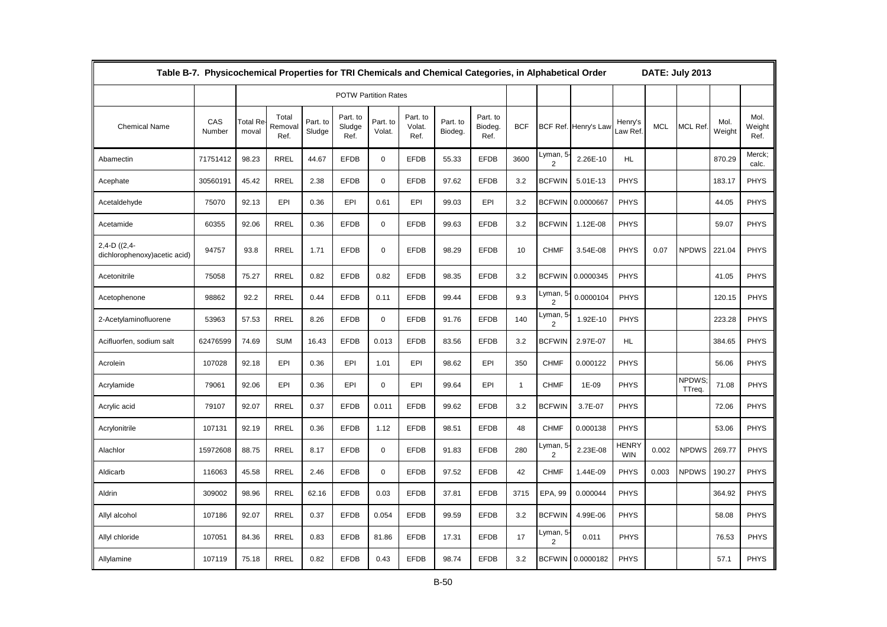| Table B-7. Physicochemical Properties for TRI Chemicals and Chemical Categories, in Alphabetical Order | | | | | | | | | | | | | | | | | | DATE: July 2013 | |
|---|---|---|---|---|---|---|---|---|---|---|---|---|---|---|---|---|---|---|
| | | POTW Partition Rates | | | | | | | | | | | | | | | | |
| Chemical Name | CAS Number | Total Removal | Total Removal Ref. | Part. to Sludge | Part. to Sludge Ref. | Part. to Volat. | Part. to Volat. Ref. | Part. to Biodeg. | Part. to Biodeg. Ref. | BCF | BCF Ref. | Henry's Law | Henry's Law Ref. | MCL | MCL Ref. | Mol. Weight | Mol. Weight Ref. |
| Abamectin | 71751412 | 98.23 | RREL | 44.67 | EFDB | 0 | EFDB | 55.33 | EFDB | 3600 | Lyman, 5-2 | 2.26E-10 | HL | | | 870.29 | Merck; calc. |
| Acephate | 30560191 | 45.42 | RREL | 2.38 | EFDB | 0 | EFDB | 97.62 | EFDB | 3.2 | BCFWIN | 5.01E-13 | PHYS | | | 183.17 | PHYS |
| Acetaldehyde | 75070 | 92.13 | EPI | 0.36 | EPI | 0.61 | EPI | 99.03 | EPI | 3.2 | BCFWIN | 0.0000667 | PHYS | | | 44.05 | PHYS |
| Acetamide | 60355 | 92.06 | RREL | 0.36 | EFDB | 0 | EFDB | 99.63 | EFDB | 3.2 | BCFWIN | 1.12E-08 | PHYS | | | 59.07 | PHYS |
| 2,4-D ((2,4-dichlorophenoxy)acetic acid) | 94757 | 93.8 | RREL | 1.71 | EFDB | 0 | EFDB | 98.29 | EFDB | 10 | CHMF | 3.54E-08 | PHYS | 0.07 | NPDWS | 221.04 | PHYS |
| Acetonitrile | 75058 | 75.27 | RREL | 0.82 | EFDB | 0.82 | EFDB | 98.35 | EFDB | 3.2 | BCFWIN | 0.0000345 | PHYS | | | 41.05 | PHYS |
| Acetophenone | 98862 | 92.2 | RREL | 0.44 | EFDB | 0.11 | EFDB | 99.44 | EFDB | 9.3 | Lyman, 5-2 | 0.0000104 | PHYS | | | 120.15 | PHYS |
| 2-Acetylaminofluorene | 53963 | 57.53 | RREL | 8.26 | EFDB | 0 | EFDB | 91.76 | EFDB | 140 | Lyman, 5-2 | 1.92E-10 | PHYS | | | 223.28 | PHYS |
| Acifluorfen, sodium salt | 62476599 | 74.69 | SUM | 16.43 | EFDB | 0.013 | EFDB | 83.56 | EFDB | 3.2 | BCFWIN | 2.97E-07 | HL | | | 384.65 | PHYS |
| Acrolein | 107028 | 92.18 | EPI | 0.36 | EPI | 1.01 | EPI | 98.62 | EPI | 350 | CHMF | 0.000122 | PHYS | | | 56.06 | PHYS |
| Acrylamide | 79061 | 92.06 | EPI | 0.36 | EPI | 0 | EPI | 99.64 | EPI | 1 | CHMF | 1E-09 | PHYS | | NPDWS; TTreq. | 71.08 | PHYS |
| Acrylic acid | 79107 | 92.07 | RREL | 0.37 | EFDB | 0.011 | EFDB | 99.62 | EFDB | 3.2 | BCFWIN | 3.7E-07 | PHYS | | | 72.06 | PHYS |
| Acrylonitrile | 107131 | 92.19 | RREL | 0.36 | EFDB | 1.12 | EFDB | 98.51 | EFDB | 48 | CHMF | 0.000138 | PHYS | | | 53.06 | PHYS |
| Alachlor | 15972608 | 88.75 | RREL | 8.17 | EFDB | 0 | EFDB | 91.83 | EFDB | 280 | Lyman, 5-2 | 2.23E-08 | HENRYWIN | 0.002 | NPDWS | 269.77 | PHYS |
| Aldicarb | 116063 | 45.58 | RREL | 2.46 | EFDB | 0 | EFDB | 97.52 | EFDB | 42 | CHMF | 1.44E-09 | PHYS | 0.003 | NPDWS | 190.27 | PHYS |
| Aldrin | 309002 | 98.96 | RREL | 62.16 | EFDB | 0.03 | EFDB | 37.81 | EFDB | 3715 | EPA, 99 | 0.000044 | PHYS | | | 364.92 | PHYS |
| Allyl alcohol | 107186 | 92.07 | RREL | 0.37 | EFDB | 0.054 | EFDB | 99.59 | EFDB | 3.2 | BCFWIN | 4.99E-06 | PHYS | | | 58.08 | PHYS |
| Allyl chloride | 107051 | 84.36 | RREL | 0.83 | EFDB | 81.86 | EFDB | 17.31 | EFDB | 17 | Lyman, 5-2 | 0.011 | PHYS | | | 76.53 | PHYS |
| Allylamine | 107119 | 75.18 | RREL | 0.82 | EFDB | 0.43 | EFDB | 98.74 | EFDB | 3.2 | BCFWIN | 0.0000182 | PHYS | | | 57.1 | PHYS |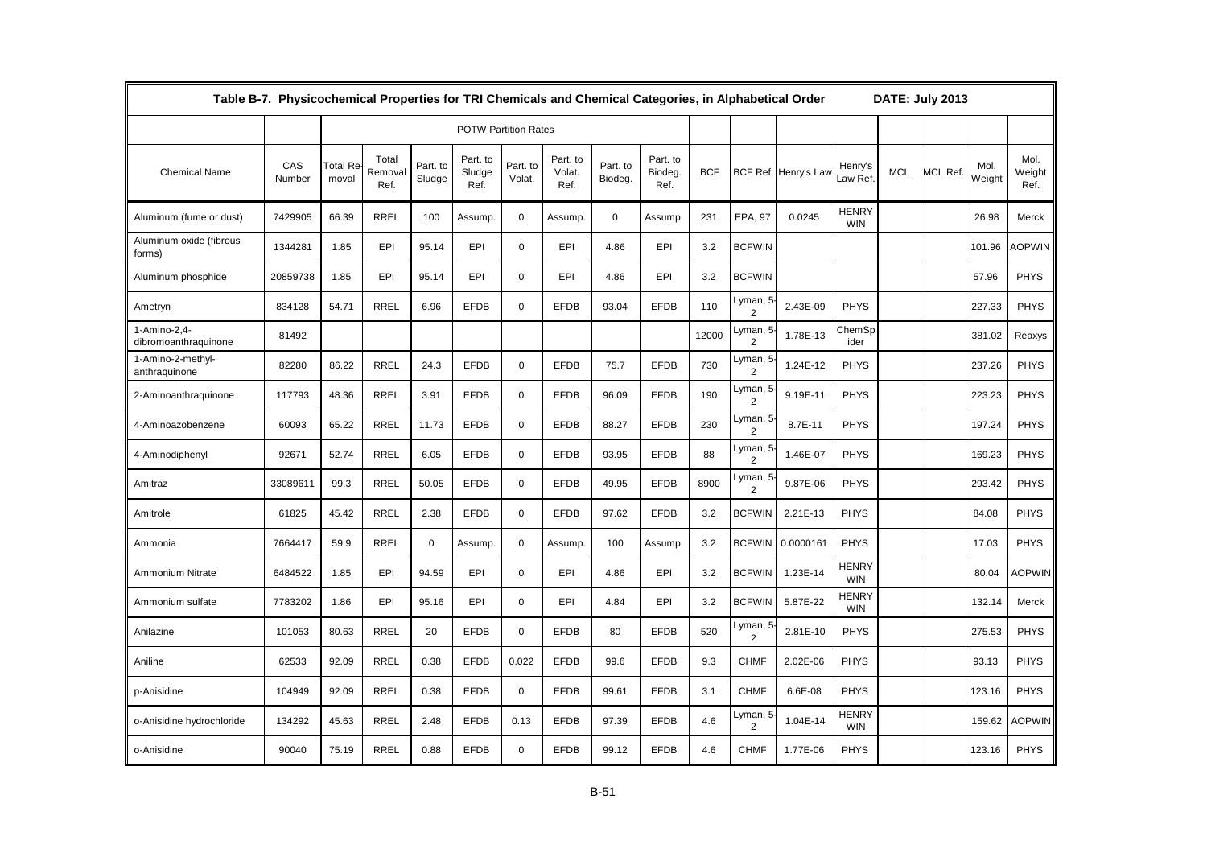Table B-7. Physicochemical Properties for TRI Chemicals and Chemical Categories, in Alphabetical Order — DATE: July 2013

| Chemical Name | CAS Number | POTW Partition Rates | | | | | | | | BCF | BCF Ref. | Henry's Law | Henry's Law Ref. | MCL | MCL Ref. | Mol. Weight | Mol. Weight Ref. |
|---|---|---|---|---|---|---|---|---|---|---|---|---|---|---|---|---|---|
| | | Total Removal | Total Removal Ref. | Part. to Sludge | Part. to Sludge Ref. | Part. to Volat. | Part. to Volat. Ref. | Part. to Biodeg. | Part. to Biodeg. Ref. | | | | | | | | |
| Aluminum (fume or dust) | 7429905 | 66.39 | RREL | 100 | Assump. | 0 | Assump. | 0 | Assump. | 231 | EPA, 97 | 0.0245 | HENRY WIN | | | 26.98 | Merck |
| Aluminum oxide (fibrous forms) | 1344281 | 1.85 | EPI | 95.14 | EPI | 0 | EPI | 4.86 | EPI | 3.2 | BCFWIN | | | | | 101.96 | AOPWIN |
| Aluminum phosphide | 20859738 | 1.85 | EPI | 95.14 | EPI | 0 | EPI | 4.86 | EPI | 3.2 | BCFWIN | | | | | 57.96 | PHYS |
| Ametryn | 834128 | 54.71 | RREL | 6.96 | EFDB | 0 | EFDB | 93.04 | EFDB | 110 | Lyman, 5-2 | 2.43E-09 | PHYS | | | 227.33 | PHYS |
| 1-Amino-2,4-dibromoanthraquinone | 81492 | | | | | | | | | 12000 | Lyman, 5-2 | 1.78E-13 | ChemSpider | | | 381.02 | Reaxys |
| 1-Amino-2-methyl-anthraquinone | 82280 | 86.22 | RREL | 24.3 | EFDB | 0 | EFDB | 75.7 | EFDB | 730 | Lyman, 5-2 | 1.24E-12 | PHYS | | | 237.26 | PHYS |
| 2-Aminoanthraquinone | 117793 | 48.36 | RREL | 3.91 | EFDB | 0 | EFDB | 96.09 | EFDB | 190 | Lyman, 5-2 | 9.19E-11 | PHYS | | | 223.23 | PHYS |
| 4-Aminoazobenzene | 60093 | 65.22 | RREL | 11.73 | EFDB | 0 | EFDB | 88.27 | EFDB | 230 | Lyman, 5-2 | 8.7E-11 | PHYS | | | 197.24 | PHYS |
| 4-Aminodiphenyl | 92671 | 52.74 | RREL | 6.05 | EFDB | 0 | EFDB | 93.95 | EFDB | 88 | Lyman, 5-2 | 1.46E-07 | PHYS | | | 169.23 | PHYS |
| Amitraz | 33089611 | 99.3 | RREL | 50.05 | EFDB | 0 | EFDB | 49.95 | EFDB | 8900 | Lyman, 5-2 | 9.87E-06 | PHYS | | | 293.42 | PHYS |
| Amitrole | 61825 | 45.42 | RREL | 2.38 | EFDB | 0 | EFDB | 97.62 | EFDB | 3.2 | BCFWIN | 2.21E-13 | PHYS | | | 84.08 | PHYS |
| Ammonia | 7664417 | 59.9 | RREL | 0 | Assump. | 0 | Assump. | 100 | Assump. | 3.2 | BCFWIN | 0.0000161 | PHYS | | | 17.03 | PHYS |
| Ammonium Nitrate | 6484522 | 1.85 | EPI | 94.59 | EPI | 0 | EPI | 4.86 | EPI | 3.2 | BCFWIN | 1.23E-14 | HENRY WIN | | | 80.04 | AOPWIN |
| Ammonium sulfate | 7783202 | 1.86 | EPI | 95.16 | EPI | 0 | EPI | 4.84 | EPI | 3.2 | BCFWIN | 5.87E-22 | HENRY WIN | | | 132.14 | Merck |
| Anilazine | 101053 | 80.63 | RREL | 20 | EFDB | 0 | EFDB | 80 | EFDB | 520 | Lyman, 5-2 | 2.81E-10 | PHYS | | | 275.53 | PHYS |
| Aniline | 62533 | 92.09 | RREL | 0.38 | EFDB | 0.022 | EFDB | 99.6 | EFDB | 9.3 | CHMF | 2.02E-06 | PHYS | | | 93.13 | PHYS |
| p-Anisidine | 104949 | 92.09 | RREL | 0.38 | EFDB | 0 | EFDB | 99.61 | EFDB | 3.1 | CHMF | 6.6E-08 | PHYS | | | 123.16 | PHYS |
| o-Anisidine hydrochloride | 134292 | 45.63 | RREL | 2.48 | EFDB | 0.13 | EFDB | 97.39 | EFDB | 4.6 | Lyman, 5-2 | 1.04E-14 | HENRY WIN | | | 159.62 | AOPWIN |
| o-Anisidine | 90040 | 75.19 | RREL | 0.88 | EFDB | 0 | EFDB | 99.12 | EFDB | 4.6 | CHMF | 1.77E-06 | PHYS | | | 123.16 | PHYS |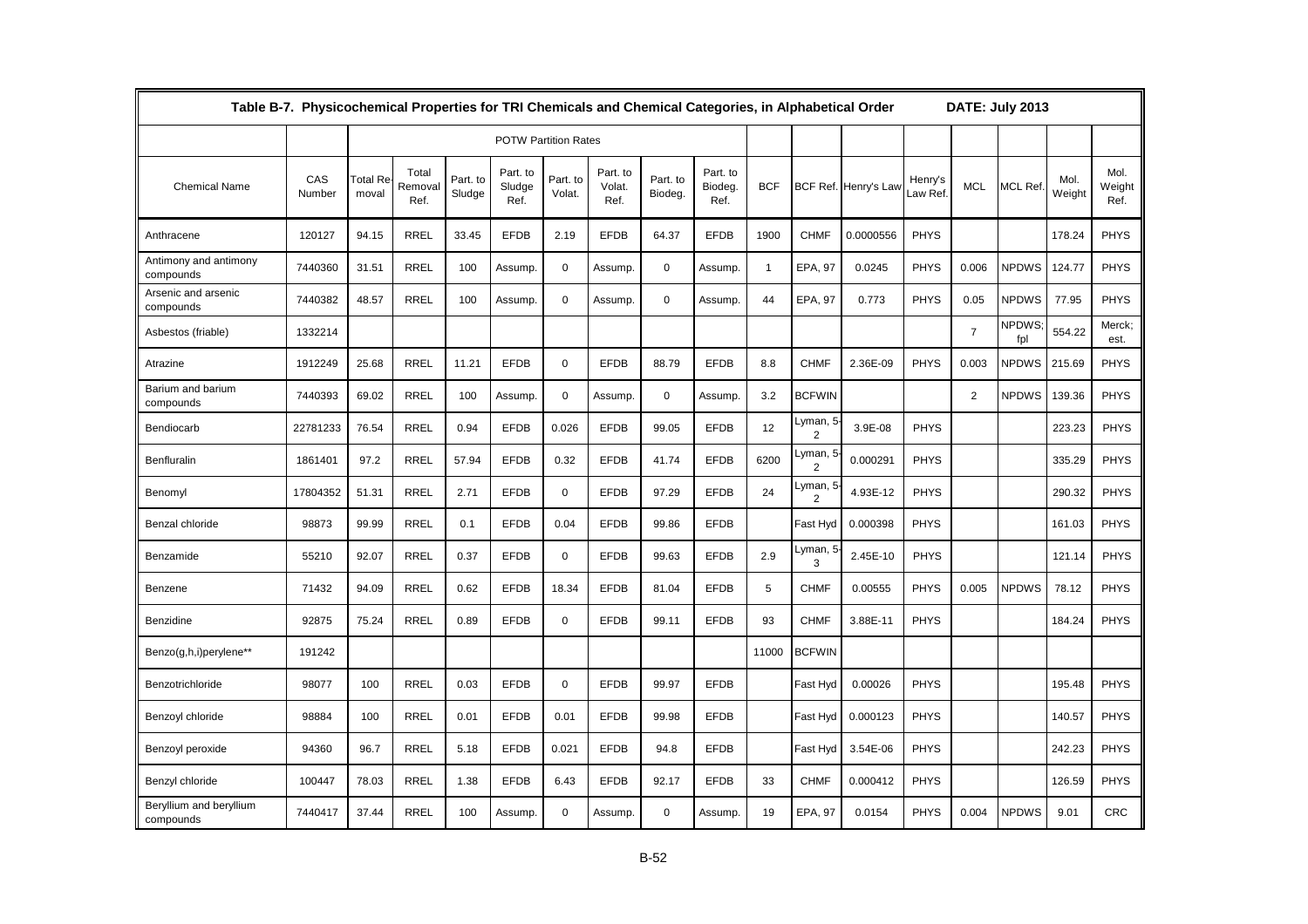| Table B-7. Physicochemical Properties for TRI Chemicals and Chemical Categories, in Alphabetical Order | | | | | | | | | | | | | | | | | | DATE: July 2013 |
|---|---|---|---|---|---|---|---|---|---|---|---|---|---|---|---|---|---|---|
| | | POTW Partition Rates | | | | | | | | | | | | | | | | |
| Chemical Name | CAS Number | Total Removal | Total Removal Ref. | Part. to Sludge | Part. to Sludge Ref. | Part. to Volat. | Part. to Volat. Ref. | Part. to Biodeg. | Part. to Biodeg. Ref. | BCF | BCF Ref. | Henry's Law | Henry's Law Ref. | MCL | MCL Ref. | Mol. Weight | Mol. Weight Ref. |
| Anthracene | 120127 | 94.15 | RREL | 33.45 | EFDB | 2.19 | EFDB | 64.37 | EFDB | 1900 | CHMF | 0.0000556 | PHYS | | | 178.24 | PHYS |
| Antimony and antimony compounds | 7440360 | 31.51 | RREL | 100 | Assump. | 0 | Assump. | 0 | Assump. | 1 | EPA, 97 | 0.0245 | PHYS | 0.006 | NPDWS | 124.77 | PHYS |
| Arsenic and arsenic compounds | 7440382 | 48.57 | RREL | 100 | Assump. | 0 | Assump. | 0 | Assump. | 44 | EPA, 97 | 0.773 | PHYS | 0.05 | NPDWS | 77.95 | PHYS |
| Asbestos (friable) | 1332214 | | | | | | | | | | | | | 7 | NPDWS; fpl | 554.22 | Merck; est. |
| Atrazine | 1912249 | 25.68 | RREL | 11.21 | EFDB | 0 | EFDB | 88.79 | EFDB | 8.8 | CHMF | 2.36E-09 | PHYS | 0.003 | NPDWS | 215.69 | PHYS |
| Barium and barium compounds | 7440393 | 69.02 | RREL | 100 | Assump. | 0 | Assump. | 0 | Assump. | 3.2 | BCFWIN | | | 2 | NPDWS | 139.36 | PHYS |
| Bendiocarb | 22781233 | 76.54 | RREL | 0.94 | EFDB | 0.026 | EFDB | 99.05 | EFDB | 12 | Lyman, 5-2 | 3.9E-08 | PHYS | | | 223.23 | PHYS |
| Benfluralin | 1861401 | 97.2 | RREL | 57.94 | EFDB | 0.32 | EFDB | 41.74 | EFDB | 6200 | Lyman, 5-2 | 0.000291 | PHYS | | | 335.29 | PHYS |
| Benomyl | 17804352 | 51.31 | RREL | 2.71 | EFDB | 0 | EFDB | 97.29 | EFDB | 24 | Lyman, 5-2 | 4.93E-12 | PHYS | | | 290.32 | PHYS |
| Benzal chloride | 98873 | 99.99 | RREL | 0.1 | EFDB | 0.04 | EFDB | 99.86 | EFDB | | Fast Hyd | 0.000398 | PHYS | | | 161.03 | PHYS |
| Benzamide | 55210 | 92.07 | RREL | 0.37 | EFDB | 0 | EFDB | 99.63 | EFDB | 2.9 | Lyman, 5-3 | 2.45E-10 | PHYS | | | 121.14 | PHYS |
| Benzene | 71432 | 94.09 | RREL | 0.62 | EFDB | 18.34 | EFDB | 81.04 | EFDB | 5 | CHMF | 0.00555 | PHYS | 0.005 | NPDWS | 78.12 | PHYS |
| Benzidine | 92875 | 75.24 | RREL | 0.89 | EFDB | 0 | EFDB | 99.11 | EFDB | 93 | CHMF | 3.88E-11 | PHYS | | | 184.24 | PHYS |
| Benzo(g,h,i)perylene** | 191242 | | | | | | | | | 11000 | BCFWIN | | | | | | |
| Benzotrichloride | 98077 | 100 | RREL | 0.03 | EFDB | 0 | EFDB | 99.97 | EFDB | | Fast Hyd | 0.00026 | PHYS | | | 195.48 | PHYS |
| Benzoyl chloride | 98884 | 100 | RREL | 0.01 | EFDB | 0.01 | EFDB | 99.98 | EFDB | | Fast Hyd | 0.000123 | PHYS | | | 140.57 | PHYS |
| Benzoyl peroxide | 94360 | 96.7 | RREL | 5.18 | EFDB | 0.021 | EFDB | 94.8 | EFDB | | Fast Hyd | 3.54E-06 | PHYS | | | 242.23 | PHYS |
| Benzyl chloride | 100447 | 78.03 | RREL | 1.38 | EFDB | 6.43 | EFDB | 92.17 | EFDB | 33 | CHMF | 0.000412 | PHYS | | | 126.59 | PHYS |
| Beryllium and beryllium compounds | 7440417 | 37.44 | RREL | 100 | Assump. | 0 | Assump. | 0 | Assump. | 19 | EPA, 97 | 0.0154 | PHYS | 0.004 | NPDWS | 9.01 | CRC |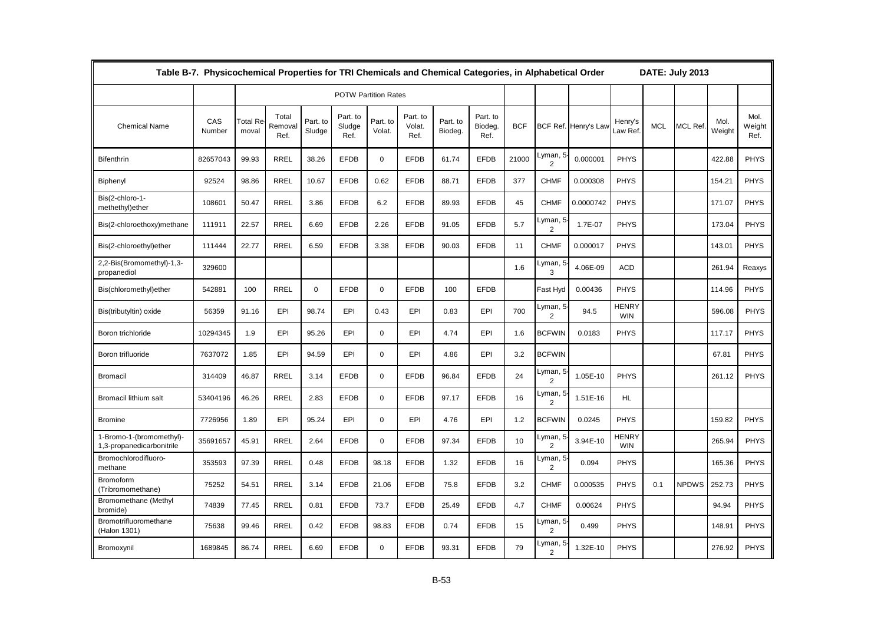| Table B-7. Physicochemical Properties for TRI Chemicals and Chemical Categories, in Alphabetical Order | | | | | | | | | | | | | | | | | | DATE: July 2013 |
|---|---|---|---|---|---|---|---|---|---|---|---|---|---|---|---|---|---|---|
| | | POTW Partition Rates | | | | | | | | | | | | | | | | |
| Chemical Name | CAS Number | Total Removal | Total Removal Ref. | Part. to Sludge | Part. to Sludge Ref. | Part. to Volat. | Part. to Volat. Ref. | Part. to Biodeg. | Part. to Biodeg. Ref. | BCF | BCF Ref. | Henry's Law | Henry's Law Ref. | MCL | MCL Ref. | Mol. Weight | Mol. Weight Ref. |
| Bifenthrin | 82657043 | 99.93 | RREL | 38.26 | EFDB | 0 | EFDB | 61.74 | EFDB | 21000 | Lyman, 5-2 | 0.000001 | PHYS | | | 422.88 | PHYS |
| Biphenyl | 92524 | 98.86 | RREL | 10.67 | EFDB | 0.62 | EFDB | 88.71 | EFDB | 377 | CHMF | 0.000308 | PHYS | | | 154.21 | PHYS |
| Bis(2-chloro-1-methethyl)ether | 108601 | 50.47 | RREL | 3.86 | EFDB | 6.2 | EFDB | 89.93 | EFDB | 45 | CHMF | 0.0000742 | PHYS | | | 171.07 | PHYS |
| Bis(2-chloroethoxy)methane | 111911 | 22.57 | RREL | 6.69 | EFDB | 2.26 | EFDB | 91.05 | EFDB | 5.7 | Lyman, 5-2 | 1.7E-07 | PHYS | | | 173.04 | PHYS |
| Bis(2-chloroethyl)ether | 111444 | 22.77 | RREL | 6.59 | EFDB | 3.38 | EFDB | 90.03 | EFDB | 11 | CHMF | 0.000017 | PHYS | | | 143.01 | PHYS |
| 2,2-Bis(Bromomethyl)-1,3-propanediol | 329600 | | | | | | | | | 1.6 | Lyman, 5-3 | 4.06E-09 | ACD | | | 261.94 | Reaxys |
| Bis(chloromethyl)ether | 542881 | 100 | RREL | 0 | EFDB | 0 | EFDB | 100 | EFDB | | Fast Hyd | 0.00436 | PHYS | | | 114.96 | PHYS |
| Bis(tributyltin) oxide | 56359 | 91.16 | EPI | 98.74 | EPI | 0.43 | EPI | 0.83 | EPI | 700 | Lyman, 5-2 | 94.5 | HENRY WIN | | | 596.08 | PHYS |
| Boron trichloride | 10294345 | 1.9 | EPI | 95.26 | EPI | 0 | EPI | 4.74 | EPI | 1.6 | BCFWIN | 0.0183 | PHYS | | | 117.17 | PHYS |
| Boron trifluoride | 7637072 | 1.85 | EPI | 94.59 | EPI | 0 | EPI | 4.86 | EPI | 3.2 | BCFWIN | | | | | 67.81 | PHYS |
| Bromacil | 314409 | 46.87 | RREL | 3.14 | EFDB | 0 | EFDB | 96.84 | EFDB | 24 | Lyman, 5-2 | 1.05E-10 | PHYS | | | 261.12 | PHYS |
| Bromacil lithium salt | 53404196 | 46.26 | RREL | 2.83 | EFDB | 0 | EFDB | 97.17 | EFDB | 16 | Lyman, 5-2 | 1.51E-16 | HL | | | | |
| Bromine | 7726956 | 1.89 | EPI | 95.24 | EPI | 0 | EPI | 4.76 | EPI | 1.2 | BCFWIN | 0.0245 | PHYS | | | 159.82 | PHYS |
| 1-Bromo-1-(bromomethyl)-1,3-propanedicarbonitrile | 35691657 | 45.91 | RREL | 2.64 | EFDB | 0 | EFDB | 97.34 | EFDB | 10 | Lyman, 5-2 | 3.94E-10 | HENRY WIN | | | 265.94 | PHYS |
| Bromochlorodifluoro-methane | 353593 | 97.39 | RREL | 0.48 | EFDB | 98.18 | EFDB | 1.32 | EFDB | 16 | Lyman, 5-2 | 0.094 | PHYS | | | 165.36 | PHYS |
| Bromoform (Tribromomethane) | 75252 | 54.51 | RREL | 3.14 | EFDB | 21.06 | EFDB | 75.8 | EFDB | 3.2 | CHMF | 0.000535 | PHYS | 0.1 | NPDWS | 252.73 | PHYS |
| Bromomethane (Methyl bromide) | 74839 | 77.45 | RREL | 0.81 | EFDB | 73.7 | EFDB | 25.49 | EFDB | 4.7 | CHMF | 0.00624 | PHYS | | | 94.94 | PHYS |
| Bromotrifluoromethane (Halon 1301) | 75638 | 99.46 | RREL | 0.42 | EFDB | 98.83 | EFDB | 0.74 | EFDB | 15 | Lyman, 5-2 | 0.499 | PHYS | | | 148.91 | PHYS |
| Bromoxynil | 1689845 | 86.74 | RREL | 6.69 | EFDB | 0 | EFDB | 93.31 | EFDB | 79 | Lyman, 5-2 | 1.32E-10 | PHYS | | | 276.92 | PHYS |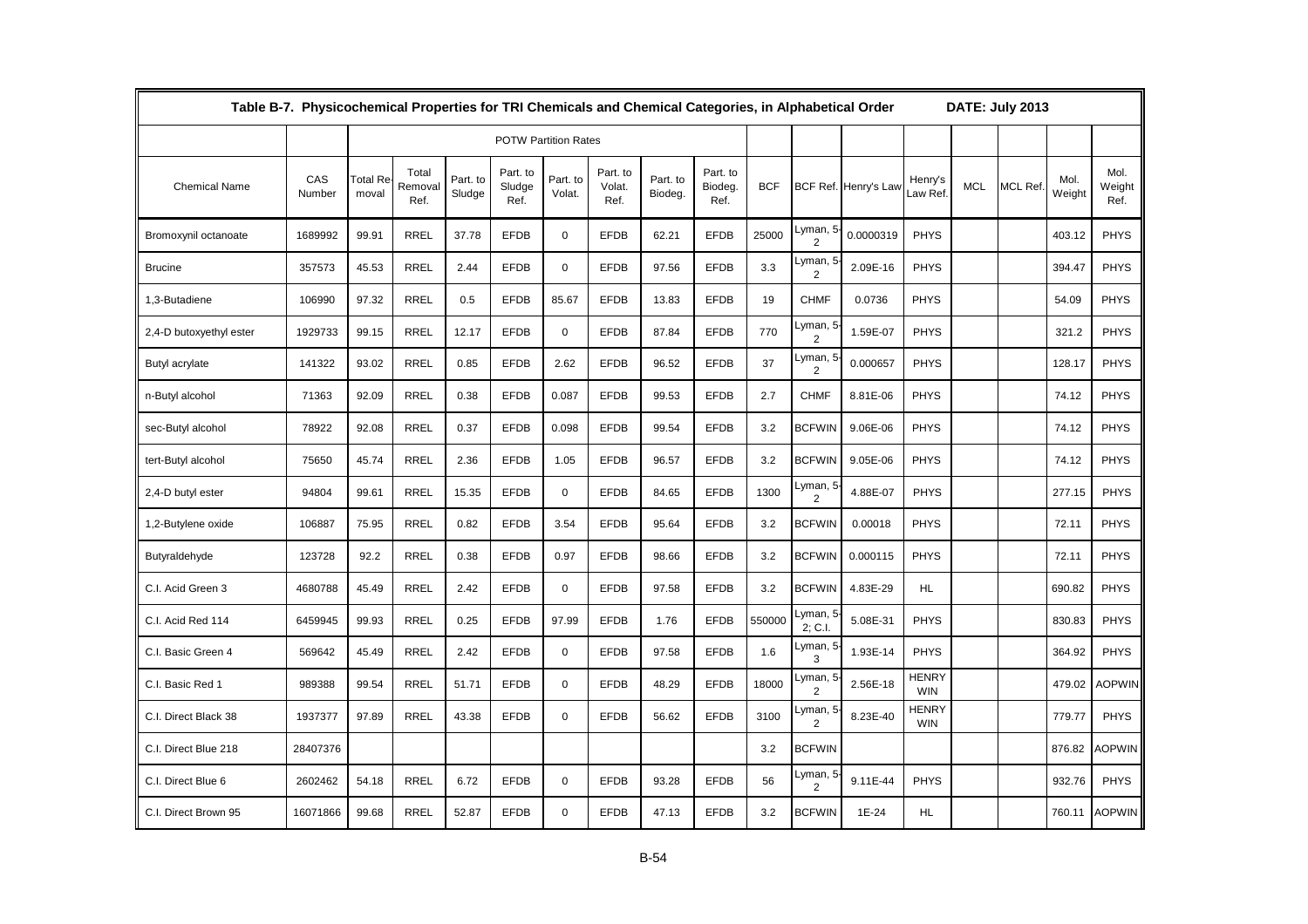| Table B-7. Physicochemical Properties for TRI Chemicals and Chemical Categories, in Alphabetical Order | | | | | | | | | | | | | | | | | DATE: July 2013 | |
|---|---|---|---|---|---|---|---|---|---|---|---|---|---|---|---|---|---|---|
| | | POTW Partition Rates | | | | | | | | | | | | | | | | |
| Chemical Name | CAS Number | Total Removal | Total Removal Ref. | Part. to Sludge | Part. to Sludge Ref. | Part. to Volat. | Part. to Volat. Ref. | Part. to Biodeg. | Part. to Biodeg. Ref. | BCF | BCF Ref. | Henry's Law | Henry's Law Ref. | MCL | MCL Ref. | Mol. Weight | Mol. Weight Ref. |
| Bromoxynil octanoate | 1689992 | 99.91 | RREL | 37.78 | EFDB | 0 | EFDB | 62.21 | EFDB | 25000 | Lyman, 5-2 | 0.0000319 | PHYS | | | 403.12 | PHYS |
| Brucine | 357573 | 45.53 | RREL | 2.44 | EFDB | 0 | EFDB | 97.56 | EFDB | 3.3 | Lyman, 5-2 | 2.09E-16 | PHYS | | | 394.47 | PHYS |
| 1,3-Butadiene | 106990 | 97.32 | RREL | 0.5 | EFDB | 85.67 | EFDB | 13.83 | EFDB | 19 | CHMF | 0.0736 | PHYS | | | 54.09 | PHYS |
| 2,4-D butoxyethyl ester | 1929733 | 99.15 | RREL | 12.17 | EFDB | 0 | EFDB | 87.84 | EFDB | 770 | Lyman, 5-2 | 1.59E-07 | PHYS | | | 321.2 | PHYS |
| Butyl acrylate | 141322 | 93.02 | RREL | 0.85 | EFDB | 2.62 | EFDB | 96.52 | EFDB | 37 | Lyman, 5-2 | 0.000657 | PHYS | | | 128.17 | PHYS |
| n-Butyl alcohol | 71363 | 92.09 | RREL | 0.38 | EFDB | 0.087 | EFDB | 99.53 | EFDB | 2.7 | CHMF | 8.81E-06 | PHYS | | | 74.12 | PHYS |
| sec-Butyl alcohol | 78922 | 92.08 | RREL | 0.37 | EFDB | 0.098 | EFDB | 99.54 | EFDB | 3.2 | BCFWIN | 9.06E-06 | PHYS | | | 74.12 | PHYS |
| tert-Butyl alcohol | 75650 | 45.74 | RREL | 2.36 | EFDB | 1.05 | EFDB | 96.57 | EFDB | 3.2 | BCFWIN | 9.05E-06 | PHYS | | | 74.12 | PHYS |
| 2,4-D butyl ester | 94804 | 99.61 | RREL | 15.35 | EFDB | 0 | EFDB | 84.65 | EFDB | 1300 | Lyman, 5-2 | 4.88E-07 | PHYS | | | 277.15 | PHYS |
| 1,2-Butylene oxide | 106887 | 75.95 | RREL | 0.82 | EFDB | 3.54 | EFDB | 95.64 | EFDB | 3.2 | BCFWIN | 0.00018 | PHYS | | | 72.11 | PHYS |
| Butyraldehyde | 123728 | 92.2 | RREL | 0.38 | EFDB | 0.97 | EFDB | 98.66 | EFDB | 3.2 | BCFWIN | 0.000115 | PHYS | | | 72.11 | PHYS |
| C.I. Acid Green 3 | 4680788 | 45.49 | RREL | 2.42 | EFDB | 0 | EFDB | 97.58 | EFDB | 3.2 | BCFWIN | 4.83E-29 | HL | | | 690.82 | PHYS |
| C.I. Acid Red 114 | 6459945 | 99.93 | RREL | 0.25 | EFDB | 97.99 | EFDB | 1.76 | EFDB | 550000 | Lyman, 5-2; C.I. | 5.08E-31 | PHYS | | | 830.83 | PHYS |
| C.I. Basic Green 4 | 569642 | 45.49 | RREL | 2.42 | EFDB | 0 | EFDB | 97.58 | EFDB | 1.6 | Lyman, 5-3 | 1.93E-14 | PHYS | | | 364.92 | PHYS |
| C.I. Basic Red 1 | 989388 | 99.54 | RREL | 51.71 | EFDB | 0 | EFDB | 48.29 | EFDB | 18000 | Lyman, 5-2 | 2.56E-18 | HENRYWIN | | | 479.02 | AOPWIN |
| C.I. Direct Black 38 | 1937377 | 97.89 | RREL | 43.38 | EFDB | 0 | EFDB | 56.62 | EFDB | 3100 | Lyman, 5-2 | 8.23E-40 | HENRYWIN | | | 779.77 | PHYS |
| C.I. Direct Blue 218 | 28407376 | | | | | | | | | 3.2 | BCFWIN | | | | | 876.82 | AOPWIN |
| C.I. Direct Blue 6 | 2602462 | 54.18 | RREL | 6.72 | EFDB | 0 | EFDB | 93.28 | EFDB | 56 | Lyman, 5-2 | 9.11E-44 | PHYS | | | 932.76 | PHYS |
| C.I. Direct Brown 95 | 16071866 | 99.68 | RREL | 52.87 | EFDB | 0 | EFDB | 47.13 | EFDB | 3.2 | BCFWIN | 1E-24 | HL | | | 760.11 | AOPWIN |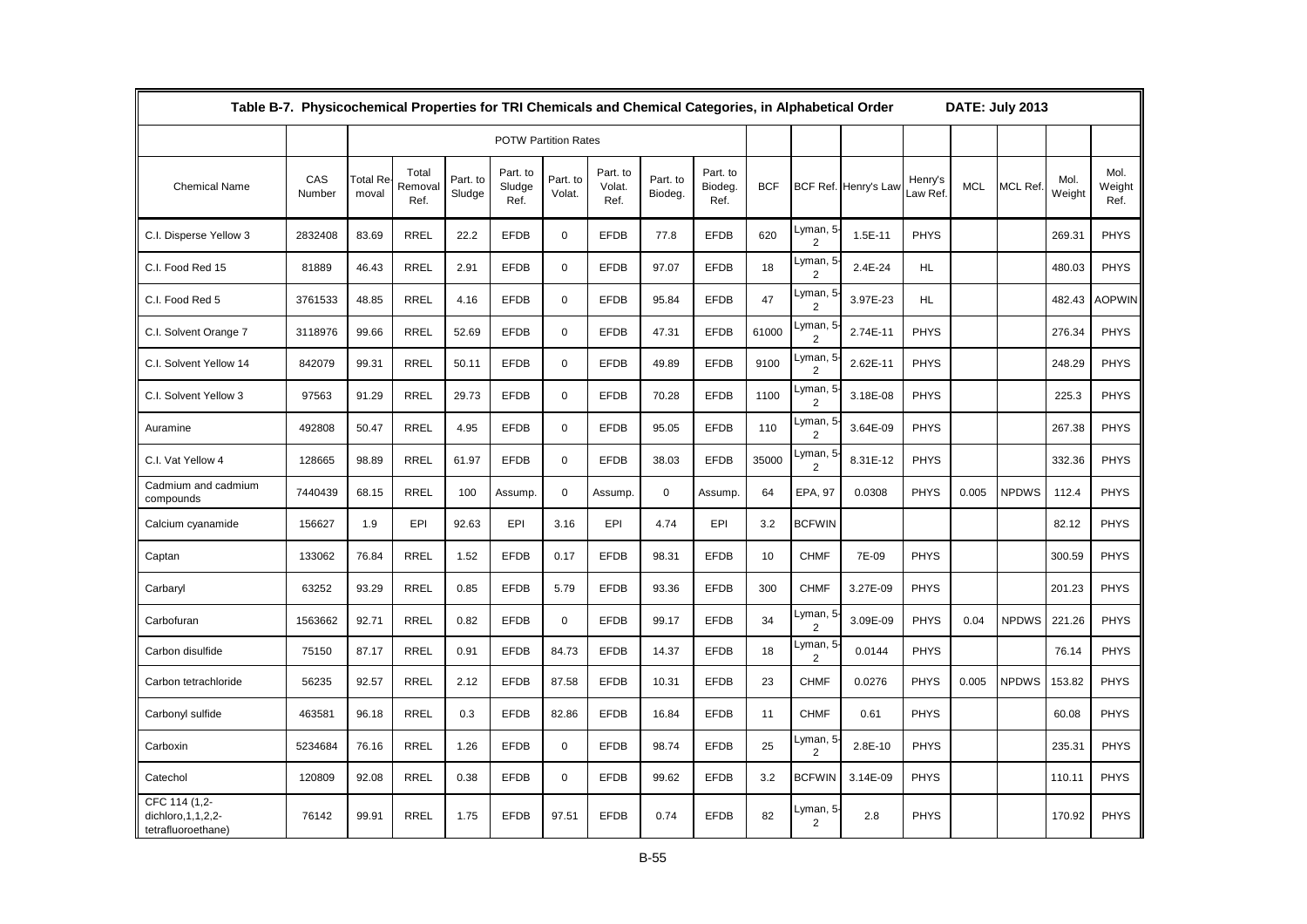| Table B-7. Physicochemical Properties for TRI Chemicals and Chemical Categories, in Alphabetical Order | | | | | | | | | | | | | | | | | DATE: July 2013 | |
|---|---|---|---|---|---|---|---|---|---|---|---|---|---|---|---|---|---|---|
| | | POTW Partition Rates | | | | | | | | | | | | | | | | |
| Chemical Name | CAS Number | Total Removal | Total Removal Ref. | Part. to Sludge | Part. to Sludge Ref. | Part. to Volat. | Part. to Volat. Ref. | Part. to Biodeg. | Part. to Biodeg. Ref. | BCF | BCF Ref. | Henry's Law | Henry's Law Ref. | MCL | MCL Ref. | Mol. Weight | Mol. Weight Ref. |
| C.I. Disperse Yellow 3 | 2832408 | 83.69 | RREL | 22.2 | EFDB | 0 | EFDB | 77.8 | EFDB | 620 | Lyman, 5-2 | 1.5E-11 | PHYS | | | 269.31 | PHYS |
| C.I. Food Red 15 | 81889 | 46.43 | RREL | 2.91 | EFDB | 0 | EFDB | 97.07 | EFDB | 18 | Lyman, 5-2 | 2.4E-24 | HL | | | 480.03 | PHYS |
| C.I. Food Red 5 | 3761533 | 48.85 | RREL | 4.16 | EFDB | 0 | EFDB | 95.84 | EFDB | 47 | Lyman, 5-2 | 3.97E-23 | HL | | | 482.43 | AOPWIN |
| C.I. Solvent Orange 7 | 3118976 | 99.66 | RREL | 52.69 | EFDB | 0 | EFDB | 47.31 | EFDB | 61000 | Lyman, 5-2 | 2.74E-11 | PHYS | | | 276.34 | PHYS |
| C.I. Solvent Yellow 14 | 842079 | 99.31 | RREL | 50.11 | EFDB | 0 | EFDB | 49.89 | EFDB | 9100 | Lyman, 5-2 | 2.62E-11 | PHYS | | | 248.29 | PHYS |
| C.I. Solvent Yellow 3 | 97563 | 91.29 | RREL | 29.73 | EFDB | 0 | EFDB | 70.28 | EFDB | 1100 | Lyman, 5-2 | 3.18E-08 | PHYS | | | 225.3 | PHYS |
| Auramine | 492808 | 50.47 | RREL | 4.95 | EFDB | 0 | EFDB | 95.05 | EFDB | 110 | Lyman, 5-2 | 3.64E-09 | PHYS | | | 267.38 | PHYS |
| C.I. Vat Yellow 4 | 128665 | 98.89 | RREL | 61.97 | EFDB | 0 | EFDB | 38.03 | EFDB | 35000 | Lyman, 5-2 | 8.31E-12 | PHYS | | | 332.36 | PHYS |
| Cadmium and cadmium compounds | 7440439 | 68.15 | RREL | 100 | Assump. | 0 | Assump. | 0 | Assump. | 64 | EPA, 97 | 0.0308 | PHYS | 0.005 | NPDWS | 112.4 | PHYS |
| Calcium cyanamide | 156627 | 1.9 | EPI | 92.63 | EPI | 3.16 | EPI | 4.74 | EPI | 3.2 | BCFWIN | | | | | 82.12 | PHYS |
| Captan | 133062 | 76.84 | RREL | 1.52 | EFDB | 0.17 | EFDB | 98.31 | EFDB | 10 | CHMF | 7E-09 | PHYS | | | 300.59 | PHYS |
| Carbaryl | 63252 | 93.29 | RREL | 0.85 | EFDB | 5.79 | EFDB | 93.36 | EFDB | 300 | CHMF | 3.27E-09 | PHYS | | | 201.23 | PHYS |
| Carbofuran | 1563662 | 92.71 | RREL | 0.82 | EFDB | 0 | EFDB | 99.17 | EFDB | 34 | Lyman, 5-2 | 3.09E-09 | PHYS | 0.04 | NPDWS | 221.26 | PHYS |
| Carbon disulfide | 75150 | 87.17 | RREL | 0.91 | EFDB | 84.73 | EFDB | 14.37 | EFDB | 18 | Lyman, 5-2 | 0.0144 | PHYS | | | 76.14 | PHYS |
| Carbon tetrachloride | 56235 | 92.57 | RREL | 2.12 | EFDB | 87.58 | EFDB | 10.31 | EFDB | 23 | CHMF | 0.0276 | PHYS | 0.005 | NPDWS | 153.82 | PHYS |
| Carbonyl sulfide | 463581 | 96.18 | RREL | 0.3 | EFDB | 82.86 | EFDB | 16.84 | EFDB | 11 | CHMF | 0.61 | PHYS | | | 60.08 | PHYS |
| Carboxin | 5234684 | 76.16 | RREL | 1.26 | EFDB | 0 | EFDB | 98.74 | EFDB | 25 | Lyman, 5-2 | 2.8E-10 | PHYS | | | 235.31 | PHYS |
| Catechol | 120809 | 92.08 | RREL | 0.38 | EFDB | 0 | EFDB | 99.62 | EFDB | 3.2 | BCFWIN | 3.14E-09 | PHYS | | | 110.11 | PHYS |
| CFC 114 (1,2-dichloro,1,1,2,2-tetrafluoroethane) | 76142 | 99.91 | RREL | 1.75 | EFDB | 97.51 | EFDB | 0.74 | EFDB | 82 | Lyman, 5-2 | 2.8 | PHYS | | | 170.92 | PHYS |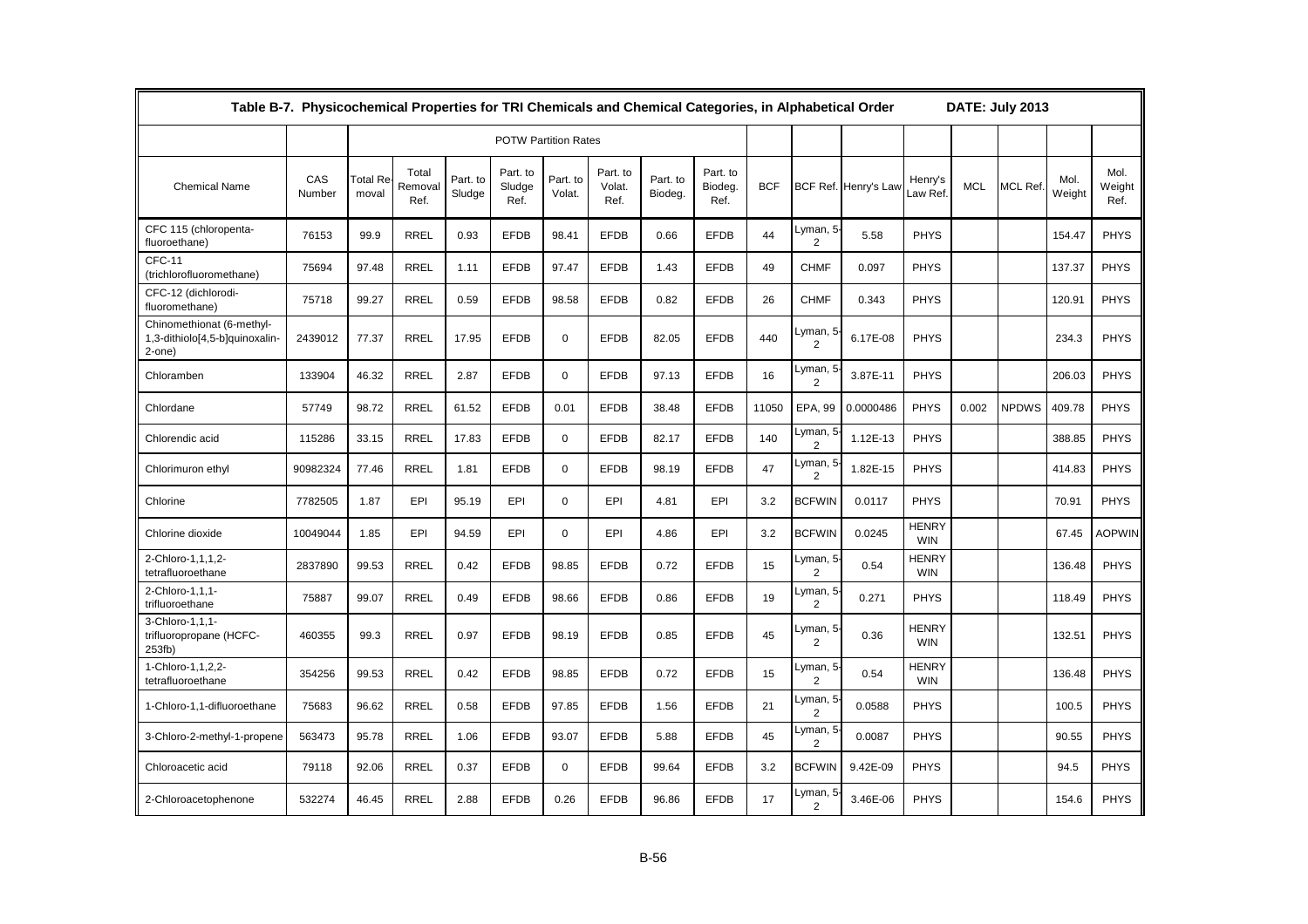| Table B-7. Physicochemical Properties for TRI Chemicals and Chemical Categories, in Alphabetical Order | | | | | | | | | | | | | | | | DATE: July 2013 | | |
|---|---|---|---|---|---|---|---|---|---|---|---|---|---|---|---|---|---|---|
| | | POTW Partition Rates | | | | | | | | | | | | | | | | |
| Chemical Name | CAS Number | Total Removal | Total Removal Ref. | Part. to Sludge | Part. to Sludge Ref. | Part. to Volat. | Part. to Volat. Ref. | Part. to Biodeg. | Part. to Biodeg. Ref. | BCF | BCF Ref. | Henry's Law | Henry's Law Ref. | MCL | MCL Ref. | Mol. Weight | Mol. Weight Ref. |
| CFC 115 (chloropenta-fluoroethane) | 76153 | 99.9 | RREL | 0.93 | EFDB | 98.41 | EFDB | 0.66 | EFDB | 44 | Lyman, 5-2 | 5.58 | PHYS | | | 154.47 | PHYS |
| CFC-11 (trichlorofluoromethane) | 75694 | 97.48 | RREL | 1.11 | EFDB | 97.47 | EFDB | 1.43 | EFDB | 49 | CHMF | 0.097 | PHYS | | | 137.37 | PHYS |
| CFC-12 (dichlorodi-fluoromethane) | 75718 | 99.27 | RREL | 0.59 | EFDB | 98.58 | EFDB | 0.82 | EFDB | 26 | CHMF | 0.343 | PHYS | | | 120.91 | PHYS |
| Chinomethionat (6-methyl-1,3-dithiolo[4,5-b]quinoxalin-2-one) | 2439012 | 77.37 | RREL | 17.95 | EFDB | 0 | EFDB | 82.05 | EFDB | 440 | Lyman, 5-2 | 6.17E-08 | PHYS | | | 234.3 | PHYS |
| Chloramben | 133904 | 46.32 | RREL | 2.87 | EFDB | 0 | EFDB | 97.13 | EFDB | 16 | Lyman, 5-2 | 3.87E-11 | PHYS | | | 206.03 | PHYS |
| Chlordane | 57749 | 98.72 | RREL | 61.52 | EFDB | 0.01 | EFDB | 38.48 | EFDB | 11050 | EPA, 99 | 0.0000486 | PHYS | 0.002 | NPDWS | 409.78 | PHYS |
| Chlorendic acid | 115286 | 33.15 | RREL | 17.83 | EFDB | 0 | EFDB | 82.17 | EFDB | 140 | Lyman, 5-2 | 1.12E-13 | PHYS | | | 388.85 | PHYS |
| Chlorimuron ethyl | 90982324 | 77.46 | RREL | 1.81 | EFDB | 0 | EFDB | 98.19 | EFDB | 47 | Lyman, 5-2 | 1.82E-15 | PHYS | | | 414.83 | PHYS |
| Chlorine | 7782505 | 1.87 | EPI | 95.19 | EPI | 0 | EPI | 4.81 | EPI | 3.2 | BCFWIN | 0.0117 | PHYS | | | 70.91 | PHYS |
| Chlorine dioxide | 10049044 | 1.85 | EPI | 94.59 | EPI | 0 | EPI | 4.86 | EPI | 3.2 | BCFWIN | 0.0245 | HENRY WIN | | | 67.45 | AOPWIN |
| 2-Chloro-1,1,1,2-tetrafluoroethane | 2837890 | 99.53 | RREL | 0.42 | EFDB | 98.85 | EFDB | 0.72 | EFDB | 15 | Lyman, 5-2 | 0.54 | HENRY WIN | | | 136.48 | PHYS |
| 2-Chloro-1,1,1-trifluoroethane | 75887 | 99.07 | RREL | 0.49 | EFDB | 98.66 | EFDB | 0.86 | EFDB | 19 | Lyman, 5-2 | 0.271 | PHYS | | | 118.49 | PHYS |
| 3-Chloro-1,1,1-trifluoropropane (HCFC-253fb) | 460355 | 99.3 | RREL | 0.97 | EFDB | 98.19 | EFDB | 0.85 | EFDB | 45 | Lyman, 5-2 | 0.36 | HENRY WIN | | | 132.51 | PHYS |
| 1-Chloro-1,1,2,2-tetrafluoroethane | 354256 | 99.53 | RREL | 0.42 | EFDB | 98.85 | EFDB | 0.72 | EFDB | 15 | Lyman, 5-2 | 0.54 | HENRY WIN | | | 136.48 | PHYS |
| 1-Chloro-1,1-difluoroethane | 75683 | 96.62 | RREL | 0.58 | EFDB | 97.85 | EFDB | 1.56 | EFDB | 21 | Lyman, 5-2 | 0.0588 | PHYS | | | 100.5 | PHYS |
| 3-Chloro-2-methyl-1-propene | 563473 | 95.78 | RREL | 1.06 | EFDB | 93.07 | EFDB | 5.88 | EFDB | 45 | Lyman, 5-2 | 0.0087 | PHYS | | | 90.55 | PHYS |
| Chloroacetic acid | 79118 | 92.06 | RREL | 0.37 | EFDB | 0 | EFDB | 99.64 | EFDB | 3.2 | BCFWIN | 9.42E-09 | PHYS | | | 94.5 | PHYS |
| 2-Chloroacetophenone | 532274 | 46.45 | RREL | 2.88 | EFDB | 0.26 | EFDB | 96.86 | EFDB | 17 | Lyman, 5-2 | 3.46E-06 | PHYS | | | 154.6 | PHYS |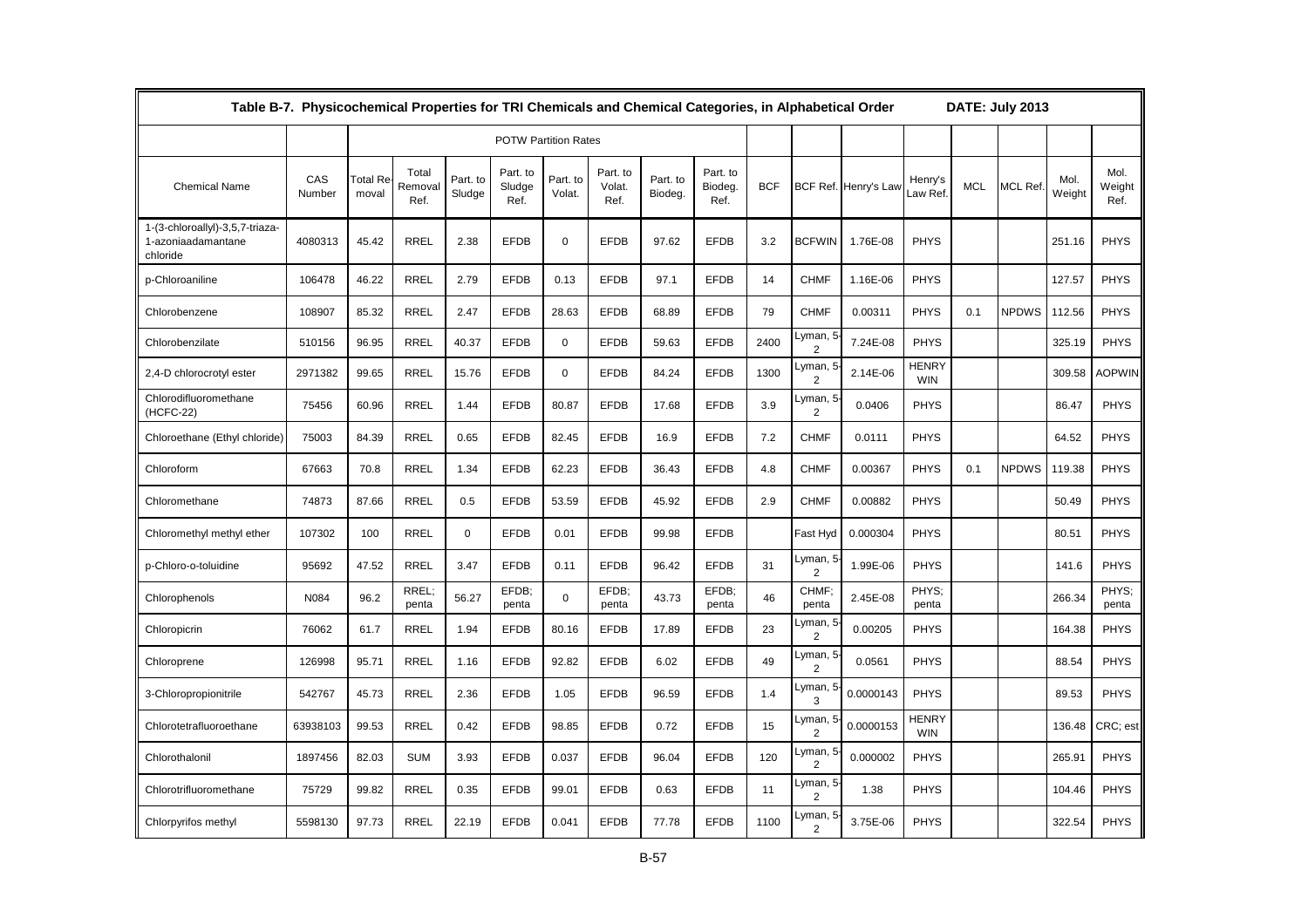| Table B-7. Physicochemical Properties for TRI Chemicals and Chemical Categories, in Alphabetical Order | | | | | | | | | | | | | | | | | | DATE: July 2013 |
|---|---|---|---|---|---|---|---|---|---|---|---|---|---|---|---|---|---|---|
| | | POTW Partition Rates | | | | | | | | | | | | | | | | |
| Chemical Name | CAS Number | Total Removal | Total Removal Ref. | Part. to Sludge | Part. to Sludge Ref. | Part. to Volat. | Part. to Volat. Ref. | Part. to Biodeg. | Part. to Biodeg. Ref. | BCF | BCF Ref. | Henry's Law | Henry's Law Ref. | MCL | MCL Ref. | Mol. Weight | Mol. Weight Ref. |
| 1-(3-chloroallyl)-3,5,7-triaza-1-azoniaadamantane chloride | 4080313 | 45.42 | RREL | 2.38 | EFDB | 0 | EFDB | 97.62 | EFDB | 3.2 | BCFWIN | 1.76E-08 | PHYS | | | 251.16 | PHYS |
| p-Chloroaniline | 106478 | 46.22 | RREL | 2.79 | EFDB | 0.13 | EFDB | 97.1 | EFDB | 14 | CHMF | 1.16E-06 | PHYS | | | 127.57 | PHYS |
| Chlorobenzene | 108907 | 85.32 | RREL | 2.47 | EFDB | 28.63 | EFDB | 68.89 | EFDB | 79 | CHMF | 0.00311 | PHYS | 0.1 | NPDWS | 112.56 | PHYS |
| Chlorobenzilate | 510156 | 96.95 | RREL | 40.37 | EFDB | 0 | EFDB | 59.63 | EFDB | 2400 | Lyman, 5-2 | 7.24E-08 | PHYS | | | 325.19 | PHYS |
| 2,4-D chlorocrotyl ester | 2971382 | 99.65 | RREL | 15.76 | EFDB | 0 | EFDB | 84.24 | EFDB | 1300 | Lyman, 5-2 | 2.14E-06 | HENRY WIN | | | 309.58 | AOPWIN |
| Chlorodifluoromethane (HCFC-22) | 75456 | 60.96 | RREL | 1.44 | EFDB | 80.87 | EFDB | 17.68 | EFDB | 3.9 | Lyman, 5-2 | 0.0406 | PHYS | | | 86.47 | PHYS |
| Chloroethane (Ethyl chloride) | 75003 | 84.39 | RREL | 0.65 | EFDB | 82.45 | EFDB | 16.9 | EFDB | 7.2 | CHMF | 0.0111 | PHYS | | | 64.52 | PHYS |
| Chloroform | 67663 | 70.8 | RREL | 1.34 | EFDB | 62.23 | EFDB | 36.43 | EFDB | 4.8 | CHMF | 0.00367 | PHYS | 0.1 | NPDWS | 119.38 | PHYS |
| Chloromethane | 74873 | 87.66 | RREL | 0.5 | EFDB | 53.59 | EFDB | 45.92 | EFDB | 2.9 | CHMF | 0.00882 | PHYS | | | 50.49 | PHYS |
| Chloromethyl methyl ether | 107302 | 100 | RREL | 0 | EFDB | 0.01 | EFDB | 99.98 | EFDB | | Fast Hyd | 0.000304 | PHYS | | | 80.51 | PHYS |
| p-Chloro-o-toluidine | 95692 | 47.52 | RREL | 3.47 | EFDB | 0.11 | EFDB | 96.42 | EFDB | 31 | Lyman, 5-2 | 1.99E-06 | PHYS | | | 141.6 | PHYS |
| Chlorophenols | N084 | 96.2 | RREL; penta | 56.27 | EFDB; penta | 0 | EFDB; penta | 43.73 | EFDB; penta | 46 | CHMF; penta | 2.45E-08 | PHYS; penta | | | 266.34 | PHYS; penta |
| Chloropicrin | 76062 | 61.7 | RREL | 1.94 | EFDB | 80.16 | EFDB | 17.89 | EFDB | 23 | Lyman, 5-2 | 0.00205 | PHYS | | | 164.38 | PHYS |
| Chloroprene | 126998 | 95.71 | RREL | 1.16 | EFDB | 92.82 | EFDB | 6.02 | EFDB | 49 | Lyman, 5-2 | 0.0561 | PHYS | | | 88.54 | PHYS |
| 3-Chloropropionitrile | 542767 | 45.73 | RREL | 2.36 | EFDB | 1.05 | EFDB | 96.59 | EFDB | 1.4 | Lyman, 5-3 | 0.0000143 | PHYS | | | 89.53 | PHYS |
| Chlorotetrafluoroethane | 63938103 | 99.53 | RREL | 0.42 | EFDB | 98.85 | EFDB | 0.72 | EFDB | 15 | Lyman, 5-2 | 0.0000153 | HENRY WIN | | | 136.48 | CRC; est |
| Chlorothalonil | 1897456 | 82.03 | SUM | 3.93 | EFDB | 0.037 | EFDB | 96.04 | EFDB | 120 | Lyman, 5-2 | 0.000002 | PHYS | | | 265.91 | PHYS |
| Chlorotrifluoromethane | 75729 | 99.82 | RREL | 0.35 | EFDB | 99.01 | EFDB | 0.63 | EFDB | 11 | Lyman, 5-2 | 1.38 | PHYS | | | 104.46 | PHYS |
| Chlorpyrifos methyl | 5598130 | 97.73 | RREL | 22.19 | EFDB | 0.041 | EFDB | 77.78 | EFDB | 1100 | Lyman, 5-2 | 3.75E-06 | PHYS | | | 322.54 | PHYS |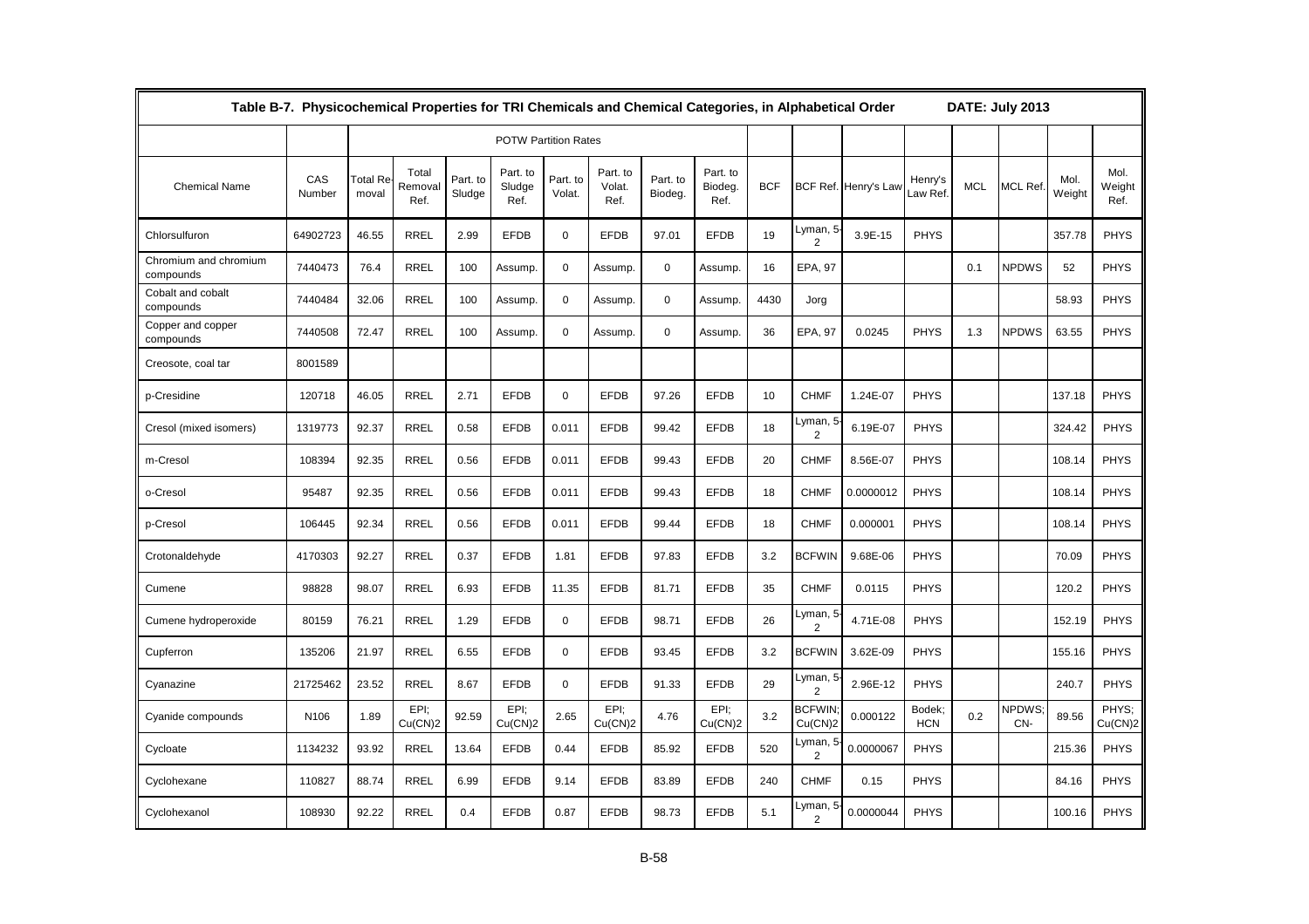| Table B-7. Physicochemical Properties for TRI Chemicals and Chemical Categories, in Alphabetical Order | | | | | | | | | | | | | | | DATE: July 2013 | | |
|---|---|---|---|---|---|---|---|---|---|---|---|---|---|---|---|---|---|
| | | POTW Partition Rates | | | | | | | | | | | | | | | |
| Chemical Name | CAS Number | Total Removal | Total Removal Ref. | Part. to Sludge | Part. to Sludge Ref. | Part. to Volat. | Part. to Volat. Ref. | Part. to Biodeg. | Part. to Biodeg. Ref. | BCF | BCF Ref. | Henry's Law | Henry's Law Ref. | MCL | MCL Ref. | Mol. Weight | Mol. Weight Ref. |
| Chlorsulfuron | 64902723 | 46.55 | RREL | 2.99 | EFDB | 0 | EFDB | 97.01 | EFDB | 19 | Lyman, 5-2 | 3.9E-15 | PHYS | | | 357.78 | PHYS |
| Chromium and chromium compounds | 7440473 | 76.4 | RREL | 100 | Assump. | 0 | Assump. | 0 | Assump. | 16 | EPA, 97 | | | 0.1 | NPDWS | 52 | PHYS |
| Cobalt and cobalt compounds | 7440484 | 32.06 | RREL | 100 | Assump. | 0 | Assump. | 0 | Assump. | 4430 | Jorg | | | | | 58.93 | PHYS |
| Copper and copper compounds | 7440508 | 72.47 | RREL | 100 | Assump. | 0 | Assump. | 0 | Assump. | 36 | EPA, 97 | 0.0245 | PHYS | 1.3 | NPDWS | 63.55 | PHYS |
| Creosote, coal tar | 8001589 | | | | | | | | | | | | | | | | |
| p-Cresidine | 120718 | 46.05 | RREL | 2.71 | EFDB | 0 | EFDB | 97.26 | EFDB | 10 | CHMF | 1.24E-07 | PHYS | | | 137.18 | PHYS |
| Cresol (mixed isomers) | 1319773 | 92.37 | RREL | 0.58 | EFDB | 0.011 | EFDB | 99.42 | EFDB | 18 | Lyman, 5-2 | 6.19E-07 | PHYS | | | 324.42 | PHYS |
| m-Cresol | 108394 | 92.35 | RREL | 0.56 | EFDB | 0.011 | EFDB | 99.43 | EFDB | 20 | CHMF | 8.56E-07 | PHYS | | | 108.14 | PHYS |
| o-Cresol | 95487 | 92.35 | RREL | 0.56 | EFDB | 0.011 | EFDB | 99.43 | EFDB | 18 | CHMF | 0.0000012 | PHYS | | | 108.14 | PHYS |
| p-Cresol | 106445 | 92.34 | RREL | 0.56 | EFDB | 0.011 | EFDB | 99.44 | EFDB | 18 | CHMF | 0.000001 | PHYS | | | 108.14 | PHYS |
| Crotonaldehyde | 4170303 | 92.27 | RREL | 0.37 | EFDB | 1.81 | EFDB | 97.83 | EFDB | 3.2 | BCFWIN | 9.68E-06 | PHYS | | | 70.09 | PHYS |
| Cumene | 98828 | 98.07 | RREL | 6.93 | EFDB | 11.35 | EFDB | 81.71 | EFDB | 35 | CHMF | 0.0115 | PHYS | | | 120.2 | PHYS |
| Cumene hydroperoxide | 80159 | 76.21 | RREL | 1.29 | EFDB | 0 | EFDB | 98.71 | EFDB | 26 | Lyman, 5-2 | 4.71E-08 | PHYS | | | 152.19 | PHYS |
| Cupferron | 135206 | 21.97 | RREL | 6.55 | EFDB | 0 | EFDB | 93.45 | EFDB | 3.2 | BCFWIN | 3.62E-09 | PHYS | | | 155.16 | PHYS |
| Cyanazine | 21725462 | 23.52 | RREL | 8.67 | EFDB | 0 | EFDB | 91.33 | EFDB | 29 | Lyman, 5-2 | 2.96E-12 | PHYS | | | 240.7 | PHYS |
| Cyanide compounds | N106 | 1.89 | EPI; Cu(CN)2 | 92.59 | EPI; Cu(CN)2 | 2.65 | EPI; Cu(CN)2 | 4.76 | EPI; Cu(CN)2 | 3.2 | BCFWIN; Cu(CN)2 | 0.000122 | Bodek; HCN | 0.2 | NPDWS; CN- | 89.56 | PHYS; Cu(CN)2 |
| Cycloate | 1134232 | 93.92 | RREL | 13.64 | EFDB | 0.44 | EFDB | 85.92 | EFDB | 520 | Lyman, 5-2 | 0.0000067 | PHYS | | | 215.36 | PHYS |
| Cyclohexane | 110827 | 88.74 | RREL | 6.99 | EFDB | 9.14 | EFDB | 83.89 | EFDB | 240 | CHMF | 0.15 | PHYS | | | 84.16 | PHYS |
| Cyclohexanol | 108930 | 92.22 | RREL | 0.4 | EFDB | 0.87 | EFDB | 98.73 | EFDB | 5.1 | Lyman, 5-2 | 0.0000044 | PHYS | | | 100.16 | PHYS |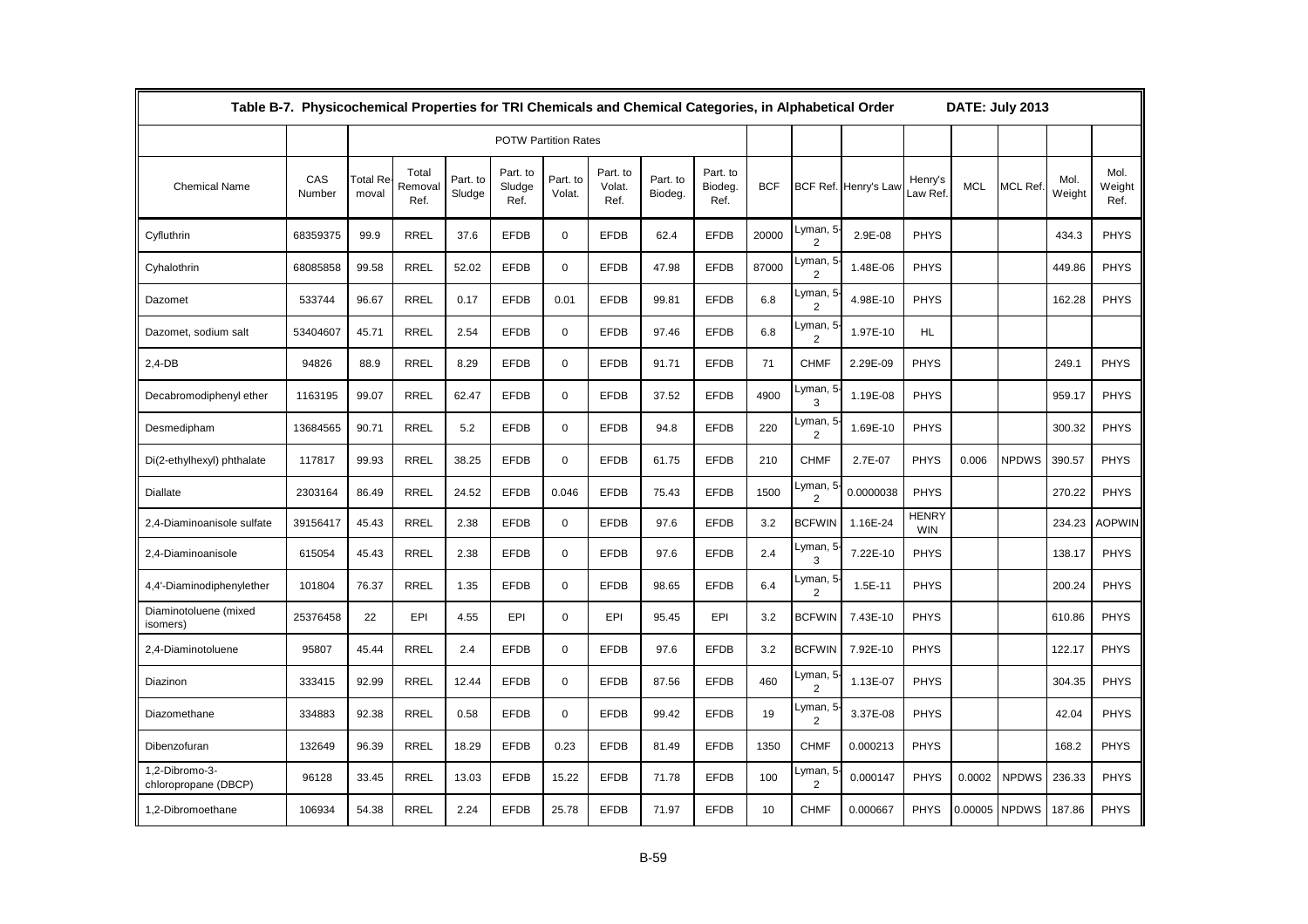Table B-7. Physicochemical Properties for TRI Chemicals and Chemical Categories, in Alphabetical Order DATE: July 2013

| | | POTW Partition Rates | | | | | | | | | | | | | | | |
|---|---|---|---|---|---|---|---|---|---|---|---|---|---|---|---|---|---|
| Chemical Name | CAS Number | Total Removal | Total Removal Ref. | Part. to Sludge | Part. to Sludge Ref. | Part. to Volat. | Part. to Volat. Ref. | Part. to Biodeg. | Part. to Biodeg. Ref. | BCF | BCF Ref. | Henry's Law | Henry's Law Ref. | MCL | MCL Ref. | Mol. Weight | Mol. Weight Ref. |
| Cyfluthrin | 68359375 | 99.9 | RREL | 37.6 | EFDB | 0 | EFDB | 62.4 | EFDB | 20000 | Lyman, 5-2 | 2.9E-08 | PHYS | | | 434.3 | PHYS |
| Cyhalothrin | 68085858 | 99.58 | RREL | 52.02 | EFDB | 0 | EFDB | 47.98 | EFDB | 87000 | Lyman, 5-2 | 1.48E-06 | PHYS | | | 449.86 | PHYS |
| Dazomet | 533744 | 96.67 | RREL | 0.17 | EFDB | 0.01 | EFDB | 99.81 | EFDB | 6.8 | Lyman, 5-2 | 4.98E-10 | PHYS | | | 162.28 | PHYS |
| Dazomet, sodium salt | 53404607 | 45.71 | RREL | 2.54 | EFDB | 0 | EFDB | 97.46 | EFDB | 6.8 | Lyman, 5-2 | 1.97E-10 | HL | | | | |
| 2,4-DB | 94826 | 88.9 | RREL | 8.29 | EFDB | 0 | EFDB | 91.71 | EFDB | 71 | CHMF | 2.29E-09 | PHYS | | | 249.1 | PHYS |
| Decabromodiphenyl ether | 1163195 | 99.07 | RREL | 62.47 | EFDB | 0 | EFDB | 37.52 | EFDB | 4900 | Lyman, 5-3 | 1.19E-08 | PHYS | | | 959.17 | PHYS |
| Desmedipham | 13684565 | 90.71 | RREL | 5.2 | EFDB | 0 | EFDB | 94.8 | EFDB | 220 | Lyman, 5-2 | 1.69E-10 | PHYS | | | 300.32 | PHYS |
| Di(2-ethylhexyl) phthalate | 117817 | 99.93 | RREL | 38.25 | EFDB | 0 | EFDB | 61.75 | EFDB | 210 | CHMF | 2.7E-07 | PHYS | 0.006 | NPDWS | 390.57 | PHYS |
| Diallate | 2303164 | 86.49 | RREL | 24.52 | EFDB | 0.046 | EFDB | 75.43 | EFDB | 1500 | Lyman, 5-2 | 0.0000038 | PHYS | | | 270.22 | PHYS |
| 2,4-Diaminoanisole sulfate | 39156417 | 45.43 | RREL | 2.38 | EFDB | 0 | EFDB | 97.6 | EFDB | 3.2 | BCFWIN | 1.16E-24 | HENRY WIN | | | 234.23 | AOPWIN |
| 2,4-Diaminoanisole | 615054 | 45.43 | RREL | 2.38 | EFDB | 0 | EFDB | 97.6 | EFDB | 2.4 | Lyman, 5-3 | 7.22E-10 | PHYS | | | 138.17 | PHYS |
| 4,4'-Diaminodiphenylether | 101804 | 76.37 | RREL | 1.35 | EFDB | 0 | EFDB | 98.65 | EFDB | 6.4 | Lyman, 5-2 | 1.5E-11 | PHYS | | | 200.24 | PHYS |
| Diaminotoluene (mixed isomers) | 25376458 | 22 | EPI | 4.55 | EPI | 0 | EPI | 95.45 | EPI | 3.2 | BCFWIN | 7.43E-10 | PHYS | | | 610.86 | PHYS |
| 2,4-Diaminotoluene | 95807 | 45.44 | RREL | 2.4 | EFDB | 0 | EFDB | 97.6 | EFDB | 3.2 | BCFWIN | 7.92E-10 | PHYS | | | 122.17 | PHYS |
| Diazinon | 333415 | 92.99 | RREL | 12.44 | EFDB | 0 | EFDB | 87.56 | EFDB | 460 | Lyman, 5-2 | 1.13E-07 | PHYS | | | 304.35 | PHYS |
| Diazomethane | 334883 | 92.38 | RREL | 0.58 | EFDB | 0 | EFDB | 99.42 | EFDB | 19 | Lyman, 5-2 | 3.37E-08 | PHYS | | | 42.04 | PHYS |
| Dibenzofuran | 132649 | 96.39 | RREL | 18.29 | EFDB | 0.23 | EFDB | 81.49 | EFDB | 1350 | CHMF | 0.000213 | PHYS | | | 168.2 | PHYS |
| 1,2-Dibromo-3-chloropropane (DBCP) | 96128 | 33.45 | RREL | 13.03 | EFDB | 15.22 | EFDB | 71.78 | EFDB | 100 | Lyman, 5-2 | 0.000147 | PHYS | 0.0002 | NPDWS | 236.33 | PHYS |
| 1,2-Dibromoethane | 106934 | 54.38 | RREL | 2.24 | EFDB | 25.78 | EFDB | 71.97 | EFDB | 10 | CHMF | 0.000667 | PHYS | 0.00005 | NPDWS | 187.86 | PHYS |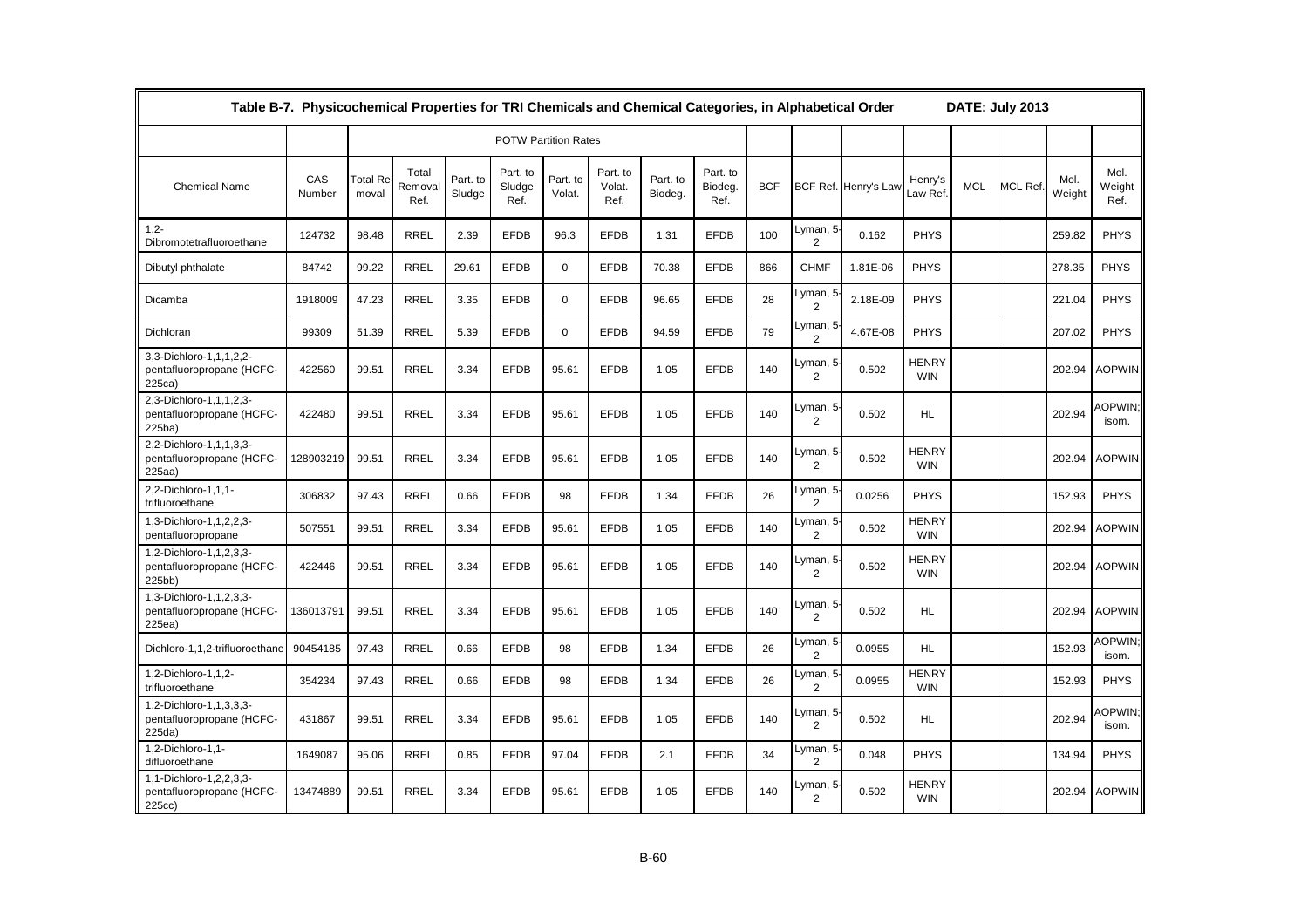| Table B-7. Physicochemical Properties for TRI Chemicals and Chemical Categories, in Alphabetical Order | | | | | | | | | | | | | | | | | DATE: July 2013 | |
|---|---|---|---|---|---|---|---|---|---|---|---|---|---|---|---|---|---|---|
| | | POTW Partition Rates | | | | | | | | | | | | | | | | |
| Chemical Name | CAS Number | Total Removal | Total Removal Ref. | Part. to Sludge | Part. to Sludge Ref. | Part. to Volat. | Part. to Volat. Ref. | Part. to Biodeg. | Part. to Biodeg. Ref. | BCF | BCF Ref. | Henry's Law | Henry's Law Ref. | MCL | MCL Ref. | Mol. Weight | Mol. Weight Ref. |
| 1,2-Dibromotetrafluoroethane | 124732 | 98.48 | RREL | 2.39 | EFDB | 96.3 | EFDB | 1.31 | EFDB | 100 | Lyman, 5-2 | 0.162 | PHYS | | | 259.82 | PHYS |
| Dibutyl phthalate | 84742 | 99.22 | RREL | 29.61 | EFDB | 0 | EFDB | 70.38 | EFDB | 866 | CHMF | 1.81E-06 | PHYS | | | 278.35 | PHYS |
| Dicamba | 1918009 | 47.23 | RREL | 3.35 | EFDB | 0 | EFDB | 96.65 | EFDB | 28 | Lyman, 5-2 | 2.18E-09 | PHYS | | | 221.04 | PHYS |
| Dichloran | 99309 | 51.39 | RREL | 5.39 | EFDB | 0 | EFDB | 94.59 | EFDB | 79 | Lyman, 5-2 | 4.67E-08 | PHYS | | | 207.02 | PHYS |
| 3,3-Dichloro-1,1,1,2,2-pentafluoropropane (HCFC-225ca) | 422560 | 99.51 | RREL | 3.34 | EFDB | 95.61 | EFDB | 1.05 | EFDB | 140 | Lyman, 5-2 | 0.502 | HENRY WIN | | | 202.94 | AOPWIN |
| 2,3-Dichloro-1,1,1,2,3-pentafluoropropane (HCFC-225ba) | 422480 | 99.51 | RREL | 3.34 | EFDB | 95.61 | EFDB | 1.05 | EFDB | 140 | Lyman, 5-2 | 0.502 | HL | | | 202.94 | AOPWIN; isom. |
| 2,2-Dichloro-1,1,1,3,3-pentafluoropropane (HCFC-225aa) | 128903219 | 99.51 | RREL | 3.34 | EFDB | 95.61 | EFDB | 1.05 | EFDB | 140 | Lyman, 5-2 | 0.502 | HENRY WIN | | | 202.94 | AOPWIN |
| 2,2-Dichloro-1,1,1-trifluoroethane | 306832 | 97.43 | RREL | 0.66 | EFDB | 98 | EFDB | 1.34 | EFDB | 26 | Lyman, 5-2 | 0.0256 | PHYS | | | 152.93 | PHYS |
| 1,3-Dichloro-1,1,2,2,3-pentafluoropropane | 507551 | 99.51 | RREL | 3.34 | EFDB | 95.61 | EFDB | 1.05 | EFDB | 140 | Lyman, 5-2 | 0.502 | HENRY WIN | | | 202.94 | AOPWIN |
| 1,2-Dichloro-1,1,2,3,3-pentafluoropropane (HCFC-225bb) | 422446 | 99.51 | RREL | 3.34 | EFDB | 95.61 | EFDB | 1.05 | EFDB | 140 | Lyman, 5-2 | 0.502 | HENRY WIN | | | 202.94 | AOPWIN |
| 1,3-Dichloro-1,1,2,3,3-pentafluoropropane (HCFC-225ea) | 136013791 | 99.51 | RREL | 3.34 | EFDB | 95.61 | EFDB | 1.05 | EFDB | 140 | Lyman, 5-2 | 0.502 | HL | | | 202.94 | AOPWIN |
| Dichloro-1,1,2-trifluoroethane | 90454185 | 97.43 | RREL | 0.66 | EFDB | 98 | EFDB | 1.34 | EFDB | 26 | Lyman, 5-2 | 0.0955 | HL | | | 152.93 | AOPWIN; isom. |
| 1,2-Dichloro-1,1,2-trifluoroethane | 354234 | 97.43 | RREL | 0.66 | EFDB | 98 | EFDB | 1.34 | EFDB | 26 | Lyman, 5-2 | 0.0955 | HENRY WIN | | | 152.93 | PHYS |
| 1,2-Dichloro-1,1,3,3,3-pentafluoropropane (HCFC-225da) | 431867 | 99.51 | RREL | 3.34 | EFDB | 95.61 | EFDB | 1.05 | EFDB | 140 | Lyman, 5-2 | 0.502 | HL | | | 202.94 | AOPWIN; isom. |
| 1,2-Dichloro-1,1-difluoroethane | 1649087 | 95.06 | RREL | 0.85 | EFDB | 97.04 | EFDB | 2.1 | EFDB | 34 | Lyman, 5-2 | 0.048 | PHYS | | | 134.94 | PHYS |
| 1,1-Dichloro-1,2,2,3,3-pentafluoropropane (HCFC-225cc) | 13474889 | 99.51 | RREL | 3.34 | EFDB | 95.61 | EFDB | 1.05 | EFDB | 140 | Lyman, 5-2 | 0.502 | HENRY WIN | | | 202.94 | AOPWIN |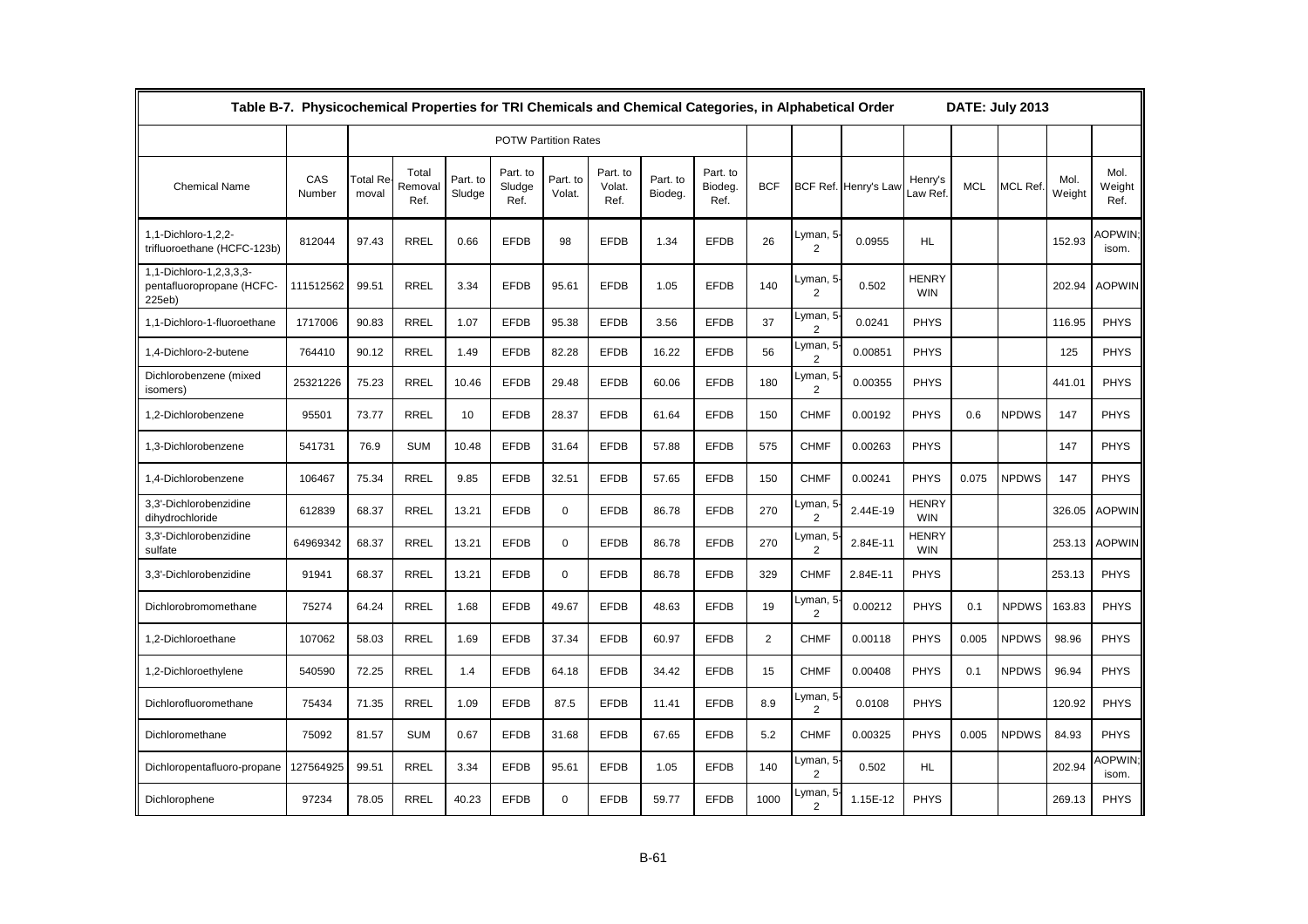| Table B-7. Physicochemical Properties for TRI Chemicals and Chemical Categories, in Alphabetical Order | | | | | | | | | | | | | | | | | | DATE: July 2013 |
|---|---|---|---|---|---|---|---|---|---|---|---|---|---|---|---|---|---|---|
| | | POTW Partition Rates | | | | | | | | | | | | | | | | |
| Chemical Name | CAS Number | Total Removal | Total Removal Ref. | Part. to Sludge | Part. to Sludge Ref. | Part. to Volat. | Part. to Volat. Ref. | Part. to Biodeg. | Part. to Biodeg. Ref. | BCF | BCF Ref. | Henry's Law | Henry's Law Ref. | MCL | MCL Ref. | Mol. Weight | Mol. Weight Ref. | |
| 1,1-Dichloro-1,2,2-trifluoroethane (HCFC-123b) | 812044 | 97.43 | RREL | 0.66 | EFDB | 98 | EFDB | 1.34 | EFDB | 26 | Lyman, 5-2 | 0.0955 | HL | | | 152.93 | AOPWIN; isom. | |
| 1,1-Dichloro-1,2,3,3,3-pentafluoropropane (HCFC-225eb) | 111512562 | 99.51 | RREL | 3.34 | EFDB | 95.61 | EFDB | 1.05 | EFDB | 140 | Lyman, 5-2 | 0.502 | HENRY WIN | | | 202.94 | AOPWIN | |
| 1,1-Dichloro-1-fluoroethane | 1717006 | 90.83 | RREL | 1.07 | EFDB | 95.38 | EFDB | 3.56 | EFDB | 37 | Lyman, 5-2 | 0.0241 | PHYS | | | 116.95 | PHYS | |
| 1,4-Dichloro-2-butene | 764410 | 90.12 | RREL | 1.49 | EFDB | 82.28 | EFDB | 16.22 | EFDB | 56 | Lyman, 5-2 | 0.00851 | PHYS | | | 125 | PHYS | |
| Dichlorobenzene (mixed isomers) | 25321226 | 75.23 | RREL | 10.46 | EFDB | 29.48 | EFDB | 60.06 | EFDB | 180 | Lyman, 5-2 | 0.00355 | PHYS | | | 441.01 | PHYS | |
| 1,2-Dichlorobenzene | 95501 | 73.77 | RREL | 10 | EFDB | 28.37 | EFDB | 61.64 | EFDB | 150 | CHMF | 0.00192 | PHYS | 0.6 | NPDWS | 147 | PHYS | |
| 1,3-Dichlorobenzene | 541731 | 76.9 | SUM | 10.48 | EFDB | 31.64 | EFDB | 57.88 | EFDB | 575 | CHMF | 0.00263 | PHYS | | | 147 | PHYS | |
| 1,4-Dichlorobenzene | 106467 | 75.34 | RREL | 9.85 | EFDB | 32.51 | EFDB | 57.65 | EFDB | 150 | CHMF | 0.00241 | PHYS | 0.075 | NPDWS | 147 | PHYS | |
| 3,3'-Dichlorobenzidine dihydrochloride | 612839 | 68.37 | RREL | 13.21 | EFDB | 0 | EFDB | 86.78 | EFDB | 270 | Lyman, 5-2 | 2.44E-19 | HENRY WIN | | | 326.05 | AOPWIN | |
| 3,3'-Dichlorobenzidine sulfate | 64969342 | 68.37 | RREL | 13.21 | EFDB | 0 | EFDB | 86.78 | EFDB | 270 | Lyman, 5-2 | 2.84E-11 | HENRY WIN | | | 253.13 | AOPWIN | |
| 3,3'-Dichlorobenzidine | 91941 | 68.37 | RREL | 13.21 | EFDB | 0 | EFDB | 86.78 | EFDB | 329 | CHMF | 2.84E-11 | PHYS | | | 253.13 | PHYS | |
| Dichlorobromomethane | 75274 | 64.24 | RREL | 1.68 | EFDB | 49.67 | EFDB | 48.63 | EFDB | 19 | Lyman, 5-2 | 0.00212 | PHYS | 0.1 | NPDWS | 163.83 | PHYS | |
| 1,2-Dichloroethane | 107062 | 58.03 | RREL | 1.69 | EFDB | 37.34 | EFDB | 60.97 | EFDB | 2 | CHMF | 0.00118 | PHYS | 0.005 | NPDWS | 98.96 | PHYS | |
| 1,2-Dichloroethylene | 540590 | 72.25 | RREL | 1.4 | EFDB | 64.18 | EFDB | 34.42 | EFDB | 15 | CHMF | 0.00408 | PHYS | 0.1 | NPDWS | 96.94 | PHYS | |
| Dichlorofluoromethane | 75434 | 71.35 | RREL | 1.09 | EFDB | 87.5 | EFDB | 11.41 | EFDB | 8.9 | Lyman, 5-2 | 0.0108 | PHYS | | | 120.92 | PHYS | |
| Dichloromethane | 75092 | 81.57 | SUM | 0.67 | EFDB | 31.68 | EFDB | 67.65 | EFDB | 5.2 | CHMF | 0.00325 | PHYS | 0.005 | NPDWS | 84.93 | PHYS | |
| Dichloropentafluoro-propane | 127564925 | 99.51 | RREL | 3.34 | EFDB | 95.61 | EFDB | 1.05 | EFDB | 140 | Lyman, 5-2 | 0.502 | HL | | | 202.94 | AOPWIN; isom. | |
| Dichlorophene | 97234 | 78.05 | RREL | 40.23 | EFDB | 0 | EFDB | 59.77 | EFDB | 1000 | Lyman, 5-2 | 1.15E-12 | PHYS | | | 269.13 | PHYS | |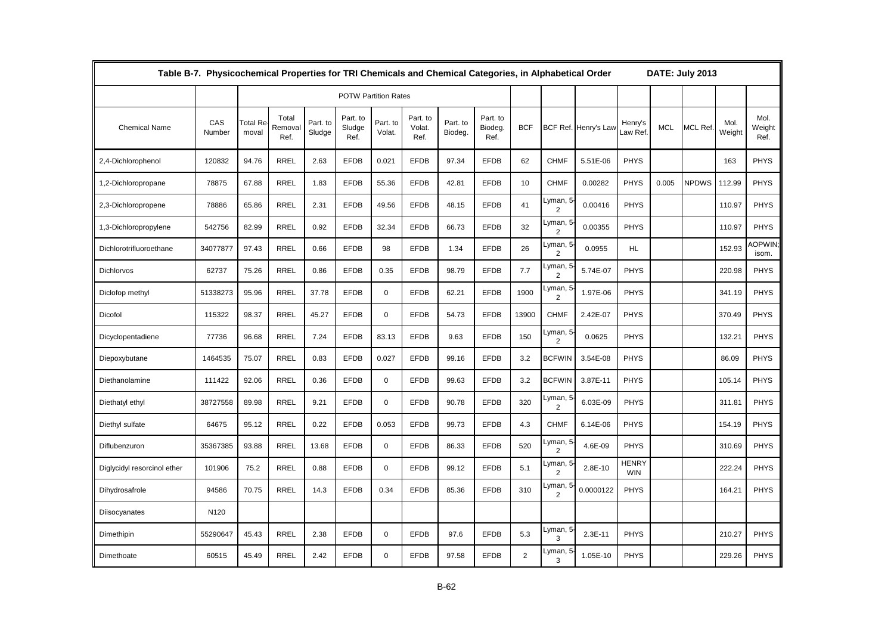**Table B-7. Physicochemical Properties for TRI Chemicals and Chemical Categories, in Alphabetical Order DATE: July 2013**

| | | POTW Partition Rates | | | | | | | | | | | | | | | |
|---|---|---|---|---|---|---|---|---|---|---|---|---|---|---|---|---|---|
| Chemical Name | CAS Number | Total Removal | Total Removal Ref. | Part. to Sludge | Part. to Sludge Ref. | Part. to Volat. | Part. to Volat. Ref. | Part. to Biodeg. | Part. to Biodeg. Ref. | BCF | BCF Ref. | Henry's Law | Henry's Law Ref. | MCL | MCL Ref. | Mol. Weight | Mol. Weight Ref. |
| 2,4-Dichlorophenol | 120832 | 94.76 | RREL | 2.63 | EFDB | 0.021 | EFDB | 97.34 | EFDB | 62 | CHMF | 5.51E-06 | PHYS | | | 163 | PHYS |
| 1,2-Dichloropropane | 78875 | 67.88 | RREL | 1.83 | EFDB | 55.36 | EFDB | 42.81 | EFDB | 10 | CHMF | 0.00282 | PHYS | 0.005 | NPDWS | 112.99 | PHYS |
| 2,3-Dichloropropene | 78886 | 65.86 | RREL | 2.31 | EFDB | 49.56 | EFDB | 48.15 | EFDB | 41 | Lyman, 5-2 | 0.00416 | PHYS | | | 110.97 | PHYS |
| 1,3-Dichloropropylene | 542756 | 82.99 | RREL | 0.92 | EFDB | 32.34 | EFDB | 66.73 | EFDB | 32 | Lyman, 5-2 | 0.00355 | PHYS | | | 110.97 | PHYS |
| Dichlorotrifluoroethane | 34077877 | 97.43 | RREL | 0.66 | EFDB | 98 | EFDB | 1.34 | EFDB | 26 | Lyman, 5-2 | 0.0955 | HL | | | 152.93 | AOPWIN; isom. |
| Dichlorvos | 62737 | 75.26 | RREL | 0.86 | EFDB | 0.35 | EFDB | 98.79 | EFDB | 7.7 | Lyman, 5-2 | 5.74E-07 | PHYS | | | 220.98 | PHYS |
| Diclofop methyl | 51338273 | 95.96 | RREL | 37.78 | EFDB | 0 | EFDB | 62.21 | EFDB | 1900 | Lyman, 5-2 | 1.97E-06 | PHYS | | | 341.19 | PHYS |
| Dicofol | 115322 | 98.37 | RREL | 45.27 | EFDB | 0 | EFDB | 54.73 | EFDB | 13900 | CHMF | 2.42E-07 | PHYS | | | 370.49 | PHYS |
| Dicyclopentadiene | 77736 | 96.68 | RREL | 7.24 | EFDB | 83.13 | EFDB | 9.63 | EFDB | 150 | Lyman, 5-2 | 0.0625 | PHYS | | | 132.21 | PHYS |
| Diepoxybutane | 1464535 | 75.07 | RREL | 0.83 | EFDB | 0.027 | EFDB | 99.16 | EFDB | 3.2 | BCFWIN | 3.54E-08 | PHYS | | | 86.09 | PHYS |
| Diethanolamine | 111422 | 92.06 | RREL | 0.36 | EFDB | 0 | EFDB | 99.63 | EFDB | 3.2 | BCFWIN | 3.87E-11 | PHYS | | | 105.14 | PHYS |
| Diethatyl ethyl | 38727558 | 89.98 | RREL | 9.21 | EFDB | 0 | EFDB | 90.78 | EFDB | 320 | Lyman, 5-2 | 6.03E-09 | PHYS | | | 311.81 | PHYS |
| Diethyl sulfate | 64675 | 95.12 | RREL | 0.22 | EFDB | 0.053 | EFDB | 99.73 | EFDB | 4.3 | CHMF | 6.14E-06 | PHYS | | | 154.19 | PHYS |
| Diflubenzuron | 35367385 | 93.88 | RREL | 13.68 | EFDB | 0 | EFDB | 86.33 | EFDB | 520 | Lyman, 5-2 | 4.6E-09 | PHYS | | | 310.69 | PHYS |
| Diglycidyl resorcinol ether | 101906 | 75.2 | RREL | 0.88 | EFDB | 0 | EFDB | 99.12 | EFDB | 5.1 | Lyman, 5-2 | 2.8E-10 | HENRY WIN | | | 222.24 | PHYS |
| Dihydrosafrole | 94586 | 70.75 | RREL | 14.3 | EFDB | 0.34 | EFDB | 85.36 | EFDB | 310 | Lyman, 5-2 | 0.0000122 | PHYS | | | 164.21 | PHYS |
| Diisocyanates | N120 | | | | | | | | | | | | | | | | |
| Dimethipin | 55290647 | 45.43 | RREL | 2.38 | EFDB | 0 | EFDB | 97.6 | EFDB | 5.3 | Lyman, 5-3 | 2.3E-11 | PHYS | | | 210.27 | PHYS |
| Dimethoate | 60515 | 45.49 | RREL | 2.42 | EFDB | 0 | EFDB | 97.58 | EFDB | 2 | Lyman, 5-3 | 1.05E-10 | PHYS | | | 229.26 | PHYS |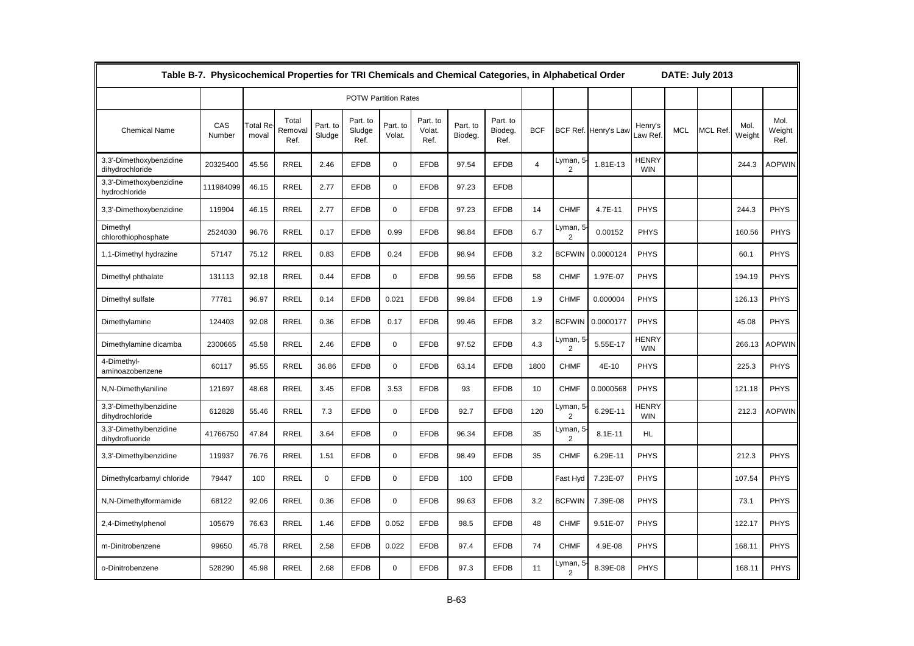**Table B-7. Physicochemical Properties for TRI Chemicals and Chemical Categories, in Alphabetical Order** DATE: July 2013

| | | POTW Partition Rates | | | | | | | | | | | | | | | |
|---|---|---|---|---|---|---|---|---|---|---|---|---|---|---|---|---|---|
| Chemical Name | CAS Number | Total Removal | Total Removal Ref. | Part. to Sludge | Part. to Sludge Ref. | Part. to Volat. | Part. to Volat. Ref. | Part. to Biodeg. | Part. to Biodeg. Ref. | BCF | BCF Ref. | Henry's Law | Henry's Law Ref. | MCL | MCL Ref. | Mol. Weight | Mol. Weight Ref. |
| 3,3'-Dimethoxybenzidine dihydrochloride | 20325400 | 45.56 | RREL | 2.46 | EFDB | 0 | EFDB | 97.54 | EFDB | 4 | Lyman, 5-2 | 1.81E-13 | HENRY WIN | | | 244.3 | AOPWIN |
| 3,3'-Dimethoxybenzidine hydrochloride | 111984099 | 46.15 | RREL | 2.77 | EFDB | 0 | EFDB | 97.23 | EFDB | | | | | | | | |
| 3,3'-Dimethoxybenzidine | 119904 | 46.15 | RREL | 2.77 | EFDB | 0 | EFDB | 97.23 | EFDB | 14 | CHMF | 4.7E-11 | PHYS | | | 244.3 | PHYS |
| Dimethyl chlorothiophosphate | 2524030 | 96.76 | RREL | 0.17 | EFDB | 0.99 | EFDB | 98.84 | EFDB | 6.7 | Lyman, 5-2 | 0.00152 | PHYS | | | 160.56 | PHYS |
| 1,1-Dimethyl hydrazine | 57147 | 75.12 | RREL | 0.83 | EFDB | 0.24 | EFDB | 98.94 | EFDB | 3.2 | BCFWIN | 0.0000124 | PHYS | | | 60.1 | PHYS |
| Dimethyl phthalate | 131113 | 92.18 | RREL | 0.44 | EFDB | 0 | EFDB | 99.56 | EFDB | 58 | CHMF | 1.97E-07 | PHYS | | | 194.19 | PHYS |
| Dimethyl sulfate | 77781 | 96.97 | RREL | 0.14 | EFDB | 0.021 | EFDB | 99.84 | EFDB | 1.9 | CHMF | 0.000004 | PHYS | | | 126.13 | PHYS |
| Dimethylamine | 124403 | 92.08 | RREL | 0.36 | EFDB | 0.17 | EFDB | 99.46 | EFDB | 3.2 | BCFWIN | 0.0000177 | PHYS | | | 45.08 | PHYS |
| Dimethylamine dicamba | 2300665 | 45.58 | RREL | 2.46 | EFDB | 0 | EFDB | 97.52 | EFDB | 4.3 | Lyman, 5-2 | 5.55E-17 | HENRY WIN | | | 266.13 | AOPWIN |
| 4-Dimethyl-aminoazobenzene | 60117 | 95.55 | RREL | 36.86 | EFDB | 0 | EFDB | 63.14 | EFDB | 1800 | CHMF | 4E-10 | PHYS | | | 225.3 | PHYS |
| N,N-Dimethylaniline | 121697 | 48.68 | RREL | 3.45 | EFDB | 3.53 | EFDB | 93 | EFDB | 10 | CHMF | 0.0000568 | PHYS | | | 121.18 | PHYS |
| 3,3'-Dimethylbenzidine dihydrochloride | 612828 | 55.46 | RREL | 7.3 | EFDB | 0 | EFDB | 92.7 | EFDB | 120 | Lyman, 5-2 | 6.29E-11 | HENRY WIN | | | 212.3 | AOPWIN |
| 3,3'-Dimethylbenzidine dihydrofluoride | 41766750 | 47.84 | RREL | 3.64 | EFDB | 0 | EFDB | 96.34 | EFDB | 35 | Lyman, 5-2 | 8.1E-11 | HL | | | | |
| 3,3'-Dimethylbenzidine | 119937 | 76.76 | RREL | 1.51 | EFDB | 0 | EFDB | 98.49 | EFDB | 35 | CHMF | 6.29E-11 | PHYS | | | 212.3 | PHYS |
| Dimethylcarbamyl chloride | 79447 | 100 | RREL | 0 | EFDB | 0 | EFDB | 100 | EFDB | | Fast Hyd | 7.23E-07 | PHYS | | | 107.54 | PHYS |
| N,N-Dimethylformamide | 68122 | 92.06 | RREL | 0.36 | EFDB | 0 | EFDB | 99.63 | EFDB | 3.2 | BCFWIN | 7.39E-08 | PHYS | | | 73.1 | PHYS |
| 2,4-Dimethylphenol | 105679 | 76.63 | RREL | 1.46 | EFDB | 0.052 | EFDB | 98.5 | EFDB | 48 | CHMF | 9.51E-07 | PHYS | | | 122.17 | PHYS |
| m-Dinitrobenzene | 99650 | 45.78 | RREL | 2.58 | EFDB | 0.022 | EFDB | 97.4 | EFDB | 74 | CHMF | 4.9E-08 | PHYS | | | 168.11 | PHYS |
| o-Dinitrobenzene | 528290 | 45.98 | RREL | 2.68 | EFDB | 0 | EFDB | 97.3 | EFDB | 11 | Lyman, 5-2 | 8.39E-08 | PHYS | | | 168.11 | PHYS |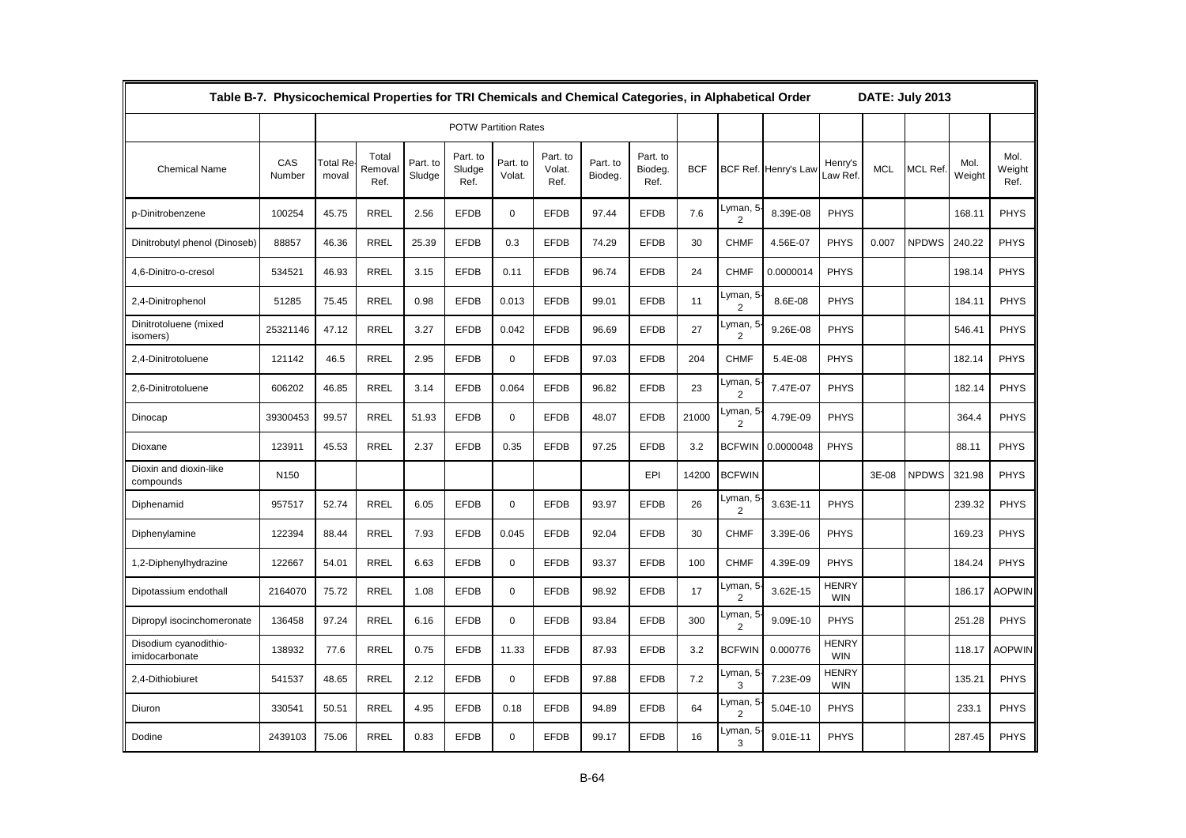| Table B-7. Physicochemical Properties for TRI Chemicals and Chemical Categories, in Alphabetical Order | | | | | | | | | | | | | | | | | DATE: July 2013 | |
|---|---|---|---|---|---|---|---|---|---|---|---|---|---|---|---|---|---|---|
| | | POTW Partition Rates | | | | | | | | | | | | | | | | |
| Chemical Name | CAS Number | Total Removal | Total Removal Ref. | Part. to Sludge | Part. to Sludge Ref. | Part. to Volat. | Part. to Volat. Ref. | Part. to Biodeg. | Part. to Biodeg. Ref. | BCF | BCF Ref. | Henry's Law | Henry's Law Ref. | MCL | MCL Ref. | Mol. Weight | Mol. Weight Ref. |
| p-Dinitrobenzene | 100254 | 45.75 | RREL | 2.56 | EFDB | 0 | EFDB | 97.44 | EFDB | 7.6 | Lyman, 5-2 | 8.39E-08 | PHYS | | | 168.11 | PHYS |
| Dinitrobutyl phenol (Dinoseb) | 88857 | 46.36 | RREL | 25.39 | EFDB | 0.3 | EFDB | 74.29 | EFDB | 30 | CHMF | 4.56E-07 | PHYS | 0.007 | NPDWS | 240.22 | PHYS |
| 4,6-Dinitro-o-cresol | 534521 | 46.93 | RREL | 3.15 | EFDB | 0.11 | EFDB | 96.74 | EFDB | 24 | CHMF | 0.0000014 | PHYS | | | 198.14 | PHYS |
| 2,4-Dinitrophenol | 51285 | 75.45 | RREL | 0.98 | EFDB | 0.013 | EFDB | 99.01 | EFDB | 11 | Lyman, 5-2 | 8.6E-08 | PHYS | | | 184.11 | PHYS |
| Dinitrotoluene (mixed isomers) | 25321146 | 47.12 | RREL | 3.27 | EFDB | 0.042 | EFDB | 96.69 | EFDB | 27 | Lyman, 5-2 | 9.26E-08 | PHYS | | | 546.41 | PHYS |
| 2,4-Dinitrotoluene | 121142 | 46.5 | RREL | 2.95 | EFDB | 0 | EFDB | 97.03 | EFDB | 204 | CHMF | 5.4E-08 | PHYS | | | 182.14 | PHYS |
| 2,6-Dinitrotoluene | 606202 | 46.85 | RREL | 3.14 | EFDB | 0.064 | EFDB | 96.82 | EFDB | 23 | Lyman, 5-2 | 7.47E-07 | PHYS | | | 182.14 | PHYS |
| Dinocap | 39300453 | 99.57 | RREL | 51.93 | EFDB | 0 | EFDB | 48.07 | EFDB | 21000 | Lyman, 5-2 | 4.79E-09 | PHYS | | | 364.4 | PHYS |
| Dioxane | 123911 | 45.53 | RREL | 2.37 | EFDB | 0.35 | EFDB | 97.25 | EFDB | 3.2 | BCFWIN | 0.0000048 | PHYS | | | 88.11 | PHYS |
| Dioxin and dioxin-like compounds | N150 | | | | | | | | EPI | 14200 | BCFWIN | | | 3E-08 | NPDWS | 321.98 | PHYS |
| Diphenamid | 957517 | 52.74 | RREL | 6.05 | EFDB | 0 | EFDB | 93.97 | EFDB | 26 | Lyman, 5-2 | 3.63E-11 | PHYS | | | 239.32 | PHYS |
| Diphenylamine | 122394 | 88.44 | RREL | 7.93 | EFDB | 0.045 | EFDB | 92.04 | EFDB | 30 | CHMF | 3.39E-06 | PHYS | | | 169.23 | PHYS |
| 1,2-Diphenylhydrazine | 122667 | 54.01 | RREL | 6.63 | EFDB | 0 | EFDB | 93.37 | EFDB | 100 | CHMF | 4.39E-09 | PHYS | | | 184.24 | PHYS |
| Dipotassium endothall | 2164070 | 75.72 | RREL | 1.08 | EFDB | 0 | EFDB | 98.92 | EFDB | 17 | Lyman, 5-2 | 3.62E-15 | HENRY WIN | | | 186.17 | AOPWIN |
| Dipropyl isocinchomeronate | 136458 | 97.24 | RREL | 6.16 | EFDB | 0 | EFDB | 93.84 | EFDB | 300 | Lyman, 5-2 | 9.09E-10 | PHYS | | | 251.28 | PHYS |
| Disodium cyanodithio-imidocarbonate | 138932 | 77.6 | RREL | 0.75 | EFDB | 11.33 | EFDB | 87.93 | EFDB | 3.2 | BCFWIN | 0.000776 | HENRY WIN | | | 118.17 | AOPWIN |
| 2,4-Dithiobiuret | 541537 | 48.65 | RREL | 2.12 | EFDB | 0 | EFDB | 97.88 | EFDB | 7.2 | Lyman, 5-3 | 7.23E-09 | HENRY WIN | | | 135.21 | PHYS |
| Diuron | 330541 | 50.51 | RREL | 4.95 | EFDB | 0.18 | EFDB | 94.89 | EFDB | 64 | Lyman, 5-2 | 5.04E-10 | PHYS | | | 233.1 | PHYS |
| Dodine | 2439103 | 75.06 | RREL | 0.83 | EFDB | 0 | EFDB | 99.17 | EFDB | 16 | Lyman, 5-3 | 9.01E-11 | PHYS | | | 287.45 | PHYS |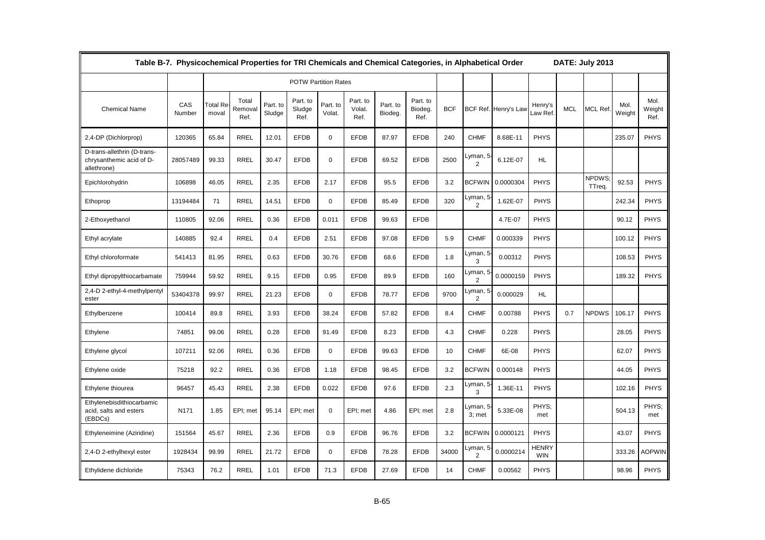| Table B-7. Physicochemical Properties for TRI Chemicals and Chemical Categories, in Alphabetical Order | | | | | | | | | | | | | | | DATE: July 2013 | | |
|---|---|---|---|---|---|---|---|---|---|---|---|---|---|---|---|---|---|
| | | POTW Partition Rates | | | | | | | | | | | | | | | |
| Chemical Name | CAS Number | Total Removal | Total Removal Ref. | Part. to Sludge | Part. to Sludge Ref. | Part. to Volat. | Part. to Volat. Ref. | Part. to Biodeg. | Part. to Biodeg. Ref. | BCF | BCF Ref. | Henry's Law | Henry's Law Ref. | MCL | MCL Ref. | Mol. Weight | Mol. Weight Ref. |
| 2,4-DP (Dichlorprop) | 120365 | 65.84 | RREL | 12.01 | EFDB | 0 | EFDB | 87.97 | EFDB | 240 | CHMF | 8.68E-11 | PHYS | | | 235.07 | PHYS |
| D-trans-allethrin (D-trans-chrysanthemic acid of D-allethrone) | 28057489 | 99.33 | RREL | 30.47 | EFDB | 0 | EFDB | 69.52 | EFDB | 2500 | Lyman, 5-2 | 6.12E-07 | HL | | | | |
| Epichlorohydrin | 106898 | 46.05 | RREL | 2.35 | EFDB | 2.17 | EFDB | 95.5 | EFDB | 3.2 | BCFWIN | 0.0000304 | PHYS | | NPDWS; TTreq. | 92.53 | PHYS |
| Ethoprop | 13194484 | 71 | RREL | 14.51 | EFDB | 0 | EFDB | 85.49 | EFDB | 320 | Lyman, 5-2 | 1.62E-07 | PHYS | | | 242.34 | PHYS |
| 2-Ethoxyethanol | 110805 | 92.06 | RREL | 0.36 | EFDB | 0.011 | EFDB | 99.63 | EFDB | | | 4.7E-07 | PHYS | | | 90.12 | PHYS |
| Ethyl acrylate | 140885 | 92.4 | RREL | 0.4 | EFDB | 2.51 | EFDB | 97.08 | EFDB | 5.9 | CHMF | 0.000339 | PHYS | | | 100.12 | PHYS |
| Ethyl chloroformate | 541413 | 81.95 | RREL | 0.63 | EFDB | 30.76 | EFDB | 68.6 | EFDB | 1.8 | Lyman, 5-3 | 0.00312 | PHYS | | | 108.53 | PHYS |
| Ethyl dipropylthiocarbamate | 759944 | 59.92 | RREL | 9.15 | EFDB | 0.95 | EFDB | 89.9 | EFDB | 160 | Lyman, 5-2 | 0.0000159 | PHYS | | | 189.32 | PHYS |
| 2,4-D 2-ethyl-4-methylpentyl ester | 53404378 | 99.97 | RREL | 21.23 | EFDB | 0 | EFDB | 78.77 | EFDB | 9700 | Lyman, 5-2 | 0.000029 | HL | | | | |
| Ethylbenzene | 100414 | 89.8 | RREL | 3.93 | EFDB | 38.24 | EFDB | 57.82 | EFDB | 8.4 | CHMF | 0.00788 | PHYS | 0.7 | NPDWS | 106.17 | PHYS |
| Ethylene | 74851 | 99.06 | RREL | 0.28 | EFDB | 91.49 | EFDB | 8.23 | EFDB | 4.3 | CHMF | 0.228 | PHYS | | | 28.05 | PHYS |
| Ethylene glycol | 107211 | 92.06 | RREL | 0.36 | EFDB | 0 | EFDB | 99.63 | EFDB | 10 | CHMF | 6E-08 | PHYS | | | 62.07 | PHYS |
| Ethylene oxide | 75218 | 92.2 | RREL | 0.36 | EFDB | 1.18 | EFDB | 98.45 | EFDB | 3.2 | BCFWIN | 0.000148 | PHYS | | | 44.05 | PHYS |
| Ethylene thiourea | 96457 | 45.43 | RREL | 2.38 | EFDB | 0.022 | EFDB | 97.6 | EFDB | 2.3 | Lyman, 5-3 | 1.36E-11 | PHYS | | | 102.16 | PHYS |
| Ethylenebisdithiocarbamic acid, salts and esters (EBDCs) | N171 | 1.85 | EPI; met | 95.14 | EPI; met | 0 | EPI; met | 4.86 | EPI; met | 2.8 | Lyman, 5-3; met | 5.33E-08 | PHYS; met | | | 504.13 | PHYS; met |
| Ethyleneimine (Aziridine) | 151564 | 45.67 | RREL | 2.36 | EFDB | 0.9 | EFDB | 96.76 | EFDB | 3.2 | BCFWIN | 0.0000121 | PHYS | | | 43.07 | PHYS |
| 2,4-D 2-ethylhexyl ester | 1928434 | 99.99 | RREL | 21.72 | EFDB | 0 | EFDB | 78.28 | EFDB | 34000 | Lyman, 5-2 | 0.0000214 | HENRY WIN | | | 333.26 | AOPWIN |
| Ethylidene dichloride | 75343 | 76.2 | RREL | 1.01 | EFDB | 71.3 | EFDB | 27.69 | EFDB | 14 | CHMF | 0.00562 | PHYS | | | 98.96 | PHYS |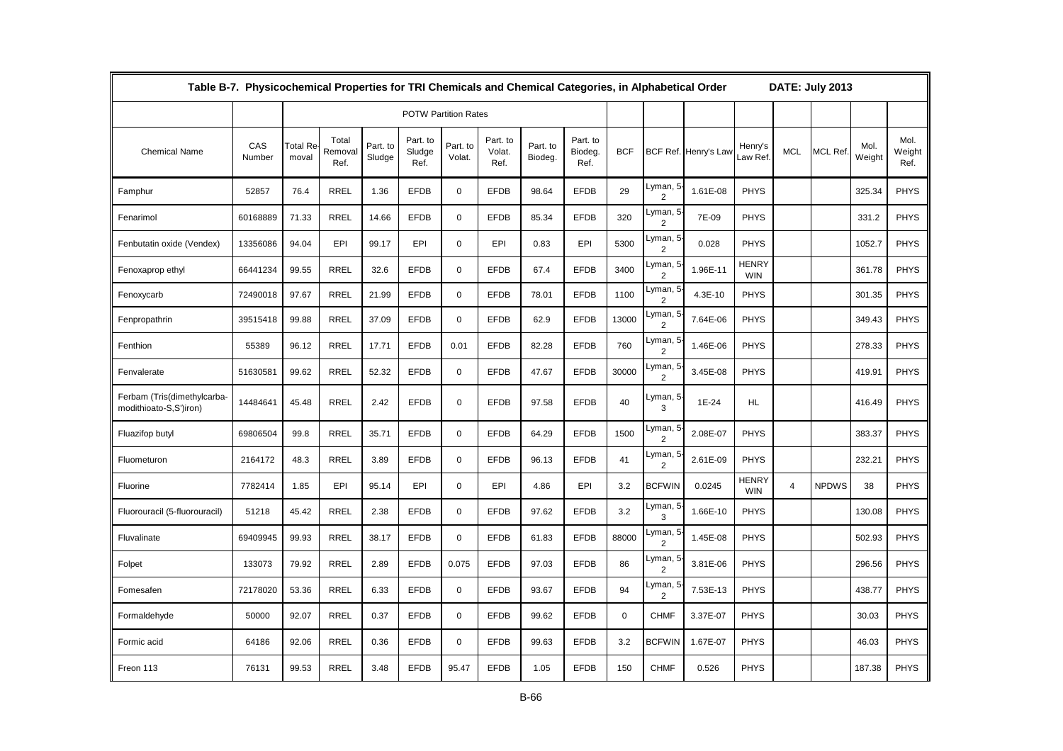| Table B-7. Physicochemical Properties for TRI Chemicals and Chemical Categories, in Alphabetical Order | | | | | | | | | | | | | | | | | DATE: July 2013 |
|---|---|---|---|---|---|---|---|---|---|---|---|---|---|---|---|---|---|
| | | POTW Partition Rates | | | | | | | | | | | | | | | |
| Chemical Name | CAS Number | Total Removal | Total Removal Ref. | Part. to Sludge | Part. to Sludge Ref. | Part. to Volat. | Part. to Volat. Ref. | Part. to Biodeg. | Part. to Biodeg. Ref. | BCF | BCF Ref. | Henry's Law | Henry's Law Ref. | MCL | MCL Ref. | Mol. Weight | Mol. Weight Ref. |
| Famphur | 52857 | 76.4 | RREL | 1.36 | EFDB | 0 | EFDB | 98.64 | EFDB | 29 | Lyman, 5-2 | 1.61E-08 | PHYS | | | 325.34 | PHYS |
| Fenarimol | 60168889 | 71.33 | RREL | 14.66 | EFDB | 0 | EFDB | 85.34 | EFDB | 320 | Lyman, 5-2 | 7E-09 | PHYS | | | 331.2 | PHYS |
| Fenbutatin oxide (Vendex) | 13356086 | 94.04 | EPI | 99.17 | EPI | 0 | EPI | 0.83 | EPI | 5300 | Lyman, 5-2 | 0.028 | PHYS | | | 1052.7 | PHYS |
| Fenoxaprop ethyl | 66441234 | 99.55 | RREL | 32.6 | EFDB | 0 | EFDB | 67.4 | EFDB | 3400 | Lyman, 5-2 | 1.96E-11 | HENRY WIN | | | 361.78 | PHYS |
| Fenoxycarb | 72490018 | 97.67 | RREL | 21.99 | EFDB | 0 | EFDB | 78.01 | EFDB | 1100 | Lyman, 5-2 | 4.3E-10 | PHYS | | | 301.35 | PHYS |
| Fenpropathrin | 39515418 | 99.88 | RREL | 37.09 | EFDB | 0 | EFDB | 62.9 | EFDB | 13000 | Lyman, 5-2 | 7.64E-06 | PHYS | | | 349.43 | PHYS |
| Fenthion | 55389 | 96.12 | RREL | 17.71 | EFDB | 0.01 | EFDB | 82.28 | EFDB | 760 | Lyman, 5-2 | 1.46E-06 | PHYS | | | 278.33 | PHYS |
| Fenvalerate | 51630581 | 99.62 | RREL | 52.32 | EFDB | 0 | EFDB | 47.67 | EFDB | 30000 | Lyman, 5-2 | 3.45E-08 | PHYS | | | 419.91 | PHYS |
| Ferbam (Tris(dimethylcarbamodithioato-S,S')iron) | 14484641 | 45.48 | RREL | 2.42 | EFDB | 0 | EFDB | 97.58 | EFDB | 40 | Lyman, 5-3 | 1E-24 | HL | | | 416.49 | PHYS |
| Fluazifop butyl | 69806504 | 99.8 | RREL | 35.71 | EFDB | 0 | EFDB | 64.29 | EFDB | 1500 | Lyman, 5-2 | 2.08E-07 | PHYS | | | 383.37 | PHYS |
| Fluometuron | 2164172 | 48.3 | RREL | 3.89 | EFDB | 0 | EFDB | 96.13 | EFDB | 41 | Lyman, 5-2 | 2.61E-09 | PHYS | | | 232.21 | PHYS |
| Fluorine | 7782414 | 1.85 | EPI | 95.14 | EPI | 0 | EPI | 4.86 | EPI | 3.2 | BCFWIN | 0.0245 | HENRY WIN | 4 | NPDWS | 38 | PHYS |
| Fluorouracil (5-fluorouracil) | 51218 | 45.42 | RREL | 2.38 | EFDB | 0 | EFDB | 97.62 | EFDB | 3.2 | Lyman, 5-3 | 1.66E-10 | PHYS | | | 130.08 | PHYS |
| Fluvalinate | 69409945 | 99.93 | RREL | 38.17 | EFDB | 0 | EFDB | 61.83 | EFDB | 88000 | Lyman, 5-2 | 1.45E-08 | PHYS | | | 502.93 | PHYS |
| Folpet | 133073 | 79.92 | RREL | 2.89 | EFDB | 0.075 | EFDB | 97.03 | EFDB | 86 | Lyman, 5-2 | 3.81E-06 | PHYS | | | 296.56 | PHYS |
| Fomesafen | 72178020 | 53.36 | RREL | 6.33 | EFDB | 0 | EFDB | 93.67 | EFDB | 94 | Lyman, 5-2 | 7.53E-13 | PHYS | | | 438.77 | PHYS |
| Formaldehyde | 50000 | 92.07 | RREL | 0.37 | EFDB | 0 | EFDB | 99.62 | EFDB | 0 | CHMF | 3.37E-07 | PHYS | | | 30.03 | PHYS |
| Formic acid | 64186 | 92.06 | RREL | 0.36 | EFDB | 0 | EFDB | 99.63 | EFDB | 3.2 | BCFWIN | 1.67E-07 | PHYS | | | 46.03 | PHYS |
| Freon 113 | 76131 | 99.53 | RREL | 3.48 | EFDB | 95.47 | EFDB | 1.05 | EFDB | 150 | CHMF | 0.526 | PHYS | | | 187.38 | PHYS |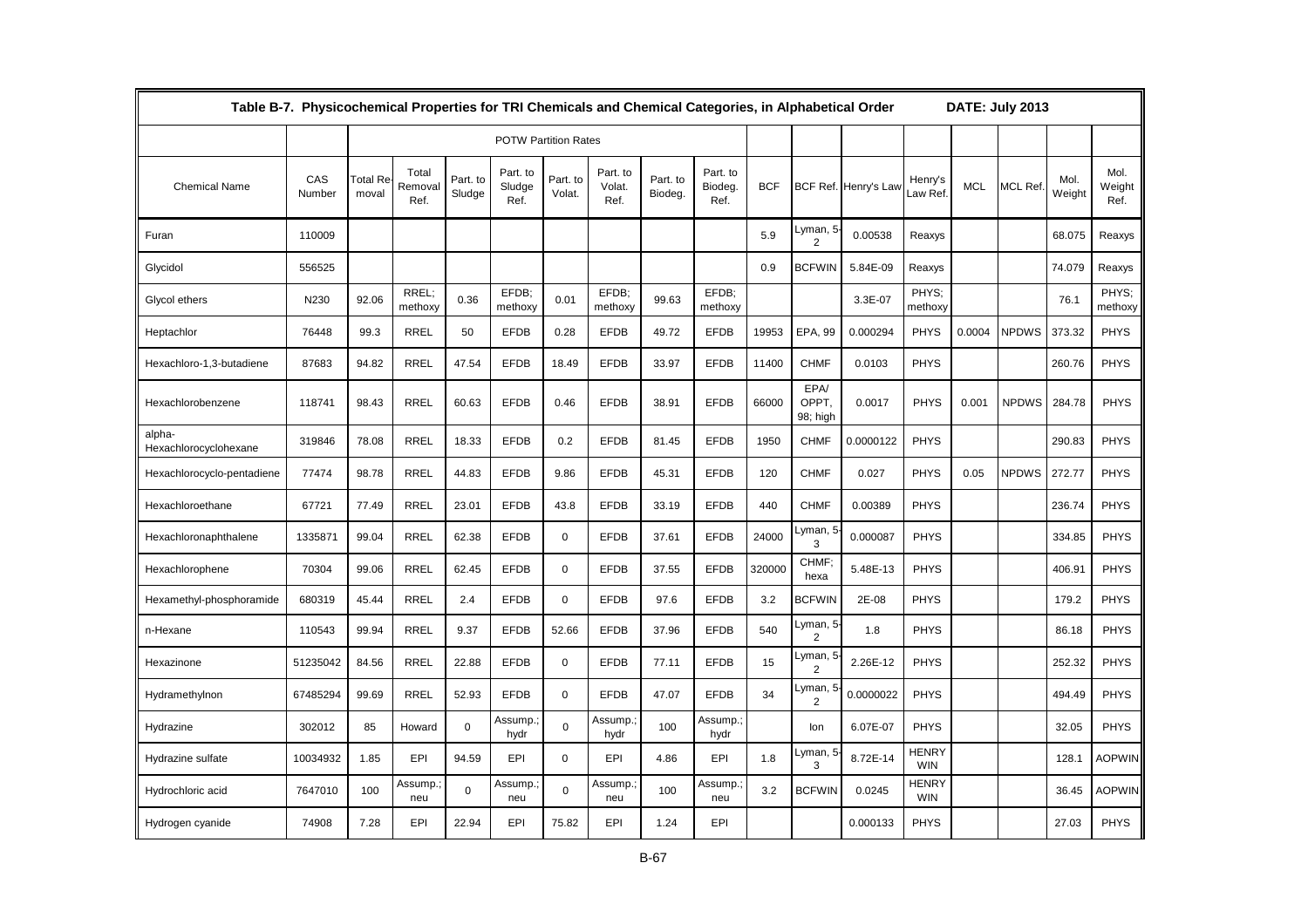| Table B-7. Physicochemical Properties for TRI Chemicals and Chemical Categories, in Alphabetical Order | | | | | | | | | | | | | | | | | | DATE: July 2013 |
|---|---|---|---|---|---|---|---|---|---|---|---|---|---|---|---|---|---|---|
| | | POTW Partition Rates | | | | | | | | | | | | | | | | |
| Chemical Name | CAS Number | Total Removal | Total Removal Ref. | Part. to Sludge | Part. to Sludge Ref. | Part. to Volat. | Part. to Volat. Ref. | Part. to Biodeg. | Part. to Biodeg. Ref. | BCF | BCF Ref. | Henry's Law | Henry's Law Ref. | MCL | MCL Ref. | Mol. Weight | Mol. Weight Ref. |
| Furan | 110009 | | | | | | | | | 5.9 | Lyman, 5-2 | 0.00538 | Reaxys | | | 68.075 | Reaxys |
| Glycidol | 556525 | | | | | | | | | 0.9 | BCFWIN | 5.84E-09 | Reaxys | | | 74.079 | Reaxys |
| Glycol ethers | N230 | 92.06 | RREL; methoxy | 0.36 | EFDB; methoxy | 0.01 | EFDB; methoxy | 99.63 | EFDB; methoxy | | | 3.3E-07 | PHYS; methoxy | | | 76.1 | PHYS; methoxy |
| Heptachlor | 76448 | 99.3 | RREL | 50 | EFDB | 0.28 | EFDB | 49.72 | EFDB | 19953 | EPA, 99 | 0.000294 | PHYS | 0.0004 | NPDWS | 373.32 | PHYS |
| Hexachloro-1,3-butadiene | 87683 | 94.82 | RREL | 47.54 | EFDB | 18.49 | EFDB | 33.97 | EFDB | 11400 | CHMF | 0.0103 | PHYS | | | 260.76 | PHYS |
| Hexachlorobenzene | 118741 | 98.43 | RREL | 60.63 | EFDB | 0.46 | EFDB | 38.91 | EFDB | 66000 | EPA/ OPPT, 98; high | 0.0017 | PHYS | 0.001 | NPDWS | 284.78 | PHYS |
| alpha-Hexachlorocyclohexane | 319846 | 78.08 | RREL | 18.33 | EFDB | 0.2 | EFDB | 81.45 | EFDB | 1950 | CHMF | 0.0000122 | PHYS | | | 290.83 | PHYS |
| Hexachlorocyclo-pentadiene | 77474 | 98.78 | RREL | 44.83 | EFDB | 9.86 | EFDB | 45.31 | EFDB | 120 | CHMF | 0.027 | PHYS | 0.05 | NPDWS | 272.77 | PHYS |
| Hexachloroethane | 67721 | 77.49 | RREL | 23.01 | EFDB | 43.8 | EFDB | 33.19 | EFDB | 440 | CHMF | 0.00389 | PHYS | | | 236.74 | PHYS |
| Hexachloronaphthalene | 1335871 | 99.04 | RREL | 62.38 | EFDB | 0 | EFDB | 37.61 | EFDB | 24000 | Lyman, 5-3 | 0.000087 | PHYS | | | 334.85 | PHYS |
| Hexachlorophene | 70304 | 99.06 | RREL | 62.45 | EFDB | 0 | EFDB | 37.55 | EFDB | 320000 | CHMF; hexa | 5.48E-13 | PHYS | | | 406.91 | PHYS |
| Hexamethyl-phosphoramide | 680319 | 45.44 | RREL | 2.4 | EFDB | 0 | EFDB | 97.6 | EFDB | 3.2 | BCFWIN | 2E-08 | PHYS | | | 179.2 | PHYS |
| n-Hexane | 110543 | 99.94 | RREL | 9.37 | EFDB | 52.66 | EFDB | 37.96 | EFDB | 540 | Lyman, 5-2 | 1.8 | PHYS | | | 86.18 | PHYS |
| Hexazinone | 51235042 | 84.56 | RREL | 22.88 | EFDB | 0 | EFDB | 77.11 | EFDB | 15 | Lyman, 5-2 | 2.26E-12 | PHYS | | | 252.32 | PHYS |
| Hydramethylnon | 67485294 | 99.69 | RREL | 52.93 | EFDB | 0 | EFDB | 47.07 | EFDB | 34 | Lyman, 5-2 | 0.0000022 | PHYS | | | 494.49 | PHYS |
| Hydrazine | 302012 | 85 | Howard | 0 | Assump.; hydr | 0 | Assump.; hydr | 100 | Assump.; hydr | | Ion | 6.07E-07 | PHYS | | | 32.05 | PHYS |
| Hydrazine sulfate | 10034932 | 1.85 | EPI | 94.59 | EPI | 0 | EPI | 4.86 | EPI | 1.8 | Lyman, 5-3 | 8.72E-14 | HENRY WIN | | | 128.1 | AOPWIN |
| Hydrochloric acid | 7647010 | 100 | Assump.; neu | 0 | Assump.; neu | 0 | Assump.; neu | 100 | Assump.; neu | 3.2 | BCFWIN | 0.0245 | HENRY WIN | | | 36.45 | AOPWIN |
| Hydrogen cyanide | 74908 | 7.28 | EPI | 22.94 | EPI | 75.82 | EPI | 1.24 | EPI | | | 0.000133 | PHYS | | | 27.03 | PHYS |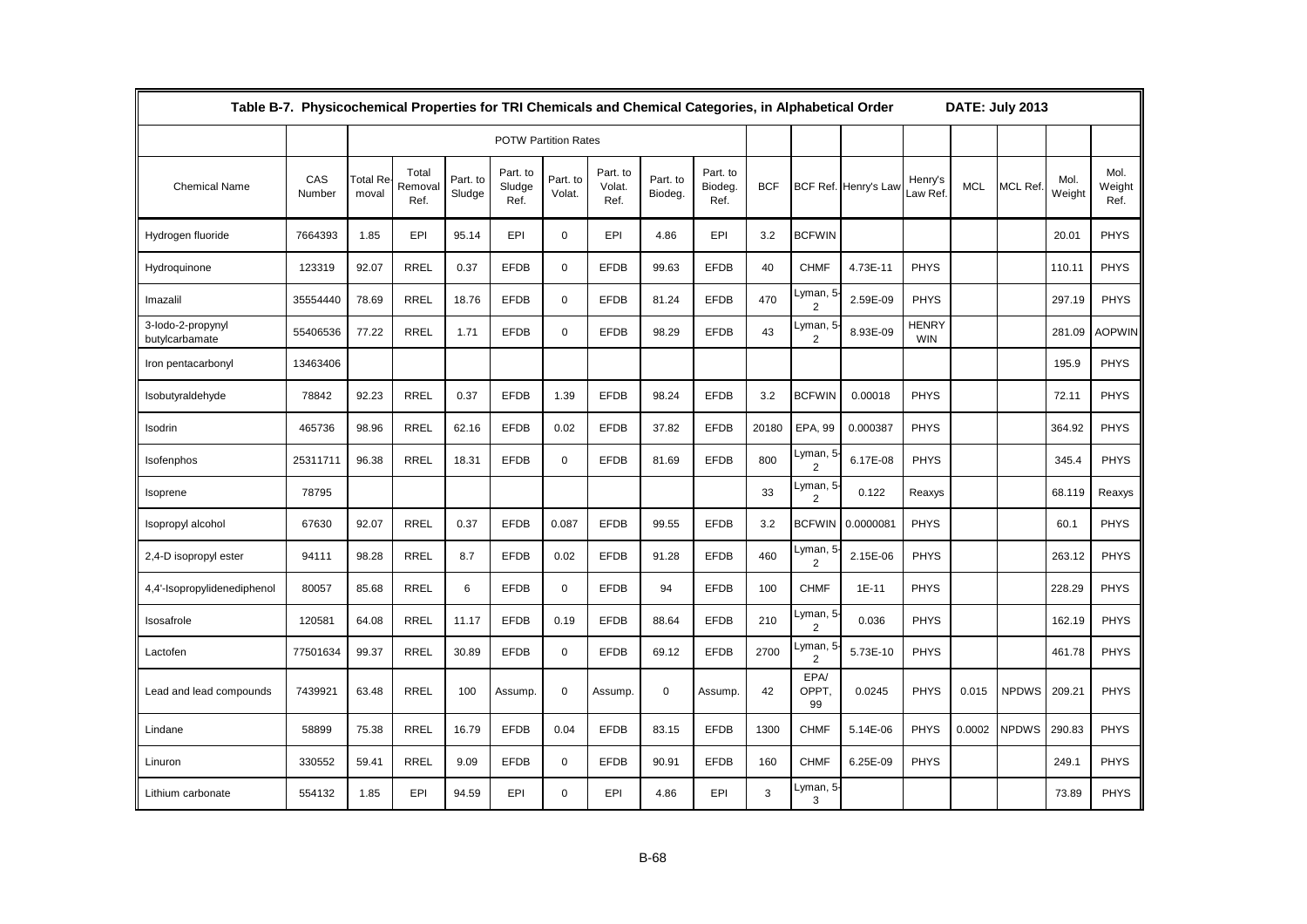| Table B-7. Physicochemical Properties for TRI Chemicals and Chemical Categories, in Alphabetical Order | | | | | | | | | | | | | | | | | DATE: July 2013 |
|---|---|---|---|---|---|---|---|---|---|---|---|---|---|---|---|---|---|
| | | POTW Partition Rates | | | | | | | | | | | | | | | |
| Chemical Name | CAS Number | Total Removal | Total Removal Ref. | Part. to Sludge | Part. to Sludge Ref. | Part. to Volat. | Part. to Volat. Ref. | Part. to Biodeg. | Part. to Biodeg. Ref. | BCF | BCF Ref. | Henry's Law | Henry's Law Ref. | MCL | MCL Ref. | Mol. Weight | Mol. Weight Ref. |
| Hydrogen fluoride | 7664393 | 1.85 | EPI | 95.14 | EPI | 0 | EPI | 4.86 | EPI | 3.2 | BCFWIN | | | | | 20.01 | PHYS |
| Hydroquinone | 123319 | 92.07 | RREL | 0.37 | EFDB | 0 | EFDB | 99.63 | EFDB | 40 | CHMF | 4.73E-11 | PHYS | | | 110.11 | PHYS |
| Imazalil | 35554440 | 78.69 | RREL | 18.76 | EFDB | 0 | EFDB | 81.24 | EFDB | 470 | Lyman, 5-2 | 2.59E-09 | PHYS | | | 297.19 | PHYS |
| 3-Iodo-2-propynyl butylcarbamate | 55406536 | 77.22 | RREL | 1.71 | EFDB | 0 | EFDB | 98.29 | EFDB | 43 | Lyman, 5-2 | 8.93E-09 | HENRY WIN | | | 281.09 | AOPWIN |
| Iron pentacarbonyl | 13463406 | | | | | | | | | | | | | | | 195.9 | PHYS |
| Isobutyraldehyde | 78842 | 92.23 | RREL | 0.37 | EFDB | 1.39 | EFDB | 98.24 | EFDB | 3.2 | BCFWIN | 0.00018 | PHYS | | | 72.11 | PHYS |
| Isodrin | 465736 | 98.96 | RREL | 62.16 | EFDB | 0.02 | EFDB | 37.82 | EFDB | 20180 | EPA, 99 | 0.000387 | PHYS | | | 364.92 | PHYS |
| Isofenphos | 25311711 | 96.38 | RREL | 18.31 | EFDB | 0 | EFDB | 81.69 | EFDB | 800 | Lyman, 5-2 | 6.17E-08 | PHYS | | | 345.4 | PHYS |
| Isoprene | 78795 | | | | | | | | | 33 | Lyman, 5-2 | 0.122 | Reaxys | | | 68.119 | Reaxys |
| Isopropyl alcohol | 67630 | 92.07 | RREL | 0.37 | EFDB | 0.087 | EFDB | 99.55 | EFDB | 3.2 | BCFWIN | 0.0000081 | PHYS | | | 60.1 | PHYS |
| 2,4-D isopropyl ester | 94111 | 98.28 | RREL | 8.7 | EFDB | 0.02 | EFDB | 91.28 | EFDB | 460 | Lyman, 5-2 | 2.15E-06 | PHYS | | | 263.12 | PHYS |
| 4,4'-Isopropylidenediphenol | 80057 | 85.68 | RREL | 6 | EFDB | 0 | EFDB | 94 | EFDB | 100 | CHMF | 1E-11 | PHYS | | | 228.29 | PHYS |
| Isosafrole | 120581 | 64.08 | RREL | 11.17 | EFDB | 0.19 | EFDB | 88.64 | EFDB | 210 | Lyman, 5-2 | 0.036 | PHYS | | | 162.19 | PHYS |
| Lactofen | 77501634 | 99.37 | RREL | 30.89 | EFDB | 0 | EFDB | 69.12 | EFDB | 2700 | Lyman, 5-2 | 5.73E-10 | PHYS | | | 461.78 | PHYS |
| Lead and lead compounds | 7439921 | 63.48 | RREL | 100 | Assump. | 0 | Assump. | 0 | Assump. | 42 | EPA/ OPPT, 99 | 0.0245 | PHYS | 0.015 | NPDWS | 209.21 | PHYS |
| Lindane | 58899 | 75.38 | RREL | 16.79 | EFDB | 0.04 | EFDB | 83.15 | EFDB | 1300 | CHMF | 5.14E-06 | PHYS | 0.0002 | NPDWS | 290.83 | PHYS |
| Linuron | 330552 | 59.41 | RREL | 9.09 | EFDB | 0 | EFDB | 90.91 | EFDB | 160 | CHMF | 6.25E-09 | PHYS | | | 249.1 | PHYS |
| Lithium carbonate | 554132 | 1.85 | EPI | 94.59 | EPI | 0 | EPI | 4.86 | EPI | 3 | Lyman, 5-3 | | | | | 73.89 | PHYS |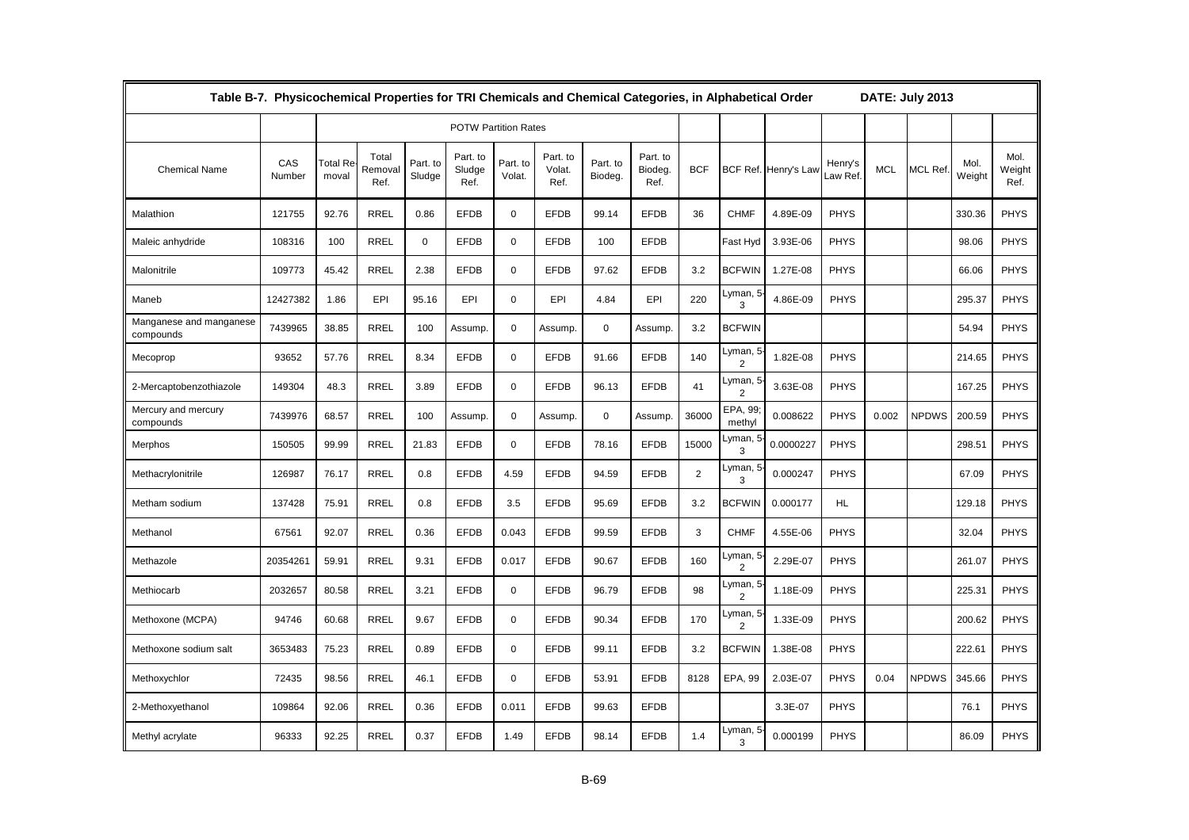## Table B-7. Physicochemical Properties for TRI Chemicals and Chemical Categories, in Alphabetical Order DATE: July 2013

| | | POTW Partition Rates | | | | | | | | | | | | | | | |
|---|---|---|---|---|---|---|---|---|---|---|---|---|---|---|---|---|---|
| Chemical Name | CAS Number | Total Removal | Total Removal Ref. | Part. to Sludge | Part. to Sludge Ref. | Part. to Volat. | Part. to Volat. Ref. | Part. to Biodeg. | Part. to Biodeg. Ref. | BCF | BCF Ref. | Henry's Law | Henry's Law Ref. | MCL | MCL Ref. | Mol. Weight | Mol. Weight Ref. |
| Malathion | 121755 | 92.76 | RREL | 0.86 | EFDB | 0 | EFDB | 99.14 | EFDB | 36 | CHMF | 4.89E-09 | PHYS | | | 330.36 | PHYS |
| Maleic anhydride | 108316 | 100 | RREL | 0 | EFDB | 0 | EFDB | 100 | EFDB | | Fast Hyd | 3.93E-06 | PHYS | | | 98.06 | PHYS |
| Malonitrile | 109773 | 45.42 | RREL | 2.38 | EFDB | 0 | EFDB | 97.62 | EFDB | 3.2 | BCFWIN | 1.27E-08 | PHYS | | | 66.06 | PHYS |
| Maneb | 12427382 | 1.86 | EPI | 95.16 | EPI | 0 | EPI | 4.84 | EPI | 220 | Lyman, 5-3 | 4.86E-09 | PHYS | | | 295.37 | PHYS |
| Manganese and manganese compounds | 7439965 | 38.85 | RREL | 100 | Assump. | 0 | Assump. | 0 | Assump. | 3.2 | BCFWIN | | | | | 54.94 | PHYS |
| Mecoprop | 93652 | 57.76 | RREL | 8.34 | EFDB | 0 | EFDB | 91.66 | EFDB | 140 | Lyman, 5-2 | 1.82E-08 | PHYS | | | 214.65 | PHYS |
| 2-Mercaptobenzothiazole | 149304 | 48.3 | RREL | 3.89 | EFDB | 0 | EFDB | 96.13 | EFDB | 41 | Lyman, 5-2 | 3.63E-08 | PHYS | | | 167.25 | PHYS |
| Mercury and mercury compounds | 7439976 | 68.57 | RREL | 100 | Assump. | 0 | Assump. | 0 | Assump. | 36000 | EPA, 99; methyl | 0.008622 | PHYS | 0.002 | NPDWS | 200.59 | PHYS |
| Merphos | 150505 | 99.99 | RREL | 21.83 | EFDB | 0 | EFDB | 78.16 | EFDB | 15000 | Lyman, 5-3 | 0.0000227 | PHYS | | | 298.51 | PHYS |
| Methacrylonitrile | 126987 | 76.17 | RREL | 0.8 | EFDB | 4.59 | EFDB | 94.59 | EFDB | 2 | Lyman, 5-3 | 0.000247 | PHYS | | | 67.09 | PHYS |
| Metham sodium | 137428 | 75.91 | RREL | 0.8 | EFDB | 3.5 | EFDB | 95.69 | EFDB | 3.2 | BCFWIN | 0.000177 | HL | | | 129.18 | PHYS |
| Methanol | 67561 | 92.07 | RREL | 0.36 | EFDB | 0.043 | EFDB | 99.59 | EFDB | 3 | CHMF | 4.55E-06 | PHYS | | | 32.04 | PHYS |
| Methazole | 20354261 | 59.91 | RREL | 9.31 | EFDB | 0.017 | EFDB | 90.67 | EFDB | 160 | Lyman, 5-2 | 2.29E-07 | PHYS | | | 261.07 | PHYS |
| Methiocarb | 2032657 | 80.58 | RREL | 3.21 | EFDB | 0 | EFDB | 96.79 | EFDB | 98 | Lyman, 5-2 | 1.18E-09 | PHYS | | | 225.31 | PHYS |
| Methoxone (MCPA) | 94746 | 60.68 | RREL | 9.67 | EFDB | 0 | EFDB | 90.34 | EFDB | 170 | Lyman, 5-2 | 1.33E-09 | PHYS | | | 200.62 | PHYS |
| Methoxone sodium salt | 3653483 | 75.23 | RREL | 0.89 | EFDB | 0 | EFDB | 99.11 | EFDB | 3.2 | BCFWIN | 1.38E-08 | PHYS | | | 222.61 | PHYS |
| Methoxychlor | 72435 | 98.56 | RREL | 46.1 | EFDB | 0 | EFDB | 53.91 | EFDB | 8128 | EPA, 99 | 2.03E-07 | PHYS | 0.04 | NPDWS | 345.66 | PHYS |
| 2-Methoxyethanol | 109864 | 92.06 | RREL | 0.36 | EFDB | 0.011 | EFDB | 99.63 | EFDB | | | 3.3E-07 | PHYS | | | 76.1 | PHYS |
| Methyl acrylate | 96333 | 92.25 | RREL | 0.37 | EFDB | 1.49 | EFDB | 98.14 | EFDB | 1.4 | Lyman, 5-3 | 0.000199 | PHYS | | | 86.09 | PHYS |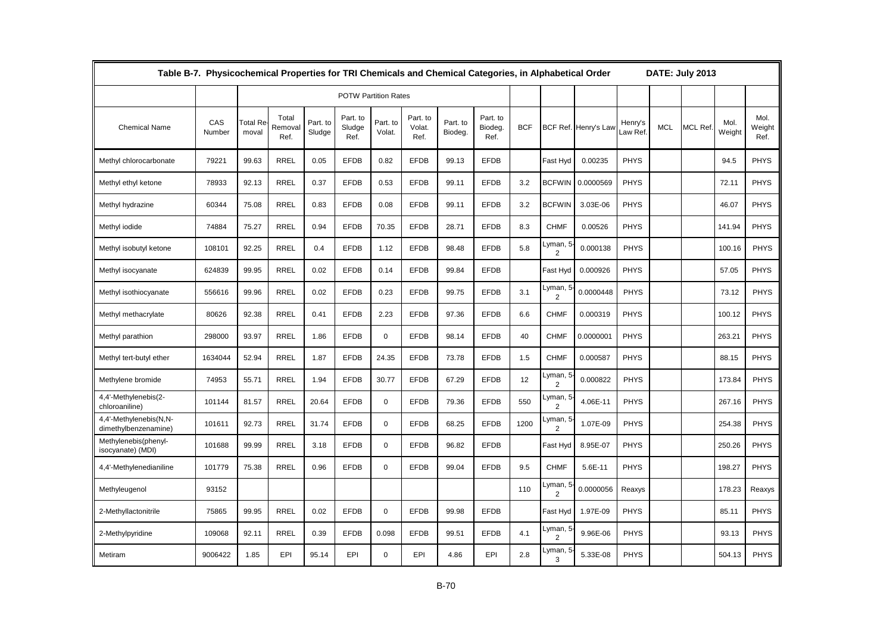**Table B-7. Physicochemical Properties for TRI Chemicals and Chemical Categories, in Alphabetical Order** DATE: July 2013

| | | POTW Partition Rates | | | | | | | | | | | | | | | |
|---|---|---|---|---|---|---|---|---|---|---|---|---|---|---|---|---|---|
| Chemical Name | CAS Number | Total Removal | Total Removal Ref. | Part. to Sludge | Part. to Sludge Ref. | Part. to Volat. | Part. to Volat. Ref. | Part. to Biodeg. | Part. to Biodeg. Ref. | BCF | BCF Ref. | Henry's Law | Henry's Law Ref. | MCL | MCL Ref. | Mol. Weight | Mol. Weight Ref. |
| Methyl chlorocarbonate | 79221 | 99.63 | RREL | 0.05 | EFDB | 0.82 | EFDB | 99.13 | EFDB | | Fast Hyd | 0.00235 | PHYS | | | 94.5 | PHYS |
| Methyl ethyl ketone | 78933 | 92.13 | RREL | 0.37 | EFDB | 0.53 | EFDB | 99.11 | EFDB | 3.2 | BCFWIN | 0.0000569 | PHYS | | | 72.11 | PHYS |
| Methyl hydrazine | 60344 | 75.08 | RREL | 0.83 | EFDB | 0.08 | EFDB | 99.11 | EFDB | 3.2 | BCFWIN | 3.03E-06 | PHYS | | | 46.07 | PHYS |
| Methyl iodide | 74884 | 75.27 | RREL | 0.94 | EFDB | 70.35 | EFDB | 28.71 | EFDB | 8.3 | CHMF | 0.00526 | PHYS | | | 141.94 | PHYS |
| Methyl isobutyl ketone | 108101 | 92.25 | RREL | 0.4 | EFDB | 1.12 | EFDB | 98.48 | EFDB | 5.8 | Lyman, 5-2 | 0.000138 | PHYS | | | 100.16 | PHYS |
| Methyl isocyanate | 624839 | 99.95 | RREL | 0.02 | EFDB | 0.14 | EFDB | 99.84 | EFDB | | Fast Hyd | 0.000926 | PHYS | | | 57.05 | PHYS |
| Methyl isothiocyanate | 556616 | 99.96 | RREL | 0.02 | EFDB | 0.23 | EFDB | 99.75 | EFDB | 3.1 | Lyman, 5-2 | 0.0000448 | PHYS | | | 73.12 | PHYS |
| Methyl methacrylate | 80626 | 92.38 | RREL | 0.41 | EFDB | 2.23 | EFDB | 97.36 | EFDB | 6.6 | CHMF | 0.000319 | PHYS | | | 100.12 | PHYS |
| Methyl parathion | 298000 | 93.97 | RREL | 1.86 | EFDB | 0 | EFDB | 98.14 | EFDB | 40 | CHMF | 0.0000001 | PHYS | | | 263.21 | PHYS |
| Methyl tert-butyl ether | 1634044 | 52.94 | RREL | 1.87 | EFDB | 24.35 | EFDB | 73.78 | EFDB | 1.5 | CHMF | 0.000587 | PHYS | | | 88.15 | PHYS |
| Methylene bromide | 74953 | 55.71 | RREL | 1.94 | EFDB | 30.77 | EFDB | 67.29 | EFDB | 12 | Lyman, 5-2 | 0.000822 | PHYS | | | 173.84 | PHYS |
| 4,4'-Methylenebis(2-chloroaniline) | 101144 | 81.57 | RREL | 20.64 | EFDB | 0 | EFDB | 79.36 | EFDB | 550 | Lyman, 5-2 | 4.06E-11 | PHYS | | | 267.16 | PHYS |
| 4,4'-Methylenebis(N,N-dimethylbenzenamine) | 101611 | 92.73 | RREL | 31.74 | EFDB | 0 | EFDB | 68.25 | EFDB | 1200 | Lyman, 5-2 | 1.07E-09 | PHYS | | | 254.38 | PHYS |
| Methylenebis(phenyl-isocyanate) (MDI) | 101688 | 99.99 | RREL | 3.18 | EFDB | 0 | EFDB | 96.82 | EFDB | | Fast Hyd | 8.95E-07 | PHYS | | | 250.26 | PHYS |
| 4,4'-Methylenedianiline | 101779 | 75.38 | RREL | 0.96 | EFDB | 0 | EFDB | 99.04 | EFDB | 9.5 | CHMF | 5.6E-11 | PHYS | | | 198.27 | PHYS |
| Methyleugenol | 93152 | | | | | | | | | 110 | Lyman, 5-2 | 0.0000056 | Reaxys | | | 178.23 | Reaxys |
| 2-Methyllactonitrile | 75865 | 99.95 | RREL | 0.02 | EFDB | 0 | EFDB | 99.98 | EFDB | | Fast Hyd | 1.97E-09 | PHYS | | | 85.11 | PHYS |
| 2-Methylpyridine | 109068 | 92.11 | RREL | 0.39 | EFDB | 0.098 | EFDB | 99.51 | EFDB | 4.1 | Lyman, 5-2 | 9.96E-06 | PHYS | | | 93.13 | PHYS |
| Metiram | 9006422 | 1.85 | EPI | 95.14 | EPI | 0 | EPI | 4.86 | EPI | 2.8 | Lyman, 5-3 | 5.33E-08 | PHYS | | | 504.13 | PHYS |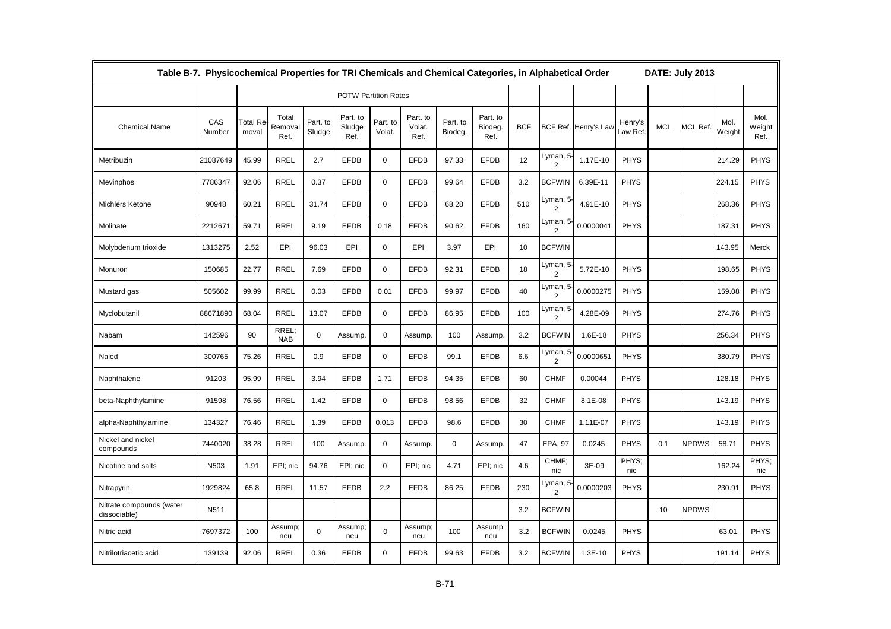## Table B-7. Physicochemical Properties for TRI Chemicals and Chemical Categories, in Alphabetical Order DATE: July 2013

| | | POTW Partition Rates | | | | | | | | | | | | | | | |
|---|---|---|---|---|---|---|---|---|---|---|---|---|---|---|---|---|---|
| Chemical Name | CAS Number | Total Removal | Total Removal Ref. | Part. to Sludge | Part. to Sludge Ref. | Part. to Volat. | Part. to Volat. Ref. | Part. to Biodeg. | Part. to Biodeg. Ref. | BCF | BCF Ref. | Henry's Law | Henry's Law Ref. | MCL | MCL Ref. | Mol. Weight | Mol. Weight Ref. |
| Metribuzin | 21087649 | 45.99 | RREL | 2.7 | EFDB | 0 | EFDB | 97.33 | EFDB | 12 | Lyman, 5-2 | 1.17E-10 | PHYS | | | 214.29 | PHYS |
| Mevinphos | 7786347 | 92.06 | RREL | 0.37 | EFDB | 0 | EFDB | 99.64 | EFDB | 3.2 | BCFWIN | 6.39E-11 | PHYS | | | 224.15 | PHYS |
| Michlers Ketone | 90948 | 60.21 | RREL | 31.74 | EFDB | 0 | EFDB | 68.28 | EFDB | 510 | Lyman, 5-2 | 4.91E-10 | PHYS | | | 268.36 | PHYS |
| Molinate | 2212671 | 59.71 | RREL | 9.19 | EFDB | 0.18 | EFDB | 90.62 | EFDB | 160 | Lyman, 5-2 | 0.0000041 | PHYS | | | 187.31 | PHYS |
| Molybdenum trioxide | 1313275 | 2.52 | EPI | 96.03 | EPI | 0 | EPI | 3.97 | EPI | 10 | BCFWIN | | | | | 143.95 | Merck |
| Monuron | 150685 | 22.77 | RREL | 7.69 | EFDB | 0 | EFDB | 92.31 | EFDB | 18 | Lyman, 5-2 | 5.72E-10 | PHYS | | | 198.65 | PHYS |
| Mustard gas | 505602 | 99.99 | RREL | 0.03 | EFDB | 0.01 | EFDB | 99.97 | EFDB | 40 | Lyman, 5-2 | 0.0000275 | PHYS | | | 159.08 | PHYS |
| Myclobutanil | 88671890 | 68.04 | RREL | 13.07 | EFDB | 0 | EFDB | 86.95 | EFDB | 100 | Lyman, 5-2 | 4.28E-09 | PHYS | | | 274.76 | PHYS |
| Nabam | 142596 | 90 | RREL; NAB | 0 | Assump. | 0 | Assump. | 100 | Assump. | 3.2 | BCFWIN | 1.6E-18 | PHYS | | | 256.34 | PHYS |
| Naled | 300765 | 75.26 | RREL | 0.9 | EFDB | 0 | EFDB | 99.1 | EFDB | 6.6 | Lyman, 5-2 | 0.0000651 | PHYS | | | 380.79 | PHYS |
| Naphthalene | 91203 | 95.99 | RREL | 3.94 | EFDB | 1.71 | EFDB | 94.35 | EFDB | 60 | CHMF | 0.00044 | PHYS | | | 128.18 | PHYS |
| beta-Naphthylamine | 91598 | 76.56 | RREL | 1.42 | EFDB | 0 | EFDB | 98.56 | EFDB | 32 | CHMF | 8.1E-08 | PHYS | | | 143.19 | PHYS |
| alpha-Naphthylamine | 134327 | 76.46 | RREL | 1.39 | EFDB | 0.013 | EFDB | 98.6 | EFDB | 30 | CHMF | 1.11E-07 | PHYS | | | 143.19 | PHYS |
| Nickel and nickel compounds | 7440020 | 38.28 | RREL | 100 | Assump. | 0 | Assump. | 0 | Assump. | 47 | EPA, 97 | 0.0245 | PHYS | 0.1 | NPDWS | 58.71 | PHYS |
| Nicotine and salts | N503 | 1.91 | EPI; nic | 94.76 | EPI; nic | 0 | EPI; nic | 4.71 | EPI; nic | 4.6 | CHMF; nic | 3E-09 | PHYS; nic | | | 162.24 | PHYS; nic |
| Nitrapyrin | 1929824 | 65.8 | RREL | 11.57 | EFDB | 2.2 | EFDB | 86.25 | EFDB | 230 | Lyman, 5-2 | 0.0000203 | PHYS | | | 230.91 | PHYS |
| Nitrate compounds (water dissociable) | N511 | | | | | | | | | 3.2 | BCFWIN | | | 10 | NPDWS | | |
| Nitric acid | 7697372 | 100 | Assump; neu | 0 | Assump; neu | 0 | Assump; neu | 100 | Assump; neu | 3.2 | BCFWIN | 0.0245 | PHYS | | | 63.01 | PHYS |
| Nitrilotriacetic acid | 139139 | 92.06 | RREL | 0.36 | EFDB | 0 | EFDB | 99.63 | EFDB | 3.2 | BCFWIN | 1.3E-10 | PHYS | | | 191.14 | PHYS |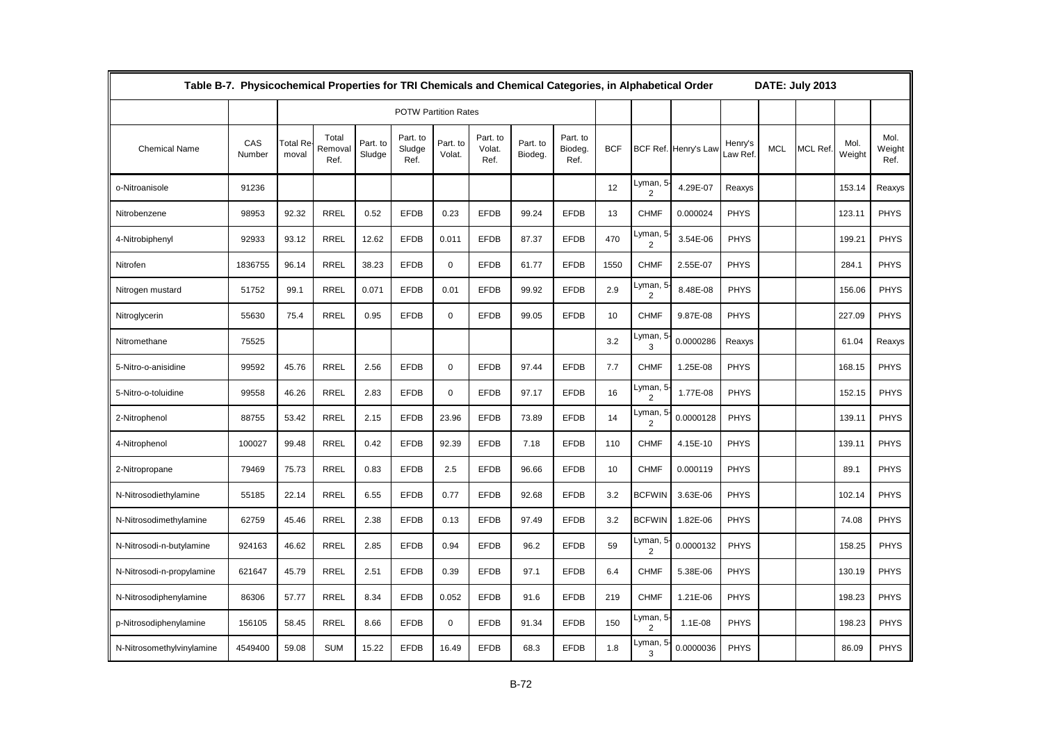Table B-7. Physicochemical Properties for TRI Chemicals and Chemical Categories, in Alphabetical Order DATE: July 2013

| | | POTW Partition Rates | | | | | | | | | | | | | | | |
|---|---|---|---|---|---|---|---|---|---|---|---|---|---|---|---|---|---|
| Chemical Name | CAS Number | Total Removal | Total Removal Ref. | Part. to Sludge | Part. to Sludge Ref. | Part. to Volat. | Part. to Volat. Ref. | Part. to Biodeg. | Part. to Biodeg. Ref. | BCF | BCF Ref. | Henry's Law | Henry's Law Ref. | MCL | MCL Ref. | Mol. Weight | Mol. Weight Ref. |
| o-Nitroanisole | 91236 | | | | | | | | | 12 | Lyman, 5-2 | 4.29E-07 | Reaxys | | | 153.14 | Reaxys |
| Nitrobenzene | 98953 | 92.32 | RREL | 0.52 | EFDB | 0.23 | EFDB | 99.24 | EFDB | 13 | CHMF | 0.000024 | PHYS | | | 123.11 | PHYS |
| 4-Nitrobiphenyl | 92933 | 93.12 | RREL | 12.62 | EFDB | 0.011 | EFDB | 87.37 | EFDB | 470 | Lyman, 5-2 | 3.54E-06 | PHYS | | | 199.21 | PHYS |
| Nitrofen | 1836755 | 96.14 | RREL | 38.23 | EFDB | 0 | EFDB | 61.77 | EFDB | 1550 | CHMF | 2.55E-07 | PHYS | | | 284.1 | PHYS |
| Nitrogen mustard | 51752 | 99.1 | RREL | 0.071 | EFDB | 0.01 | EFDB | 99.92 | EFDB | 2.9 | Lyman, 5-2 | 8.48E-08 | PHYS | | | 156.06 | PHYS |
| Nitroglycerin | 55630 | 75.4 | RREL | 0.95 | EFDB | 0 | EFDB | 99.05 | EFDB | 10 | CHMF | 9.87E-08 | PHYS | | | 227.09 | PHYS |
| Nitromethane | 75525 | | | | | | | | | 3.2 | Lyman, 5-3 | 0.0000286 | Reaxys | | | 61.04 | Reaxys |
| 5-Nitro-o-anisidine | 99592 | 45.76 | RREL | 2.56 | EFDB | 0 | EFDB | 97.44 | EFDB | 7.7 | CHMF | 1.25E-08 | PHYS | | | 168.15 | PHYS |
| 5-Nitro-o-toluidine | 99558 | 46.26 | RREL | 2.83 | EFDB | 0 | EFDB | 97.17 | EFDB | 16 | Lyman, 5-2 | 1.77E-08 | PHYS | | | 152.15 | PHYS |
| 2-Nitrophenol | 88755 | 53.42 | RREL | 2.15 | EFDB | 23.96 | EFDB | 73.89 | EFDB | 14 | Lyman, 5-2 | 0.0000128 | PHYS | | | 139.11 | PHYS |
| 4-Nitrophenol | 100027 | 99.48 | RREL | 0.42 | EFDB | 92.39 | EFDB | 7.18 | EFDB | 110 | CHMF | 4.15E-10 | PHYS | | | 139.11 | PHYS |
| 2-Nitropropane | 79469 | 75.73 | RREL | 0.83 | EFDB | 2.5 | EFDB | 96.66 | EFDB | 10 | CHMF | 0.000119 | PHYS | | | 89.1 | PHYS |
| N-Nitrosodiethylamine | 55185 | 22.14 | RREL | 6.55 | EFDB | 0.77 | EFDB | 92.68 | EFDB | 3.2 | BCFWIN | 3.63E-06 | PHYS | | | 102.14 | PHYS |
| N-Nitrosodimethylamine | 62759 | 45.46 | RREL | 2.38 | EFDB | 0.13 | EFDB | 97.49 | EFDB | 3.2 | BCFWIN | 1.82E-06 | PHYS | | | 74.08 | PHYS |
| N-Nitrosodi-n-butylamine | 924163 | 46.62 | RREL | 2.85 | EFDB | 0.94 | EFDB | 96.2 | EFDB | 59 | Lyman, 5-2 | 0.0000132 | PHYS | | | 158.25 | PHYS |
| N-Nitrosodi-n-propylamine | 621647 | 45.79 | RREL | 2.51 | EFDB | 0.39 | EFDB | 97.1 | EFDB | 6.4 | CHMF | 5.38E-06 | PHYS | | | 130.19 | PHYS |
| N-Nitrosodiphenylamine | 86306 | 57.77 | RREL | 8.34 | EFDB | 0.052 | EFDB | 91.6 | EFDB | 219 | CHMF | 1.21E-06 | PHYS | | | 198.23 | PHYS |
| p-Nitrosodiphenylamine | 156105 | 58.45 | RREL | 8.66 | EFDB | 0 | EFDB | 91.34 | EFDB | 150 | Lyman, 5-2 | 1.1E-08 | PHYS | | | 198.23 | PHYS |
| N-Nitrosomethylvinylamine | 4549400 | 59.08 | SUM | 15.22 | EFDB | 16.49 | EFDB | 68.3 | EFDB | 1.8 | Lyman, 5-3 | 0.0000036 | PHYS | | | 86.09 | PHYS |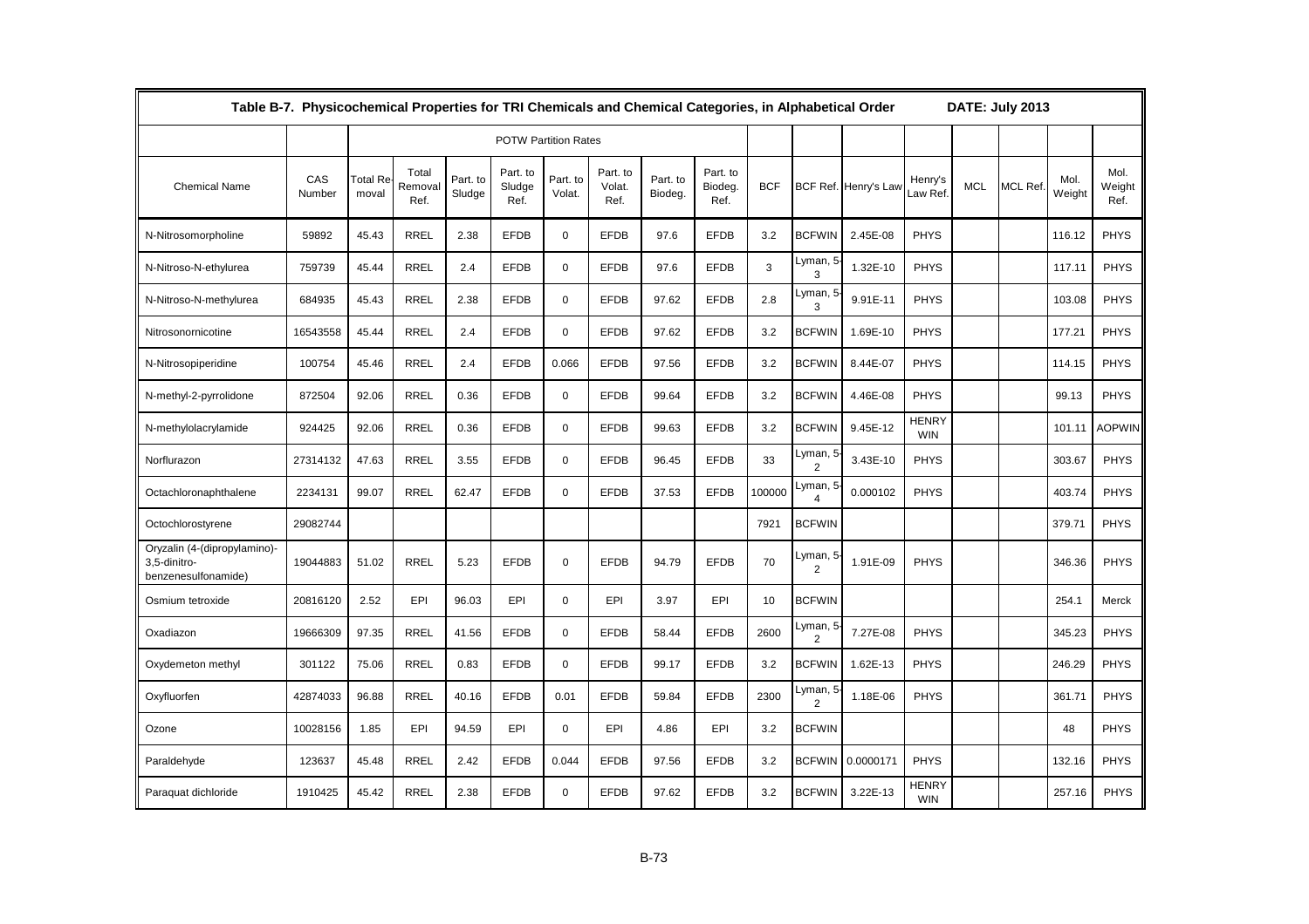| Table B-7. Physicochemical Properties for TRI Chemicals and Chemical Categories, in Alphabetical Order | | | | | | | | | | | | | | | | | DATE: July 2013 | |
|---|---|---|---|---|---|---|---|---|---|---|---|---|---|---|---|---|---|---|
| | | POTW Partition Rates | | | | | | | | | | | | | | | | |
| Chemical Name | CAS Number | Total Removal | Total Removal Ref. | Part. to Sludge | Part. to Sludge Ref. | Part. to Volat. | Part. to Volat. Ref. | Part. to Biodeg. | Part. to Biodeg. Ref. | BCF | BCF Ref. | Henry's Law | Henry's Law Ref. | MCL | MCL Ref. | Mol. Weight | Mol. Weight Ref. |
| N-Nitrosomorpholine | 59892 | 45.43 | RREL | 2.38 | EFDB | 0 | EFDB | 97.6 | EFDB | 3.2 | BCFWIN | 2.45E-08 | PHYS | | | 116.12 | PHYS |
| N-Nitroso-N-ethylurea | 759739 | 45.44 | RREL | 2.4 | EFDB | 0 | EFDB | 97.6 | EFDB | 3 | Lyman, 5-3 | 1.32E-10 | PHYS | | | 117.11 | PHYS |
| N-Nitroso-N-methylurea | 684935 | 45.43 | RREL | 2.38 | EFDB | 0 | EFDB | 97.62 | EFDB | 2.8 | Lyman, 5-3 | 9.91E-11 | PHYS | | | 103.08 | PHYS |
| Nitrosonornicotine | 16543558 | 45.44 | RREL | 2.4 | EFDB | 0 | EFDB | 97.62 | EFDB | 3.2 | BCFWIN | 1.69E-10 | PHYS | | | 177.21 | PHYS |
| N-Nitrosopiperidine | 100754 | 45.46 | RREL | 2.4 | EFDB | 0.066 | EFDB | 97.56 | EFDB | 3.2 | BCFWIN | 8.44E-07 | PHYS | | | 114.15 | PHYS |
| N-methyl-2-pyrrolidone | 872504 | 92.06 | RREL | 0.36 | EFDB | 0 | EFDB | 99.64 | EFDB | 3.2 | BCFWIN | 4.46E-08 | PHYS | | | 99.13 | PHYS |
| N-methylolacrylamide | 924425 | 92.06 | RREL | 0.36 | EFDB | 0 | EFDB | 99.63 | EFDB | 3.2 | BCFWIN | 9.45E-12 | HENRYWIN | | | 101.11 | AOPWIN |
| Norflurazon | 27314132 | 47.63 | RREL | 3.55 | EFDB | 0 | EFDB | 96.45 | EFDB | 33 | Lyman, 5-2 | 3.43E-10 | PHYS | | | 303.67 | PHYS |
| Octachloronaphthalene | 2234131 | 99.07 | RREL | 62.47 | EFDB | 0 | EFDB | 37.53 | EFDB | 100000 | Lyman, 5-4 | 0.000102 | PHYS | | | 403.74 | PHYS |
| Octochlorostyrene | 29082744 | | | | | | | | | 7921 | BCFWIN | | | | | 379.71 | PHYS |
| Oryzalin (4-(dipropylamino)-3,5-dinitro-benzenesulfonamide) | 19044883 | 51.02 | RREL | 5.23 | EFDB | 0 | EFDB | 94.79 | EFDB | 70 | Lyman, 5-2 | 1.91E-09 | PHYS | | | 346.36 | PHYS |
| Osmium tetroxide | 20816120 | 2.52 | EPI | 96.03 | EPI | 0 | EPI | 3.97 | EPI | 10 | BCFWIN | | | | | 254.1 | Merck |
| Oxadiazon | 19666309 | 97.35 | RREL | 41.56 | EFDB | 0 | EFDB | 58.44 | EFDB | 2600 | Lyman, 5-2 | 7.27E-08 | PHYS | | | 345.23 | PHYS |
| Oxydemeton methyl | 301122 | 75.06 | RREL | 0.83 | EFDB | 0 | EFDB | 99.17 | EFDB | 3.2 | BCFWIN | 1.62E-13 | PHYS | | | 246.29 | PHYS |
| Oxyfluorfen | 42874033 | 96.88 | RREL | 40.16 | EFDB | 0.01 | EFDB | 59.84 | EFDB | 2300 | Lyman, 5-2 | 1.18E-06 | PHYS | | | 361.71 | PHYS |
| Ozone | 10028156 | 1.85 | EPI | 94.59 | EPI | 0 | EPI | 4.86 | EPI | 3.2 | BCFWIN | | | | | 48 | PHYS |
| Paraldehyde | 123637 | 45.48 | RREL | 2.42 | EFDB | 0.044 | EFDB | 97.56 | EFDB | 3.2 | BCFWIN | 0.0000171 | PHYS | | | 132.16 | PHYS |
| Paraquat dichloride | 1910425 | 45.42 | RREL | 2.38 | EFDB | 0 | EFDB | 97.62 | EFDB | 3.2 | BCFWIN | 3.22E-13 | HENRYWIN | | | 257.16 | PHYS |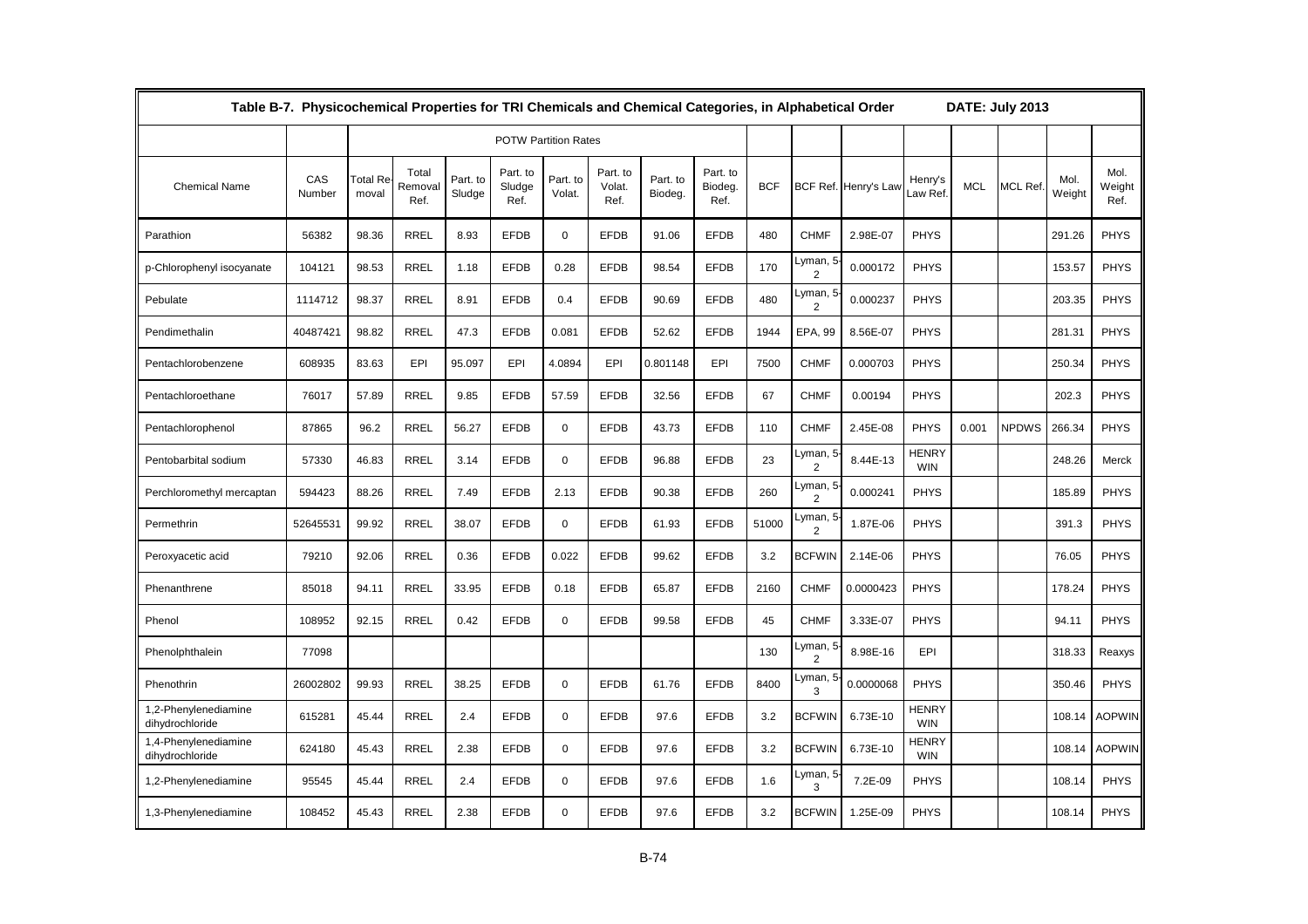**Table B-7. Physicochemical Properties for TRI Chemicals and Chemical Categories, in Alphabetical Order DATE: July 2013**

| | | POTW Partition Rates | | | | | | | | | | | | | | | |
|---|---|---|---|---|---|---|---|---|---|---|---|---|---|---|---|---|---|
| Chemical Name | CAS Number | Total Removal | Total Removal Ref. | Part. to Sludge | Part. to Sludge Ref. | Part. to Volat. | Part. to Volat. Ref. | Part. to Biodeg. | Part. to Biodeg. Ref. | BCF | BCF Ref. | Henry's Law | Henry's Law Ref. | MCL | MCL Ref. | Mol. Weight | Mol. Weight Ref. |
| Parathion | 56382 | 98.36 | RREL | 8.93 | EFDB | 0 | EFDB | 91.06 | EFDB | 480 | CHMF | 2.98E-07 | PHYS | | | 291.26 | PHYS |
| p-Chlorophenyl isocyanate | 104121 | 98.53 | RREL | 1.18 | EFDB | 0.28 | EFDB | 98.54 | EFDB | 170 | Lyman, 5-2 | 0.000172 | PHYS | | | 153.57 | PHYS |
| Pebulate | 1114712 | 98.37 | RREL | 8.91 | EFDB | 0.4 | EFDB | 90.69 | EFDB | 480 | Lyman, 5-2 | 0.000237 | PHYS | | | 203.35 | PHYS |
| Pendimethalin | 40487421 | 98.82 | RREL | 47.3 | EFDB | 0.081 | EFDB | 52.62 | EFDB | 1944 | EPA, 99 | 8.56E-07 | PHYS | | | 281.31 | PHYS |
| Pentachlorobenzene | 608935 | 83.63 | EPI | 95.097 | EPI | 4.0894 | EPI | 0.801148 | EPI | 7500 | CHMF | 0.000703 | PHYS | | | 250.34 | PHYS |
| Pentachloroethane | 76017 | 57.89 | RREL | 9.85 | EFDB | 57.59 | EFDB | 32.56 | EFDB | 67 | CHMF | 0.00194 | PHYS | | | 202.3 | PHYS |
| Pentachlorophenol | 87865 | 96.2 | RREL | 56.27 | EFDB | 0 | EFDB | 43.73 | EFDB | 110 | CHMF | 2.45E-08 | PHYS | 0.001 | NPDWS | 266.34 | PHYS |
| Pentobarbital sodium | 57330 | 46.83 | RREL | 3.14 | EFDB | 0 | EFDB | 96.88 | EFDB | 23 | Lyman, 5-2 | 8.44E-13 | HENRYWIN | | | 248.26 | Merck |
| Perchloromethyl mercaptan | 594423 | 88.26 | RREL | 7.49 | EFDB | 2.13 | EFDB | 90.38 | EFDB | 260 | Lyman, 5-2 | 0.000241 | PHYS | | | 185.89 | PHYS |
| Permethrin | 52645531 | 99.92 | RREL | 38.07 | EFDB | 0 | EFDB | 61.93 | EFDB | 51000 | Lyman, 5-2 | 1.87E-06 | PHYS | | | 391.3 | PHYS |
| Peroxyacetic acid | 79210 | 92.06 | RREL | 0.36 | EFDB | 0.022 | EFDB | 99.62 | EFDB | 3.2 | BCFWIN | 2.14E-06 | PHYS | | | 76.05 | PHYS |
| Phenanthrene | 85018 | 94.11 | RREL | 33.95 | EFDB | 0.18 | EFDB | 65.87 | EFDB | 2160 | CHMF | 0.0000423 | PHYS | | | 178.24 | PHYS |
| Phenol | 108952 | 92.15 | RREL | 0.42 | EFDB | 0 | EFDB | 99.58 | EFDB | 45 | CHMF | 3.33E-07 | PHYS | | | 94.11 | PHYS |
| Phenolphthalein | 77098 | | | | | | | | | 130 | Lyman, 5-2 | 8.98E-16 | EPI | | | 318.33 | Reaxys |
| Phenothrin | 26002802 | 99.93 | RREL | 38.25 | EFDB | 0 | EFDB | 61.76 | EFDB | 8400 | Lyman, 5-3 | 0.0000068 | PHYS | | | 350.46 | PHYS |
| 1,2-Phenylenediamine dihydrochloride | 615281 | 45.44 | RREL | 2.4 | EFDB | 0 | EFDB | 97.6 | EFDB | 3.2 | BCFWIN | 6.73E-10 | HENRYWIN | | | 108.14 | AOPWIN |
| 1,4-Phenylenediamine dihydrochloride | 624180 | 45.43 | RREL | 2.38 | EFDB | 0 | EFDB | 97.6 | EFDB | 3.2 | BCFWIN | 6.73E-10 | HENRYWIN | | | 108.14 | AOPWIN |
| 1,2-Phenylenediamine | 95545 | 45.44 | RREL | 2.4 | EFDB | 0 | EFDB | 97.6 | EFDB | 1.6 | Lyman, 5-3 | 7.2E-09 | PHYS | | | 108.14 | PHYS |
| 1,3-Phenylenediamine | 108452 | 45.43 | RREL | 2.38 | EFDB | 0 | EFDB | 97.6 | EFDB | 3.2 | BCFWIN | 1.25E-09 | PHYS | | | 108.14 | PHYS |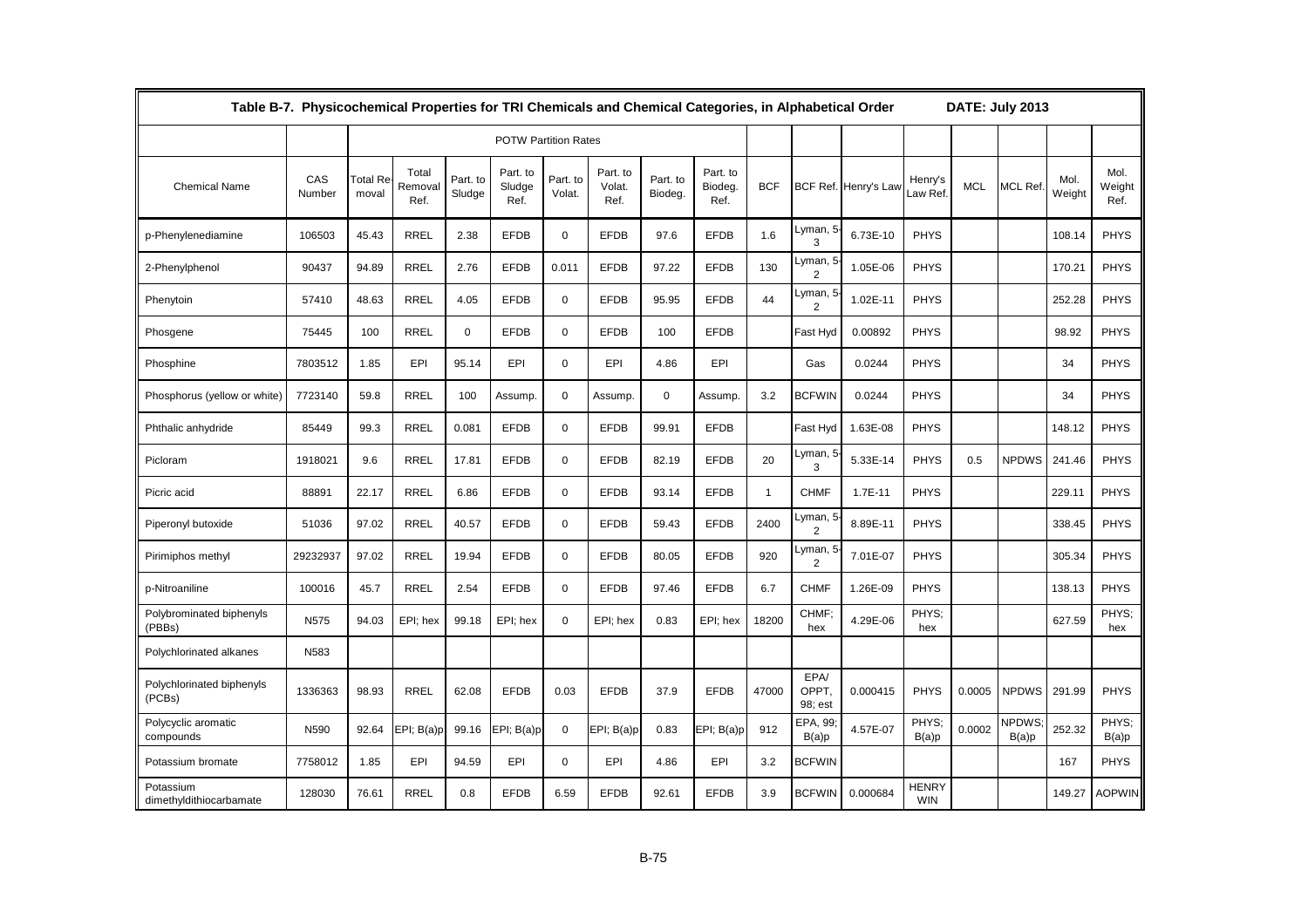Table B-7. Physicochemical Properties for TRI Chemicals and Chemical Categories, in Alphabetical Order DATE: July 2013

| | | POTW Partition Rates | | | | | | | | | | | | | | | |
|---|---|---|---|---|---|---|---|---|---|---|---|---|---|---|---|---|---|
| Chemical Name | CAS Number | Total Removal | Total Removal Ref. | Part. to Sludge | Part. to Sludge Ref. | Part. to Volat. | Part. to Volat. Ref. | Part. to Biodeg. | Part. to Biodeg. Ref. | BCF | BCF Ref. | Henry's Law | Henry's Law Ref. | MCL | MCL Ref. | Mol. Weight | Mol. Weight Ref. |
| p-Phenylenediamine | 106503 | 45.43 | RREL | 2.38 | EFDB | 0 | EFDB | 97.6 | EFDB | 1.6 | Lyman, 5-3 | 6.73E-10 | PHYS | | | 108.14 | PHYS |
| 2-Phenylphenol | 90437 | 94.89 | RREL | 2.76 | EFDB | 0.011 | EFDB | 97.22 | EFDB | 130 | Lyman, 5-2 | 1.05E-06 | PHYS | | | 170.21 | PHYS |
| Phenytoin | 57410 | 48.63 | RREL | 4.05 | EFDB | 0 | EFDB | 95.95 | EFDB | 44 | Lyman, 5-2 | 1.02E-11 | PHYS | | | 252.28 | PHYS |
| Phosgene | 75445 | 100 | RREL | 0 | EFDB | 0 | EFDB | 100 | EFDB | | Fast Hyd | 0.00892 | PHYS | | | 98.92 | PHYS |
| Phosphine | 7803512 | 1.85 | EPI | 95.14 | EPI | 0 | EPI | 4.86 | EPI | | Gas | 0.0244 | PHYS | | | 34 | PHYS |
| Phosphorus (yellow or white) | 7723140 | 59.8 | RREL | 100 | Assump. | 0 | Assump. | 0 | Assump. | 3.2 | BCFWIN | 0.0244 | PHYS | | | 34 | PHYS |
| Phthalic anhydride | 85449 | 99.3 | RREL | 0.081 | EFDB | 0 | EFDB | 99.91 | EFDB | | Fast Hyd | 1.63E-08 | PHYS | | | 148.12 | PHYS |
| Picloram | 1918021 | 9.6 | RREL | 17.81 | EFDB | 0 | EFDB | 82.19 | EFDB | 20 | Lyman, 5-3 | 5.33E-14 | PHYS | 0.5 | NPDWS | 241.46 | PHYS |
| Picric acid | 88891 | 22.17 | RREL | 6.86 | EFDB | 0 | EFDB | 93.14 | EFDB | 1 | CHMF | 1.7E-11 | PHYS | | | 229.11 | PHYS |
| Piperonyl butoxide | 51036 | 97.02 | RREL | 40.57 | EFDB | 0 | EFDB | 59.43 | EFDB | 2400 | Lyman, 5-2 | 8.89E-11 | PHYS | | | 338.45 | PHYS |
| Pirimiphos methyl | 29232937 | 97.02 | RREL | 19.94 | EFDB | 0 | EFDB | 80.05 | EFDB | 920 | Lyman, 5-2 | 7.01E-07 | PHYS | | | 305.34 | PHYS |
| p-Nitroaniline | 100016 | 45.7 | RREL | 2.54 | EFDB | 0 | EFDB | 97.46 | EFDB | 6.7 | CHMF | 1.26E-09 | PHYS | | | 138.13 | PHYS |
| Polybrominated biphenyls (PBBs) | N575 | 94.03 | EPI; hex | 99.18 | EPI; hex | 0 | EPI; hex | 0.83 | EPI; hex | 18200 | CHMF; hex | 4.29E-06 | PHYS; hex | | | 627.59 | PHYS; hex |
| Polychlorinated alkanes | N583 | | | | | | | | | | | | | | | | |
| Polychlorinated biphenyls (PCBs) | 1336363 | 98.93 | RREL | 62.08 | EFDB | 0.03 | EFDB | 37.9 | EFDB | 47000 | EPA/ OPPT, 98; est | 0.000415 | PHYS | 0.0005 | NPDWS | 291.99 | PHYS |
| Polycyclic aromatic compounds | N590 | 92.64 | EPI; B(a)p | 99.16 | EPI; B(a)p | 0 | EPI; B(a)p | 0.83 | EPI; B(a)p | 912 | EPA, 99; B(a)p | 4.57E-07 | PHYS; B(a)p | 0.0002 | NPDWS; B(a)p | 252.32 | PHYS; B(a)p |
| Potassium bromate | 7758012 | 1.85 | EPI | 94.59 | EPI | 0 | EPI | 4.86 | EPI | 3.2 | BCFWIN | | | | | 167 | PHYS |
| Potassium dimethyldithiocarbamate | 128030 | 76.61 | RREL | 0.8 | EFDB | 6.59 | EFDB | 92.61 | EFDB | 3.9 | BCFWIN | 0.000684 | HENRYWIN | | | 149.27 | AOPWIN |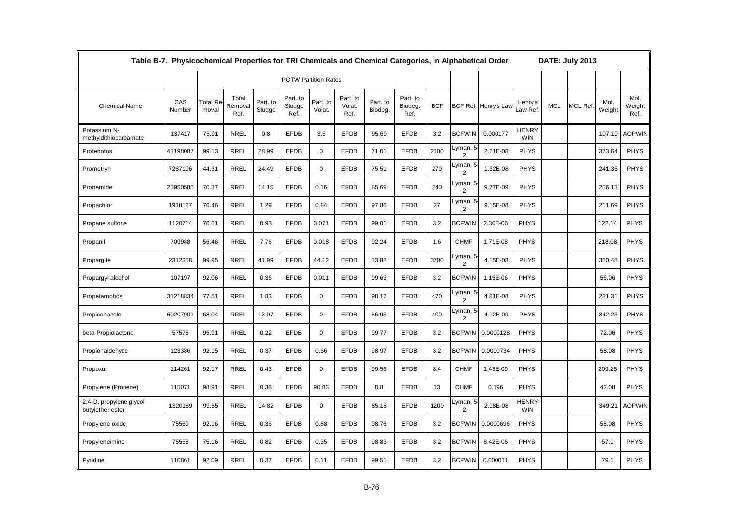Table B-7. Physicochemical Properties for TRI Chemicals and Chemical Categories, in Alphabetical Order DATE: July 2013

| | | POTW Partition Rates | | | | | | | | | | | | | | | |
|---|---|---|---|---|---|---|---|---|---|---|---|---|---|---|---|---|---|
| Chemical Name | CAS Number | Total Removal | Total Removal Ref. | Part. to Sludge | Part. to Sludge Ref. | Part. to Volat. | Part. to Volat. Ref. | Part. to Biodeg. | Part. to Biodeg. Ref. | BCF | BCF Ref. | Henry's Law | Henry's Law Ref. | MCL | MCL Ref. | Mol. Weight | Mol. Weight Ref. |
| Potassium N-methyldithiocarbamate | 137417 | 75.91 | RREL | 0.8 | EFDB | 3.5 | EFDB | 95.69 | EFDB | 3.2 | BCFWIN | 0.000177 | HENRYWIN | | | 107.19 | AOPWIN |
| Profenofos | 41198087 | 99.13 | RREL | 28.99 | EFDB | 0 | EFDB | 71.01 | EFDB | 2100 | Lyman, 5-2 | 2.21E-08 | PHYS | | | 373.64 | PHYS |
| Prometryn | 7287196 | 44.31 | RREL | 24.49 | EFDB | 0 | EFDB | 75.51 | EFDB | 270 | Lyman, 5-2 | 1.32E-08 | PHYS | | | 241.36 | PHYS |
| Pronamide | 23950585 | 70.37 | RREL | 14.15 | EFDB | 0.16 | EFDB | 85.69 | EFDB | 240 | Lyman, 5-2 | 9.77E-09 | PHYS | | | 256.13 | PHYS |
| Propachlor | 1918167 | 76.46 | RREL | 1.29 | EFDB | 0.84 | EFDB | 97.86 | EFDB | 27 | Lyman, 5-2 | 9.15E-08 | PHYS | | | 211.69 | PHYS |
| Propane sultone | 1120714 | 70.61 | RREL | 0.93 | EFDB | 0.071 | EFDB | 99.01 | EFDB | 3.2 | BCFWIN | 2.36E-06 | PHYS | | | 122.14 | PHYS |
| Propanil | 709988 | 56.46 | RREL | 7.76 | EFDB | 0.018 | EFDB | 92.24 | EFDB | 1.6 | CHMF | 1.71E-08 | PHYS | | | 218.08 | PHYS |
| Propargite | 2312358 | 99.95 | RREL | 41.99 | EFDB | 44.12 | EFDB | 13.88 | EFDB | 3700 | Lyman, 5-2 | 4.15E-08 | PHYS | | | 350.48 | PHYS |
| Propargyl alcohol | 107197 | 92.06 | RREL | 0.36 | EFDB | 0.011 | EFDB | 99.63 | EFDB | 3.2 | BCFWIN | 1.15E-06 | PHYS | | | 56.06 | PHYS |
| Propetamphos | 31218834 | 77.51 | RREL | 1.83 | EFDB | 0 | EFDB | 98.17 | EFDB | 470 | Lyman, 5-2 | 4.81E-08 | PHYS | | | 281.31 | PHYS |
| Propiconazole | 60207901 | 68.04 | RREL | 13.07 | EFDB | 0 | EFDB | 86.95 | EFDB | 400 | Lyman, 5-2 | 4.12E-09 | PHYS | | | 342.23 | PHYS |
| beta-Propiolactone | 57578 | 95.91 | RREL | 0.22 | EFDB | 0 | EFDB | 99.77 | EFDB | 3.2 | BCFWIN | 0.0000128 | PHYS | | | 72.06 | PHYS |
| Propionaldehyde | 123386 | 92.15 | RREL | 0.37 | EFDB | 0.66 | EFDB | 98.97 | EFDB | 3.2 | BCFWIN | 0.0000734 | PHYS | | | 58.08 | PHYS |
| Propoxur | 114261 | 92.17 | RREL | 0.43 | EFDB | 0 | EFDB | 99.56 | EFDB | 8.4 | CHMF | 1.43E-09 | PHYS | | | 209.25 | PHYS |
| Propylene (Propene) | 115071 | 98.91 | RREL | 0.38 | EFDB | 90.83 | EFDB | 8.8 | EFDB | 13 | CHMF | 0.196 | PHYS | | | 42.08 | PHYS |
| 2,4-D, propylene glycol butylether ester | 1320189 | 99.55 | RREL | 14.82 | EFDB | 0 | EFDB | 85.18 | EFDB | 1200 | Lyman, 5-2 | 2.18E-08 | HENRYWIN | | | 349.21 | AOPWIN |
| Propylene oxide | 75569 | 92.16 | RREL | 0.36 | EFDB | 0.88 | EFDB | 98.76 | EFDB | 3.2 | BCFWIN | 0.0000696 | PHYS | | | 58.08 | PHYS |
| Propyleneimine | 75558 | 75.16 | RREL | 0.82 | EFDB | 0.35 | EFDB | 98.83 | EFDB | 3.2 | BCFWIN | 8.42E-06 | PHYS | | | 57.1 | PHYS |
| Pyridine | 110861 | 92.09 | RREL | 0.37 | EFDB | 0.11 | EFDB | 99.51 | EFDB | 3.2 | BCFWIN | 0.000011 | PHYS | | | 79.1 | PHYS |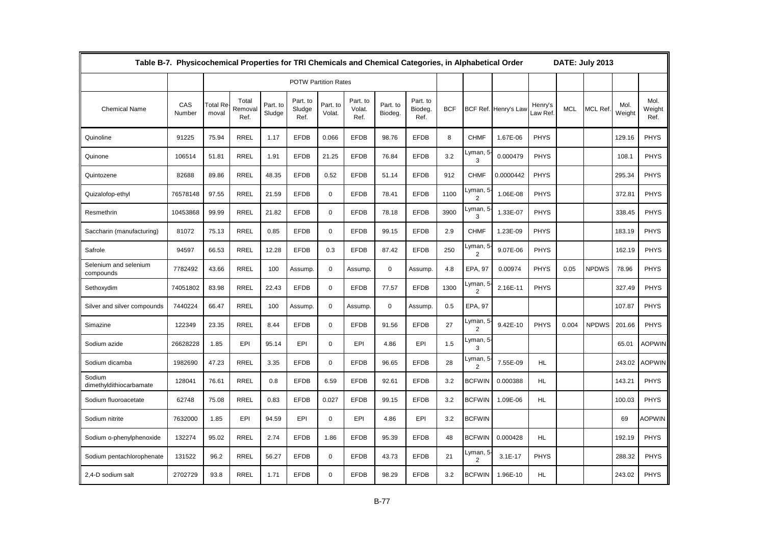| Table B-7. Physicochemical Properties for TRI Chemicals and Chemical Categories, in Alphabetical Order | | | | | | | | | | | | | | | | | | DATE: July 2013 |
|---|---|---|---|---|---|---|---|---|---|---|---|---|---|---|---|---|---|---|
| | | POTW Partition Rates | | | | | | | | | | | | | | | | |
| Chemical Name | CAS Number | Total Removal | Total Removal Ref. | Part. to Sludge | Part. to Sludge Ref. | Part. to Volat. | Part. to Volat. Ref. | Part. to Biodeg. | Part. to Biodeg. Ref. | BCF | BCF Ref. | Henry's Law | Henry's Law Ref. | MCL | MCL Ref. | Mol. Weight | Mol. Weight Ref. |
| Quinoline | 91225 | 75.94 | RREL | 1.17 | EFDB | 0.066 | EFDB | 98.76 | EFDB | 8 | CHMF | 1.67E-06 | PHYS | | | 129.16 | PHYS |
| Quinone | 106514 | 51.81 | RREL | 1.91 | EFDB | 21.25 | EFDB | 76.84 | EFDB | 3.2 | Lyman, 5-3 | 0.000479 | PHYS | | | 108.1 | PHYS |
| Quintozene | 82688 | 89.86 | RREL | 48.35 | EFDB | 0.52 | EFDB | 51.14 | EFDB | 912 | CHMF | 0.0000442 | PHYS | | | 295.34 | PHYS |
| Quizalofop-ethyl | 76578148 | 97.55 | RREL | 21.59 | EFDB | 0 | EFDB | 78.41 | EFDB | 1100 | Lyman, 5-2 | 1.06E-08 | PHYS | | | 372.81 | PHYS |
| Resmethrin | 10453868 | 99.99 | RREL | 21.82 | EFDB | 0 | EFDB | 78.18 | EFDB | 3900 | Lyman, 5-3 | 1.33E-07 | PHYS | | | 338.45 | PHYS |
| Saccharin (manufacturing) | 81072 | 75.13 | RREL | 0.85 | EFDB | 0 | EFDB | 99.15 | EFDB | 2.9 | CHMF | 1.23E-09 | PHYS | | | 183.19 | PHYS |
| Safrole | 94597 | 66.53 | RREL | 12.28 | EFDB | 0.3 | EFDB | 87.42 | EFDB | 250 | Lyman, 5-2 | 9.07E-06 | PHYS | | | 162.19 | PHYS |
| Selenium and selenium compounds | 7782492 | 43.66 | RREL | 100 | Assump. | 0 | Assump. | 0 | Assump. | 4.8 | EPA, 97 | 0.00974 | PHYS | 0.05 | NPDWS | 78.96 | PHYS |
| Sethoxydim | 74051802 | 83.98 | RREL | 22.43 | EFDB | 0 | EFDB | 77.57 | EFDB | 1300 | Lyman, 5-2 | 2.16E-11 | PHYS | | | 327.49 | PHYS |
| Silver and silver compounds | 7440224 | 66.47 | RREL | 100 | Assump. | 0 | Assump. | 0 | Assump. | 0.5 | EPA, 97 | | | | | 107.87 | PHYS |
| Simazine | 122349 | 23.35 | RREL | 8.44 | EFDB | 0 | EFDB | 91.56 | EFDB | 27 | Lyman, 5-2 | 9.42E-10 | PHYS | 0.004 | NPDWS | 201.66 | PHYS |
| Sodium azide | 26628228 | 1.85 | EPI | 95.14 | EPI | 0 | EPI | 4.86 | EPI | 1.5 | Lyman, 5-3 | | | | | 65.01 | AOPWIN |
| Sodium dicamba | 1982690 | 47.23 | RREL | 3.35 | EFDB | 0 | EFDB | 96.65 | EFDB | 28 | Lyman, 5-2 | 7.55E-09 | HL | | | 243.02 | AOPWIN |
| Sodium dimethyldithiocarbamate | 128041 | 76.61 | RREL | 0.8 | EFDB | 6.59 | EFDB | 92.61 | EFDB | 3.2 | BCFWIN | 0.000388 | HL | | | 143.21 | PHYS |
| Sodium fluoroacetate | 62748 | 75.08 | RREL | 0.83 | EFDB | 0.027 | EFDB | 99.15 | EFDB | 3.2 | BCFWIN | 1.09E-06 | HL | | | 100.03 | PHYS |
| Sodium nitrite | 7632000 | 1.85 | EPI | 94.59 | EPI | 0 | EPI | 4.86 | EPI | 3.2 | BCFWIN | | | | | 69 | AOPWIN |
| Sodium o-phenylphenoxide | 132274 | 95.02 | RREL | 2.74 | EFDB | 1.86 | EFDB | 95.39 | EFDB | 48 | BCFWIN | 0.000428 | HL | | | 192.19 | PHYS |
| Sodium pentachlorophenate | 131522 | 96.2 | RREL | 56.27 | EFDB | 0 | EFDB | 43.73 | EFDB | 21 | Lyman, 5-2 | 3.1E-17 | PHYS | | | 288.32 | PHYS |
| 2,4-D sodium salt | 2702729 | 93.8 | RREL | 1.71 | EFDB | 0 | EFDB | 98.29 | EFDB | 3.2 | BCFWIN | 1.96E-10 | HL | | | 243.02 | PHYS |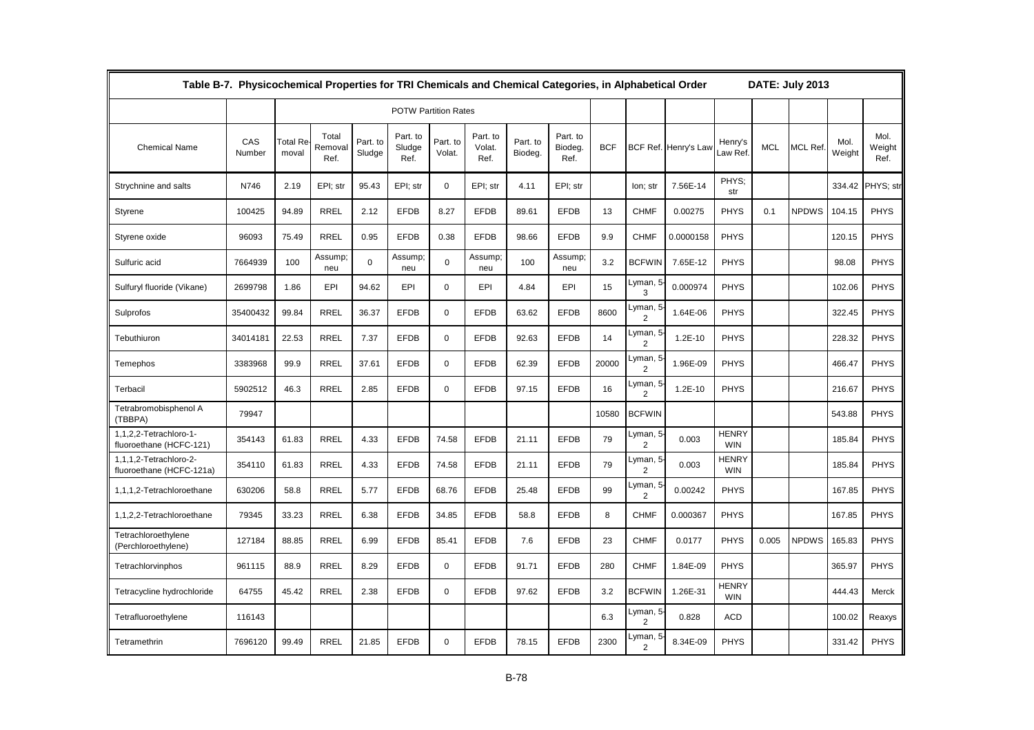Table B-7. Physicochemical Properties for TRI Chemicals and Chemical Categories, in Alphabetical Order DATE: July 2013

| | | POTW Partition Rates | | | | | | | | | | | | | | | |
|---|---|---|---|---|---|---|---|---|---|---|---|---|---|---|---|---|---|
| Chemical Name | CAS Number | Total Removal | Total Removal Ref. | Part. to Sludge | Part. to Sludge Ref. | Part. to Volat. | Part. to Volat. Ref. | Part. to Biodeg. | Part. to Biodeg. Ref. | BCF | BCF Ref. | Henry's Law | Henry's Law Ref. | MCL | MCL Ref. | Mol. Weight | Mol. Weight Ref. |
| Strychnine and salts | N746 | 2.19 | EPI; str | 95.43 | EPI; str | 0 | EPI; str | 4.11 | EPI; str | | Ion; str | 7.56E-14 | PHYS; str | | | 334.42 | PHYS; str |
| Styrene | 100425 | 94.89 | RREL | 2.12 | EFDB | 8.27 | EFDB | 89.61 | EFDB | 13 | CHMF | 0.00275 | PHYS | 0.1 | NPDWS | 104.15 | PHYS |
| Styrene oxide | 96093 | 75.49 | RREL | 0.95 | EFDB | 0.38 | EFDB | 98.66 | EFDB | 9.9 | CHMF | 0.0000158 | PHYS | | | 120.15 | PHYS |
| Sulfuric acid | 7664939 | 100 | Assump; neu | 0 | Assump; neu | 0 | Assump; neu | 100 | Assump; neu | 3.2 | BCFWIN | 7.65E-12 | PHYS | | | 98.08 | PHYS |
| Sulfuryl fluoride (Vikane) | 2699798 | 1.86 | EPI | 94.62 | EPI | 0 | EPI | 4.84 | EPI | 15 | Lyman, 5-3 | 0.000974 | PHYS | | | 102.06 | PHYS |
| Sulprofos | 35400432 | 99.84 | RREL | 36.37 | EFDB | 0 | EFDB | 63.62 | EFDB | 8600 | Lyman, 5-2 | 1.64E-06 | PHYS | | | 322.45 | PHYS |
| Tebuthiuron | 34014181 | 22.53 | RREL | 7.37 | EFDB | 0 | EFDB | 92.63 | EFDB | 14 | Lyman, 5-2 | 1.2E-10 | PHYS | | | 228.32 | PHYS |
| Temephos | 3383968 | 99.9 | RREL | 37.61 | EFDB | 0 | EFDB | 62.39 | EFDB | 20000 | Lyman, 5-2 | 1.96E-09 | PHYS | | | 466.47 | PHYS |
| Terbacil | 5902512 | 46.3 | RREL | 2.85 | EFDB | 0 | EFDB | 97.15 | EFDB | 16 | Lyman, 5-2 | 1.2E-10 | PHYS | | | 216.67 | PHYS |
| Tetrabromobisphenol A (TBBPA) | 79947 | | | | | | | | | 10580 | BCFWIN | | | | | 543.88 | PHYS |
| 1,1,2,2-Tetrachloro-1-fluoroethane (HCFC-121) | 354143 | 61.83 | RREL | 4.33 | EFDB | 74.58 | EFDB | 21.11 | EFDB | 79 | Lyman, 5-2 | 0.003 | HENRY WIN | | | 185.84 | PHYS |
| 1,1,1,2-Tetrachloro-2-fluoroethane (HCFC-121a) | 354110 | 61.83 | RREL | 4.33 | EFDB | 74.58 | EFDB | 21.11 | EFDB | 79 | Lyman, 5-2 | 0.003 | HENRY WIN | | | 185.84 | PHYS |
| 1,1,1,2-Tetrachloroethane | 630206 | 58.8 | RREL | 5.77 | EFDB | 68.76 | EFDB | 25.48 | EFDB | 99 | Lyman, 5-2 | 0.00242 | PHYS | | | 167.85 | PHYS |
| 1,1,2,2-Tetrachloroethane | 79345 | 33.23 | RREL | 6.38 | EFDB | 34.85 | EFDB | 58.8 | EFDB | 8 | CHMF | 0.000367 | PHYS | | | 167.85 | PHYS |
| Tetrachloroethylene (Perchloroethylene) | 127184 | 88.85 | RREL | 6.99 | EFDB | 85.41 | EFDB | 7.6 | EFDB | 23 | CHMF | 0.0177 | PHYS | 0.005 | NPDWS | 165.83 | PHYS |
| Tetrachlorvinphos | 961115 | 88.9 | RREL | 8.29 | EFDB | 0 | EFDB | 91.71 | EFDB | 280 | CHMF | 1.84E-09 | PHYS | | | 365.97 | PHYS |
| Tetracycline hydrochloride | 64755 | 45.42 | RREL | 2.38 | EFDB | 0 | EFDB | 97.62 | EFDB | 3.2 | BCFWIN | 1.26E-31 | HENRY WIN | | | 444.43 | Merck |
| Tetrafluoroethylene | 116143 | | | | | | | | | 6.3 | Lyman, 5-2 | 0.828 | ACD | | | 100.02 | Reaxys |
| Tetramethrin | 7696120 | 99.49 | RREL | 21.85 | EFDB | 0 | EFDB | 78.15 | EFDB | 2300 | Lyman, 5-2 | 8.34E-09 | PHYS | | | 331.42 | PHYS |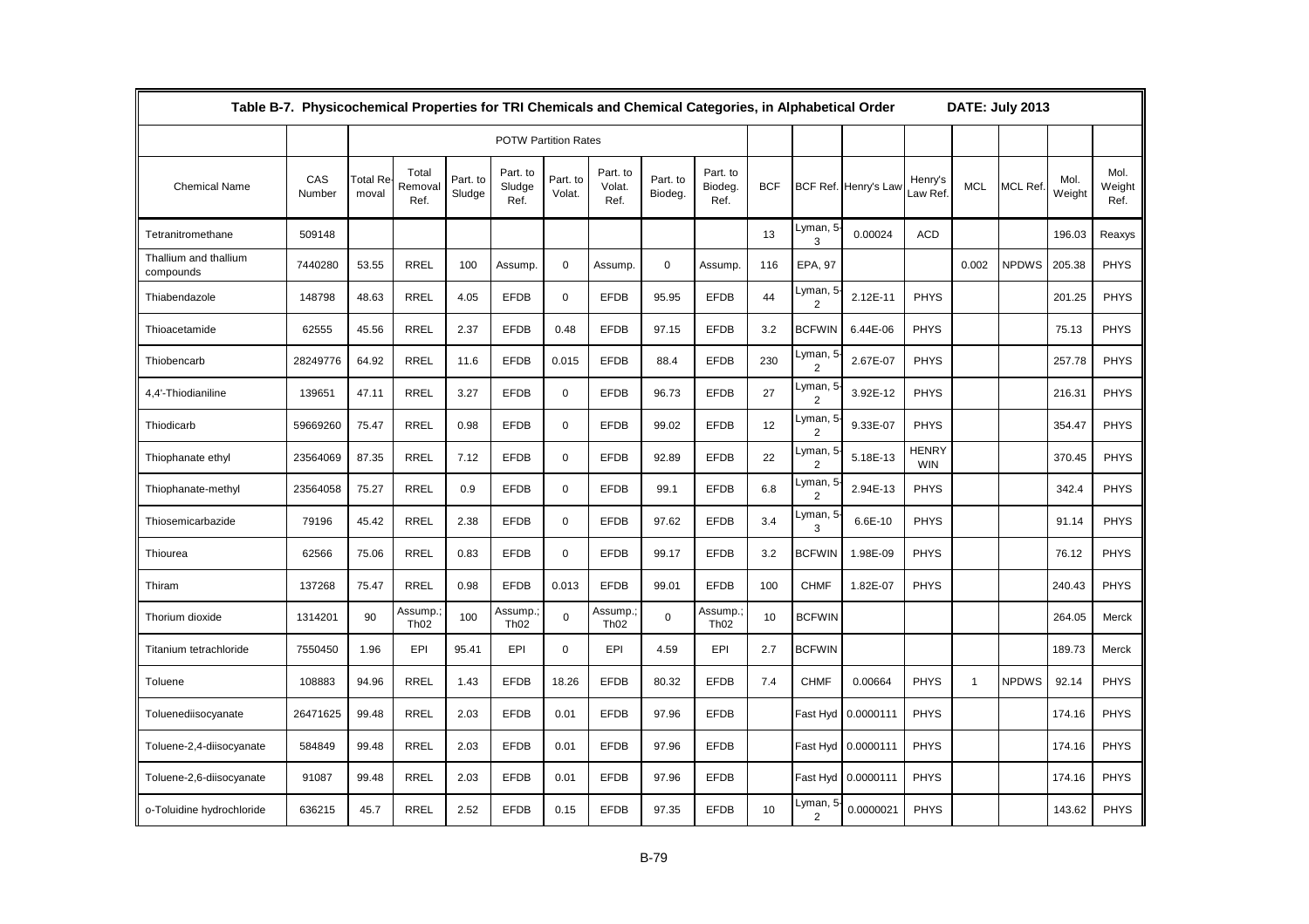**Table B-7. Physicochemical Properties for TRI Chemicals and Chemical Categories, in Alphabetical Order** DATE: July 2013

| | | POTW Partition Rates | | | | | | | | | | | | | | | |
|---|---|---|---|---|---|---|---|---|---|---|---|---|---|---|---|---|---|
| Chemical Name | CAS Number | Total Removal | Total Removal Ref. | Part. to Sludge | Part. to Sludge Ref. | Part. to Volat. | Part. to Volat. Ref. | Part. to Biodeg. | Part. to Biodeg. Ref. | BCF | BCF Ref. | Henry's Law | Henry's Law Ref. | MCL | MCL Ref. | Mol. Weight | Mol. Weight Ref. |
| Tetranitromethane | 509148 | | | | | | | | | 13 | Lyman, 5-3 | 0.00024 | ACD | | | 196.03 | Reaxys |
| Thallium and thallium compounds | 7440280 | 53.55 | RREL | 100 | Assump. | 0 | Assump. | 0 | Assump. | 116 | EPA, 97 | | | 0.002 | NPDWS | 205.38 | PHYS |
| Thiabendazole | 148798 | 48.63 | RREL | 4.05 | EFDB | 0 | EFDB | 95.95 | EFDB | 44 | Lyman, 5-2 | 2.12E-11 | PHYS | | | 201.25 | PHYS |
| Thioacetamide | 62555 | 45.56 | RREL | 2.37 | EFDB | 0.48 | EFDB | 97.15 | EFDB | 3.2 | BCFWIN | 6.44E-06 | PHYS | | | 75.13 | PHYS |
| Thiobencarb | 28249776 | 64.92 | RREL | 11.6 | EFDB | 0.015 | EFDB | 88.4 | EFDB | 230 | Lyman, 5-2 | 2.67E-07 | PHYS | | | 257.78 | PHYS |
| 4,4'-Thiodianiline | 139651 | 47.11 | RREL | 3.27 | EFDB | 0 | EFDB | 96.73 | EFDB | 27 | Lyman, 5-2 | 3.92E-12 | PHYS | | | 216.31 | PHYS |
| Thiodicarb | 59669260 | 75.47 | RREL | 0.98 | EFDB | 0 | EFDB | 99.02 | EFDB | 12 | Lyman, 5-2 | 9.33E-07 | PHYS | | | 354.47 | PHYS |
| Thiophanate ethyl | 23564069 | 87.35 | RREL | 7.12 | EFDB | 0 | EFDB | 92.89 | EFDB | 22 | Lyman, 5-2 | 5.18E-13 | HENRY WIN | | | 370.45 | PHYS |
| Thiophanate-methyl | 23564058 | 75.27 | RREL | 0.9 | EFDB | 0 | EFDB | 99.1 | EFDB | 6.8 | Lyman, 5-2 | 2.94E-13 | PHYS | | | 342.4 | PHYS |
| Thiosemicarbazide | 79196 | 45.42 | RREL | 2.38 | EFDB | 0 | EFDB | 97.62 | EFDB | 3.4 | Lyman, 5-3 | 6.6E-10 | PHYS | | | 91.14 | PHYS |
| Thiourea | 62566 | 75.06 | RREL | 0.83 | EFDB | 0 | EFDB | 99.17 | EFDB | 3.2 | BCFWIN | 1.98E-09 | PHYS | | | 76.12 | PHYS |
| Thiram | 137268 | 75.47 | RREL | 0.98 | EFDB | 0.013 | EFDB | 99.01 | EFDB | 100 | CHMF | 1.82E-07 | PHYS | | | 240.43 | PHYS |
| Thorium dioxide | 1314201 | 90 | Assump.; Th02 | 100 | Assump.; Th02 | 0 | Assump.; Th02 | 0 | Assump.; Th02 | 10 | BCFWIN | | | | | 264.05 | Merck |
| Titanium tetrachloride | 7550450 | 1.96 | EPI | 95.41 | EPI | 0 | EPI | 4.59 | EPI | 2.7 | BCFWIN | | | | | 189.73 | Merck |
| Toluene | 108883 | 94.96 | RREL | 1.43 | EFDB | 18.26 | EFDB | 80.32 | EFDB | 7.4 | CHMF | 0.00664 | PHYS | 1 | NPDWS | 92.14 | PHYS |
| Toluenediisocyanate | 26471625 | 99.48 | RREL | 2.03 | EFDB | 0.01 | EFDB | 97.96 | EFDB | | Fast Hyd | 0.0000111 | PHYS | | | 174.16 | PHYS |
| Toluene-2,4-diisocyanate | 584849 | 99.48 | RREL | 2.03 | EFDB | 0.01 | EFDB | 97.96 | EFDB | | Fast Hyd | 0.0000111 | PHYS | | | 174.16 | PHYS |
| Toluene-2,6-diisocyanate | 91087 | 99.48 | RREL | 2.03 | EFDB | 0.01 | EFDB | 97.96 | EFDB | | Fast Hyd | 0.0000111 | PHYS | | | 174.16 | PHYS |
| o-Toluidine hydrochloride | 636215 | 45.7 | RREL | 2.52 | EFDB | 0.15 | EFDB | 97.35 | EFDB | 10 | Lyman, 5-2 | 0.0000021 | PHYS | | | 143.62 | PHYS |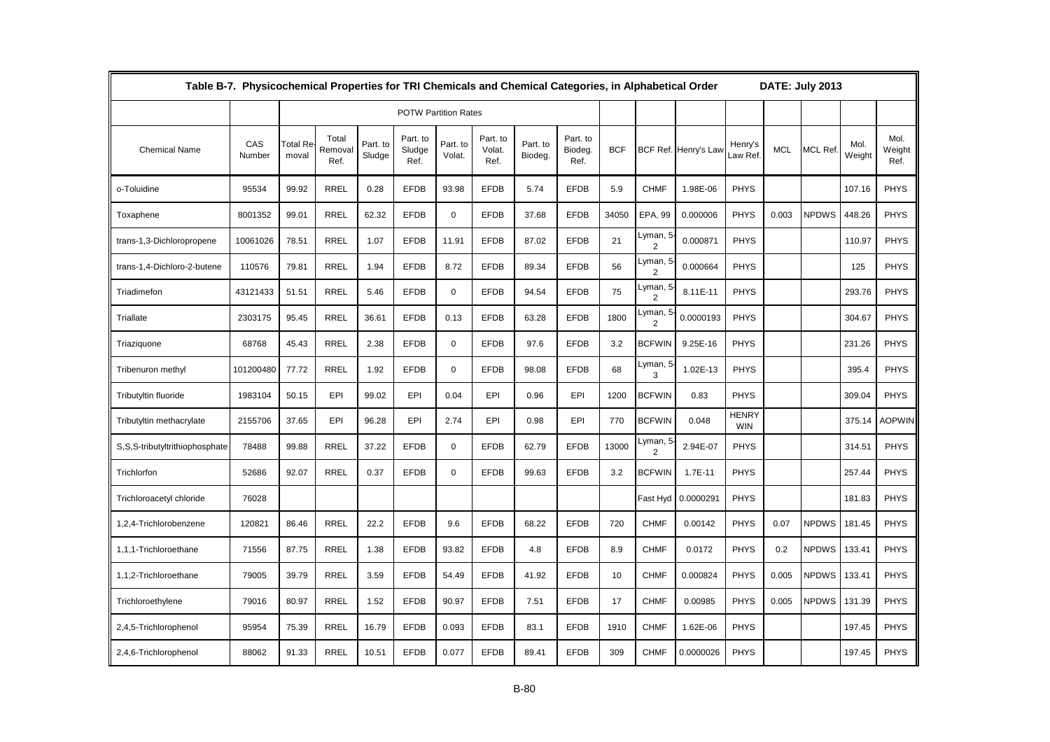Table B-7. Physicochemical Properties for TRI Chemicals and Chemical Categories, in Alphabetical Order DATE: July 2013

| | | POTW Partition Rates | | | | | | | | | | | | | | | | |
|---|---|---|---|---|---|---|---|---|---|---|---|---|---|---|---|---|---|---|
| Chemical Name | CAS Number | Total Removal | Total Removal Ref. | Part. to Sludge | Part. to Sludge Ref. | Part. to Volat. | Part. to Volat. Ref. | Part. to Biodeg. | Part. to Biodeg. Ref. | BCF | BCF Ref. | Henry's Law | Henry's Law Ref. | MCL | MCL Ref. | Mol. Weight | Mol. Weight Ref. |
| o-Toluidine | 95534 | 99.92 | RREL | 0.28 | EFDB | 93.98 | EFDB | 5.74 | EFDB | 5.9 | CHMF | 1.98E-06 | PHYS | | | 107.16 | PHYS |
| Toxaphene | 8001352 | 99.01 | RREL | 62.32 | EFDB | 0 | EFDB | 37.68 | EFDB | 34050 | EPA, 99 | 0.000006 | PHYS | 0.003 | NPDWS | 448.26 | PHYS |
| trans-1,3-Dichloropropene | 10061026 | 78.51 | RREL | 1.07 | EFDB | 11.91 | EFDB | 87.02 | EFDB | 21 | Lyman, 5-2 | 0.000871 | PHYS | | | 110.97 | PHYS |
| trans-1,4-Dichloro-2-butene | 110576 | 79.81 | RREL | 1.94 | EFDB | 8.72 | EFDB | 89.34 | EFDB | 56 | Lyman, 5-2 | 0.000664 | PHYS | | | 125 | PHYS |
| Triadimefon | 43121433 | 51.51 | RREL | 5.46 | EFDB | 0 | EFDB | 94.54 | EFDB | 75 | Lyman, 5-2 | 8.11E-11 | PHYS | | | 293.76 | PHYS |
| Triallate | 2303175 | 95.45 | RREL | 36.61 | EFDB | 0.13 | EFDB | 63.28 | EFDB | 1800 | Lyman, 5-2 | 0.0000193 | PHYS | | | 304.67 | PHYS |
| Triaziquone | 68768 | 45.43 | RREL | 2.38 | EFDB | 0 | EFDB | 97.6 | EFDB | 3.2 | BCFWIN | 9.25E-16 | PHYS | | | 231.26 | PHYS |
| Tribenuron methyl | 101200480 | 77.72 | RREL | 1.92 | EFDB | 0 | EFDB | 98.08 | EFDB | 68 | Lyman, 5-3 | 1.02E-13 | PHYS | | | 395.4 | PHYS |
| Tributyltin fluoride | 1983104 | 50.15 | EPI | 99.02 | EPI | 0.04 | EPI | 0.96 | EPI | 1200 | BCFWIN | 0.83 | PHYS | | | 309.04 | PHYS |
| Tributyltin methacrylate | 2155706 | 37.65 | EPI | 96.28 | EPI | 2.74 | EPI | 0.98 | EPI | 770 | BCFWIN | 0.048 | HENRYWIN | | | 375.14 | AOPWIN |
| S,S,S-tributyltrithiophosphate | 78488 | 99.88 | RREL | 37.22 | EFDB | 0 | EFDB | 62.79 | EFDB | 13000 | Lyman, 5-2 | 2.94E-07 | PHYS | | | 314.51 | PHYS |
| Trichlorfon | 52686 | 92.07 | RREL | 0.37 | EFDB | 0 | EFDB | 99.63 | EFDB | 3.2 | BCFWIN | 1.7E-11 | PHYS | | | 257.44 | PHYS |
| Trichloroacetyl chloride | 76028 | | | | | | | | | | Fast Hyd | 0.0000291 | PHYS | | | 181.83 | PHYS |
| 1,2,4-Trichlorobenzene | 120821 | 86.46 | RREL | 22.2 | EFDB | 9.6 | EFDB | 68.22 | EFDB | 720 | CHMF | 0.00142 | PHYS | 0.07 | NPDWS | 181.45 | PHYS |
| 1,1,1-Trichloroethane | 71556 | 87.75 | RREL | 1.38 | EFDB | 93.82 | EFDB | 4.8 | EFDB | 8.9 | CHMF | 0.0172 | PHYS | 0.2 | NPDWS | 133.41 | PHYS |
| 1,1,2-Trichloroethane | 79005 | 39.79 | RREL | 3.59 | EFDB | 54.49 | EFDB | 41.92 | EFDB | 10 | CHMF | 0.000824 | PHYS | 0.005 | NPDWS | 133.41 | PHYS |
| Trichloroethylene | 79016 | 80.97 | RREL | 1.52 | EFDB | 90.97 | EFDB | 7.51 | EFDB | 17 | CHMF | 0.00985 | PHYS | 0.005 | NPDWS | 131.39 | PHYS |
| 2,4,5-Trichlorophenol | 95954 | 75.39 | RREL | 16.79 | EFDB | 0.093 | EFDB | 83.1 | EFDB | 1910 | CHMF | 1.62E-06 | PHYS | | | 197.45 | PHYS |
| 2,4,6-Trichlorophenol | 88062 | 91.33 | RREL | 10.51 | EFDB | 0.077 | EFDB | 89.41 | EFDB | 309 | CHMF | 0.0000026 | PHYS | | | 197.45 | PHYS |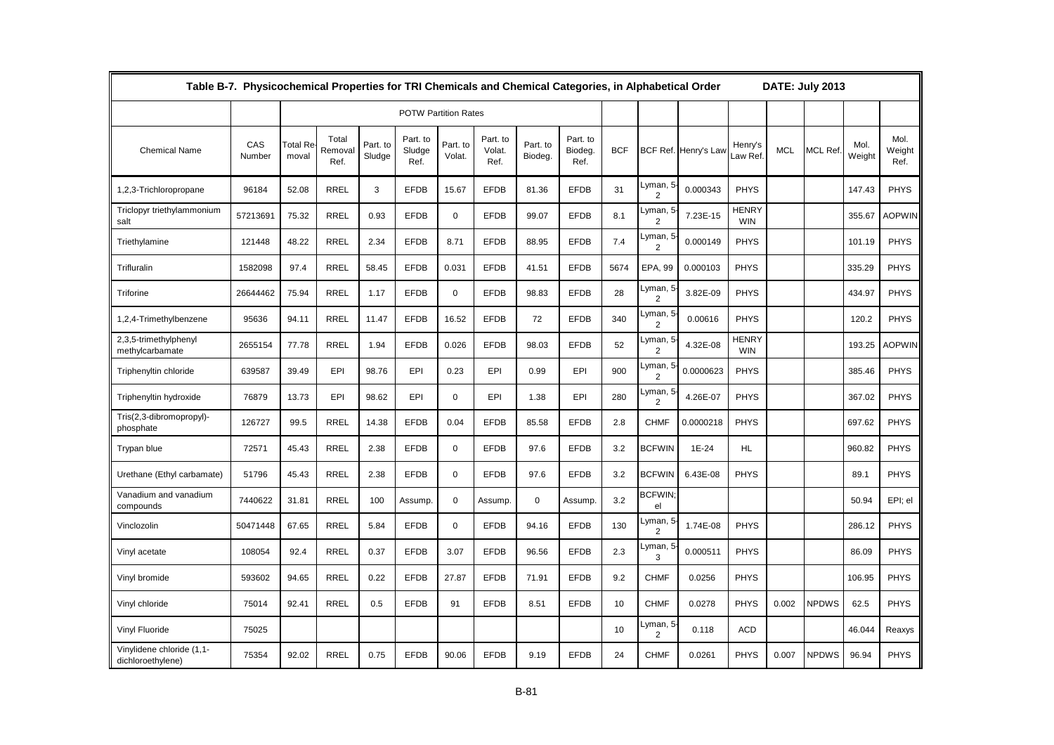| Table B-7. Physicochemical Properties for TRI Chemicals and Chemical Categories, in Alphabetical Order | | | | | | | | | | | | | | | | | | DATE: July 2013 |
|---|---|---|---|---|---|---|---|---|---|---|---|---|---|---|---|---|---|---|
| | | POTW Partition Rates | | | | | | | | | | | | | | | | |
| Chemical Name | CAS Number | Total Removal | Total Removal Ref. | Part. to Sludge | Part. to Sludge Ref. | Part. to Volat. | Part. to Volat. Ref. | Part. to Biodeg. | Part. to Biodeg. Ref. | BCF | BCF Ref. | Henry's Law | Henry's Law Ref. | MCL | MCL Ref. | Mol. Weight | Mol. Weight Ref. |
| 1,2,3-Trichloropropane | 96184 | 52.08 | RREL | 3 | EFDB | 15.67 | EFDB | 81.36 | EFDB | 31 | Lyman, 5-2 | 0.000343 | PHYS | | | 147.43 | PHYS |
| Triclopyr triethylammonium salt | 57213691 | 75.32 | RREL | 0.93 | EFDB | 0 | EFDB | 99.07 | EFDB | 8.1 | Lyman, 5-2 | 7.23E-15 | HENRY WIN | | | 355.67 | AOPWIN |
| Triethylamine | 121448 | 48.22 | RREL | 2.34 | EFDB | 8.71 | EFDB | 88.95 | EFDB | 7.4 | Lyman, 5-2 | 0.000149 | PHYS | | | 101.19 | PHYS |
| Trifluralin | 1582098 | 97.4 | RREL | 58.45 | EFDB | 0.031 | EFDB | 41.51 | EFDB | 5674 | EPA, 99 | 0.000103 | PHYS | | | 335.29 | PHYS |
| Triforine | 26644462 | 75.94 | RREL | 1.17 | EFDB | 0 | EFDB | 98.83 | EFDB | 28 | Lyman, 5-2 | 3.82E-09 | PHYS | | | 434.97 | PHYS |
| 1,2,4-Trimethylbenzene | 95636 | 94.11 | RREL | 11.47 | EFDB | 16.52 | EFDB | 72 | EFDB | 340 | Lyman, 5-2 | 0.00616 | PHYS | | | 120.2 | PHYS |
| 2,3,5-trimethylphenyl methylcarbamate | 2655154 | 77.78 | RREL | 1.94 | EFDB | 0.026 | EFDB | 98.03 | EFDB | 52 | Lyman, 5-2 | 4.32E-08 | HENRY WIN | | | 193.25 | AOPWIN |
| Triphenyltin chloride | 639587 | 39.49 | EPI | 98.76 | EPI | 0.23 | EPI | 0.99 | EPI | 900 | Lyman, 5-2 | 0.0000623 | PHYS | | | 385.46 | PHYS |
| Triphenyltin hydroxide | 76879 | 13.73 | EPI | 98.62 | EPI | 0 | EPI | 1.38 | EPI | 280 | Lyman, 5-2 | 4.26E-07 | PHYS | | | 367.02 | PHYS |
| Tris(2,3-dibromopropyl)-phosphate | 126727 | 99.5 | RREL | 14.38 | EFDB | 0.04 | EFDB | 85.58 | EFDB | 2.8 | CHMF | 0.0000218 | PHYS | | | 697.62 | PHYS |
| Trypan blue | 72571 | 45.43 | RREL | 2.38 | EFDB | 0 | EFDB | 97.6 | EFDB | 3.2 | BCFWIN | 1E-24 | HL | | | 960.82 | PHYS |
| Urethane (Ethyl carbamate) | 51796 | 45.43 | RREL | 2.38 | EFDB | 0 | EFDB | 97.6 | EFDB | 3.2 | BCFWIN | 6.43E-08 | PHYS | | | 89.1 | PHYS |
| Vanadium and vanadium compounds | 7440622 | 31.81 | RREL | 100 | Assump. | 0 | Assump. | 0 | Assump. | 3.2 | BCFWIN; el | | | | | 50.94 | EPI; el |
| Vinclozolin | 50471448 | 67.65 | RREL | 5.84 | EFDB | 0 | EFDB | 94.16 | EFDB | 130 | Lyman, 5-2 | 1.74E-08 | PHYS | | | 286.12 | PHYS |
| Vinyl acetate | 108054 | 92.4 | RREL | 0.37 | EFDB | 3.07 | EFDB | 96.56 | EFDB | 2.3 | Lyman, 5-3 | 0.000511 | PHYS | | | 86.09 | PHYS |
| Vinyl bromide | 593602 | 94.65 | RREL | 0.22 | EFDB | 27.87 | EFDB | 71.91 | EFDB | 9.2 | CHMF | 0.0256 | PHYS | | | 106.95 | PHYS |
| Vinyl chloride | 75014 | 92.41 | RREL | 0.5 | EFDB | 91 | EFDB | 8.51 | EFDB | 10 | CHMF | 0.0278 | PHYS | 0.002 | NPDWS | 62.5 | PHYS |
| Vinyl Fluoride | 75025 | | | | | | | | | 10 | Lyman, 5-2 | 0.118 | ACD | | | 46.044 | Reaxys |
| Vinylidene chloride (1,1-dichloroethylene) | 75354 | 92.02 | RREL | 0.75 | EFDB | 90.06 | EFDB | 9.19 | EFDB | 24 | CHMF | 0.0261 | PHYS | 0.007 | NPDWS | 96.94 | PHYS |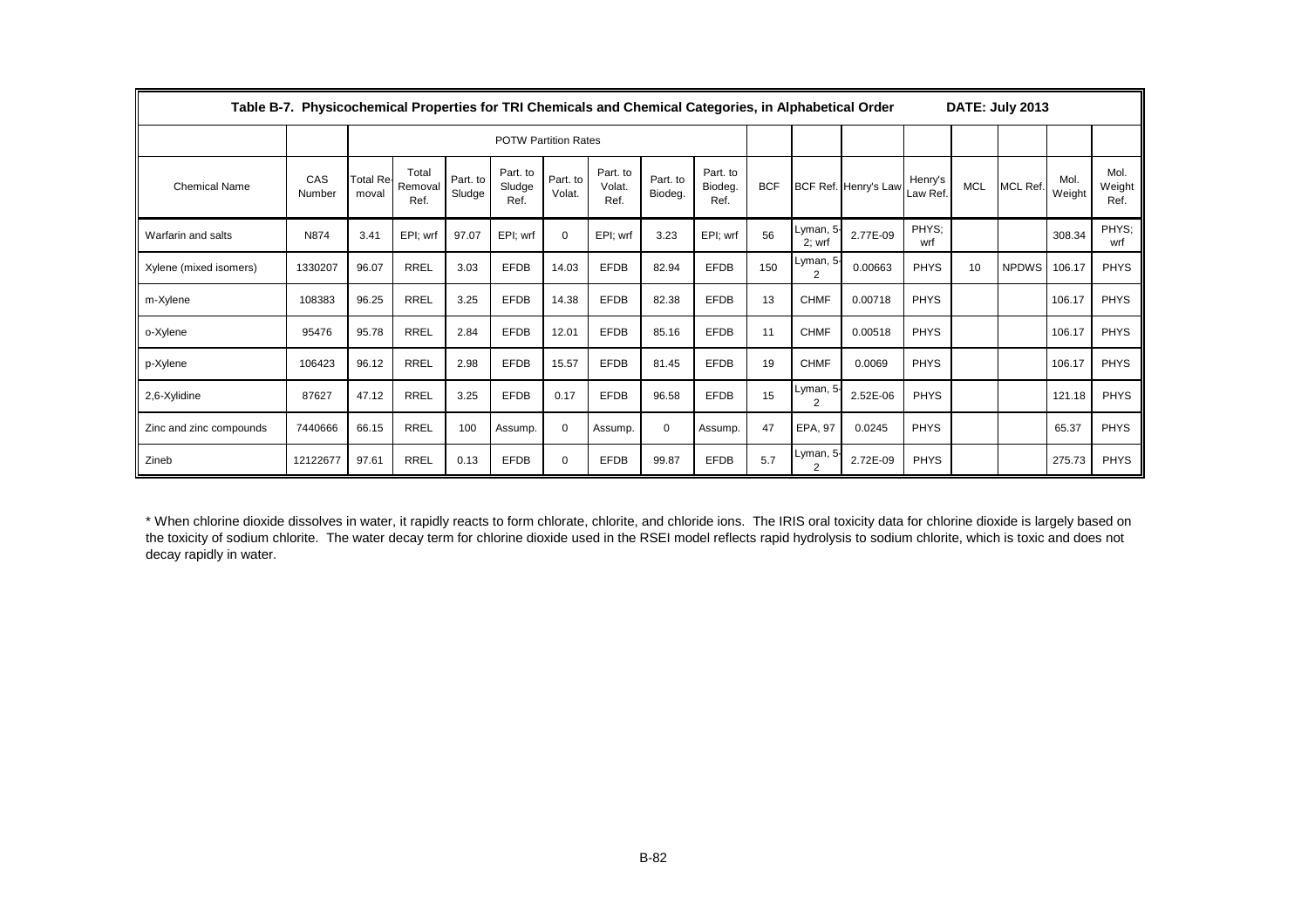| Table B-7. Physicochemical Properties for TRI Chemicals and Chemical Categories, in Alphabetical Order | | | | | | | | | | | | | | | | | | DATE: July 2013 |
|---|---|---|---|---|---|---|---|---|---|---|---|---|---|---|---|---|---|---|
| | | POTW Partition Rates | | | | | | | | | | | | | | | | |
| Chemical Name | CAS Number | Total Removal | Total Removal Ref. | Part. to Sludge | Part. to Sludge Ref. | Part. to Volat. | Part. to Volat. Ref. | Part. to Biodeg. | Part. to Biodeg. Ref. | BCF | BCF Ref. | Henry's Law | Henry's Law Ref. | MCL | MCL Ref. | Mol. Weight | Mol. Weight Ref. | |
| Warfarin and salts | N874 | 3.41 | EPI; wrf | 97.07 | EPI; wrf | 0 | EPI; wrf | 3.23 | EPI; wrf | 56 | Lyman, 5-2; wrf | 2.77E-09 | PHYS; wrf | | | 308.34 | PHYS; wrf | |
| Xylene (mixed isomers) | 1330207 | 96.07 | RREL | 3.03 | EFDB | 14.03 | EFDB | 82.94 | EFDB | 150 | Lyman, 5-2 | 0.00663 | PHYS | 10 | NPDWS | 106.17 | PHYS | |
| m-Xylene | 108383 | 96.25 | RREL | 3.25 | EFDB | 14.38 | EFDB | 82.38 | EFDB | 13 | CHMF | 0.00718 | PHYS | | | 106.17 | PHYS | |
| o-Xylene | 95476 | 95.78 | RREL | 2.84 | EFDB | 12.01 | EFDB | 85.16 | EFDB | 11 | CHMF | 0.00518 | PHYS | | | 106.17 | PHYS | |
| p-Xylene | 106423 | 96.12 | RREL | 2.98 | EFDB | 15.57 | EFDB | 81.45 | EFDB | 19 | CHMF | 0.0069 | PHYS | | | 106.17 | PHYS | |
| 2,6-Xylidine | 87627 | 47.12 | RREL | 3.25 | EFDB | 0.17 | EFDB | 96.58 | EFDB | 15 | Lyman, 5-2 | 2.52E-06 | PHYS | | | 121.18 | PHYS | |
| Zinc and zinc compounds | 7440666 | 66.15 | RREL | 100 | Assump. | 0 | Assump. | 0 | Assump. | 47 | EPA, 97 | 0.0245 | PHYS | | | 65.37 | PHYS | |
| Zineb | 12122677 | 97.61 | RREL | 0.13 | EFDB | 0 | EFDB | 99.87 | EFDB | 5.7 | Lyman, 5-2 | 2.72E-09 | PHYS | | | 275.73 | PHYS | |

* When chlorine dioxide dissolves in water, it rapidly reacts to form chlorate, chlorite, and chloride ions. The IRIS oral toxicity data for chlorine dioxide is largely based on the toxicity of sodium chlorite. The water decay term for chlorine dioxide used in the RSEI model reflects rapid hydrolysis to sodium chlorite, which is toxic and does not decay rapidly in water.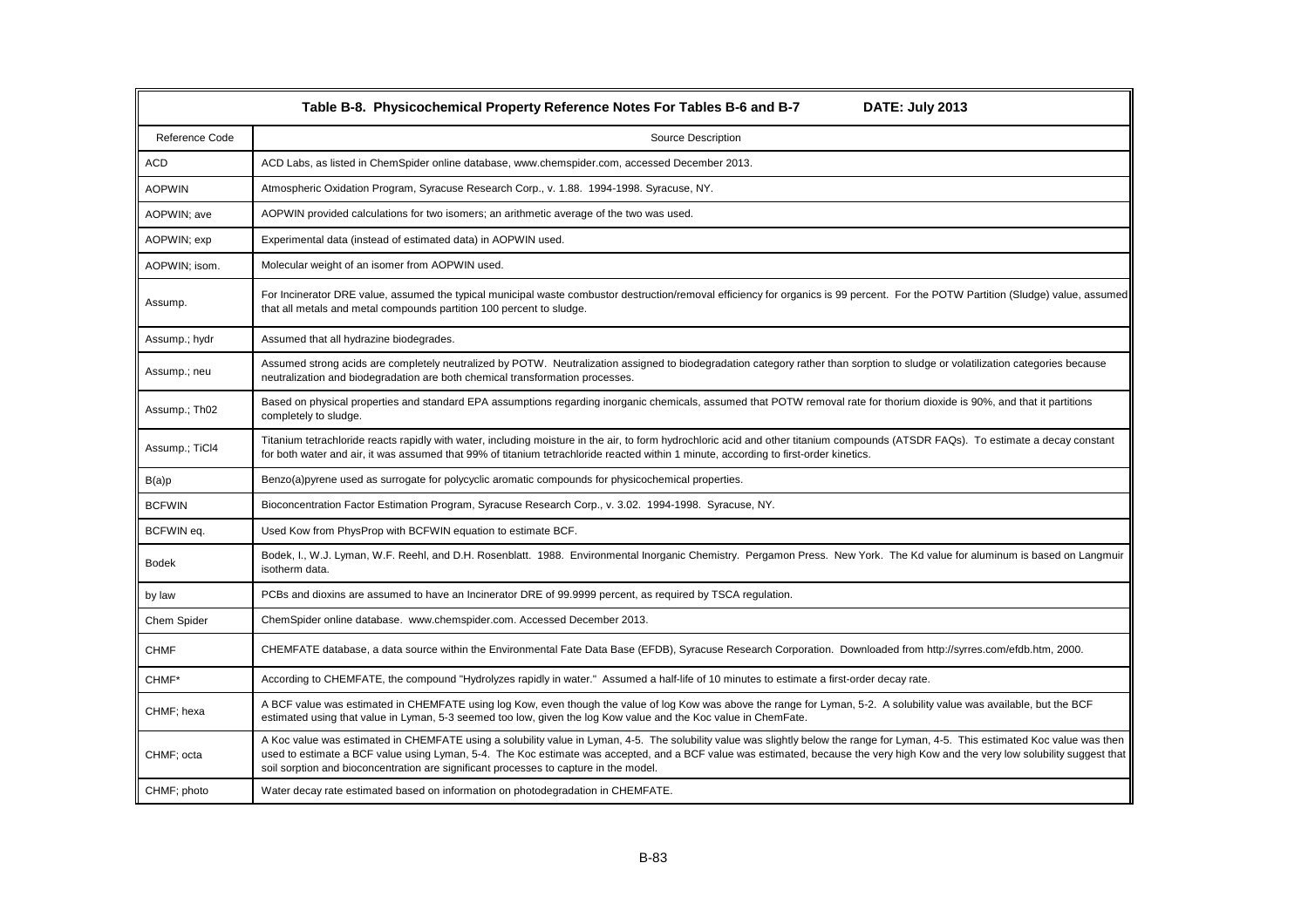| Table B-8. Physicochemical Property Reference Notes For Tables B-6 and B-7 DATE: July 2013 | |
|---|---|
| Reference Code | Source Description |
| ACD | ACD Labs, as listed in ChemSpider online database, www.chemspider.com, accessed December 2013. |
| AOPWIN | Atmospheric Oxidation Program, Syracuse Research Corp., v. 1.88. 1994-1998. Syracuse, NY. |
| AOPWIN; ave | AOPWIN provided calculations for two isomers; an arithmetic average of the two was used. |
| AOPWIN; exp | Experimental data (instead of estimated data) in AOPWIN used. |
| AOPWIN; isom. | Molecular weight of an isomer from AOPWIN used. |
| Assump. | For Incinerator DRE value, assumed the typical municipal waste combustor destruction/removal efficiency for organics is 99 percent. For the POTW Partition (Sludge) value, assumed that all metals and metal compounds partition 100 percent to sludge. |
| Assump.; hydr | Assumed that all hydrazine biodegrades. |
| Assump.; neu | Assumed strong acids are completely neutralized by POTW. Neutralization assigned to biodegradation category rather than sorption to sludge or volatilization categories because neutralization and biodegradation are both chemical transformation processes. |
| Assump.; Th02 | Based on physical properties and standard EPA assumptions regarding inorganic chemicals, assumed that POTW removal rate for thorium dioxide is 90%, and that it partitions completely to sludge. |
| Assump.; TiCl4 | Titanium tetrachloride reacts rapidly with water, including moisture in the air, to form hydrochloric acid and other titanium compounds (ATSDR FAQs). To estimate a decay constant for both water and air, it was assumed that 99% of titanium tetrachloride reacted within 1 minute, according to first-order kinetics. |
| B(a)p | Benzo(a)pyrene used as surrogate for polycyclic aromatic compounds for physicochemical properties. |
| BCFWIN | Bioconcentration Factor Estimation Program, Syracuse Research Corp., v. 3.02. 1994-1998. Syracuse, NY. |
| BCFWIN eq. | Used Kow from PhysProp with BCFWIN equation to estimate BCF. |
| Bodek | Bodek, I., W.J. Lyman, W.F. Reehl, and D.H. Rosenblatt. 1988. Environmental Inorganic Chemistry. Pergamon Press. New York. The Kd value for aluminum is based on Langmuir isotherm data. |
| by law | PCBs and dioxins are assumed to have an Incinerator DRE of 99.9999 percent, as required by TSCA regulation. |
| Chem Spider | ChemSpider online database. www.chemspider.com. Accessed December 2013. |
| CHMF | CHEMFATE database, a data source within the Environmental Fate Data Base (EFDB), Syracuse Research Corporation. Downloaded from http://syrres.com/efdb.htm, 2000. |
| CHMF* | According to CHEMFATE, the compound "Hydrolyzes rapidly in water." Assumed a half-life of 10 minutes to estimate a first-order decay rate. |
| CHMF; hexa | A BCF value was estimated in CHEMFATE using log Kow, even though the value of log Kow was above the range for Lyman, 5-2. A solubility value was available, but the BCF estimated using that value in Lyman, 5-3 seemed too low, given the log Kow value and the Koc value in ChemFate. |
| CHMF; octa | A Koc value was estimated in CHEMFATE using a solubility value in Lyman, 4-5. The solubility value was slightly below the range for Lyman, 4-5. This estimated Koc value was then used to estimate a BCF value using Lyman, 5-4. The Koc estimate was accepted, and a BCF value was estimated, because the very high Kow and the very low solubility suggest that soil sorption and bioconcentration are significant processes to capture in the model. |
| CHMF; photo | Water decay rate estimated based on information on photodegradation in CHEMFATE. |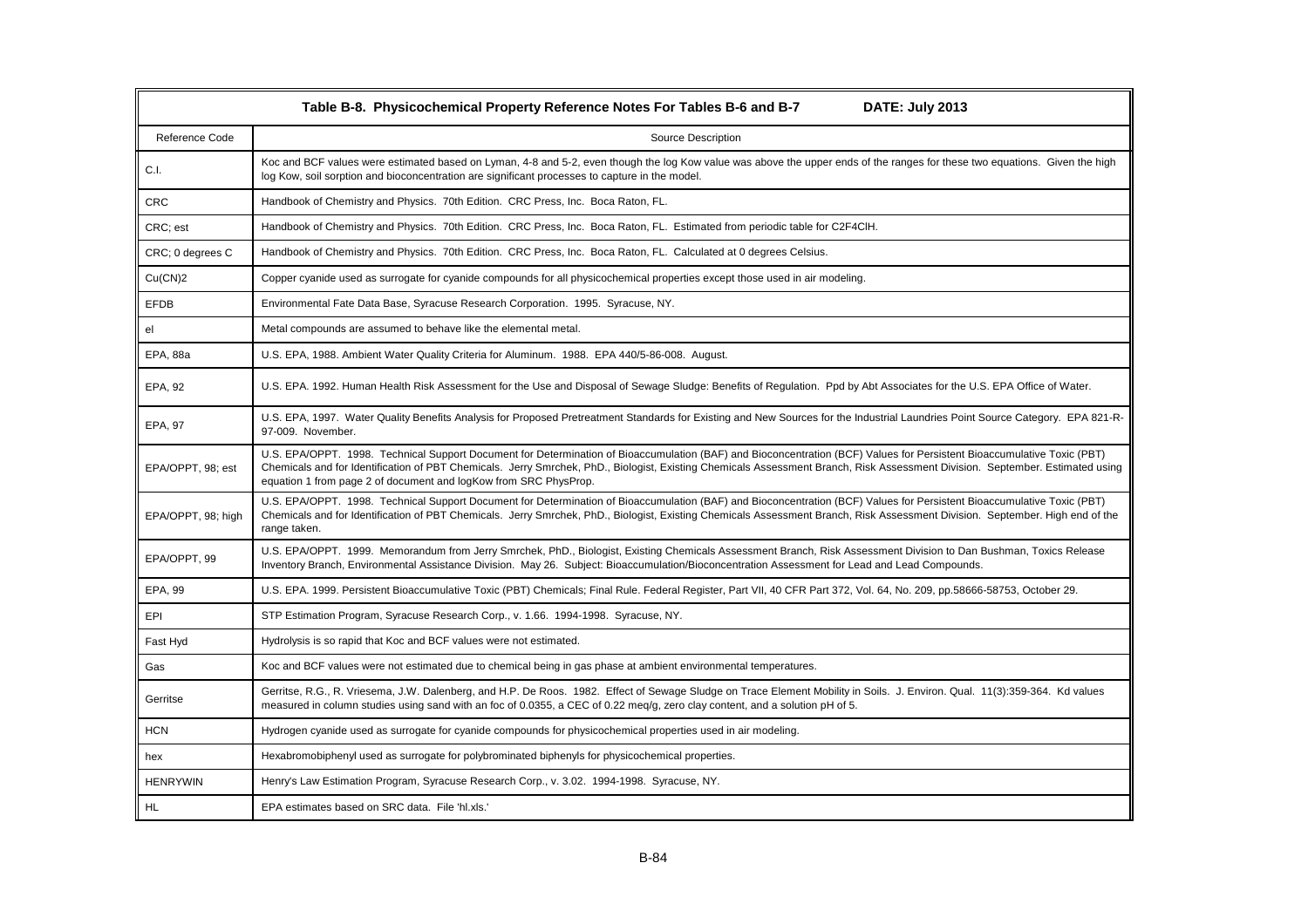| Table B-8. Physicochemical Property Reference Notes For Tables B-6 and B-7 DATE: July 2013 | |
|---|---|
| Reference Code | Source Description |
| C.I. | Koc and BCF values were estimated based on Lyman, 4-8 and 5-2, even though the log Kow value was above the upper ends of the ranges for these two equations. Given the high log Kow, soil sorption and bioconcentration are significant processes to capture in the model. |
| CRC | Handbook of Chemistry and Physics. 70th Edition. CRC Press, Inc. Boca Raton, FL. |
| CRC; est | Handbook of Chemistry and Physics. 70th Edition. CRC Press, Inc. Boca Raton, FL. Estimated from periodic table for C2F4ClH. |
| CRC; 0 degrees C | Handbook of Chemistry and Physics. 70th Edition. CRC Press, Inc. Boca Raton, FL. Calculated at 0 degrees Celsius. |
| Cu(CN)2 | Copper cyanide used as surrogate for cyanide compounds for all physicochemical properties except those used in air modeling. |
| EFDB | Environmental Fate Data Base, Syracuse Research Corporation. 1995. Syracuse, NY. |
| el | Metal compounds are assumed to behave like the elemental metal. |
| EPA, 88a | U.S. EPA, 1988. Ambient Water Quality Criteria for Aluminum. 1988. EPA 440/5-86-008. August. |
| EPA, 92 | U.S. EPA. 1992. Human Health Risk Assessment for the Use and Disposal of Sewage Sludge: Benefits of Regulation. Ppd by Abt Associates for the U.S. EPA Office of Water. |
| EPA, 97 | U.S. EPA, 1997. Water Quality Benefits Analysis for Proposed Pretreatment Standards for Existing and New Sources for the Industrial Laundries Point Source Category. EPA 821-R-97-009. November. |
| EPA/OPPT, 98; est | U.S. EPA/OPPT. 1998. Technical Support Document for Determination of Bioaccumulation (BAF) and Bioconcentration (BCF) Values for Persistent Bioaccumulative Toxic (PBT) Chemicals and for Identification of PBT Chemicals. Jerry Smrchek, PhD., Biologist, Existing Chemicals Assessment Branch, Risk Assessment Division. September. Estimated using equation 1 from page 2 of document and logKow from SRC PhysProp. |
| EPA/OPPT, 98; high | U.S. EPA/OPPT. 1998. Technical Support Document for Determination of Bioaccumulation (BAF) and Bioconcentration (BCF) Values for Persistent Bioaccumulative Toxic (PBT) Chemicals and for Identification of PBT Chemicals. Jerry Smrchek, PhD., Biologist, Existing Chemicals Assessment Branch, Risk Assessment Division. September. High end of the range taken. |
| EPA/OPPT, 99 | U.S. EPA/OPPT. 1999. Memorandum from Jerry Smrchek, PhD., Biologist, Existing Chemicals Assessment Branch, Risk Assessment Division to Dan Bushman, Toxics Release Inventory Branch, Environmental Assistance Division. May 26. Subject: Bioaccumulation/Bioconcentration Assessment for Lead and Lead Compounds. |
| EPA, 99 | U.S. EPA. 1999. Persistent Bioaccumulative Toxic (PBT) Chemicals; Final Rule. Federal Register, Part VII, 40 CFR Part 372, Vol. 64, No. 209, pp.58666-58753, October 29. |
| EPI | STP Estimation Program, Syracuse Research Corp., v. 1.66. 1994-1998. Syracuse, NY. |
| Fast Hyd | Hydrolysis is so rapid that Koc and BCF values were not estimated. |
| Gas | Koc and BCF values were not estimated due to chemical being in gas phase at ambient environmental temperatures. |
| Gerritse | Gerritse, R.G., R. Vriesema, J.W. Dalenberg, and H.P. De Roos. 1982. Effect of Sewage Sludge on Trace Element Mobility in Soils. J. Environ. Qual. 11(3):359-364. Kd values measured in column studies using sand with an foc of 0.0355, a CEC of 0.22 meq/g, zero clay content, and a solution pH of 5. |
| HCN | Hydrogen cyanide used as surrogate for cyanide compounds for physicochemical properties used in air modeling. |
| hex | Hexabromobiphenyl used as surrogate for polybrominated biphenyls for physicochemical properties. |
| HENRYWIN | Henry's Law Estimation Program, Syracuse Research Corp., v. 3.02. 1994-1998. Syracuse, NY. |
| HL | EPA estimates based on SRC data. File 'hl.xls.' |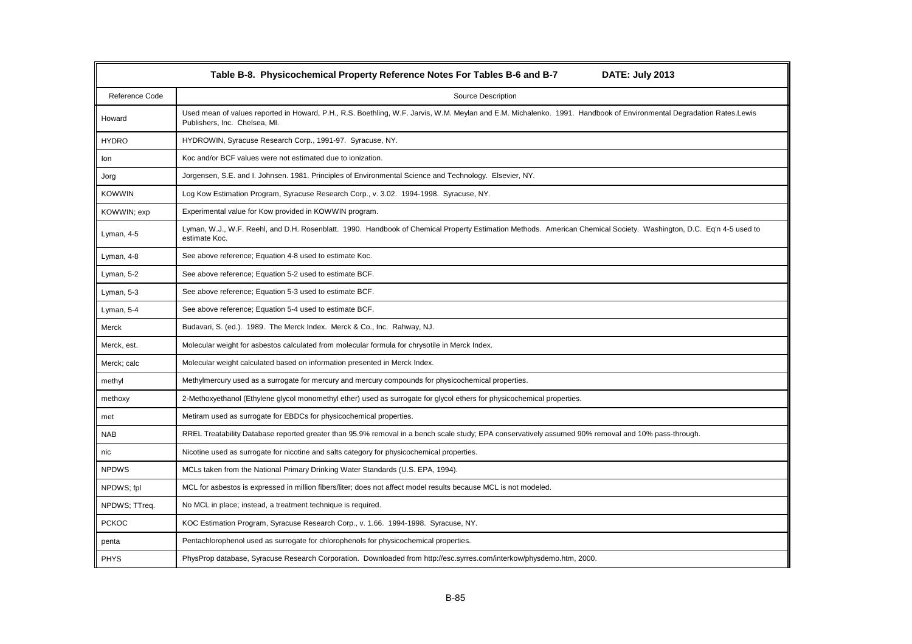| Table B-8. Physicochemical Property Reference Notes For Tables B-6 and B-7 DATE: July 2013 | |
|---|---|
| Reference Code | Source Description |
| Howard | Used mean of values reported in Howard, P.H., R.S. Boethling, W.F. Jarvis, W.M. Meylan and E.M. Michalenko. 1991. Handbook of Environmental Degradation Rates.Lewis Publishers, Inc. Chelsea, MI. |
| HYDRO | HYDROWIN, Syracuse Research Corp., 1991-97. Syracuse, NY. |
| Ion | Koc and/or BCF values were not estimated due to ionization. |
| Jorg | Jorgensen, S.E. and I. Johnsen. 1981. Principles of Environmental Science and Technology. Elsevier, NY. |
| KOWWIN | Log Kow Estimation Program, Syracuse Research Corp., v. 3.02. 1994-1998. Syracuse, NY. |
| KOWWIN; exp | Experimental value for Kow provided in KOWWIN program. |
| Lyman, 4-5 | Lyman, W.J., W.F. Reehl, and D.H. Rosenblatt. 1990. Handbook of Chemical Property Estimation Methods. American Chemical Society. Washington, D.C. Eq'n 4-5 used to estimate Koc. |
| Lyman, 4-8 | See above reference; Equation 4-8 used to estimate Koc. |
| Lyman, 5-2 | See above reference; Equation 5-2 used to estimate BCF. |
| Lyman, 5-3 | See above reference; Equation 5-3 used to estimate BCF. |
| Lyman, 5-4 | See above reference; Equation 5-4 used to estimate BCF. |
| Merck | Budavari, S. (ed.). 1989. The Merck Index. Merck & Co., Inc. Rahway, NJ. |
| Merck, est. | Molecular weight for asbestos calculated from molecular formula for chrysotile in Merck Index. |
| Merck; calc | Molecular weight calculated based on information presented in Merck Index. |
| methyl | Methylmercury used as a surrogate for mercury and mercury compounds for physicochemical properties. |
| methoxy | 2-Methoxyethanol (Ethylene glycol monomethyl ether) used as surrogate for glycol ethers for physicochemical properties. |
| met | Metiram used as surrogate for EBDCs for physicochemical properties. |
| NAB | RREL Treatability Database reported greater than 95.9% removal in a bench scale study; EPA conservatively assumed 90% removal and 10% pass-through. |
| nic | Nicotine used as surrogate for nicotine and salts category for physicochemical properties. |
| NPDWS | MCLs taken from the National Primary Drinking Water Standards (U.S. EPA, 1994). |
| NPDWS; fpl | MCL for asbestos is expressed in million fibers/liter; does not affect model results because MCL is not modeled. |
| NPDWS; TTreq. | No MCL in place; instead, a treatment technique is required. |
| PCKOC | KOC Estimation Program, Syracuse Research Corp., v. 1.66. 1994-1998. Syracuse, NY. |
| penta | Pentachlorophenol used as surrogate for chlorophenols for physicochemical properties. |
| PHYS | PhysProp database, Syracuse Research Corporation. Downloaded from http://esc.syrres.com/interkow/physdemo.htm, 2000. |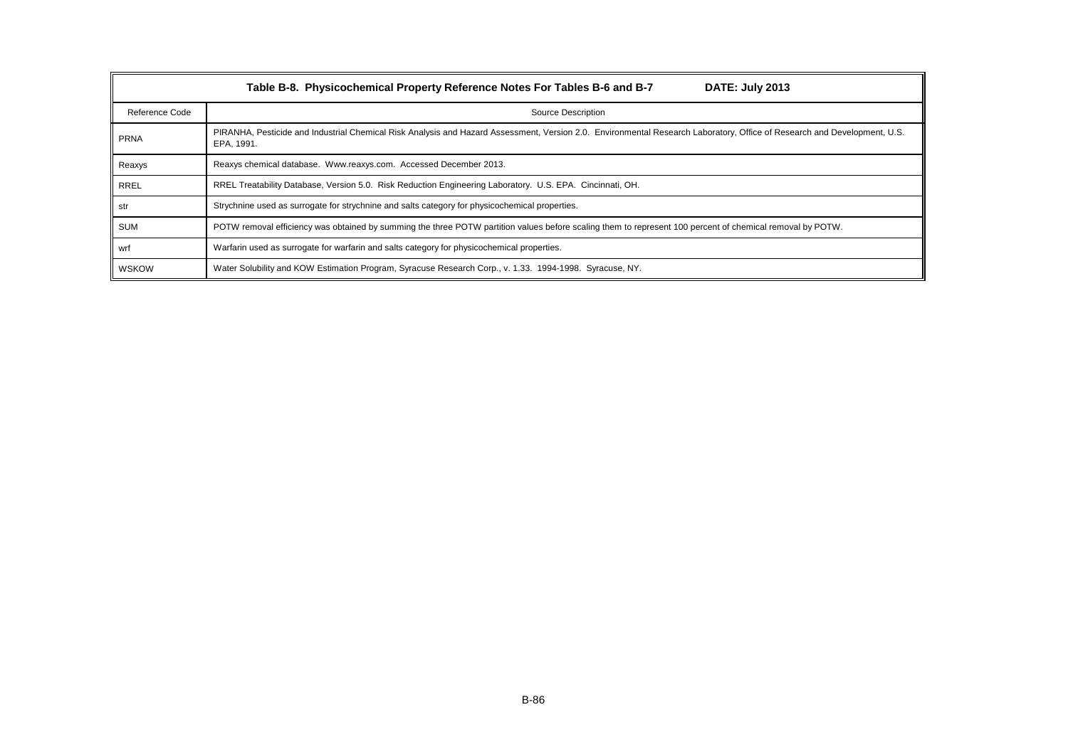## Table B-8. Physicochemical Property Reference Notes For Tables B-6 and B-7 DATE: July 2013

| Reference Code | Source Description |
|---|---|
| PRNA | PIRANHA, Pesticide and Industrial Chemical Risk Analysis and Hazard Assessment, Version 2.0. Environmental Research Laboratory, Office of Research and Development, U.S. EPA, 1991. |
| Reaxys | Reaxys chemical database. Www.reaxys.com. Accessed December 2013. |
| RREL | RREL Treatability Database, Version 5.0. Risk Reduction Engineering Laboratory. U.S. EPA. Cincinnati, OH. |
| str | Strychnine used as surrogate for strychnine and salts category for physicochemical properties. |
| SUM | POTW removal efficiency was obtained by summing the three POTW partition values before scaling them to represent 100 percent of chemical removal by POTW. |
| wrf | Warfarin used as surrogate for warfarin and salts category for physicochemical properties. |
| WSKOW | Water Solubility and KOW Estimation Program, Syracuse Research Corp., v. 1.33. 1994-1998. Syracuse, NY. |